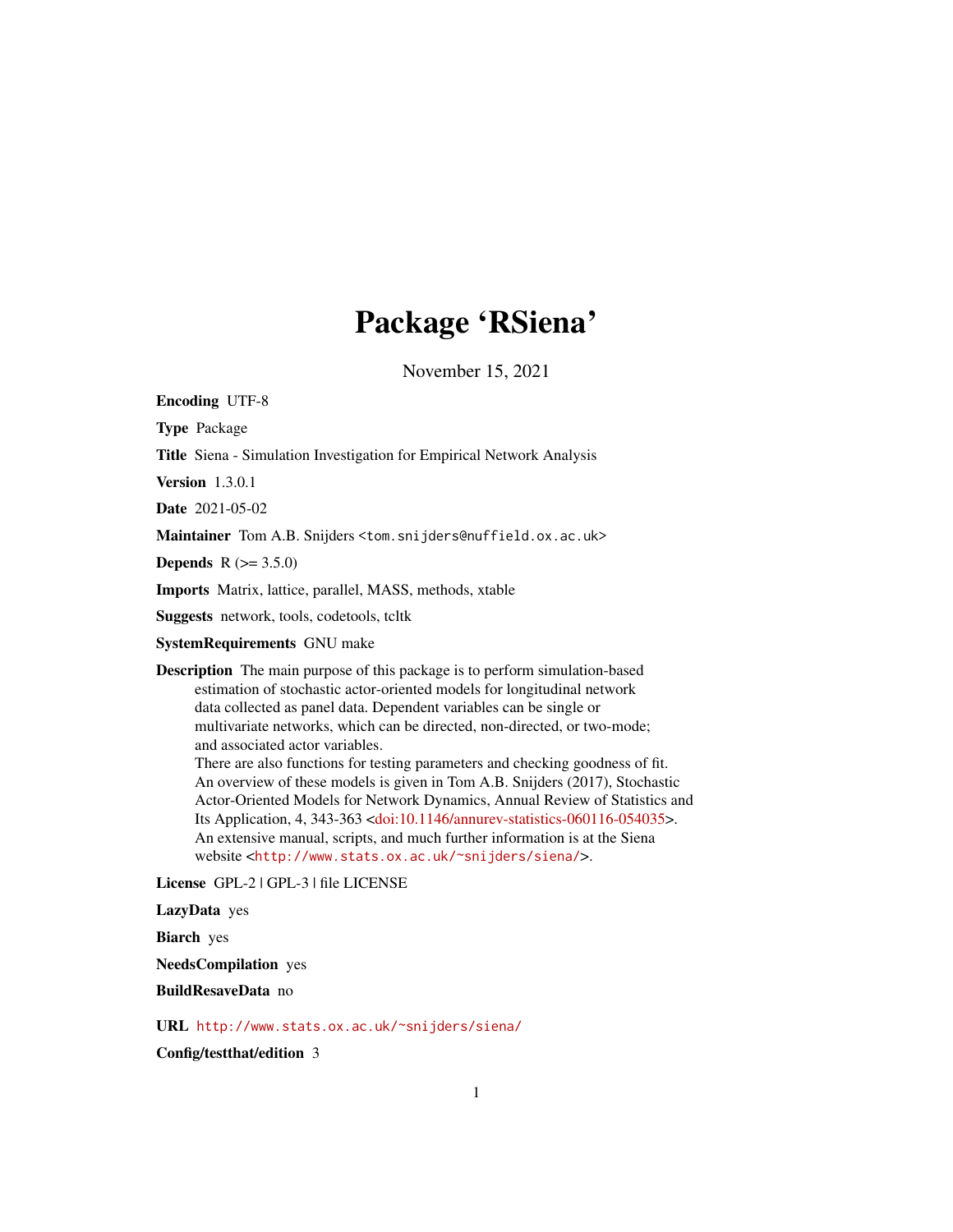# Package 'RSiena'

November 15, 2021

**Encoding** UTF-8

**Type** Package

**Title** Siena - Simulation Investigation for Empirical Network Analysis

**Version** 1.3.0.1

**Date** 2021-05-02

**Maintainer** Tom A.B. Snijders <tom.snijders@nuffield.ox.ac.uk>

**Depends** R (>= 3.5.0)

**Imports** Matrix, lattice, parallel, MASS, methods, xtable

**Suggests** network, tools, codetools, tcltk

**SystemRequirements** GNU make

**Description** The main purpose of this package is to perform simulation-based estimation of stochastic actor-oriented models for longitudinal network data collected as panel data. Dependent variables can be single or multivariate networks, which can be directed, non-directed, or two-mode; and associated actor variables.
There are also functions for testing parameters and checking goodness of fit.
An overview of these models is given in Tom A.B. Snijders (2017), Stochastic Actor-Oriented Models for Network Dynamics, Annual Review of Statistics and Its Application, 4, 343-363 <doi:10.1146/annurev-statistics-060116-054035>.
An extensive manual, scripts, and much further information is at the Siena website <http://www.stats.ox.ac.uk/~snijders/siena/>.

**License** GPL-2 | GPL-3 | file LICENSE

**LazyData** yes

**Biarch** yes

**NeedsCompilation** yes

**BuildResaveData** no

**URL** http://www.stats.ox.ac.uk/~snijders/siena/

**Config/testthat/edition** 3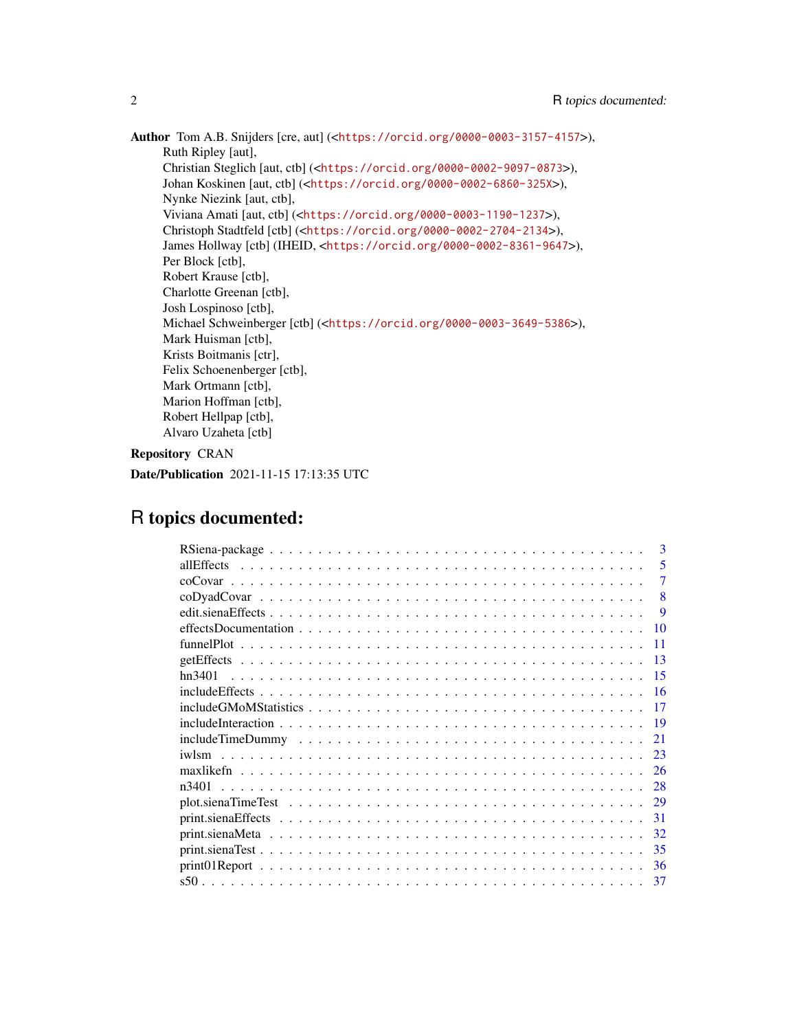**Author** Tom A.B. Snijders [cre, aut] (<https://orcid.org/0000-0003-3157-4157>),
Ruth Ripley [aut],
Christian Steglich [aut, ctb] (<https://orcid.org/0000-0002-9097-0873>),
Johan Koskinen [aut, ctb] (<https://orcid.org/0000-0002-6860-325X>),
Nynke Niezink [aut, ctb],
Viviana Amati [aut, ctb] (<https://orcid.org/0000-0003-1190-1237>),
Christoph Stadtfeld [ctb] (<https://orcid.org/0000-0002-2704-2134>),
James Hollway [ctb] (IHEID, <https://orcid.org/0000-0002-8361-9647>),
Per Block [ctb],
Robert Krause [ctb],
Charlotte Greenan [ctb],
Josh Lospinoso [ctb],
Michael Schweinberger [ctb] (<https://orcid.org/0000-0003-3649-5386>),
Mark Huisman [ctb],
Krists Boitmanis [ctr],
Felix Schoenenberger [ctb],
Mark Ortmann [ctb],
Marion Hoffman [ctb],
Robert Hellpap [ctb],
Alvaro Uzaheta [ctb]

**Repository** CRAN

**Date/Publication** 2021-11-15 17:13:35 UTC

# R topics documented:

| | |
|---|---|
| RSiena-package | 3 |
| allEffects | 5 |
| coCovar | 7 |
| coDyadCovar | 8 |
| edit.sienaEffects | 9 |
| effectsDocumentation | 10 |
| funnelPlot | 11 |
| getEffects | 13 |
| hn3401 | 15 |
| includeEffects | 16 |
| includeGMoMStatistics | 17 |
| includeInteraction | 19 |
| includeTimeDummy | 21 |
| iwlsm | 23 |
| maxlikefn | 26 |
| n3401 | 28 |
| plot.sienaTimeTest | 29 |
| print.sienaEffects | 31 |
| print.sienaMeta | 32 |
| print.sienaTest | 35 |
| print01Report | 36 |
| s50 | 37 |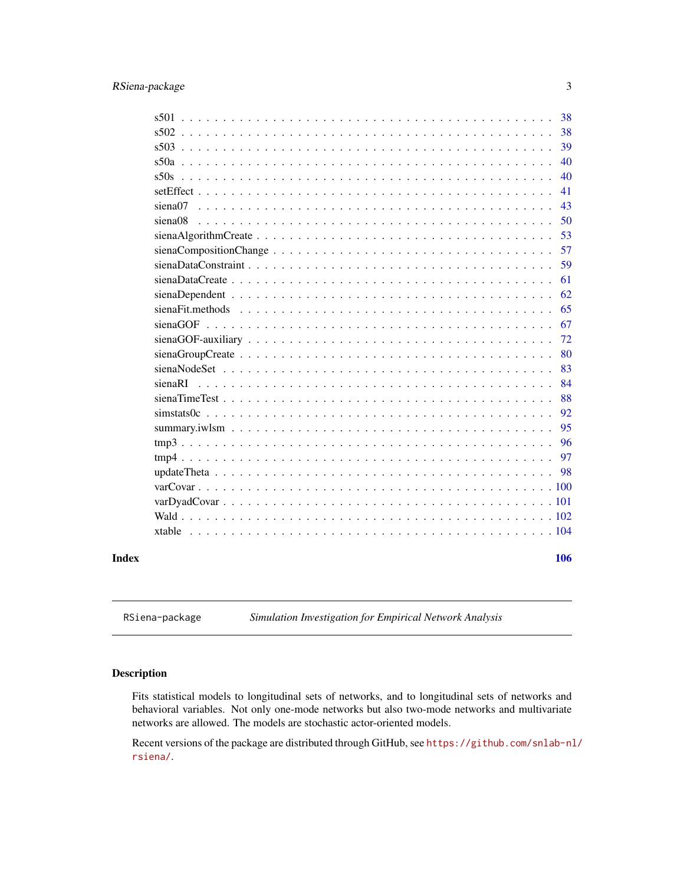s501 . . . . . . . . . . . . . . . . . . . . . . . . . . . . . . . . . . . . . . . . . . 38
s502 . . . . . . . . . . . . . . . . . . . . . . . . . . . . . . . . . . . . . . . . . . 38
s503 . . . . . . . . . . . . . . . . . . . . . . . . . . . . . . . . . . . . . . . . . . 39
s50a . . . . . . . . . . . . . . . . . . . . . . . . . . . . . . . . . . . . . . . . . . 40
s50s . . . . . . . . . . . . . . . . . . . . . . . . . . . . . . . . . . . . . . . . . . 40
setEffect . . . . . . . . . . . . . . . . . . . . . . . . . . . . . . . . . . . . . . . . 41
siena07 . . . . . . . . . . . . . . . . . . . . . . . . . . . . . . . . . . . . . . . . . 43
siena08 . . . . . . . . . . . . . . . . . . . . . . . . . . . . . . . . . . . . . . . . . 50
sienaAlgorithmCreate . . . . . . . . . . . . . . . . . . . . . . . . . . . . . . . . . 53
sienaCompositionChange . . . . . . . . . . . . . . . . . . . . . . . . . . . . . . . 57
sienaDataConstraint . . . . . . . . . . . . . . . . . . . . . . . . . . . . . . . . . . 59
sienaDataCreate . . . . . . . . . . . . . . . . . . . . . . . . . . . . . . . . . . . . 61
sienaDependent . . . . . . . . . . . . . . . . . . . . . . . . . . . . . . . . . . . . 62
sienaFit.methods . . . . . . . . . . . . . . . . . . . . . . . . . . . . . . . . . . . 65
sienaGOF . . . . . . . . . . . . . . . . . . . . . . . . . . . . . . . . . . . . . . . . 67
sienaGOF-auxiliary . . . . . . . . . . . . . . . . . . . . . . . . . . . . . . . . . . 72
sienaGroupCreate . . . . . . . . . . . . . . . . . . . . . . . . . . . . . . . . . . . 80
sienaNodeSet . . . . . . . . . . . . . . . . . . . . . . . . . . . . . . . . . . . . . 83
sienaRI . . . . . . . . . . . . . . . . . . . . . . . . . . . . . . . . . . . . . . . . . 84
sienaTimeTest . . . . . . . . . . . . . . . . . . . . . . . . . . . . . . . . . . . . . 88
simstats0c . . . . . . . . . . . . . . . . . . . . . . . . . . . . . . . . . . . . . . . 92
summary.iwlsm . . . . . . . . . . . . . . . . . . . . . . . . . . . . . . . . . . . . . 95
tmp3 . . . . . . . . . . . . . . . . . . . . . . . . . . . . . . . . . . . . . . . . . . 96
tmp4 . . . . . . . . . . . . . . . . . . . . . . . . . . . . . . . . . . . . . . . . . . 97
updateTheta . . . . . . . . . . . . . . . . . . . . . . . . . . . . . . . . . . . . . . 98
varCovar . . . . . . . . . . . . . . . . . . . . . . . . . . . . . . . . . . . . . . . . 100
varDyadCovar . . . . . . . . . . . . . . . . . . . . . . . . . . . . . . . . . . . . . 101
Wald . . . . . . . . . . . . . . . . . . . . . . . . . . . . . . . . . . . . . . . . . . 102
xtable . . . . . . . . . . . . . . . . . . . . . . . . . . . . . . . . . . . . . . . . . 104

**Index** **106**

---

`RSiena-package` *Simulation Investigation for Empirical Network Analysis*

---

### Description

Fits statistical models to longitudinal sets of networks, and to longitudinal sets of networks and behavioral variables. Not only one-mode networks but also two-mode networks and multivariate networks are allowed. The models are stochastic actor-oriented models.

Recent versions of the package are distributed through GitHub, see `https://github.com/snlab-nl/rsiena/`.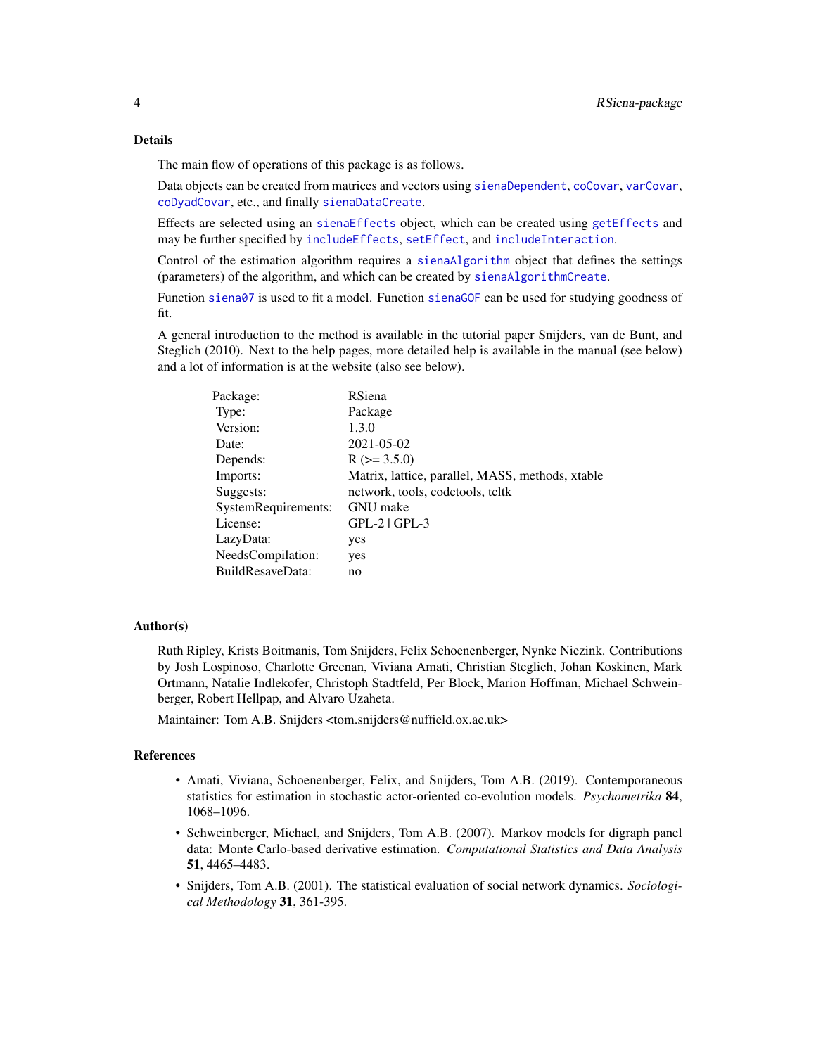## Details

The main flow of operations of this package is as follows.

Data objects can be created from matrices and vectors using `sienaDependent`, `coCovar`, `varCovar`, `coDyadCovar`, etc., and finally `sienaDataCreate`.

Effects are selected using an `sienaEffects` object, which can be created using `getEffects` and may be further specified by `includeEffects`, `setEffect`, and `includeInteraction`.

Control of the estimation algorithm requires a `sienaAlgorithm` object that defines the settings (parameters) of the algorithm, and which can be created by `sienaAlgorithmCreate`.

Function `siena07` is used to fit a model. Function `sienaGOF` can be used for studying goodness of fit.

A general introduction to the method is available in the tutorial paper Snijders, van de Bunt, and Steglich (2010). Next to the help pages, more detailed help is available in the manual (see below) and a lot of information is at the website (also see below).

| | |
|---|---|
| Package: | RSiena |
| Type: | Package |
| Version: | 1.3.0 |
| Date: | 2021-05-02 |
| Depends: | R (>= 3.5.0) |
| Imports: | Matrix, lattice, parallel, MASS, methods, xtable |
| Suggests: | network, tools, codetools, tcltk |
| SystemRequirements: | GNU make |
| License: | GPL-2 \| GPL-3 |
| LazyData: | yes |
| NeedsCompilation: | yes |
| BuildResaveData: | no |

## Author(s)

Ruth Ripley, Krists Boitmanis, Tom Snijders, Felix Schoenenberger, Nynke Niezink. Contributions by Josh Lospinoso, Charlotte Greenan, Viviana Amati, Christian Steglich, Johan Koskinen, Mark Ortmann, Natalie Indlekofer, Christoph Stadtfeld, Per Block, Marion Hoffman, Michael Schweinberger, Robert Hellpap, and Alvaro Uzaheta.

Maintainer: Tom A.B. Snijders <tom.snijders@nuffield.ox.ac.uk>

## References

- Amati, Viviana, Schoenenberger, Felix, and Snijders, Tom A.B. (2019). Contemporaneous statistics for estimation in stochastic actor-oriented co-evolution models. *Psychometrika* **84**, 1068–1096.
- Schweinberger, Michael, and Snijders, Tom A.B. (2007). Markov models for digraph panel data: Monte Carlo-based derivative estimation. *Computational Statistics and Data Analysis* **51**, 4465–4483.
- Snijders, Tom A.B. (2001). The statistical evaluation of social network dynamics. *Sociological Methodology* **31**, 361-395.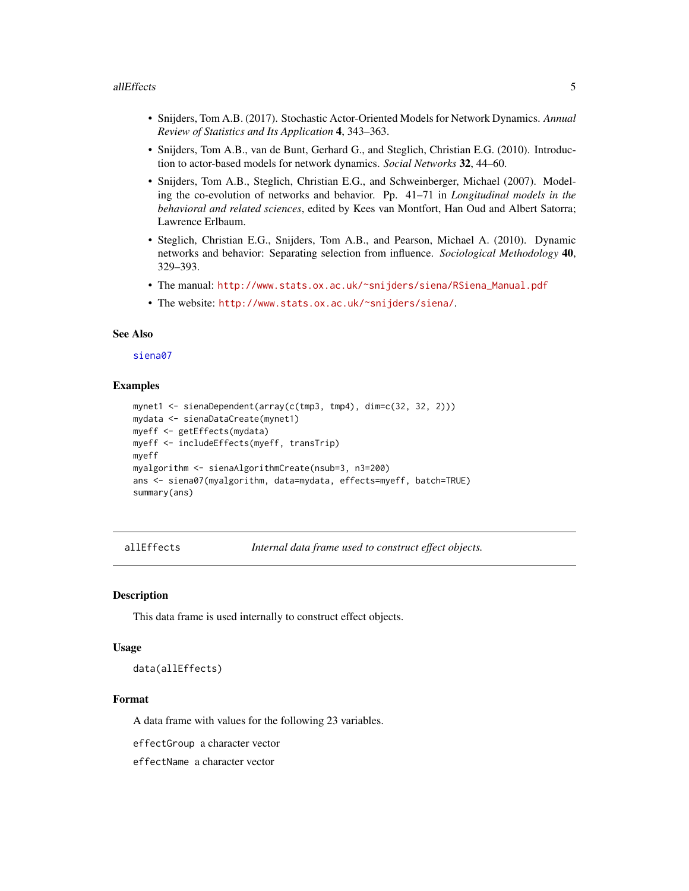- Snijders, Tom A.B. (2017). Stochastic Actor-Oriented Models for Network Dynamics. *Annual Review of Statistics and Its Application* **4**, 343–363.
- Snijders, Tom A.B., van de Bunt, Gerhard G., and Steglich, Christian E.G. (2010). Introduction to actor-based models for network dynamics. *Social Networks* **32**, 44–60.
- Snijders, Tom A.B., Steglich, Christian E.G., and Schweinberger, Michael (2007). Modeling the co-evolution of networks and behavior. Pp. 41–71 in *Longitudinal models in the behavioral and related sciences*, edited by Kees van Montfort, Han Oud and Albert Satorra; Lawrence Erlbaum.
- Steglich, Christian E.G., Snijders, Tom A.B., and Pearson, Michael A. (2010). Dynamic networks and behavior: Separating selection from influence. *Sociological Methodology* **40**, 329–393.
- The manual: http://www.stats.ox.ac.uk/~snijders/siena/RSiena_Manual.pdf
- The website: http://www.stats.ox.ac.uk/~snijders/siena/.

### See Also

siena07

### Examples

```
mynet1 <- sienaDependent(array(c(tmp3, tmp4), dim=c(32, 32, 2)))
mydata <- sienaDataCreate(mynet1)
myeff <- getEffects(mydata)
myeff <- includeEffects(myeff, transTrip)
myeff
myalgorithm <- sienaAlgorithmCreate(nsub=3, n3=200)
ans <- siena07(myalgorithm, data=mydata, effects=myeff, batch=TRUE)
summary(ans)
```

---

## allEffects — *Internal data frame used to construct effect objects.*

### Description

This data frame is used internally to construct effect objects.

### Usage

```
data(allEffects)
```

### Format

A data frame with values for the following 23 variables.

`effectGroup` a character vector

`effectName` a character vector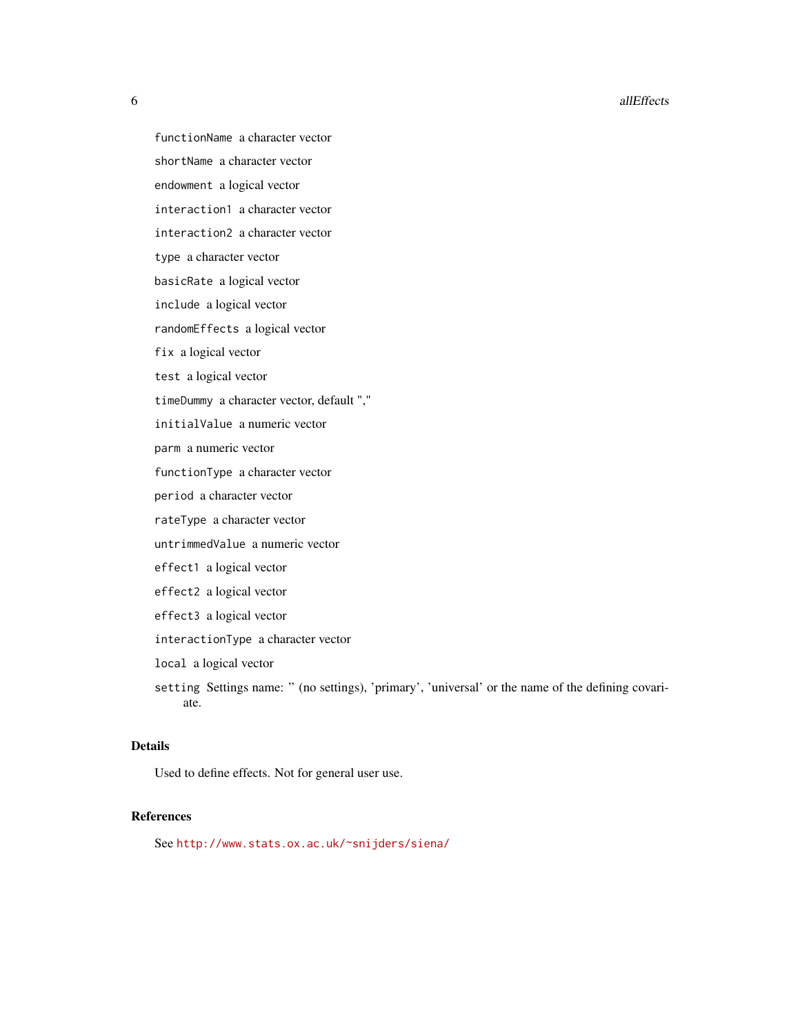`functionName` a character vector

`shortName` a character vector

`endowment` a logical vector

`interaction1` a character vector

`interaction2` a character vector

`type` a character vector

`basicRate` a logical vector

`include` a logical vector

`randomEffects` a logical vector

`fix` a logical vector

`test` a logical vector

`timeDummy` a character vector, default ","

`initialValue` a numeric vector

`parm` a numeric vector

`functionType` a character vector

`period` a character vector

`rateType` a character vector

`untrimmedValue` a numeric vector

`effect1` a logical vector

`effect2` a logical vector

`effect3` a logical vector

`interactionType` a character vector

`local` a logical vector

`setting` Settings name: '' (no settings), 'primary', 'universal' or the name of the defining covariate.

## Details

Used to define effects. Not for general user use.

## References

See http://www.stats.ox.ac.uk/~snijders/siena/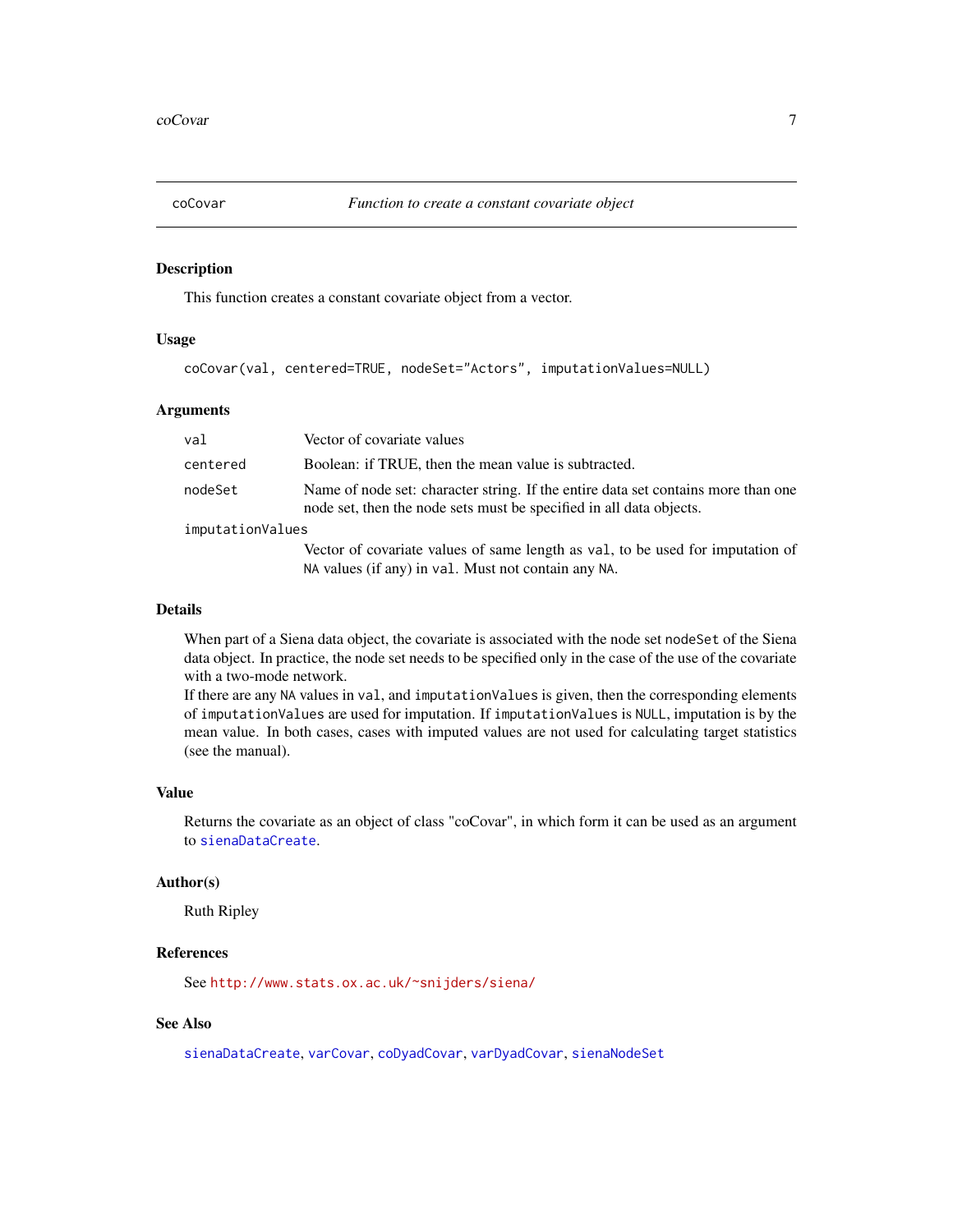## coCovar — *Function to create a constant covariate object*

### Description

This function creates a constant covariate object from a vector.

### Usage

```
coCovar(val, centered=TRUE, nodeSet="Actors", imputationValues=NULL)
```

### Arguments

| Argument | Description |
|---|---|
| `val` | Vector of covariate values |
| `centered` | Boolean: if TRUE, then the mean value is subtracted. |
| `nodeSet` | Name of node set: character string. If the entire data set contains more than one node set, then the node sets must be specified in all data objects. |
| `imputationValues` | Vector of covariate values of same length as `val`, to be used for imputation of `NA` values (if any) in `val`. Must not contain any `NA`. |

### Details

When part of a Siena data object, the covariate is associated with the node set `nodeSet` of the Siena data object. In practice, the node set needs to be specified only in the case of the use of the covariate with a two-mode network.

If there are any `NA` values in `val`, and `imputationValues` is given, then the corresponding elements of `imputationValues` are used for imputation. If `imputationValues` is `NULL`, imputation is by the mean value. In both cases, cases with imputed values are not used for calculating target statistics (see the manual).

### Value

Returns the covariate as an object of class "coCovar", in which form it can be used as an argument to `sienaDataCreate`.

### Author(s)

Ruth Ripley

### References

See `http://www.stats.ox.ac.uk/~snijders/siena/`

### See Also

`sienaDataCreate`, `varCovar`, `coDyadCovar`, `varDyadCovar`, `sienaNodeSet`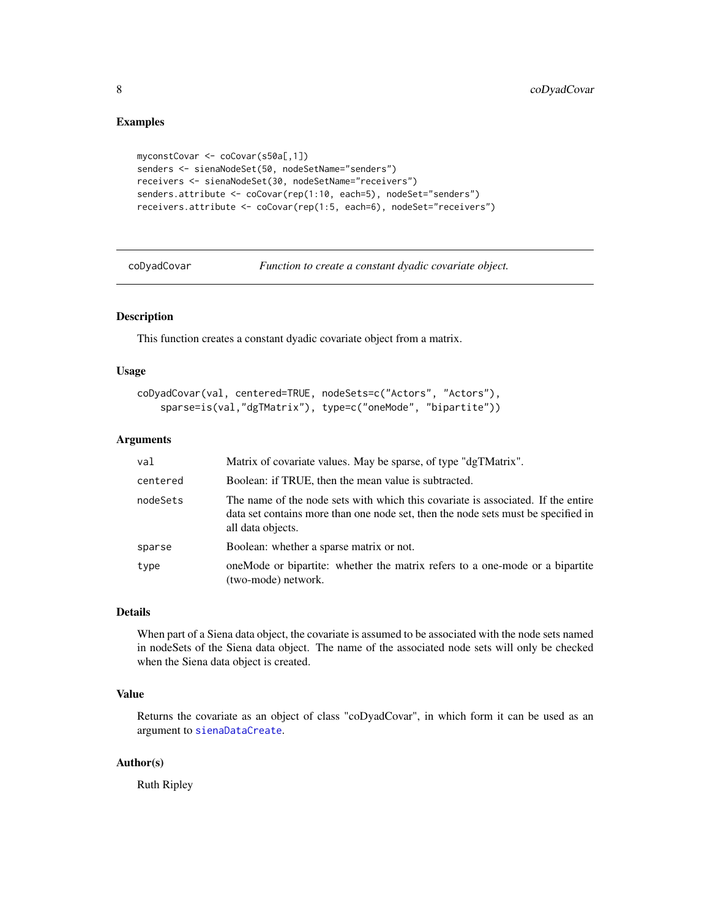## Examples

```
myconstCovar <- coCovar(s50a[,1])
senders <- sienaNodeSet(50, nodeSetName="senders")
receivers <- sienaNodeSet(30, nodeSetName="receivers")
senders.attribute <- coCovar(rep(1:10, each=5), nodeSet="senders")
receivers.attribute <- coCovar(rep(1:5, each=6), nodeSet="receivers")
```

---

# coDyadCovar — *Function to create a constant dyadic covariate object.*

## Description

This function creates a constant dyadic covariate object from a matrix.

## Usage

```
coDyadCovar(val, centered=TRUE, nodeSets=c("Actors", "Actors"),
    sparse=is(val,"dgTMatrix"), type=c("oneMode", "bipartite"))
```

## Arguments

| | |
|---|---|
| `val` | Matrix of covariate values. May be sparse, of type "dgTMatrix". |
| `centered` | Boolean: if TRUE, then the mean value is subtracted. |
| `nodeSets` | The name of the node sets with which this covariate is associated. If the entire data set contains more than one node set, then the node sets must be specified in all data objects. |
| `sparse` | Boolean: whether a sparse matrix or not. |
| `type` | oneMode or bipartite: whether the matrix refers to a one-mode or a bipartite (two-mode) network. |

## Details

When part of a Siena data object, the covariate is assumed to be associated with the node sets named in nodeSets of the Siena data object. The name of the associated node sets will only be checked when the Siena data object is created.

## Value

Returns the covariate as an object of class "coDyadCovar", in which form it can be used as an argument to `sienaDataCreate`.

## Author(s)

Ruth Ripley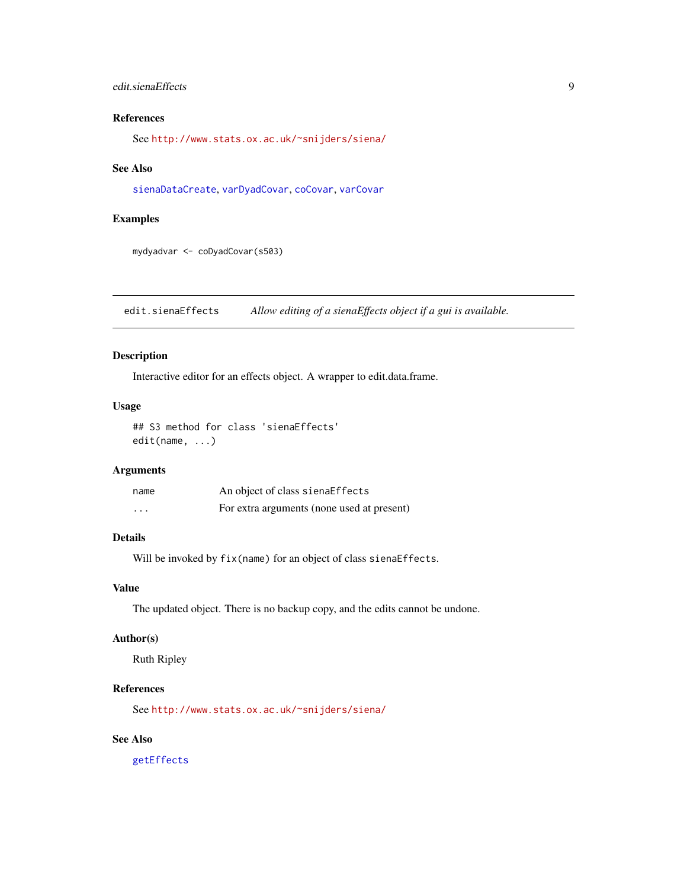### References

See http://www.stats.ox.ac.uk/~snijders/siena/

### See Also

sienaDataCreate, varDyadCovar, coCovar, varCovar

### Examples

```
mydyadvar <- coDyadCovar(s503)
```

---

## edit.sienaEffects — *Allow editing of a sienaEffects object if a gui is available.*

---

### Description

Interactive editor for an effects object. A wrapper to edit.data.frame.

### Usage

```
## S3 method for class 'sienaEffects'
edit(name, ...)
```

### Arguments

| | |
|---|---|
| name | An object of class `sienaEffects` |
| ... | For extra arguments (none used at present) |

### Details

Will be invoked by `fix(name)` for an object of class `sienaEffects`.

### Value

The updated object. There is no backup copy, and the edits cannot be undone.

### Author(s)

Ruth Ripley

### References

See http://www.stats.ox.ac.uk/~snijders/siena/

### See Also

getEffects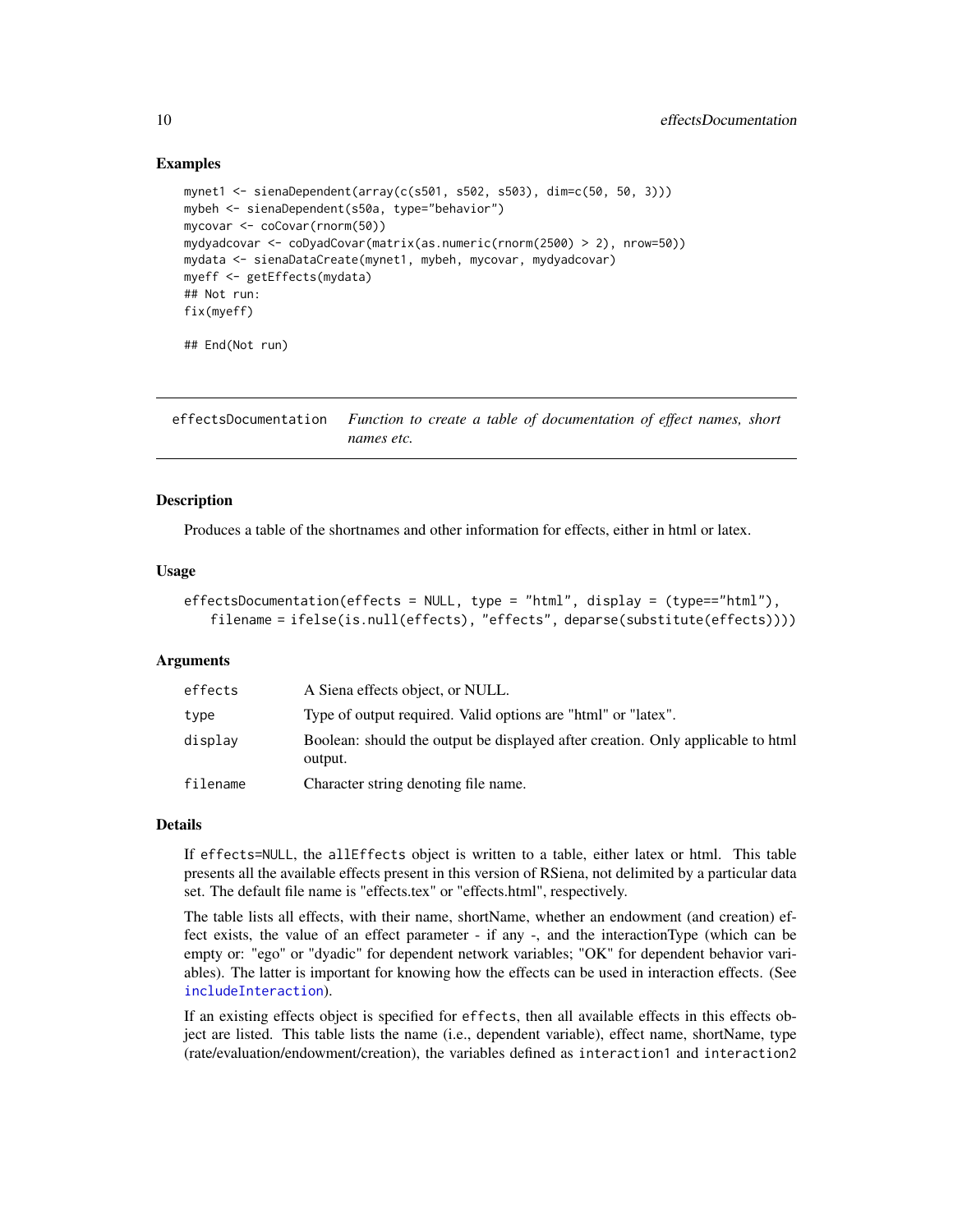### Examples

```
mynet1 <- sienaDependent(array(c(s501, s502, s503), dim=c(50, 50, 3)))
mybeh <- sienaDependent(s50a, type="behavior")
mycovar <- coCovar(rnorm(50))
mydyadcovar <- coDyadCovar(matrix(as.numeric(rnorm(2500) > 2), nrow=50))
mydata <- sienaDataCreate(mynet1, mybeh, mycovar, mydyadcovar)
myeff <- getEffects(mydata)
## Not run:
fix(myeff)

## End(Not run)
```

---

## effectsDocumentation *Function to create a table of documentation of effect names, short names etc.*

---

### Description

Produces a table of the shortnames and other information for effects, either in html or latex.

### Usage

```
effectsDocumentation(effects = NULL, type = "html", display = (type=="html"),
    filename = ifelse(is.null(effects), "effects", deparse(substitute(effects))))
```

### Arguments

| | |
|---|---|
| effects | A Siena effects object, or NULL. |
| type | Type of output required. Valid options are "html" or "latex". |
| display | Boolean: should the output be displayed after creation. Only applicable to html output. |
| filename | Character string denoting file name. |

### Details

If `effects=NULL`, the `allEffects` object is written to a table, either latex or html. This table presents all the available effects present in this version of RSiena, not delimited by a particular data set. The default file name is "effects.tex" or "effects.html", respectively.

The table lists all effects, with their name, shortName, whether an endowment (and creation) effect exists, the value of an effect parameter - if any -, and the interactionType (which can be empty or: "ego" or "dyadic" for dependent network variables; "OK" for dependent behavior variables). The latter is important for knowing how the effects can be used in interaction effects. (See `includeInteraction`).

If an existing effects object is specified for `effects`, then all available effects in this effects object are listed. This table lists the name (i.e., dependent variable), effect name, shortName, type (rate/evaluation/endowment/creation), the variables defined as `interaction1` and `interaction2`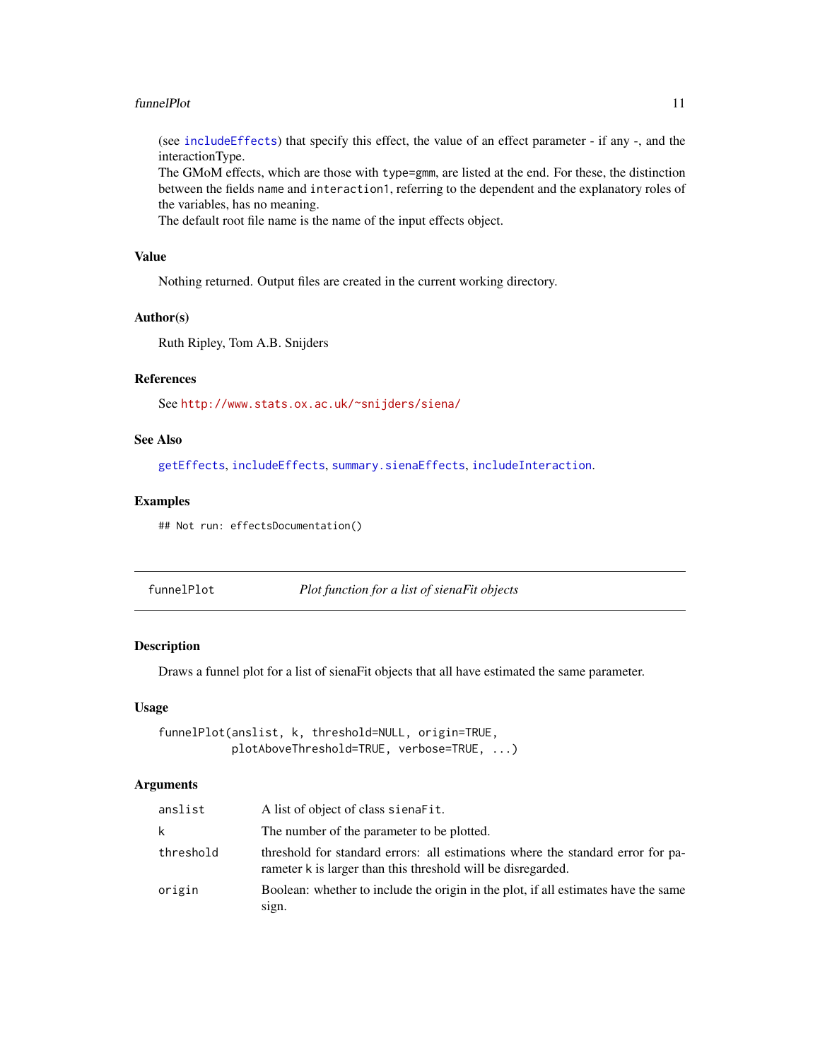(see `includeEffects`) that specify this effect, the value of an effect parameter - if any -, and the interactionType.
The GMoM effects, which are those with `type=gmm`, are listed at the end. For these, the distinction between the fields `name` and `interaction1`, referring to the dependent and the explanatory roles of the variables, has no meaning.
The default root file name is the name of the input effects object.

### Value

Nothing returned. Output files are created in the current working directory.

### Author(s)

Ruth Ripley, Tom A.B. Snijders

### References

See http://www.stats.ox.ac.uk/~snijders/siena/

### See Also

`getEffects`, `includeEffects`, `summary.sienaEffects`, `includeInteraction`.

### Examples

```
## Not run: effectsDocumentation()
```

---

## funnelPlot — *Plot function for a list of sienaFit objects*

---

### Description

Draws a funnel plot for a list of sienaFit objects that all have estimated the same parameter.

### Usage

```
funnelPlot(anslist, k, threshold=NULL, origin=TRUE,
           plotAboveThreshold=TRUE, verbose=TRUE, ...)
```

### Arguments

| | |
|---|---|
| `anslist` | A list of object of class `sienaFit`. |
| `k` | The number of the parameter to be plotted. |
| `threshold` | threshold for standard errors: all estimations where the standard error for parameter `k` is larger than this threshold will be disregarded. |
| `origin` | Boolean: whether to include the origin in the plot, if all estimates have the same sign. |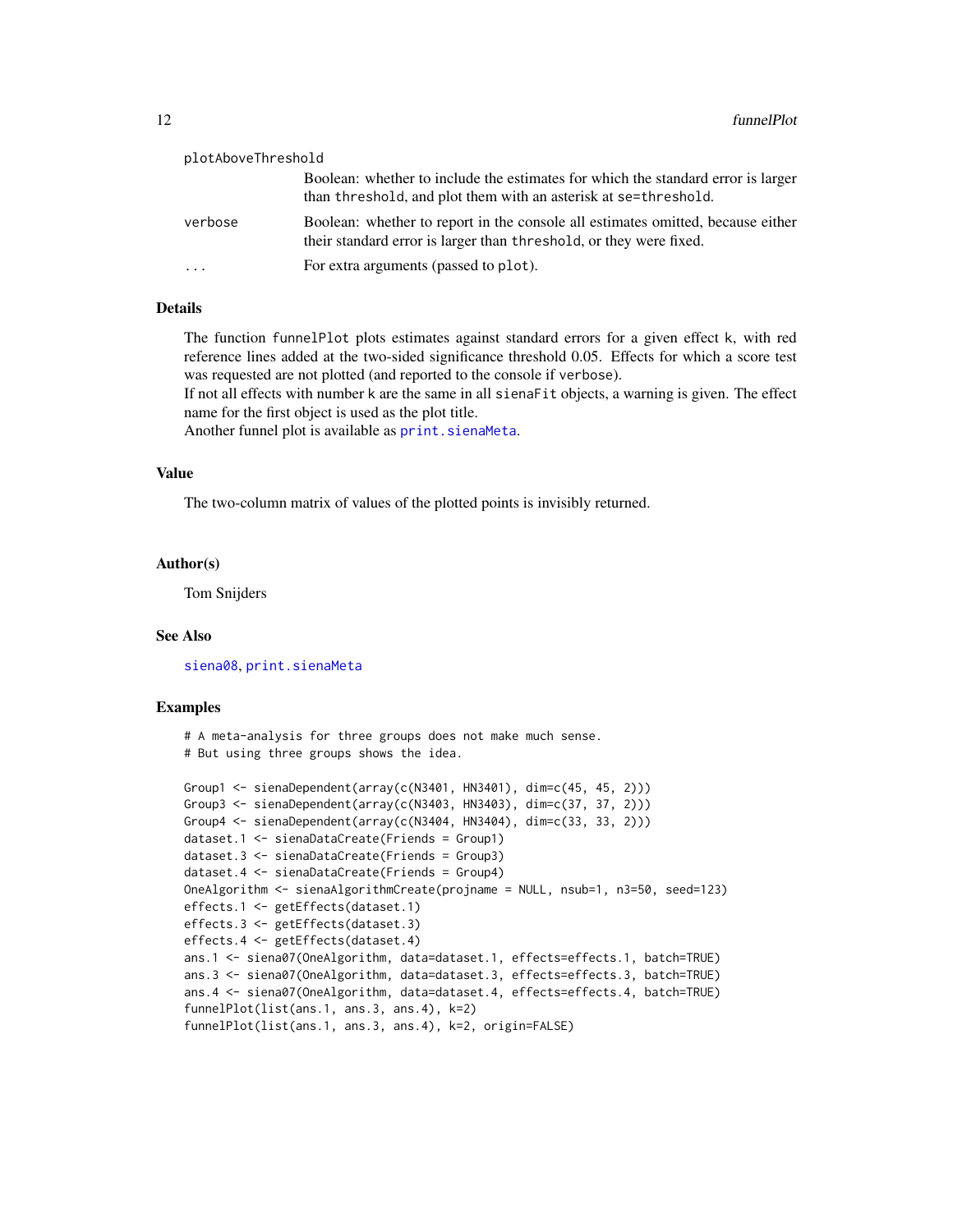plotAboveThreshold
: Boolean: whether to include the estimates for which the standard error is larger than threshold, and plot them with an asterisk at se=threshold.

verbose
: Boolean: whether to report in the console all estimates omitted, because either their standard error is larger than threshold, or they were fixed.

...
: For extra arguments (passed to plot).

## Details

The function funnelPlot plots estimates against standard errors for a given effect k, with red reference lines added at the two-sided significance threshold 0.05. Effects for which a score test was requested are not plotted (and reported to the console if verbose).
If not all effects with number k are the same in all sienaFit objects, a warning is given. The effect name for the first object is used as the plot title.
Another funnel plot is available as print.sienaMeta.

## Value

The two-column matrix of values of the plotted points is invisibly returned.

## Author(s)

Tom Snijders

## See Also

siena08, print.sienaMeta

## Examples

```
# A meta-analysis for three groups does not make much sense.
# But using three groups shows the idea.

Group1 <- sienaDependent(array(c(N3401, HN3401), dim=c(45, 45, 2)))
Group3 <- sienaDependent(array(c(N3403, HN3403), dim=c(37, 37, 2)))
Group4 <- sienaDependent(array(c(N3404, HN3404), dim=c(33, 33, 2)))
dataset.1 <- sienaDataCreate(Friends = Group1)
dataset.3 <- sienaDataCreate(Friends = Group3)
dataset.4 <- sienaDataCreate(Friends = Group4)
OneAlgorithm <- sienaAlgorithmCreate(projname = NULL, nsub=1, n3=50, seed=123)
effects.1 <- getEffects(dataset.1)
effects.3 <- getEffects(dataset.3)
effects.4 <- getEffects(dataset.4)
ans.1 <- siena07(OneAlgorithm, data=dataset.1, effects=effects.1, batch=TRUE)
ans.3 <- siena07(OneAlgorithm, data=dataset.3, effects=effects.3, batch=TRUE)
ans.4 <- siena07(OneAlgorithm, data=dataset.4, effects=effects.4, batch=TRUE)
funnelPlot(list(ans.1, ans.3, ans.4), k=2)
funnelPlot(list(ans.1, ans.3, ans.4), k=2, origin=FALSE)
```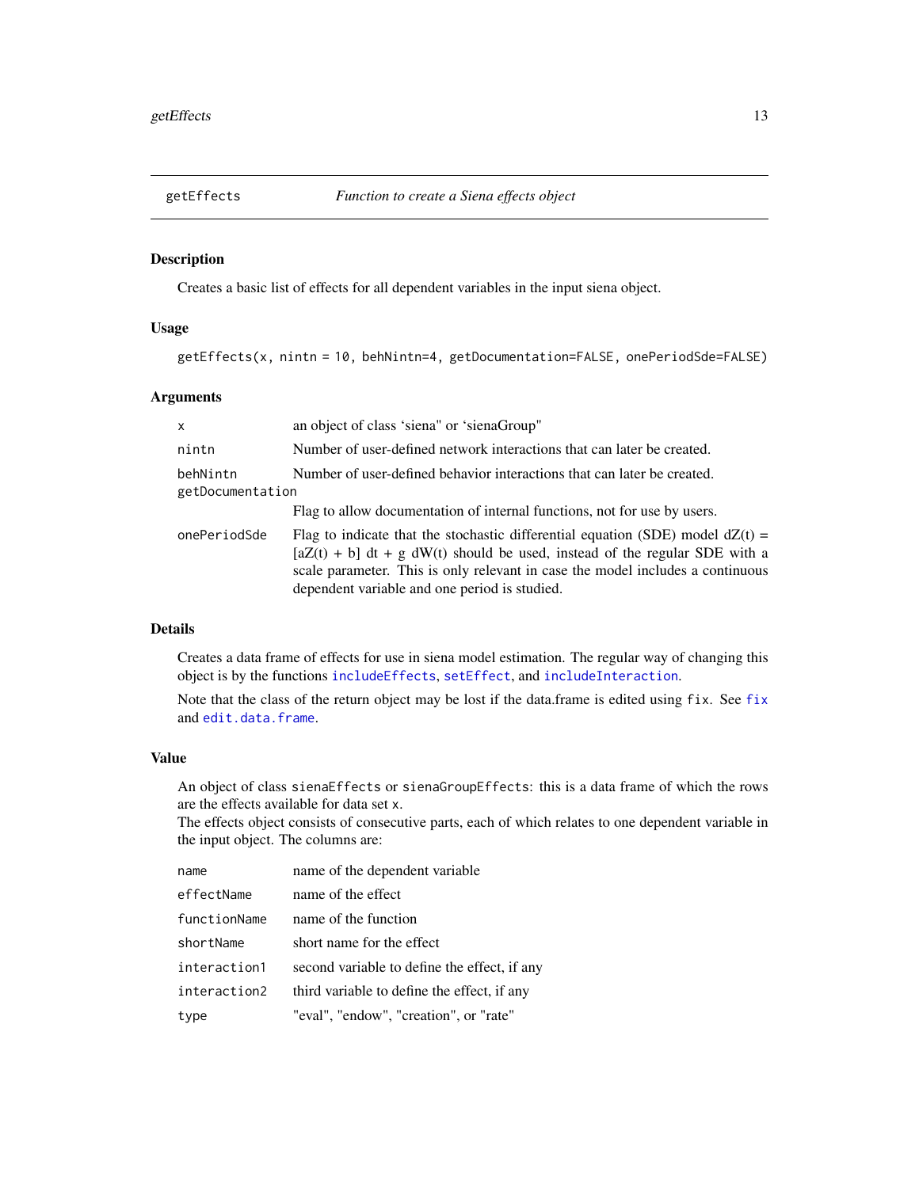## getEffects — *Function to create a Siena effects object*

### Description

Creates a basic list of effects for all dependent variables in the input siena object.

### Usage

```
getEffects(x, nintn = 10, behNintn=4, getDocumentation=FALSE, onePeriodSde=FALSE)
```

### Arguments

| | |
|---|---|
| `x` | an object of class 'siena" or 'sienaGroup" |
| `nintn` | Number of user-defined network interactions that can later be created. |
| `behNintn` | Number of user-defined behavior interactions that can later be created. |
| `getDocumentation` | Flag to allow documentation of internal functions, not for use by users. |
| `onePeriodSde` | Flag to indicate that the stochastic differential equation (SDE) model $dZ(t) = [aZ(t) + b]\, dt + g\, dW(t)$ should be used, instead of the regular SDE with a scale parameter. This is only relevant in case the model includes a continuous dependent variable and one period is studied. |

### Details

Creates a data frame of effects for use in siena model estimation. The regular way of changing this object is by the functions `includeEffects`, `setEffect`, and `includeInteraction`.

Note that the class of the return object may be lost if the data.frame is edited using `fix`. See `fix` and `edit.data.frame`.

### Value

An object of class `sienaEffects` or `sienaGroupEffects`: this is a data frame of which the rows are the effects available for data set `x`.
The effects object consists of consecutive parts, each of which relates to one dependent variable in the input object. The columns are:

| | |
|---|---|
| `name` | name of the dependent variable |
| `effectName` | name of the effect |
| `functionName` | name of the function |
| `shortName` | short name for the effect |
| `interaction1` | second variable to define the effect, if any |
| `interaction2` | third variable to define the effect, if any |
| `type` | "eval", "endow", "creation", or "rate" |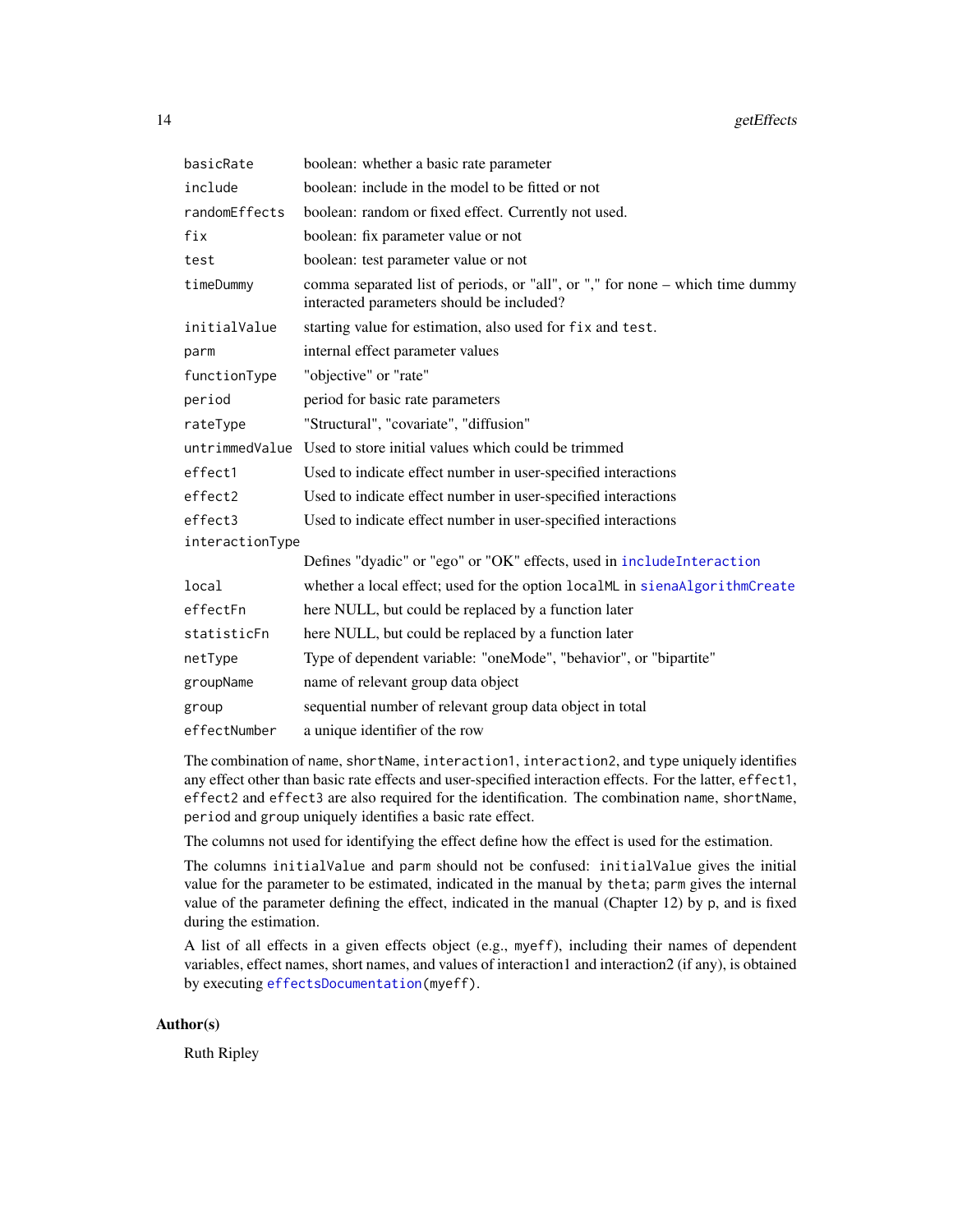| | |
|---|---|
| `basicRate` | boolean: whether a basic rate parameter |
| `include` | boolean: include in the model to be fitted or not |
| `randomEffects` | boolean: random or fixed effect. Currently not used. |
| `fix` | boolean: fix parameter value or not |
| `test` | boolean: test parameter value or not |
| `timeDummy` | comma separated list of periods, or "all", or "," for none – which time dummy interacted parameters should be included? |
| `initialValue` | starting value for estimation, also used for `fix` and `test`. |
| `parm` | internal effect parameter values |
| `functionType` | "objective" or "rate" |
| `period` | period for basic rate parameters |
| `rateType` | "Structural", "covariate", "diffusion" |
| `untrimmedValue` | Used to store initial values which could be trimmed |
| `effect1` | Used to indicate effect number in user-specified interactions |
| `effect2` | Used to indicate effect number in user-specified interactions |
| `effect3` | Used to indicate effect number in user-specified interactions |
| `interactionType` | Defines "dyadic" or "ego" or "OK" effects, used in `includeInteraction` |
| `local` | whether a local effect; used for the option `localML` in `sienaAlgorithmCreate` |
| `effectFn` | here NULL, but could be replaced by a function later |
| `statisticFn` | here NULL, but could be replaced by a function later |
| `netType` | Type of dependent variable: "oneMode", "behavior", or "bipartite" |
| `groupName` | name of relevant group data object |
| `group` | sequential number of relevant group data object in total |
| `effectNumber` | a unique identifier of the row |

The combination of `name`, `shortName`, `interaction1`, `interaction2`, and `type` uniquely identifies any effect other than basic rate effects and user-specified interaction effects. For the latter, `effect1`, `effect2` and `effect3` are also required for the identification. The combination `name`, `shortName`, `period` and `group` uniquely identifies a basic rate effect.

The columns not used for identifying the effect define how the effect is used for the estimation.

The columns `initialValue` and `parm` should not be confused: `initialValue` gives the initial value for the parameter to be estimated, indicated in the manual by `theta`; `parm` gives the internal value of the parameter defining the effect, indicated in the manual (Chapter 12) by `p`, and is fixed during the estimation.

A list of all effects in a given effects object (e.g., `myeff`), including their names of dependent variables, effect names, short names, and values of interaction1 and interaction2 (if any), is obtained by executing `effectsDocumentation(myeff)`.

## Author(s)

Ruth Ripley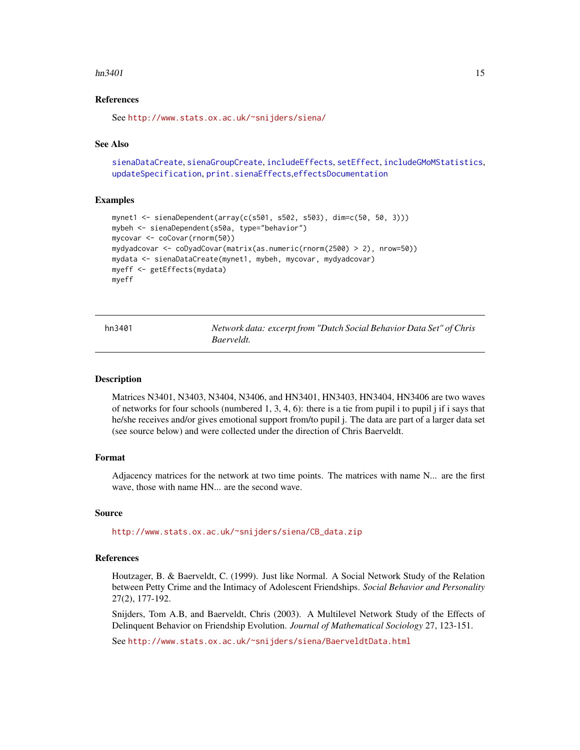### References

See http://www.stats.ox.ac.uk/~snijders/siena/

### See Also

sienaDataCreate, sienaGroupCreate, includeEffects, setEffect, includeGMoMStatistics, updateSpecification, print.sienaEffects, effectsDocumentation

### Examples

```
mynet1 <- sienaDependent(array(c(s501, s502, s503), dim=c(50, 50, 3)))
mybeh <- sienaDependent(s50a, type="behavior")
mycovar <- coCovar(rnorm(50))
mydyadcovar <- coDyadCovar(matrix(as.numeric(rnorm(2500) > 2), nrow=50))
mydata <- sienaDataCreate(mynet1, mybeh, mycovar, mydyadcovar)
myeff <- getEffects(mydata)
myeff
```

---

## hn3401 — *Network data: excerpt from "Dutch Social Behavior Data Set" of Chris Baerveldt.*

### Description

Matrices N3401, N3403, N3404, N3406, and HN3401, HN3403, HN3404, HN3406 are two waves of networks for four schools (numbered 1, 3, 4, 6): there is a tie from pupil i to pupil j if i says that he/she receives and/or gives emotional support from/to pupil j. The data are part of a larger data set (see source below) and were collected under the direction of Chris Baerveldt.

### Format

Adjacency matrices for the network at two time points. The matrices with name N... are the first wave, those with name HN... are the second wave.

### Source

http://www.stats.ox.ac.uk/~snijders/siena/CB_data.zip

### References

Houtzager, B. & Baerveldt, C. (1999). Just like Normal. A Social Network Study of the Relation between Petty Crime and the Intimacy of Adolescent Friendships. *Social Behavior and Personality* 27(2), 177-192.

Snijders, Tom A.B, and Baerveldt, Chris (2003). A Multilevel Network Study of the Effects of Delinquent Behavior on Friendship Evolution. *Journal of Mathematical Sociology* 27, 123-151.

See http://www.stats.ox.ac.uk/~snijders/siena/BaerveldtData.html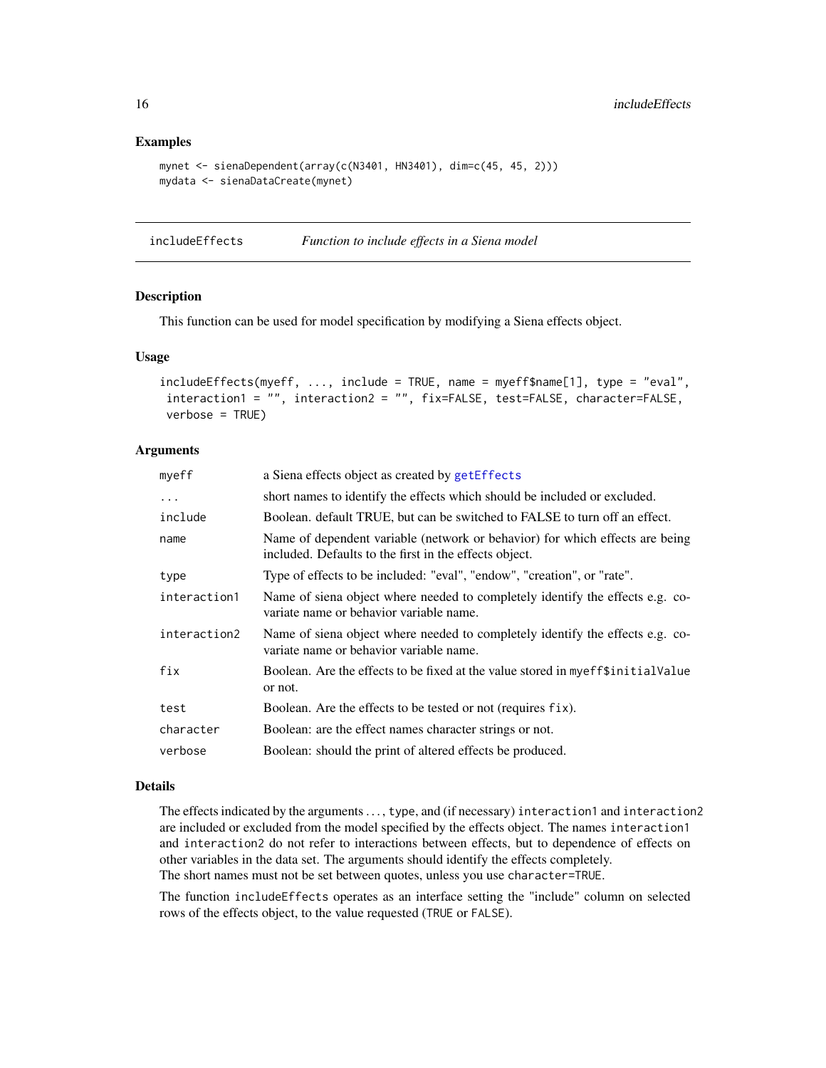## Examples

```
mynet <- sienaDependent(array(c(N3401, HN3401), dim=c(45, 45, 2)))
mydata <- sienaDataCreate(mynet)
```

---

# includeEffects — *Function to include effects in a Siena model*

## Description

This function can be used for model specification by modifying a Siena effects object.

## Usage

```
includeEffects(myeff, ..., include = TRUE, name = myeff$name[1], type = "eval",
 interaction1 = "", interaction2 = "", fix=FALSE, test=FALSE, character=FALSE,
 verbose = TRUE)
```

## Arguments

| | |
|---|---|
| `myeff` | a Siena effects object as created by `getEffects` |
| `...` | short names to identify the effects which should be included or excluded. |
| `include` | Boolean. default TRUE, but can be switched to FALSE to turn off an effect. |
| `name` | Name of dependent variable (network or behavior) for which effects are being included. Defaults to the first in the effects object. |
| `type` | Type of effects to be included: "eval", "endow", "creation", or "rate". |
| `interaction1` | Name of siena object where needed to completely identify the effects e.g. covariate name or behavior variable name. |
| `interaction2` | Name of siena object where needed to completely identify the effects e.g. covariate name or behavior variable name. |
| `fix` | Boolean. Are the effects to be fixed at the value stored in `myeff$initialValue` or not. |
| `test` | Boolean. Are the effects to be tested or not (requires `fix`). |
| `character` | Boolean: are the effect names character strings or not. |
| `verbose` | Boolean: should the print of altered effects be produced. |

## Details

The effects indicated by the arguments ..., `type`, and (if necessary) `interaction1` and `interaction2` are included or excluded from the model specified by the effects object. The names `interaction1` and `interaction2` do not refer to interactions between effects, but to dependence of effects on other variables in the data set. The arguments should identify the effects completely.
The short names must not be set between quotes, unless you use `character=TRUE`.

The function `includeEffects` operates as an interface setting the "include" column on selected rows of the effects object, to the value requested (`TRUE` or `FALSE`).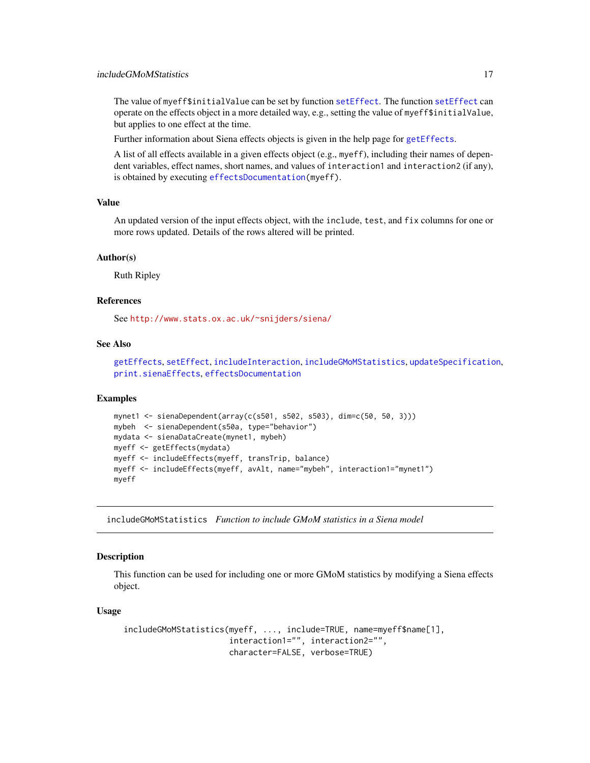The value of myeff$initialValue can be set by function setEffect. The function setEffect can operate on the effects object in a more detailed way, e.g., setting the value of myeff$initialValue, but applies to one effect at the time.

Further information about Siena effects objects is given in the help page for getEffects.

A list of all effects available in a given effects object (e.g., myeff), including their names of dependent variables, effect names, short names, and values of interaction1 and interaction2 (if any), is obtained by executing effectsDocumentation(myeff).

## Value

An updated version of the input effects object, with the include, test, and fix columns for one or more rows updated. Details of the rows altered will be printed.

## Author(s)

Ruth Ripley

## References

See http://www.stats.ox.ac.uk/~snijders/siena/

## See Also

getEffects, setEffect, includeInteraction, includeGMoMStatistics, updateSpecification, print.sienaEffects, effectsDocumentation

## Examples

```
mynet1 <- sienaDependent(array(c(s501, s502, s503), dim=c(50, 50, 3)))
mybeh  <- sienaDependent(s50a, type="behavior")
mydata <- sienaDataCreate(mynet1, mybeh)
myeff <- getEffects(mydata)
myeff <- includeEffects(myeff, transTrip, balance)
myeff <- includeEffects(myeff, avAlt, name="mybeh", interaction1="mynet1")
myeff
```

---

# includeGMoMStatistics *Function to include GMoM statistics in a Siena model*

## Description

This function can be used for including one or more GMoM statistics by modifying a Siena effects object.

## Usage

```
includeGMoMStatistics(myeff, ..., include=TRUE, name=myeff$name[1],
                      interaction1="", interaction2="",
                      character=FALSE, verbose=TRUE)
```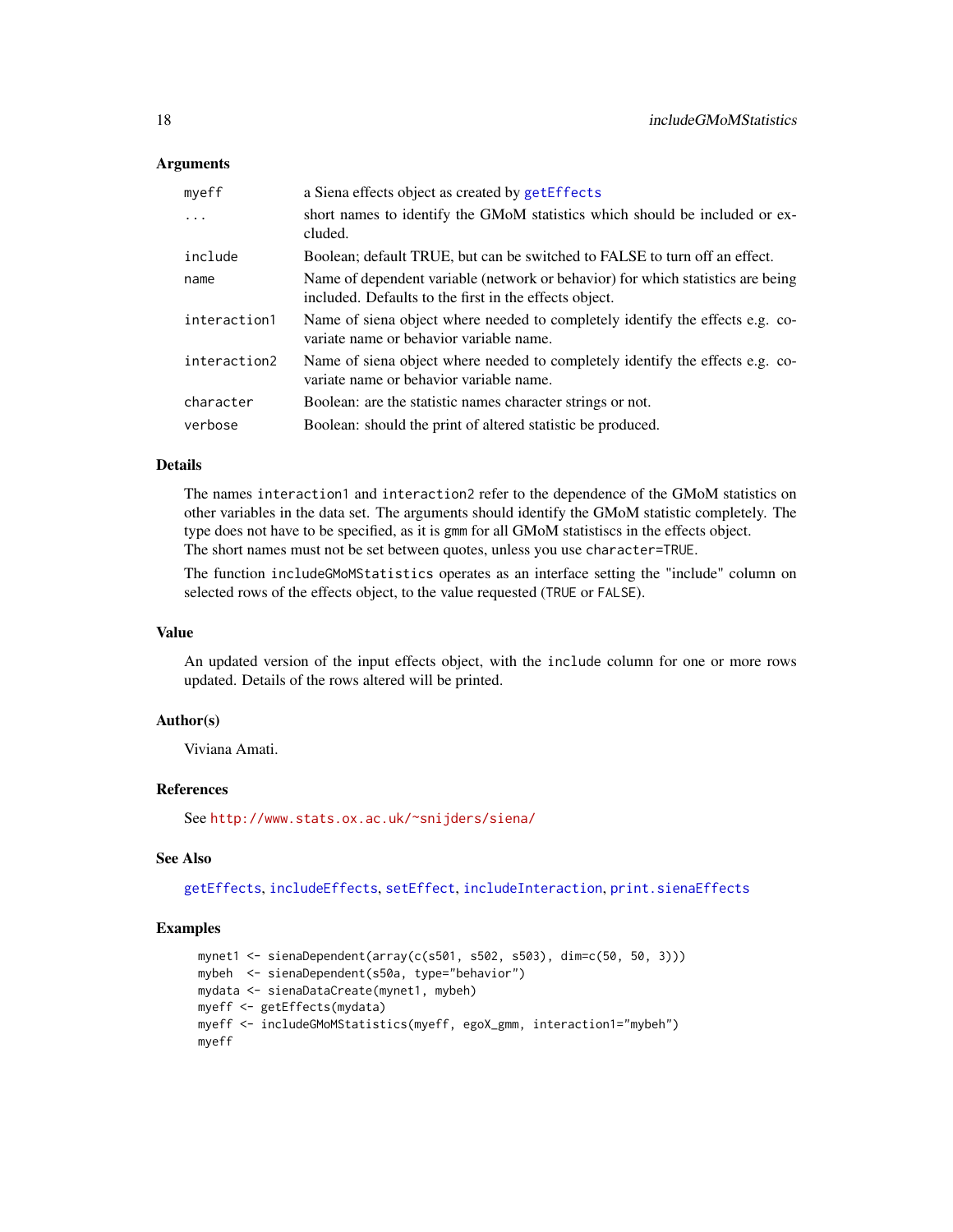### Arguments

| | |
|---|---|
| myeff | a Siena effects object as created by getEffects |
| ... | short names to identify the GMoM statistics which should be included or excluded. |
| include | Boolean; default TRUE, but can be switched to FALSE to turn off an effect. |
| name | Name of dependent variable (network or behavior) for which statistics are being included. Defaults to the first in the effects object. |
| interaction1 | Name of siena object where needed to completely identify the effects e.g. covariate name or behavior variable name. |
| interaction2 | Name of siena object where needed to completely identify the effects e.g. covariate name or behavior variable name. |
| character | Boolean: are the statistic names character strings or not. |
| verbose | Boolean: should the print of altered statistic be produced. |

### Details

The names `interaction1` and `interaction2` refer to the dependence of the GMoM statistics on other variables in the data set. The arguments should identify the GMoM statistic completely. The type does not have to be specified, as it is `gmm` for all GMoM statistiscs in the effects object. The short names must not be set between quotes, unless you use `character=TRUE`.

The function `includeGMoMStatistics` operates as an interface setting the "include" column on selected rows of the effects object, to the value requested (`TRUE` or `FALSE`).

### Value

An updated version of the input effects object, with the `include` column for one or more rows updated. Details of the rows altered will be printed.

### Author(s)

Viviana Amati.

### References

See http://www.stats.ox.ac.uk/~snijders/siena/

### See Also

getEffects, includeEffects, setEffect, includeInteraction, print.sienaEffects

### Examples

```
mynet1 <- sienaDependent(array(c(s501, s502, s503), dim=c(50, 50, 3)))
mybeh  <- sienaDependent(s50a, type="behavior")
mydata <- sienaDataCreate(mynet1, mybeh)
myeff <- getEffects(mydata)
myeff <- includeGMoMStatistics(myeff, egoX_gmm, interaction1="mybeh")
myeff
```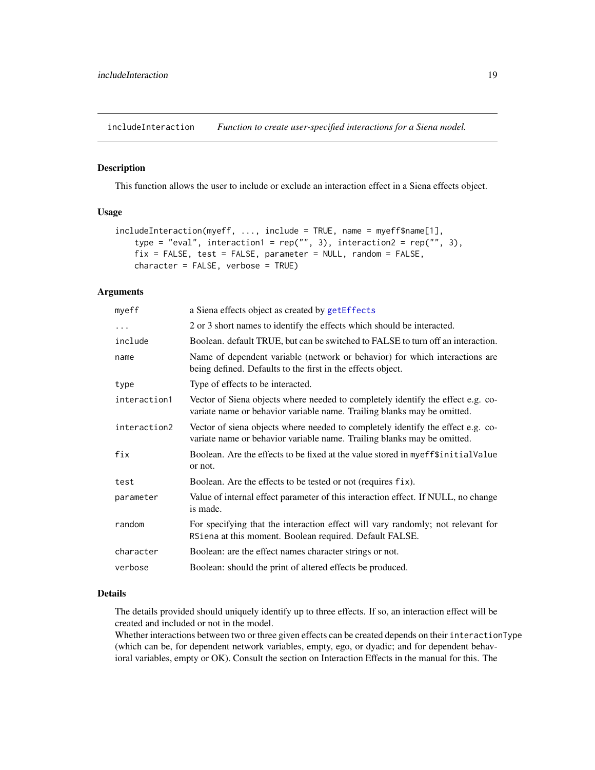includeInteraction    *Function to create user-specified interactions for a Siena model.*

## Description

This function allows the user to include or exclude an interaction effect in a Siena effects object.

## Usage

```
includeInteraction(myeff, ..., include = TRUE, name = myeff$name[1],
    type = "eval", interaction1 = rep("", 3), interaction2 = rep("", 3),
    fix = FALSE, test = FALSE, parameter = NULL, random = FALSE,
    character = FALSE, verbose = TRUE)
```

## Arguments

| | |
|---|---|
| `myeff` | a Siena effects object as created by `getEffects` |
| `...` | 2 or 3 short names to identify the effects which should be interacted. |
| `include` | Boolean. default TRUE, but can be switched to FALSE to turn off an interaction. |
| `name` | Name of dependent variable (network or behavior) for which interactions are being defined. Defaults to the first in the effects object. |
| `type` | Type of effects to be interacted. |
| `interaction1` | Vector of Siena objects where needed to completely identify the effect e.g. covariate name or behavior variable name. Trailing blanks may be omitted. |
| `interaction2` | Vector of siena objects where needed to completely identify the effect e.g. covariate name or behavior variable name. Trailing blanks may be omitted. |
| `fix` | Boolean. Are the effects to be fixed at the value stored in `myeff$initialValue` or not. |
| `test` | Boolean. Are the effects to be tested or not (requires `fix`). |
| `parameter` | Value of internal effect parameter of this interaction effect. If NULL, no change is made. |
| `random` | For specifying that the interaction effect will vary randomly; not relevant for `RSiena` at this moment. Boolean required. Default FALSE. |
| `character` | Boolean: are the effect names character strings or not. |
| `verbose` | Boolean: should the print of altered effects be produced. |

## Details

The details provided should uniquely identify up to three effects. If so, an interaction effect will be created and included or not in the model.
Whether interactions between two or three given effects can be created depends on their `interactionType` (which can be, for dependent network variables, empty, ego, or dyadic; and for dependent behavioral variables, empty or OK). Consult the section on Interaction Effects in the manual for this. The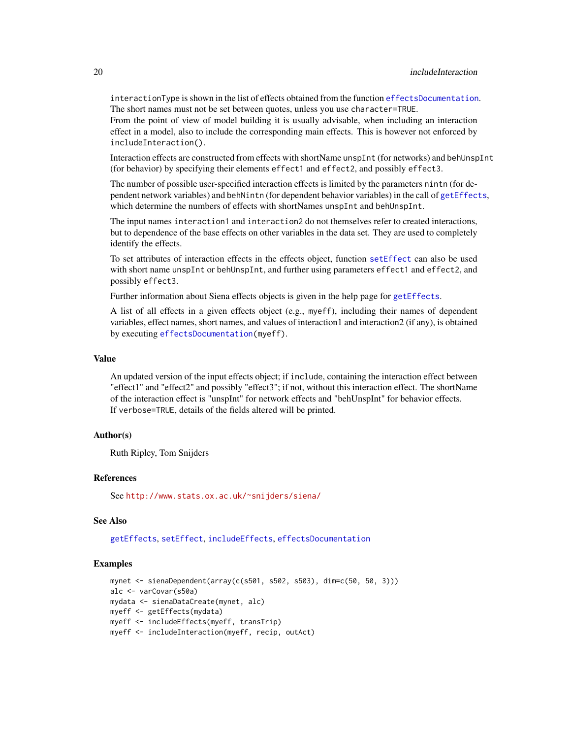interactionType is shown in the list of effects obtained from the function effectsDocumentation. The short names must not be set between quotes, unless you use character=TRUE.
From the point of view of model building it is usually advisable, when including an interaction effect in a model, also to include the corresponding main effects. This is however not enforced by includeInteraction().

Interaction effects are constructed from effects with shortName unspInt (for networks) and behUnspInt (for behavior) by specifying their elements effect1 and effect2, and possibly effect3.

The number of possible user-specified interaction effects is limited by the parameters nintn (for dependent network variables) and behNintn (for dependent behavior variables) in the call of getEffects, which determine the numbers of effects with shortNames unspInt and behUnspInt.

The input names interaction1 and interaction2 do not themselves refer to created interactions, but to dependence of the base effects on other variables in the data set. They are used to completely identify the effects.

To set attributes of interaction effects in the effects object, function setEffect can also be used with short name unspInt or behUnspInt, and further using parameters effect1 and effect2, and possibly effect3.

Further information about Siena effects objects is given in the help page for getEffects.

A list of all effects in a given effects object (e.g., myeff), including their names of dependent variables, effect names, short names, and values of interaction1 and interaction2 (if any), is obtained by executing effectsDocumentation(myeff).

## Value

An updated version of the input effects object; if include, containing the interaction effect between "effect1" and "effect2" and possibly "effect3"; if not, without this interaction effect. The shortName of the interaction effect is "unspInt" for network effects and "behUnspInt" for behavior effects.
If verbose=TRUE, details of the fields altered will be printed.

## Author(s)

Ruth Ripley, Tom Snijders

## References

See http://www.stats.ox.ac.uk/~snijders/siena/

## See Also

getEffects, setEffect, includeEffects, effectsDocumentation

## Examples

```
mynet <- sienaDependent(array(c(s501, s502, s503), dim=c(50, 50, 3)))
alc <- varCovar(s50a)
mydata <- sienaDataCreate(mynet, alc)
myeff <- getEffects(mydata)
myeff <- includeEffects(myeff, transTrip)
myeff <- includeInteraction(myeff, recip, outAct)
```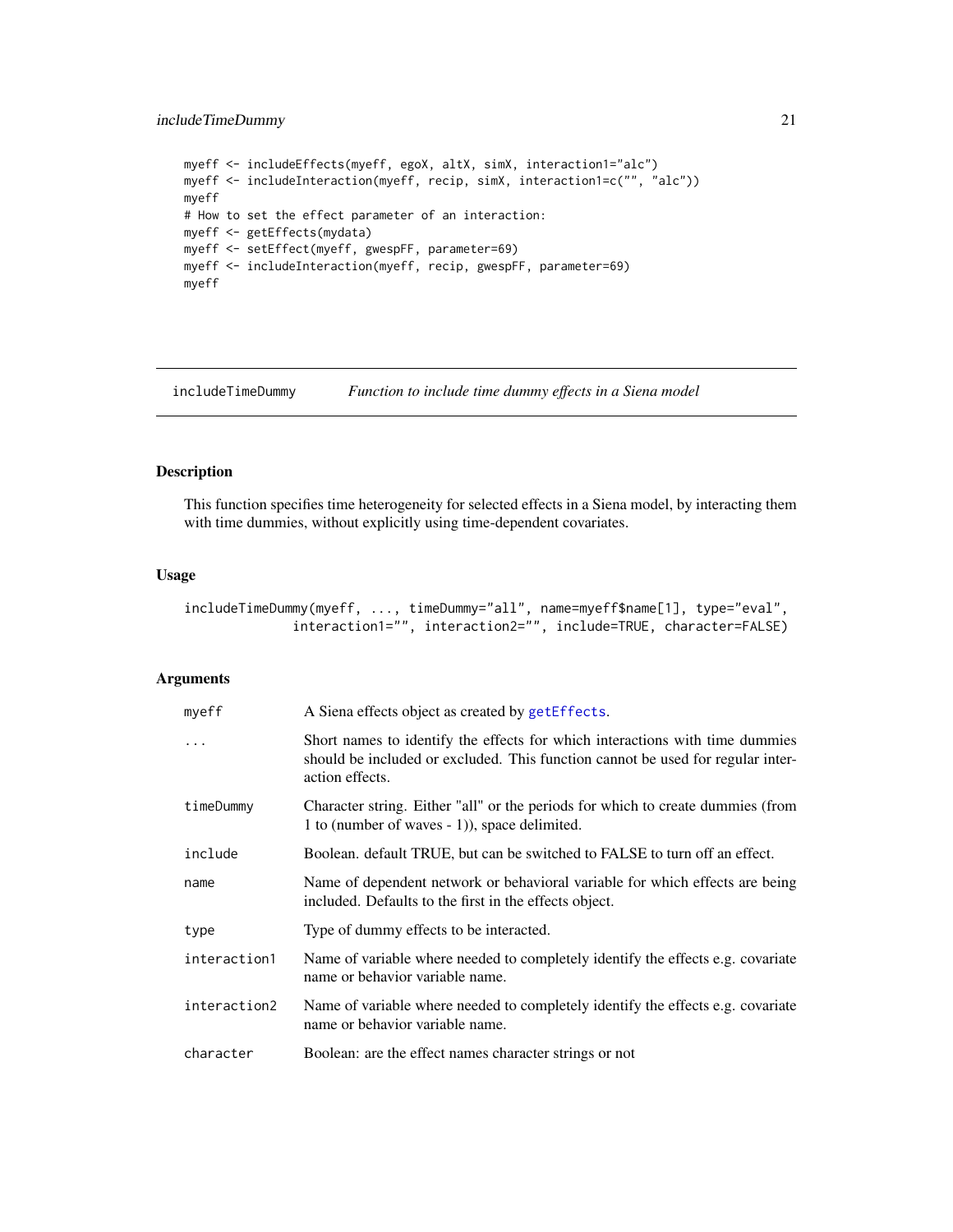```
myeff <- includeEffects(myeff, egoX, altX, simX, interaction1="alc")
myeff <- includeInteraction(myeff, recip, simX, interaction1=c("", "alc"))
myeff
# How to set the effect parameter of an interaction:
myeff <- getEffects(mydata)
myeff <- setEffect(myeff, gwespFF, parameter=69)
myeff <- includeInteraction(myeff, recip, gwespFF, parameter=69)
myeff
```

---

# includeTimeDummy — *Function to include time dummy effects in a Siena model*

## Description

This function specifies time heterogeneity for selected effects in a Siena model, by interacting them with time dummies, without explicitly using time-dependent covariates.

## Usage

```
includeTimeDummy(myeff, ..., timeDummy="all", name=myeff$name[1], type="eval",
             interaction1="", interaction2="", include=TRUE, character=FALSE)
```

## Arguments

| | |
|---|---|
| myeff | A Siena effects object as created by getEffects. |
| ... | Short names to identify the effects for which interactions with time dummies should be included or excluded. This function cannot be used for regular interaction effects. |
| timeDummy | Character string. Either "all" or the periods for which to create dummies (from 1 to (number of waves - 1)), space delimited. |
| include | Boolean. default TRUE, but can be switched to FALSE to turn off an effect. |
| name | Name of dependent network or behavioral variable for which effects are being included. Defaults to the first in the effects object. |
| type | Type of dummy effects to be interacted. |
| interaction1 | Name of variable where needed to completely identify the effects e.g. covariate name or behavior variable name. |
| interaction2 | Name of variable where needed to completely identify the effects e.g. covariate name or behavior variable name. |
| character | Boolean: are the effect names character strings or not |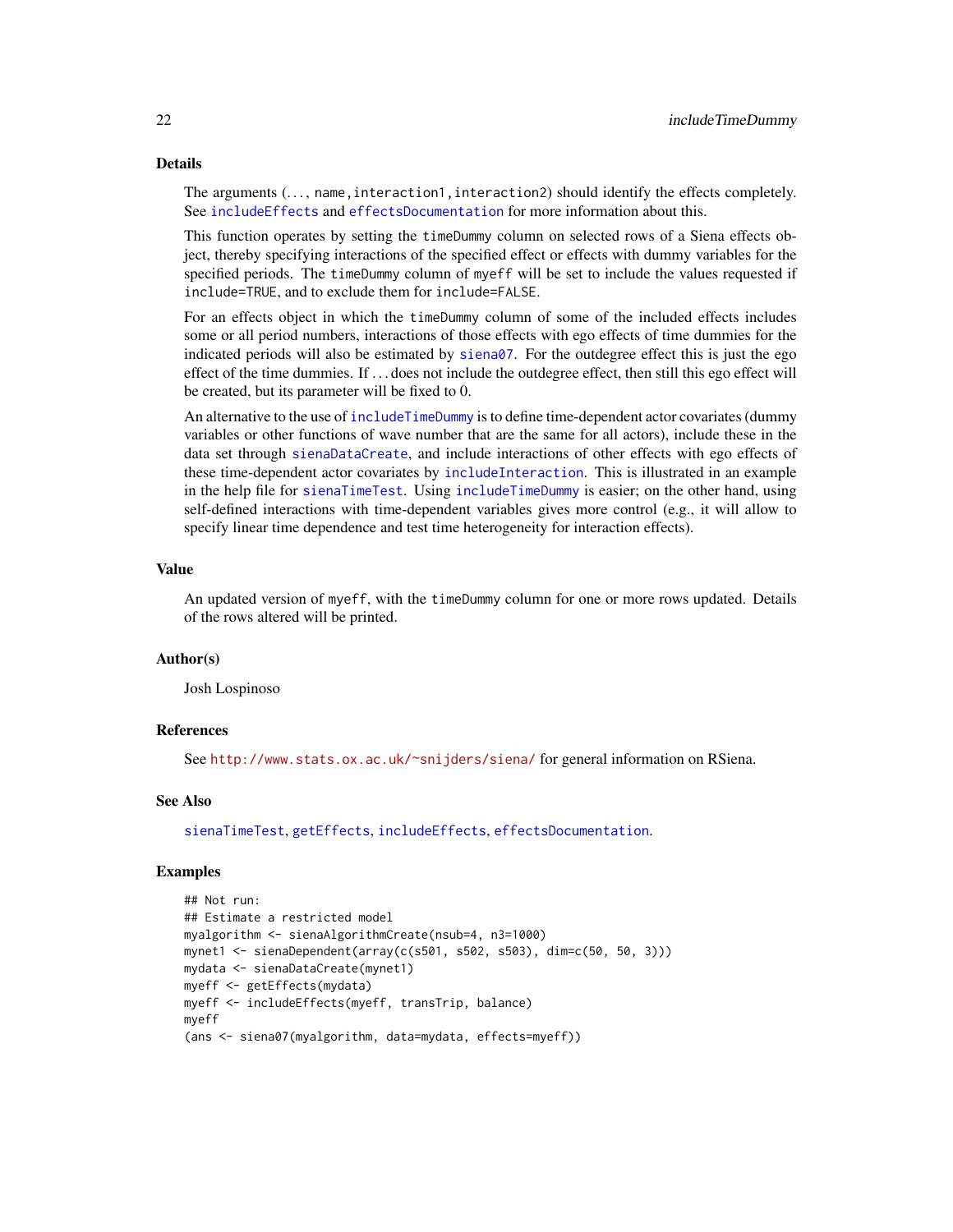### Details

The arguments (..., `name`, `interaction1`, `interaction2`) should identify the effects completely. See `includeEffects` and `effectsDocumentation` for more information about this.

This function operates by setting the `timeDummy` column on selected rows of a Siena effects object, thereby specifying interactions of the specified effect or effects with dummy variables for the specified periods. The `timeDummy` column of `myeff` will be set to include the values requested if `include=TRUE`, and to exclude them for `include=FALSE`.

For an effects object in which the `timeDummy` column of some of the included effects includes some or all period numbers, interactions of those effects with ego effects of time dummies for the indicated periods will also be estimated by `siena07`. For the outdegree effect this is just the ego effect of the time dummies. If ... does not include the outdegree effect, then still this ego effect will be created, but its parameter will be fixed to 0.

An alternative to the use of `includeTimeDummy` is to define time-dependent actor covariates (dummy variables or other functions of wave number that are the same for all actors), include these in the data set through `sienaDataCreate`, and include interactions of other effects with ego effects of these time-dependent actor covariates by `includeInteraction`. This is illustrated in an example in the help file for `sienaTimeTest`. Using `includeTimeDummy` is easier; on the other hand, using self-defined interactions with time-dependent variables gives more control (e.g., it will allow to specify linear time dependence and test time heterogeneity for interaction effects).

### Value

An updated version of `myeff`, with the `timeDummy` column for one or more rows updated. Details of the rows altered will be printed.

### Author(s)

Josh Lospinoso

### References

See http://www.stats.ox.ac.uk/~snijders/siena/ for general information on RSiena.

### See Also

`sienaTimeTest`, `getEffects`, `includeEffects`, `effectsDocumentation`.

### Examples

```
## Not run:
## Estimate a restricted model
myalgorithm <- sienaAlgorithmCreate(nsub=4, n3=1000)
mynet1 <- sienaDependent(array(c(s501, s502, s503), dim=c(50, 50, 3)))
mydata <- sienaDataCreate(mynet1)
myeff <- getEffects(mydata)
myeff <- includeEffects(myeff, transTrip, balance)
myeff
(ans <- siena07(myalgorithm, data=mydata, effects=myeff))
```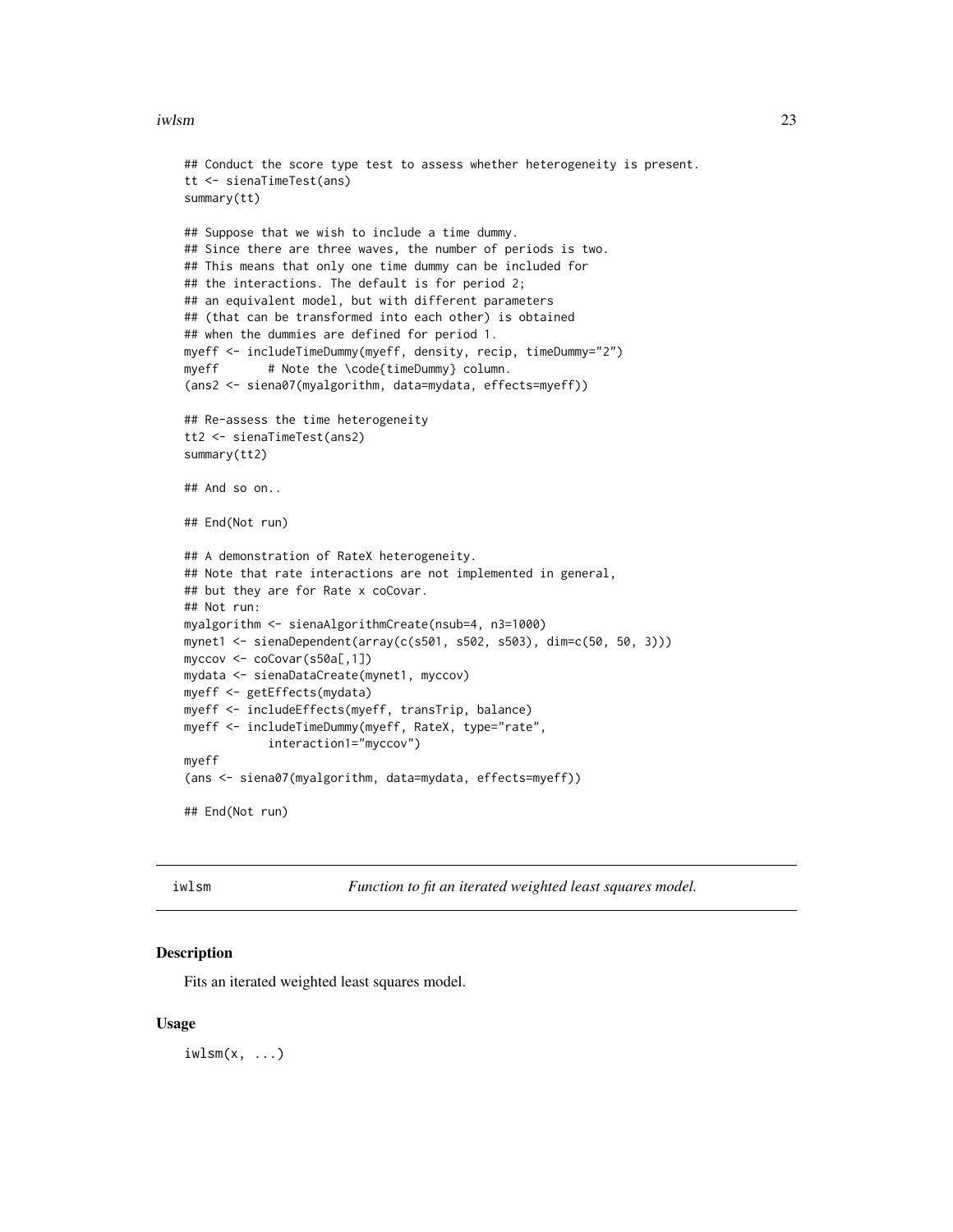```
## Conduct the score type test to assess whether heterogeneity is present.
tt <- sienaTimeTest(ans)
summary(tt)

## Suppose that we wish to include a time dummy.
## Since there are three waves, the number of periods is two.
## This means that only one time dummy can be included for
## the interactions. The default is for period 2;
## an equivalent model, but with different parameters
## (that can be transformed into each other) is obtained
## when the dummies are defined for period 1.
myeff <- includeTimeDummy(myeff, density, recip, timeDummy="2")
myeff       # Note the \code{timeDummy} column.
(ans2 <- siena07(myalgorithm, data=mydata, effects=myeff))

## Re-assess the time heterogeneity
tt2 <- sienaTimeTest(ans2)
summary(tt2)

## And so on..

## End(Not run)

## A demonstration of RateX heterogeneity.
## Note that rate interactions are not implemented in general,
## but they are for Rate x coCovar.
## Not run:
myalgorithm <- sienaAlgorithmCreate(nsub=4, n3=1000)
mynet1 <- sienaDependent(array(c(s501, s502, s503), dim=c(50, 50, 3)))
myccov <- coCovar(s50a[,1])
mydata <- sienaDataCreate(mynet1, myccov)
myeff <- getEffects(mydata)
myeff <- includeEffects(myeff, transTrip, balance)
myeff <- includeTimeDummy(myeff, RateX, type="rate",
            interaction1="myccov")
myeff
(ans <- siena07(myalgorithm, data=mydata, effects=myeff))

## End(Not run)
```

---

iwlsm &nbsp;&nbsp;&nbsp;&nbsp; *Function to fit an iterated weighted least squares model.*

---

### Description

Fits an iterated weighted least squares model.

### Usage

```
iwlsm(x, ...)
```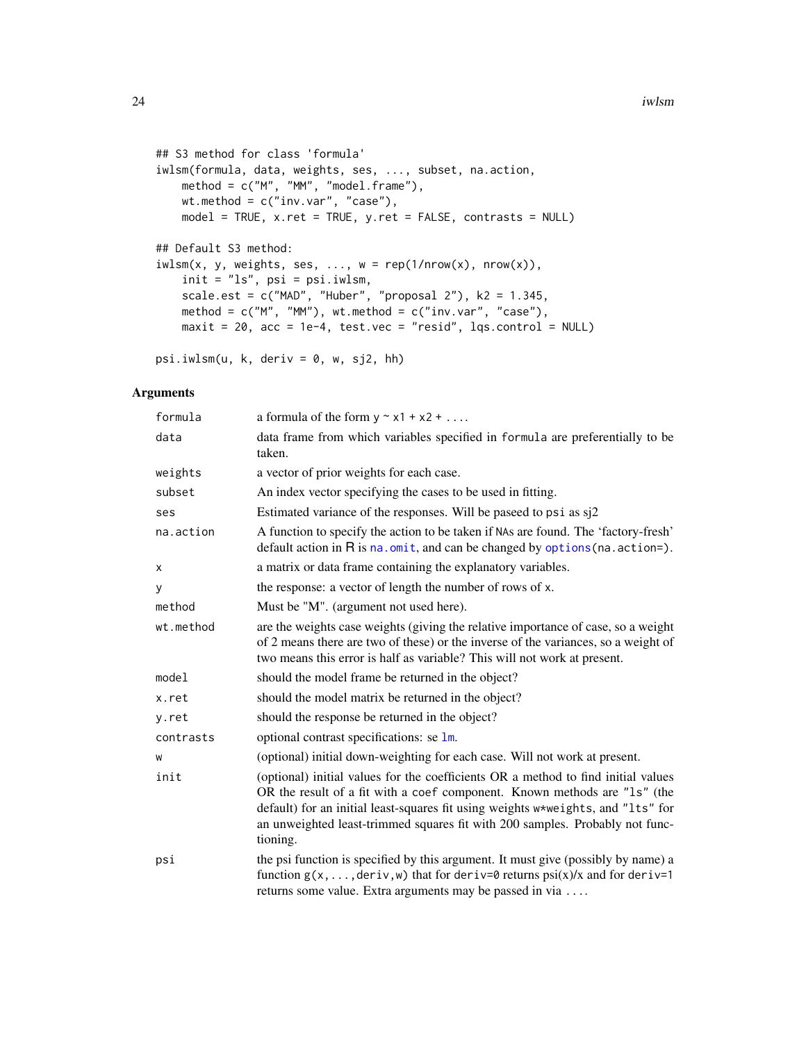```
## S3 method for class 'formula'
iwlsm(formula, data, weights, ses, ..., subset, na.action,
    method = c("M", "MM", "model.frame"),
    wt.method = c("inv.var", "case"),
    model = TRUE, x.ret = TRUE, y.ret = FALSE, contrasts = NULL)

## Default S3 method:
iwlsm(x, y, weights, ses, ..., w = rep(1/nrow(x), nrow(x)),
    init = "ls", psi = psi.iwlsm,
    scale.est = c("MAD", "Huber", "proposal 2"), k2 = 1.345,
    method = c("M", "MM"), wt.method = c("inv.var", "case"),
    maxit = 20, acc = 1e-4, test.vec = "resid", lqs.control = NULL)

psi.iwlsm(u, k, deriv = 0, w, sj2, hh)
```

## Arguments

| | |
|---|---|
| `formula` | a formula of the form y ~ x1 + x2 + .... |
| `data` | data frame from which variables specified in `formula` are preferentially to be taken. |
| `weights` | a vector of prior weights for each case. |
| `subset` | An index vector specifying the cases to be used in fitting. |
| `ses` | Estimated variance of the responses. Will be paseed to `psi` as sj2 |
| `na.action` | A function to specify the action to be taken if NAs are found. The 'factory-fresh' default action in R is `na.omit`, and can be changed by `options(na.action=)`. |
| `x` | a matrix or data frame containing the explanatory variables. |
| `y` | the response: a vector of length the number of rows of `x`. |
| `method` | Must be "M". (argument not used here). |
| `wt.method` | are the weights case weights (giving the relative importance of case, so a weight of 2 means there are two of these) or the inverse of the variances, so a weight of two means this error is half as variable? This will not work at present. |
| `model` | should the model frame be returned in the object? |
| `x.ret` | should the model matrix be returned in the object? |
| `y.ret` | should the response be returned in the object? |
| `contrasts` | optional contrast specifications: se `lm`. |
| `w` | (optional) initial down-weighting for each case. Will not work at present. |
| `init` | (optional) initial values for the coefficients OR a method to find initial values OR the result of a fit with a `coef` component. Known methods are `"ls"` (the default) for an initial least-squares fit using weights `w*weights`, and `"lts"` for an unweighted least-trimmed squares fit with 200 samples. Probably not functioning. |
| `psi` | the psi function is specified by this argument. It must give (possibly by name) a function `g(x,...,deriv,w)` that for `deriv=0` returns psi(x)/x and for `deriv=1` returns some value. Extra arguments may be passed in via .... |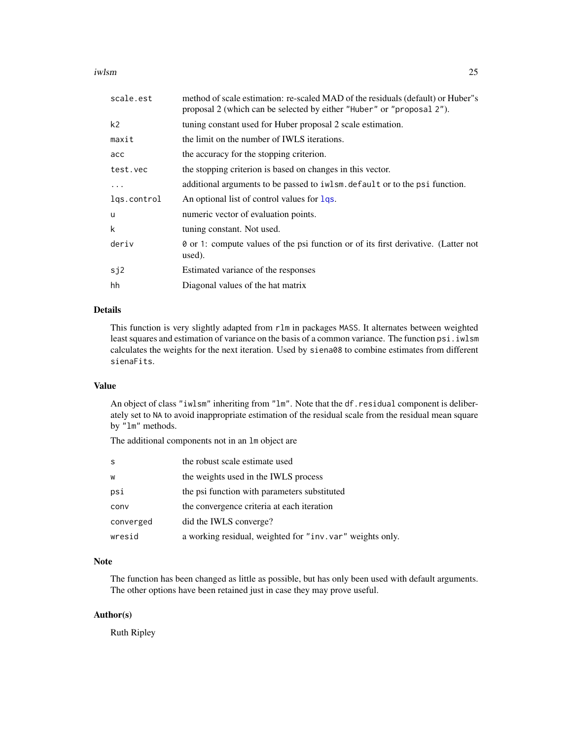| | |
|---|---|
| scale.est | method of scale estimation: re-scaled MAD of the residuals (default) or Huber"s proposal 2 (which can be selected by either "Huber" or "proposal 2"). |
| k2 | tuning constant used for Huber proposal 2 scale estimation. |
| maxit | the limit on the number of IWLS iterations. |
| acc | the accuracy for the stopping criterion. |
| test.vec | the stopping criterion is based on changes in this vector. |
| ... | additional arguments to be passed to iwlsm.default or to the psi function. |
| lqs.control | An optional list of control values for lqs. |
| u | numeric vector of evaluation points. |
| k | tuning constant. Not used. |
| deriv | 0 or 1: compute values of the psi function or of its first derivative. (Latter not used). |
| sj2 | Estimated variance of the responses |
| hh | Diagonal values of the hat matrix |

## Details

This function is very slightly adapted from rlm in packages MASS. It alternates between weighted least squares and estimation of variance on the basis of a common variance. The function psi.iwlsm calculates the weights for the next iteration. Used by siena08 to combine estimates from different sienaFits.

## Value

An object of class "iwlsm" inheriting from "lm". Note that the df.residual component is deliberately set to NA to avoid inappropriate estimation of the residual scale from the residual mean square by "lm" methods.

The additional components not in an lm object are

| | |
|---|---|
| s | the robust scale estimate used |
| w | the weights used in the IWLS process |
| psi | the psi function with parameters substituted |
| conv | the convergence criteria at each iteration |
| converged | did the IWLS converge? |
| wresid | a working residual, weighted for "inv.var" weights only. |

## Note

The function has been changed as little as possible, but has only been used with default arguments. The other options have been retained just in case they may prove useful.

## Author(s)

Ruth Ripley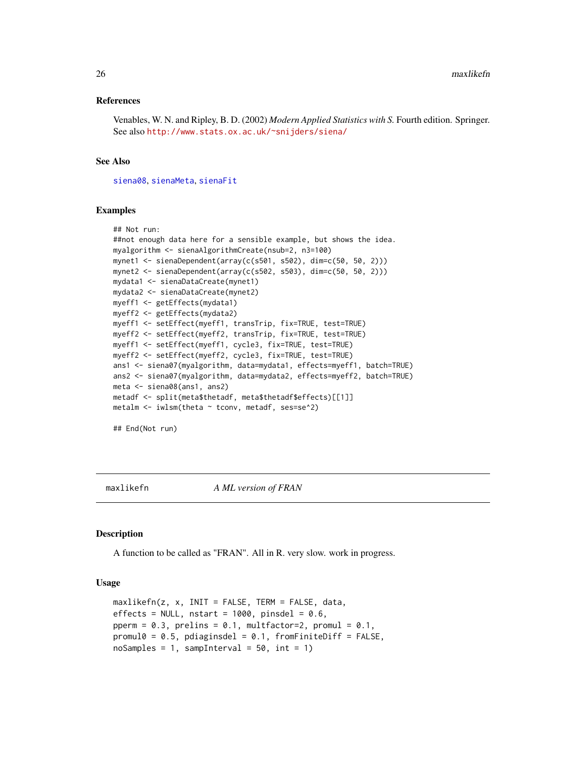### References

Venables, W. N. and Ripley, B. D. (2002) *Modern Applied Statistics with S.* Fourth edition. Springer. See also http://www.stats.ox.ac.uk/~snijders/siena/

### See Also

siena08, sienaMeta, sienaFit

### Examples

```
## Not run:
##not enough data here for a sensible example, but shows the idea.
myalgorithm <- sienaAlgorithmCreate(nsub=2, n3=100)
mynet1 <- sienaDependent(array(c(s501, s502), dim=c(50, 50, 2)))
mynet2 <- sienaDependent(array(c(s502, s503), dim=c(50, 50, 2)))
mydata1 <- sienaDataCreate(mynet1)
mydata2 <- sienaDataCreate(mynet2)
myeff1 <- getEffects(mydata1)
myeff2 <- getEffects(mydata2)
myeff1 <- setEffect(myeff1, transTrip, fix=TRUE, test=TRUE)
myeff2 <- setEffect(myeff2, transTrip, fix=TRUE, test=TRUE)
myeff1 <- setEffect(myeff1, cycle3, fix=TRUE, test=TRUE)
myeff2 <- setEffect(myeff2, cycle3, fix=TRUE, test=TRUE)
ans1 <- siena07(myalgorithm, data=mydata1, effects=myeff1, batch=TRUE)
ans2 <- siena07(myalgorithm, data=mydata2, effects=myeff2, batch=TRUE)
meta <- siena08(ans1, ans2)
metadf <- split(meta$thetadf, meta$thetadf$effects)[[1]]
metalm <- iwlsm(theta ~ tconv, metadf, ses=se^2)

## End(Not run)
```

---

## maxlikefn *A ML version of FRAN*

### Description

A function to be called as "FRAN". All in R. very slow. work in progress.

### Usage

```
maxlikefn(z, x, INIT = FALSE, TERM = FALSE, data,
effects = NULL, nstart = 1000, pinsdel = 0.6,
pperm = 0.3, prelins = 0.1, multfactor=2, promul = 0.1,
promul0 = 0.5, pdiaginsdel = 0.1, fromFiniteDiff = FALSE,
noSamples = 1, sampInterval = 50, int = 1)
```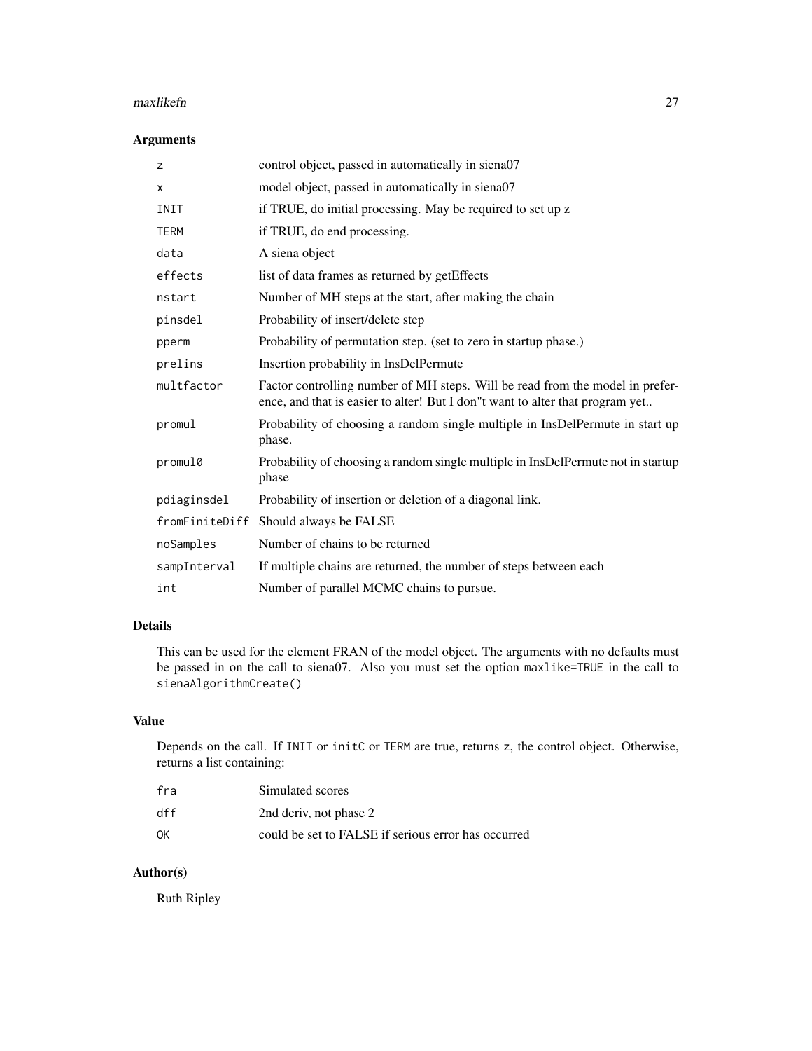## Arguments

| | |
|---|---|
| `z` | control object, passed in automatically in siena07 |
| `x` | model object, passed in automatically in siena07 |
| `INIT` | if TRUE, do initial processing. May be required to set up z |
| `TERM` | if TRUE, do end processing. |
| `data` | A siena object |
| `effects` | list of data frames as returned by getEffects |
| `nstart` | Number of MH steps at the start, after making the chain |
| `pinsdel` | Probability of insert/delete step |
| `pperm` | Probability of permutation step. (set to zero in startup phase.) |
| `prelins` | Insertion probability in InsDelPermute |
| `multfactor` | Factor controlling number of MH steps. Will be read from the model in preference, and that is easier to alter! But I don"t want to alter that program yet.. |
| `promul` | Probability of choosing a random single multiple in InsDelPermute in start up phase. |
| `promul0` | Probability of choosing a random single multiple in InsDelPermute not in startup phase |
| `pdiaginsdel` | Probability of insertion or deletion of a diagonal link. |
| `fromFiniteDiff` | Should always be FALSE |
| `noSamples` | Number of chains to be returned |
| `sampInterval` | If multiple chains are returned, the number of steps between each |
| `int` | Number of parallel MCMC chains to pursue. |

## Details

This can be used for the element FRAN of the model object. The arguments with no defaults must be passed in on the call to siena07. Also you must set the option `maxlike=TRUE` in the call to `sienaAlgorithmCreate()`

## Value

Depends on the call. If `INIT` or `initC` or `TERM` are true, returns `z`, the control object. Otherwise, returns a list containing:

| | |
|---|---|
| `fra` | Simulated scores |
| `dff` | 2nd deriv, not phase 2 |
| `OK` | could be set to FALSE if serious error has occurred |

## Author(s)

Ruth Ripley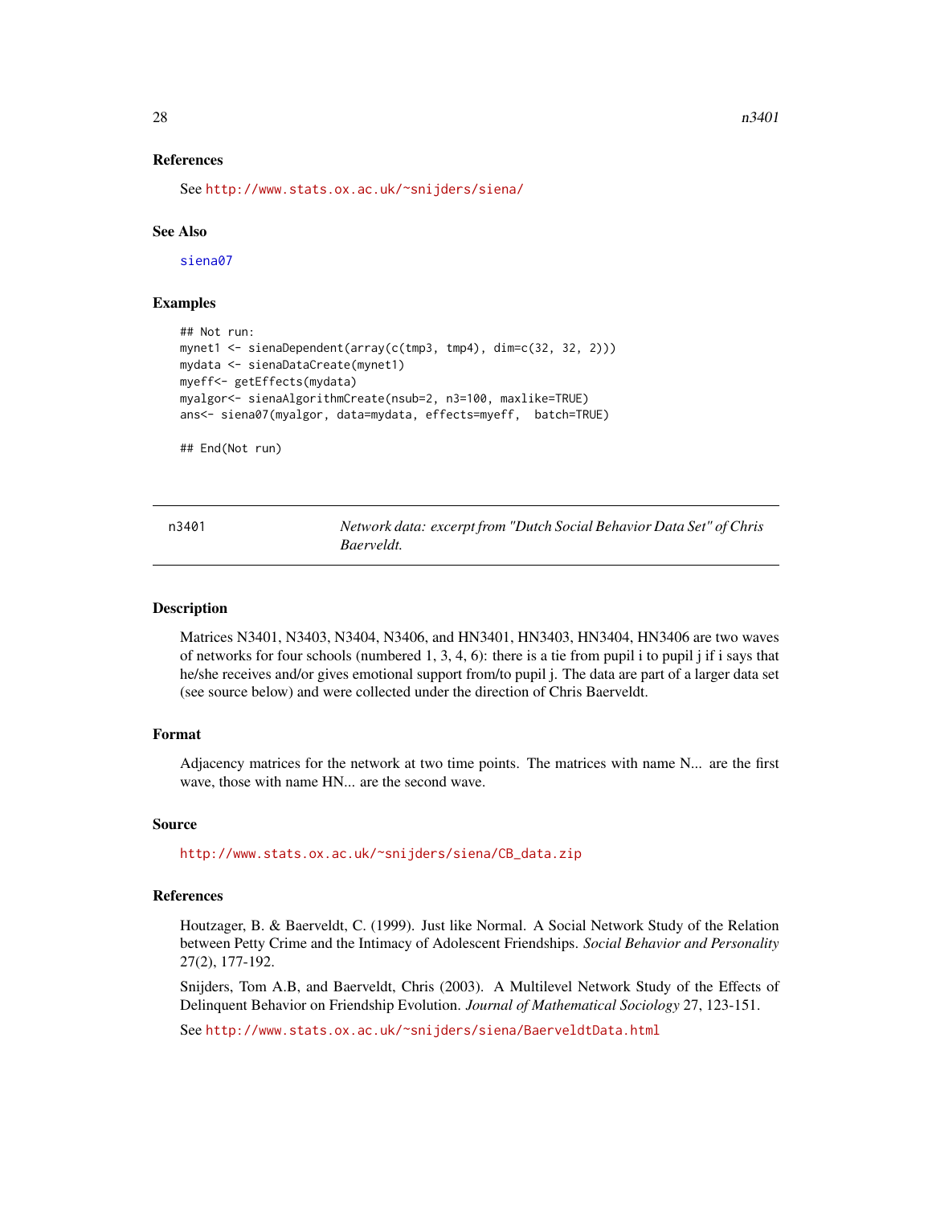### References

See http://www.stats.ox.ac.uk/~snijders/siena/

### See Also

siena07

### Examples

```
## Not run:
mynet1 <- sienaDependent(array(c(tmp3, tmp4), dim=c(32, 32, 2)))
mydata <- sienaDataCreate(mynet1)
myeff<- getEffects(mydata)
myalgor<- sienaAlgorithmCreate(nsub=2, n3=100, maxlike=TRUE)
ans<- siena07(myalgor, data=mydata, effects=myeff,  batch=TRUE)

## End(Not run)
```

---

## n3401 — *Network data: excerpt from "Dutch Social Behavior Data Set" of Chris Baerveldt.*

### Description

Matrices N3401, N3403, N3404, N3406, and HN3401, HN3403, HN3404, HN3406 are two waves of networks for four schools (numbered 1, 3, 4, 6): there is a tie from pupil i to pupil j if i says that he/she receives and/or gives emotional support from/to pupil j. The data are part of a larger data set (see source below) and were collected under the direction of Chris Baerveldt.

### Format

Adjacency matrices for the network at two time points. The matrices with name N... are the first wave, those with name HN... are the second wave.

### Source

http://www.stats.ox.ac.uk/~snijders/siena/CB_data.zip

### References

Houtzager, B. & Baerveldt, C. (1999). Just like Normal. A Social Network Study of the Relation between Petty Crime and the Intimacy of Adolescent Friendships. *Social Behavior and Personality* 27(2), 177-192.

Snijders, Tom A.B, and Baerveldt, Chris (2003). A Multilevel Network Study of the Effects of Delinquent Behavior on Friendship Evolution. *Journal of Mathematical Sociology* 27, 123-151.

See http://www.stats.ox.ac.uk/~snijders/siena/BaerveldtData.html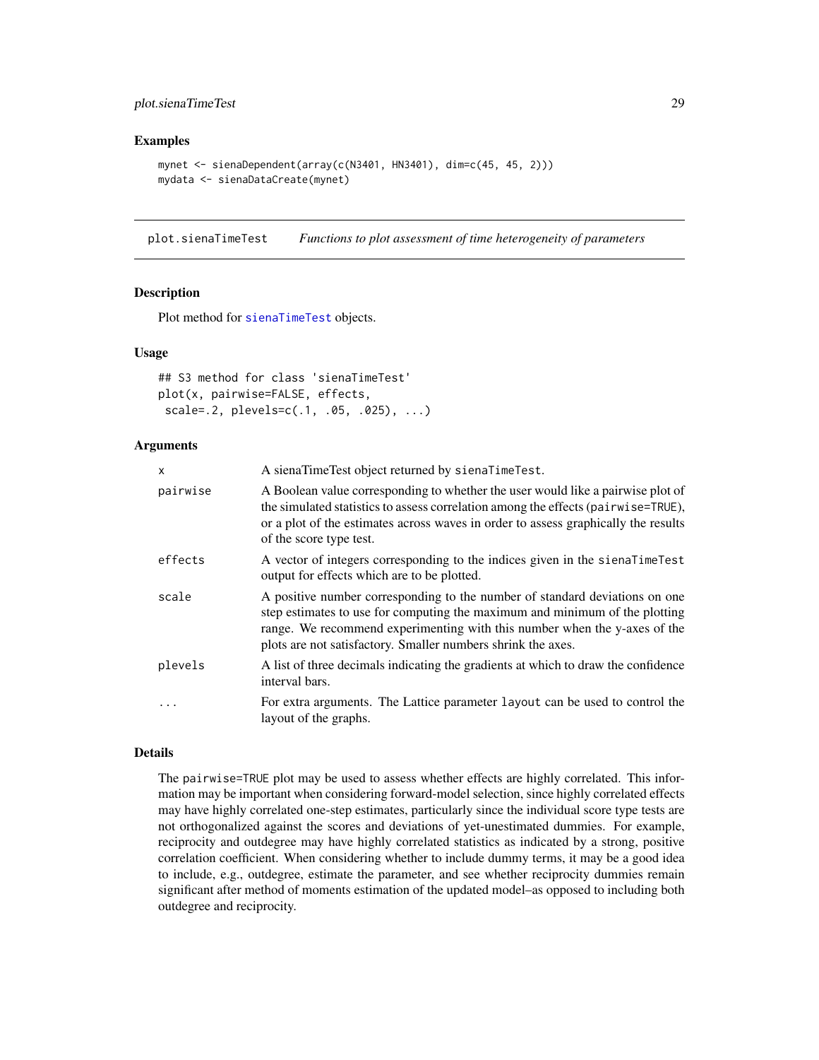### Examples

```
mynet <- sienaDependent(array(c(N3401, HN3401), dim=c(45, 45, 2)))
mydata <- sienaDataCreate(mynet)
```

---

## plot.sienaTimeTest *Functions to plot assessment of time heterogeneity of parameters*

### Description

Plot method for `sienaTimeTest` objects.

### Usage

```
## S3 method for class 'sienaTimeTest'
plot(x, pairwise=FALSE, effects,
 scale=.2, plevels=c(.1, .05, .025), ...)
```

### Arguments

| | |
|---|---|
| `x` | A sienaTimeTest object returned by `sienaTimeTest`. |
| `pairwise` | A Boolean value corresponding to whether the user would like a pairwise plot of the simulated statistics to assess correlation among the effects (`pairwise=TRUE`), or a plot of the estimates across waves in order to assess graphically the results of the score type test. |
| `effects` | A vector of integers corresponding to the indices given in the `sienaTimeTest` output for effects which are to be plotted. |
| `scale` | A positive number corresponding to the number of standard deviations on one step estimates to use for computing the maximum and minimum of the plotting range. We recommend experimenting with this number when the y-axes of the plots are not satisfactory. Smaller numbers shrink the axes. |
| `plevels` | A list of three decimals indicating the gradients at which to draw the confidence interval bars. |
| `...` | For extra arguments. The Lattice parameter `layout` can be used to control the layout of the graphs. |

### Details

The `pairwise=TRUE` plot may be used to assess whether effects are highly correlated. This information may be important when considering forward-model selection, since highly correlated effects may have highly correlated one-step estimates, particularly since the individual score type tests are not orthogonalized against the scores and deviations of yet-unestimated dummies. For example, reciprocity and outdegree may have highly correlated statistics as indicated by a strong, positive correlation coefficient. When considering whether to include dummy terms, it may be a good idea to include, e.g., outdegree, estimate the parameter, and see whether reciprocity dummies remain significant after method of moments estimation of the updated model–as opposed to including both outdegree and reciprocity.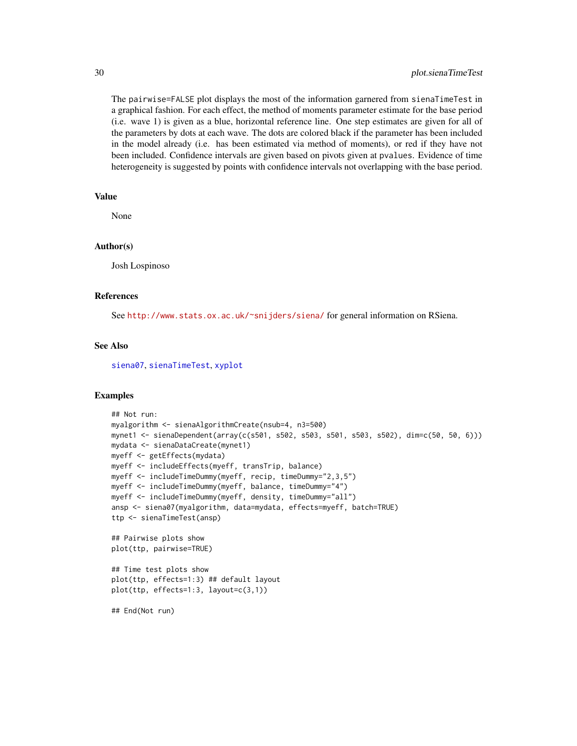The `pairwise=FALSE` plot displays the most of the information garnered from `sienaTimeTest` in a graphical fashion. For each effect, the method of moments parameter estimate for the base period (i.e. wave 1) is given as a blue, horizontal reference line. One step estimates are given for all of the parameters by dots at each wave. The dots are colored black if the parameter has been included in the model already (i.e. has been estimated via method of moments), or red if they have not been included. Confidence intervals are given based on pivots given at `pvalues`. Evidence of time heterogeneity is suggested by points with confidence intervals not overlapping with the base period.

### Value

None

### Author(s)

Josh Lospinoso

### References

See http://www.stats.ox.ac.uk/~snijders/siena/ for general information on RSiena.

### See Also

`siena07`, `sienaTimeTest`, `xyplot`

### Examples

```
## Not run:
myalgorithm <- sienaAlgorithmCreate(nsub=4, n3=500)
mynet1 <- sienaDependent(array(c(s501, s502, s503, s501, s503, s502), dim=c(50, 50, 6)))
mydata <- sienaDataCreate(mynet1)
myeff <- getEffects(mydata)
myeff <- includeEffects(myeff, transTrip, balance)
myeff <- includeTimeDummy(myeff, recip, timeDummy="2,3,5")
myeff <- includeTimeDummy(myeff, balance, timeDummy="4")
myeff <- includeTimeDummy(myeff, density, timeDummy="all")
ansp <- siena07(myalgorithm, data=mydata, effects=myeff, batch=TRUE)
ttp <- sienaTimeTest(ansp)

## Pairwise plots show
plot(ttp, pairwise=TRUE)

## Time test plots show
plot(ttp, effects=1:3) ## default layout
plot(ttp, effects=1:3, layout=c(3,1))

## End(Not run)
```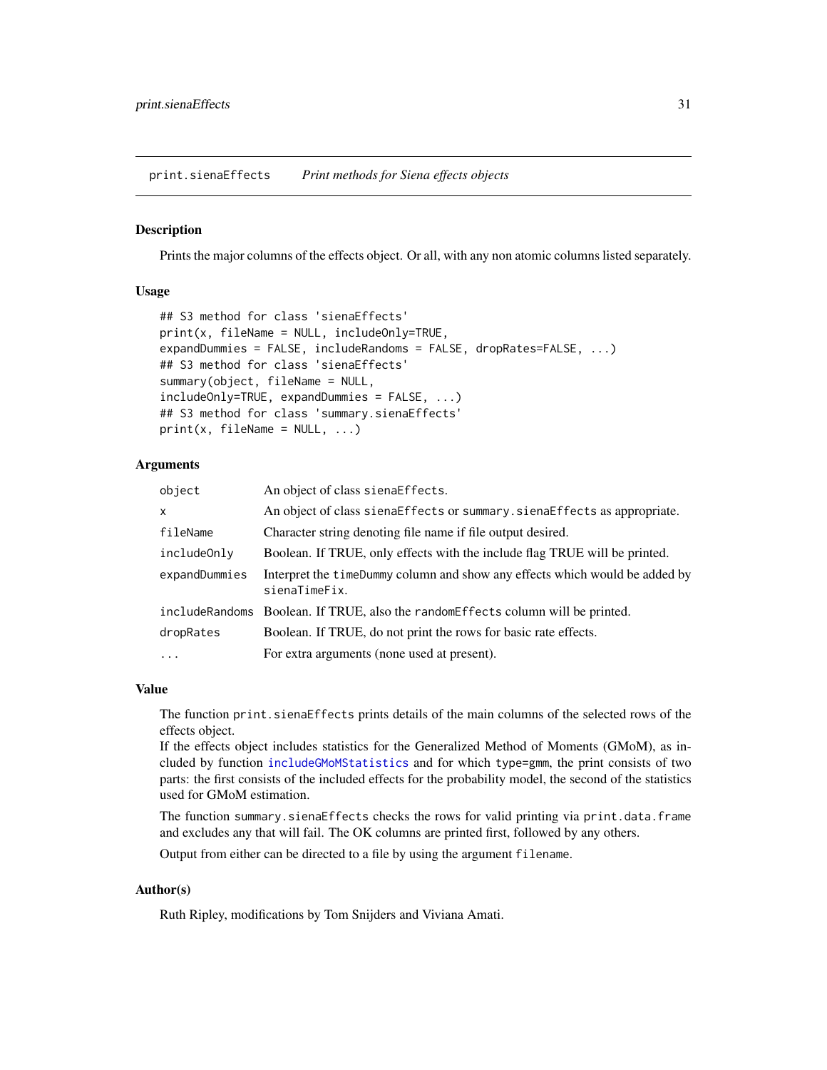print.sienaEffects        *Print methods for Siena effects objects*

## Description

Prints the major columns of the effects object. Or all, with any non atomic columns listed separately.

## Usage

```
## S3 method for class 'sienaEffects'
print(x, fileName = NULL, includeOnly=TRUE,
expandDummies = FALSE, includeRandoms = FALSE, dropRates=FALSE, ...)
## S3 method for class 'sienaEffects'
summary(object, fileName = NULL,
includeOnly=TRUE, expandDummies = FALSE, ...)
## S3 method for class 'summary.sienaEffects'
print(x, fileName = NULL, ...)
```

## Arguments

| | |
|---|---|
| `object` | An object of class `sienaEffects`. |
| `x` | An object of class `sienaEffects` or `summary.sienaEffects` as appropriate. |
| `fileName` | Character string denoting file name if file output desired. |
| `includeOnly` | Boolean. If TRUE, only effects with the include flag TRUE will be printed. |
| `expandDummies` | Interpret the `timeDummy` column and show any effects which would be added by `sienaTimeFix`. |
| `includeRandoms` | Boolean. If TRUE, also the `randomEffects` column will be printed. |
| `dropRates` | Boolean. If TRUE, do not print the rows for basic rate effects. |
| `...` | For extra arguments (none used at present). |

## Value

The function `print.sienaEffects` prints details of the main columns of the selected rows of the effects object.
If the effects object includes statistics for the Generalized Method of Moments (GMoM), as included by function `includeGMoMStatistics` and for which `type=gmm`, the print consists of two parts: the first consists of the included effects for the probability model, the second of the statistics used for GMoM estimation.

The function `summary.sienaEffects` checks the rows for valid printing via `print.data.frame` and excludes any that will fail. The OK columns are printed first, followed by any others.

Output from either can be directed to a file by using the argument `filename`.

## Author(s)

Ruth Ripley, modifications by Tom Snijders and Viviana Amati.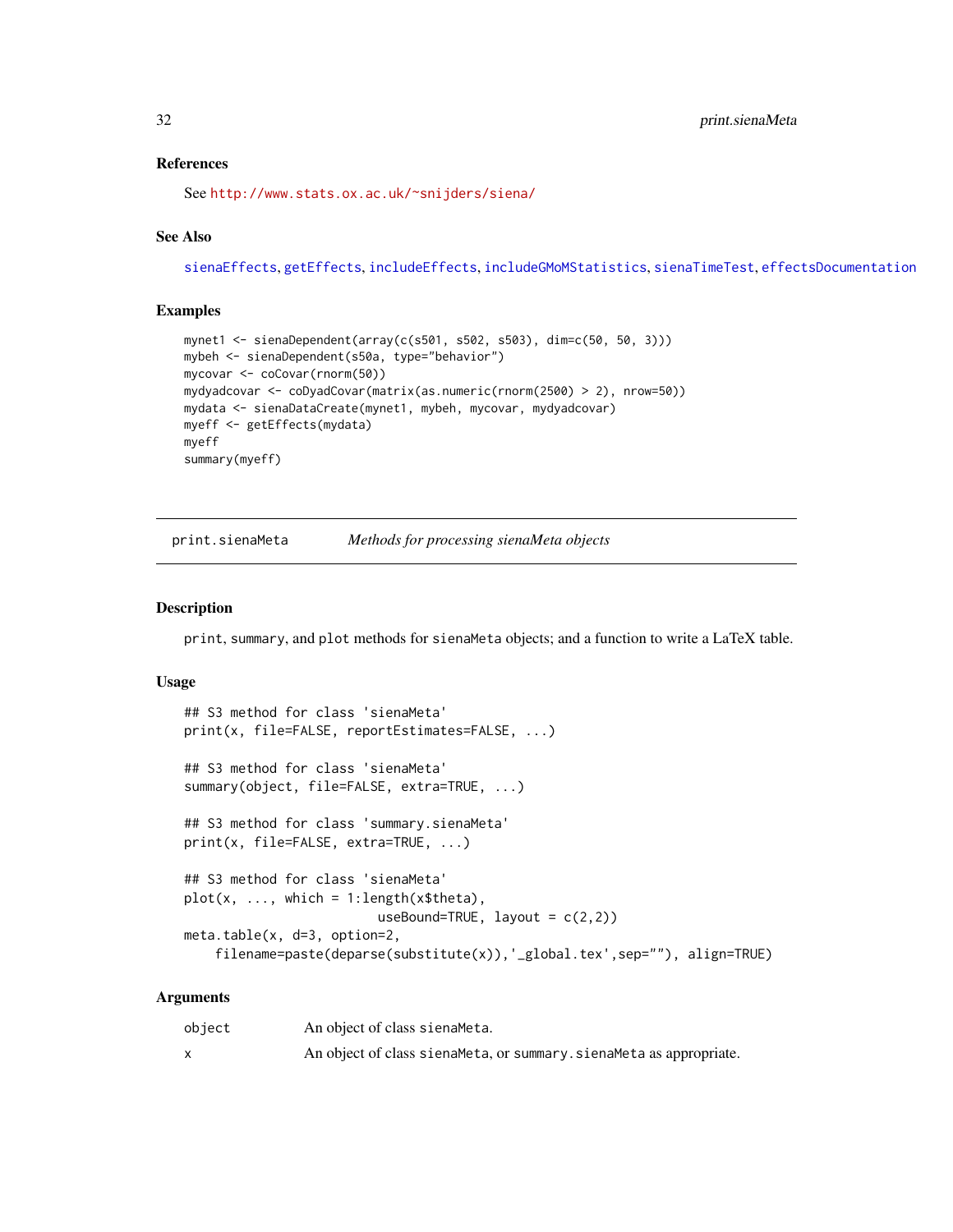### References

See http://www.stats.ox.ac.uk/~snijders/siena/

### See Also

sienaEffects, getEffects, includeEffects, includeGMoMStatistics, sienaTimeTest, effectsDocumentation

### Examples

```
mynet1 <- sienaDependent(array(c(s501, s502, s503), dim=c(50, 50, 3)))
mybeh <- sienaDependent(s50a, type="behavior")
mycovar <- coCovar(rnorm(50))
mydyadcovar <- coDyadCovar(matrix(as.numeric(rnorm(2500) > 2), nrow=50))
mydata <- sienaDataCreate(mynet1, mybeh, mycovar, mydyadcovar)
myeff <- getEffects(mydata)
myeff
summary(myeff)
```

---

## print.sienaMeta — *Methods for processing sienaMeta objects*

### Description

print, summary, and plot methods for sienaMeta objects; and a function to write a LaTeX table.

### Usage

```
## S3 method for class 'sienaMeta'
print(x, file=FALSE, reportEstimates=FALSE, ...)

## S3 method for class 'sienaMeta'
summary(object, file=FALSE, extra=TRUE, ...)

## S3 method for class 'summary.sienaMeta'
print(x, file=FALSE, extra=TRUE, ...)

## S3 method for class 'sienaMeta'
plot(x, ..., which = 1:length(x$theta),
                         useBound=TRUE, layout = c(2,2))
meta.table(x, d=3, option=2,
    filename=paste(deparse(substitute(x)),'_global.tex',sep=""), align=TRUE)
```

### Arguments

| | |
|---|---|
| object | An object of class sienaMeta. |
| x | An object of class sienaMeta, or summary.sienaMeta as appropriate. |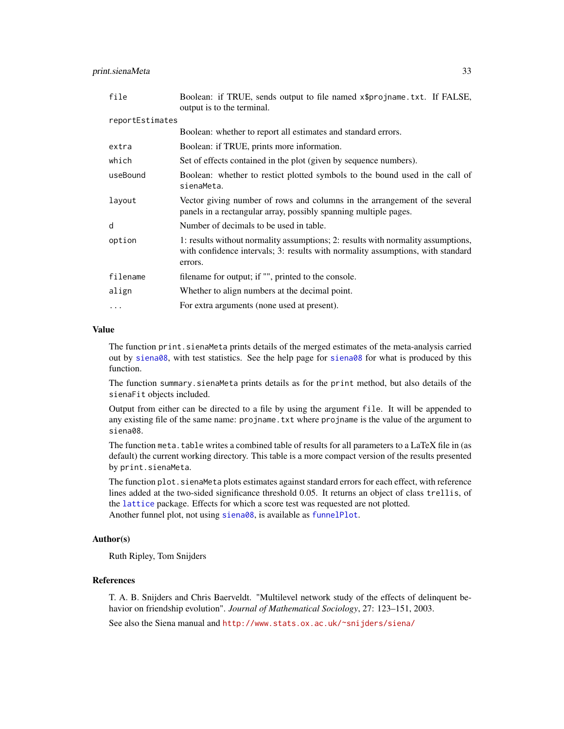| | |
|---|---|
| `file` | Boolean: if TRUE, sends output to file named `x$projname.txt`. If FALSE, output is to the terminal. |
| `reportEstimates` | Boolean: whether to report all estimates and standard errors. |
| `extra` | Boolean: if TRUE, prints more information. |
| `which` | Set of effects contained in the plot (given by sequence numbers). |
| `useBound` | Boolean: whether to restict plotted symbols to the bound used in the call of `sienaMeta`. |
| `layout` | Vector giving number of rows and columns in the arrangement of the several panels in a rectangular array, possibly spanning multiple pages. |
| `d` | Number of decimals to be used in table. |
| `option` | 1: results without normality assumptions; 2: results with normality assumptions, with confidence intervals; 3: results with normality assumptions, with standard errors. |
| `filename` | filename for output; if "", printed to the console. |
| `align` | Whether to align numbers at the decimal point. |
| `...` | For extra arguments (none used at present). |

## Value

The function `print.sienaMeta` prints details of the merged estimates of the meta-analysis carried out by `siena08`, with test statistics. See the help page for `siena08` for what is produced by this function.

The function `summary.sienaMeta` prints details as for the `print` method, but also details of the `sienaFit` objects included.

Output from either can be directed to a file by using the argument `file`. It will be appended to any existing file of the same name: `projname.txt` where `projname` is the value of the argument to `siena08`.

The function `meta.table` writes a combined table of results for all parameters to a LaTeX file in (as default) the current working directory. This table is a more compact version of the results presented by `print.sienaMeta`.

The function `plot.sienaMeta` plots estimates against standard errors for each effect, with reference lines added at the two-sided significance threshold 0.05. It returns an object of class `trellis`, of the `lattice` package. Effects for which a score test was requested are not plotted.
Another funnel plot, not using `siena08`, is available as `funnelPlot`.

## Author(s)

Ruth Ripley, Tom Snijders

## References

T. A. B. Snijders and Chris Baerveldt. "Multilevel network study of the effects of delinquent behavior on friendship evolution". *Journal of Mathematical Sociology*, 27: 123–151, 2003.

See also the Siena manual and http://www.stats.ox.ac.uk/~snijders/siena/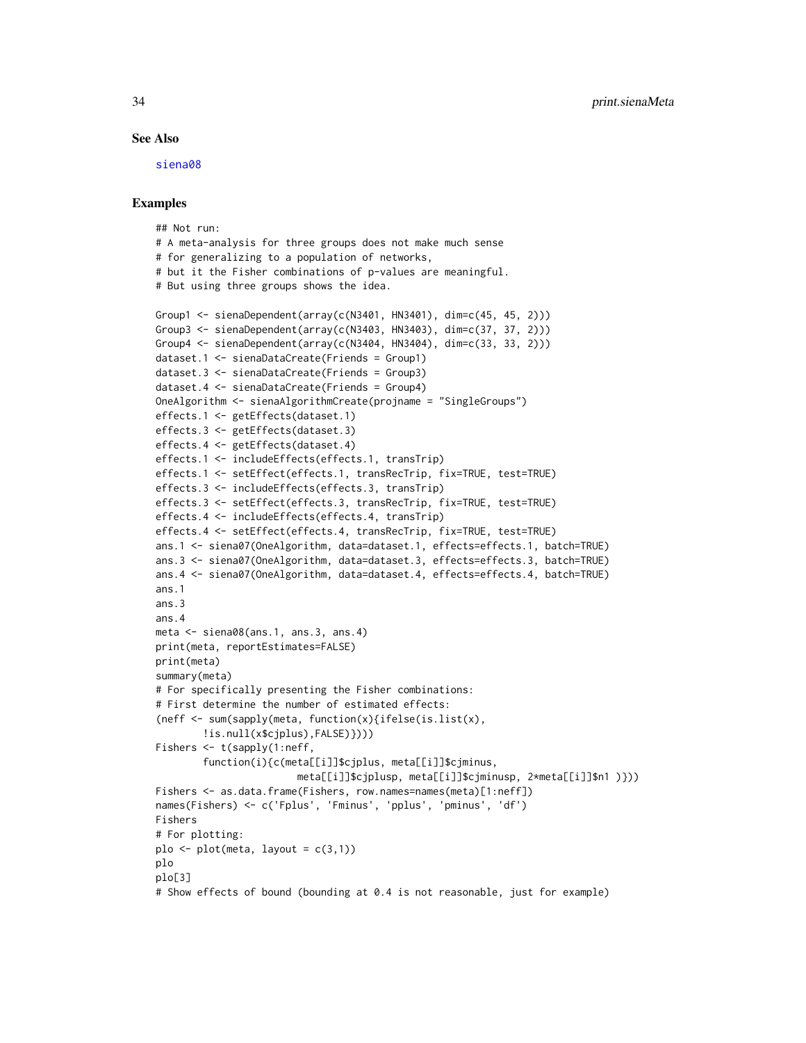## See Also

siena08

## Examples

```
## Not run:
# A meta-analysis for three groups does not make much sense
# for generalizing to a population of networks,
# but it the Fisher combinations of p-values are meaningful.
# But using three groups shows the idea.

Group1 <- sienaDependent(array(c(N3401, HN3401), dim=c(45, 45, 2)))
Group3 <- sienaDependent(array(c(N3403, HN3403), dim=c(37, 37, 2)))
Group4 <- sienaDependent(array(c(N3404, HN3404), dim=c(33, 33, 2)))
dataset.1 <- sienaDataCreate(Friends = Group1)
dataset.3 <- sienaDataCreate(Friends = Group3)
dataset.4 <- sienaDataCreate(Friends = Group4)
OneAlgorithm <- sienaAlgorithmCreate(projname = "SingleGroups")
effects.1 <- getEffects(dataset.1)
effects.3 <- getEffects(dataset.3)
effects.4 <- getEffects(dataset.4)
effects.1 <- includeEffects(effects.1, transTrip)
effects.1 <- setEffect(effects.1, transRecTrip, fix=TRUE, test=TRUE)
effects.3 <- includeEffects(effects.3, transTrip)
effects.3 <- setEffect(effects.3, transRecTrip, fix=TRUE, test=TRUE)
effects.4 <- includeEffects(effects.4, transTrip)
effects.4 <- setEffect(effects.4, transRecTrip, fix=TRUE, test=TRUE)
ans.1 <- siena07(OneAlgorithm, data=dataset.1, effects=effects.1, batch=TRUE)
ans.3 <- siena07(OneAlgorithm, data=dataset.3, effects=effects.3, batch=TRUE)
ans.4 <- siena07(OneAlgorithm, data=dataset.4, effects=effects.4, batch=TRUE)
ans.1
ans.3
ans.4
meta <- siena08(ans.1, ans.3, ans.4)
print(meta, reportEstimates=FALSE)
print(meta)
summary(meta)
# For specifically presenting the Fisher combinations:
# First determine the number of estimated effects:
(neff <- sum(sapply(meta, function(x){ifelse(is.list(x),
        !is.null(x$cjplus),FALSE)})))
Fishers <- t(sapply(1:neff,
        function(i){c(meta[[i]]$cjplus, meta[[i]]$cjminus,
                        meta[[i]]$cjplusp, meta[[i]]$cjminusp, 2*meta[[i]]$n1 )}))
Fishers <- as.data.frame(Fishers, row.names=names(meta)[1:neff])
names(Fishers) <- c('Fplus', 'Fminus', 'pplus', 'pminus', 'df')
Fishers
# For plotting:
plo <- plot(meta, layout = c(3,1))
plo
plo[3]
# Show effects of bound (bounding at 0.4 is not reasonable, just for example)
```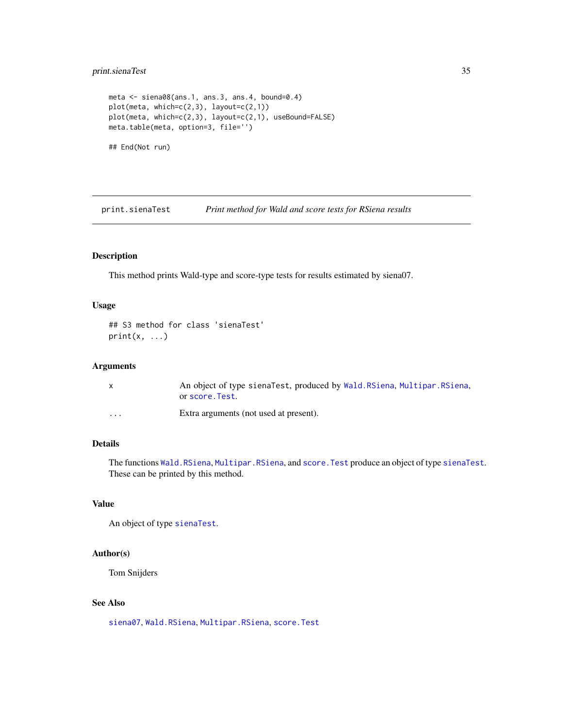```
meta <- siena08(ans.1, ans.3, ans.4, bound=0.4)
plot(meta, which=c(2,3), layout=c(2,1))
plot(meta, which=c(2,3), layout=c(2,1), useBound=FALSE)
meta.table(meta, option=3, file='')

## End(Not run)
```

---

## print.sienaTest — *Print method for Wald and score tests for RSiena results*

---

### Description

This method prints Wald-type and score-type tests for results estimated by siena07.

### Usage

```
## S3 method for class 'sienaTest'
print(x, ...)
```

### Arguments

| | |
|---|---|
| x | An object of type sienaTest, produced by `Wald.RSiena`, `Multipar.RSiena`, or `score.Test`. |
| ... | Extra arguments (not used at present). |

### Details

The functions `Wald.RSiena`, `Multipar.RSiena`, and `score.Test` produce an object of type `sienaTest`. These can be printed by this method.

### Value

An object of type `sienaTest`.

### Author(s)

Tom Snijders

### See Also

`siena07`, `Wald.RSiena`, `Multipar.RSiena`, `score.Test`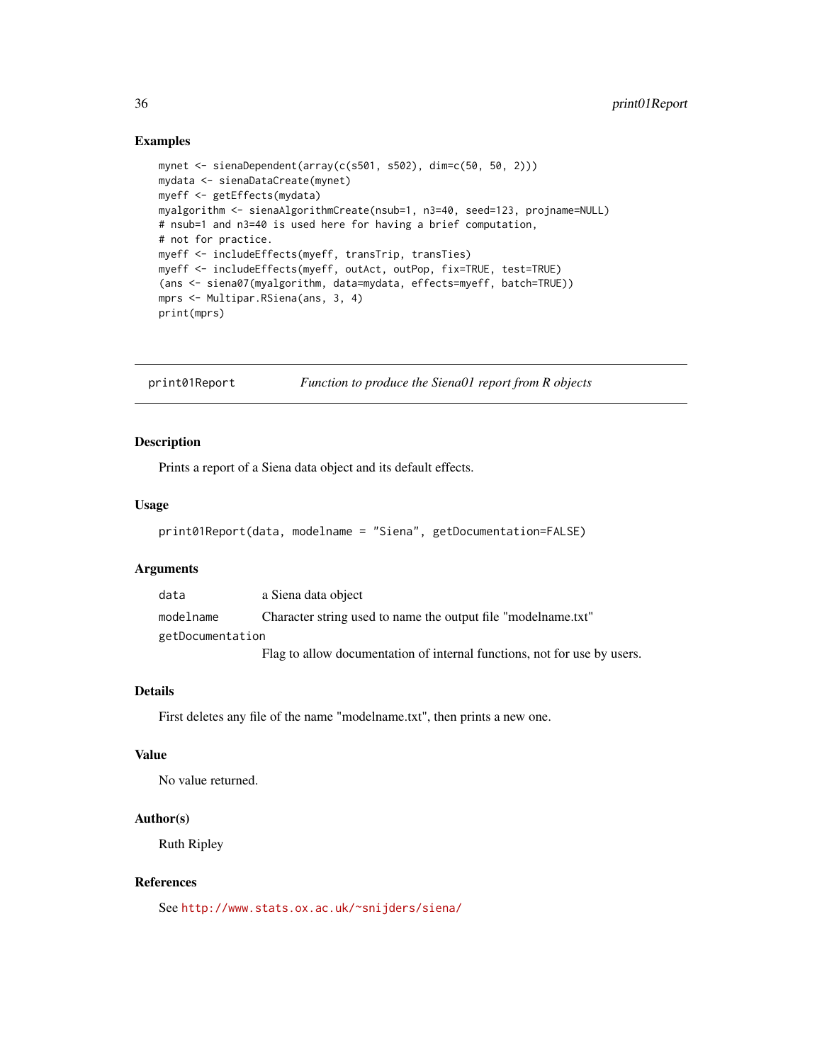## Examples

```
mynet <- sienaDependent(array(c(s501, s502), dim=c(50, 50, 2)))
mydata <- sienaDataCreate(mynet)
myeff <- getEffects(mydata)
myalgorithm <- sienaAlgorithmCreate(nsub=1, n3=40, seed=123, projname=NULL)
# nsub=1 and n3=40 is used here for having a brief computation,
# not for practice.
myeff <- includeEffects(myeff, transTrip, transTies)
myeff <- includeEffects(myeff, outAct, outPop, fix=TRUE, test=TRUE)
(ans <- siena07(myalgorithm, data=mydata, effects=myeff, batch=TRUE))
mprs <- Multipar.RSiena(ans, 3, 4)
print(mprs)
```

---

# print01Report — *Function to produce the Siena01 report from R objects*

## Description

Prints a report of a Siena data object and its default effects.

## Usage

```
print01Report(data, modelname = "Siena", getDocumentation=FALSE)
```

## Arguments

| | |
|---|---|
| `data` | a Siena data object |
| `modelname` | Character string used to name the output file "modelname.txt" |
| `getDocumentation` | Flag to allow documentation of internal functions, not for use by users. |

## Details

First deletes any file of the name "modelname.txt", then prints a new one.

## Value

No value returned.

## Author(s)

Ruth Ripley

## References

See http://www.stats.ox.ac.uk/~snijders/siena/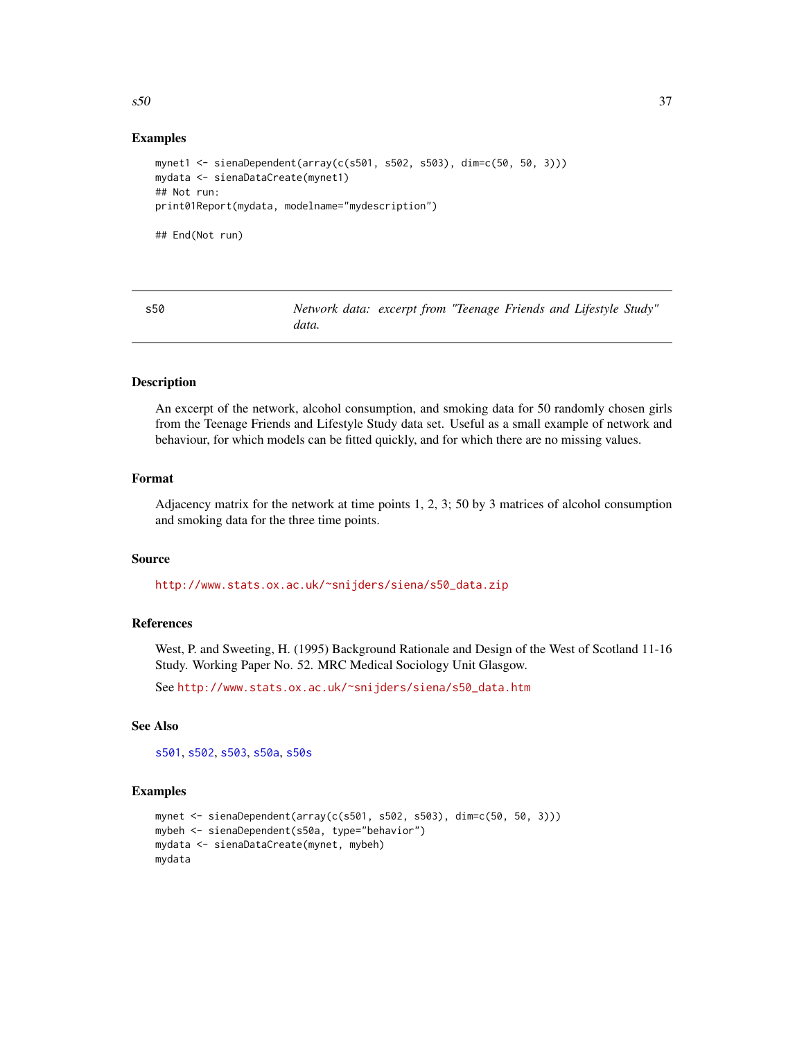## Examples

```
mynet1 <- sienaDependent(array(c(s501, s502, s503), dim=c(50, 50, 3)))
mydata <- sienaDataCreate(mynet1)
## Not run:
print01Report(mydata, modelname="mydescription")

## End(Not run)
```

---

# s50 — *Network data: excerpt from "Teenage Friends and Lifestyle Study" data.*

---

## Description

An excerpt of the network, alcohol consumption, and smoking data for 50 randomly chosen girls from the Teenage Friends and Lifestyle Study data set. Useful as a small example of network and behaviour, for which models can be fitted quickly, and for which there are no missing values.

## Format

Adjacency matrix for the network at time points 1, 2, 3; 50 by 3 matrices of alcohol consumption and smoking data for the three time points.

## Source

http://www.stats.ox.ac.uk/~snijders/siena/s50_data.zip

## References

West, P. and Sweeting, H. (1995) Background Rationale and Design of the West of Scotland 11-16 Study. Working Paper No. 52. MRC Medical Sociology Unit Glasgow.

See http://www.stats.ox.ac.uk/~snijders/siena/s50_data.htm

## See Also

s501, s502, s503, s50a, s50s

## Examples

```
mynet <- sienaDependent(array(c(s501, s502, s503), dim=c(50, 50, 3)))
mybeh <- sienaDependent(s50a, type="behavior")
mydata <- sienaDataCreate(mynet, mybeh)
mydata
```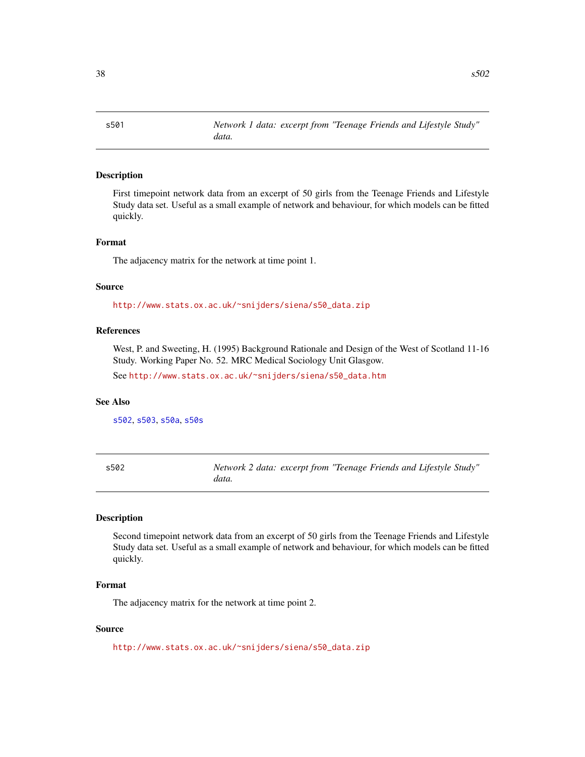## s501 — *Network 1 data: excerpt from "Teenage Friends and Lifestyle Study" data.*

### Description

First timepoint network data from an excerpt of 50 girls from the Teenage Friends and Lifestyle Study data set. Useful as a small example of network and behaviour, for which models can be fitted quickly.

### Format

The adjacency matrix for the network at time point 1.

### Source

http://www.stats.ox.ac.uk/~snijders/siena/s50_data.zip

### References

West, P. and Sweeting, H. (1995) Background Rationale and Design of the West of Scotland 11-16 Study. Working Paper No. 52. MRC Medical Sociology Unit Glasgow.

See http://www.stats.ox.ac.uk/~snijders/siena/s50_data.htm

### See Also

s502, s503, s50a, s50s

## s502 — *Network 2 data: excerpt from "Teenage Friends and Lifestyle Study" data.*

### Description

Second timepoint network data from an excerpt of 50 girls from the Teenage Friends and Lifestyle Study data set. Useful as a small example of network and behaviour, for which models can be fitted quickly.

### Format

The adjacency matrix for the network at time point 2.

### Source

http://www.stats.ox.ac.uk/~snijders/siena/s50_data.zip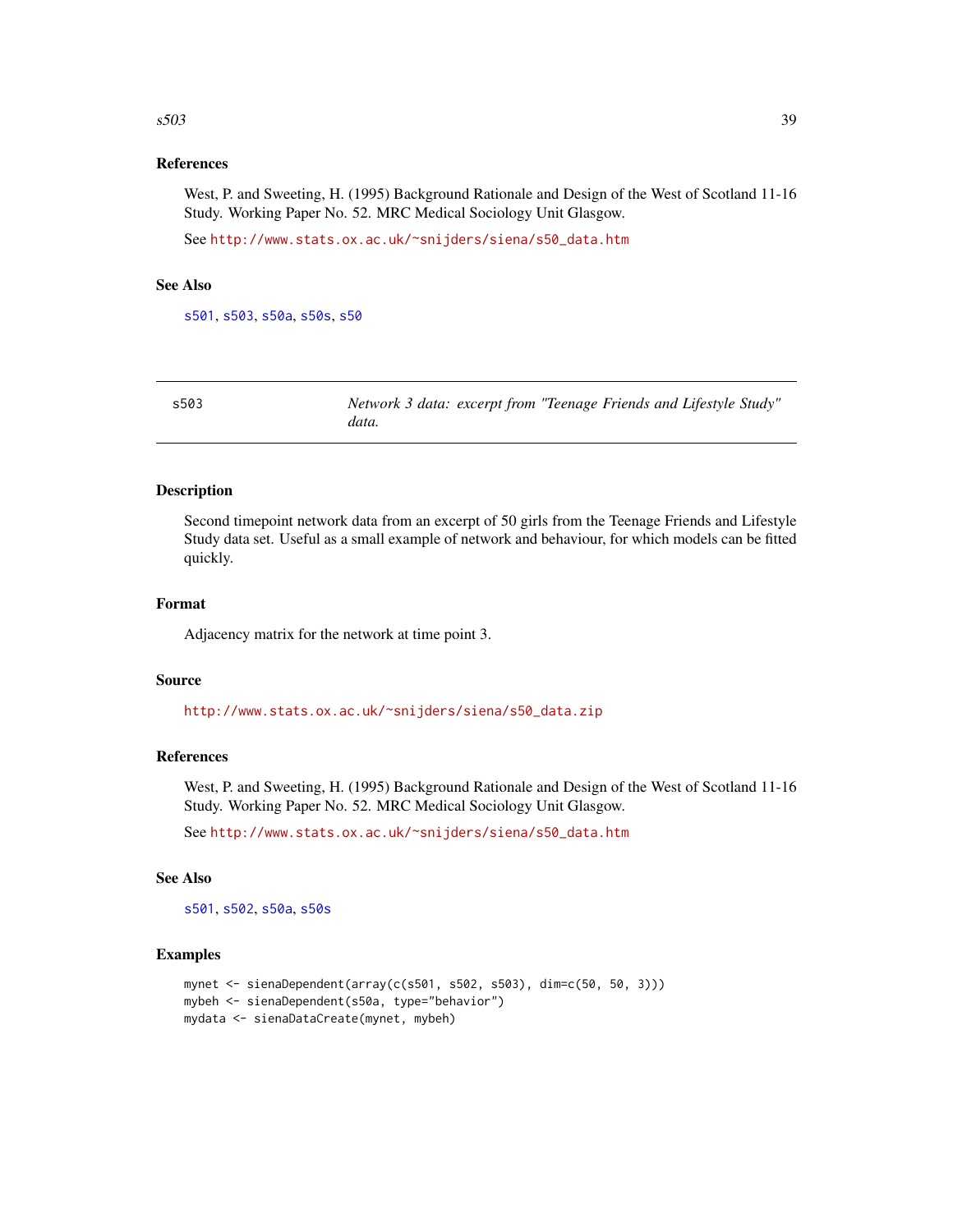### References

West, P. and Sweeting, H. (1995) Background Rationale and Design of the West of Scotland 11-16 Study. Working Paper No. 52. MRC Medical Sociology Unit Glasgow.

See http://www.stats.ox.ac.uk/~snijders/siena/s50_data.htm

### See Also

s501, s503, s50a, s50s, s50

---

## s503 — *Network 3 data: excerpt from "Teenage Friends and Lifestyle Study" data.*

---

### Description

Second timepoint network data from an excerpt of 50 girls from the Teenage Friends and Lifestyle Study data set. Useful as a small example of network and behaviour, for which models can be fitted quickly.

### Format

Adjacency matrix for the network at time point 3.

### Source

http://www.stats.ox.ac.uk/~snijders/siena/s50_data.zip

### References

West, P. and Sweeting, H. (1995) Background Rationale and Design of the West of Scotland 11-16 Study. Working Paper No. 52. MRC Medical Sociology Unit Glasgow.

See http://www.stats.ox.ac.uk/~snijders/siena/s50_data.htm

### See Also

s501, s502, s50a, s50s

### Examples

```
mynet <- sienaDependent(array(c(s501, s502, s503), dim=c(50, 50, 3)))
mybeh <- sienaDependent(s50a, type="behavior")
mydata <- sienaDataCreate(mynet, mybeh)
```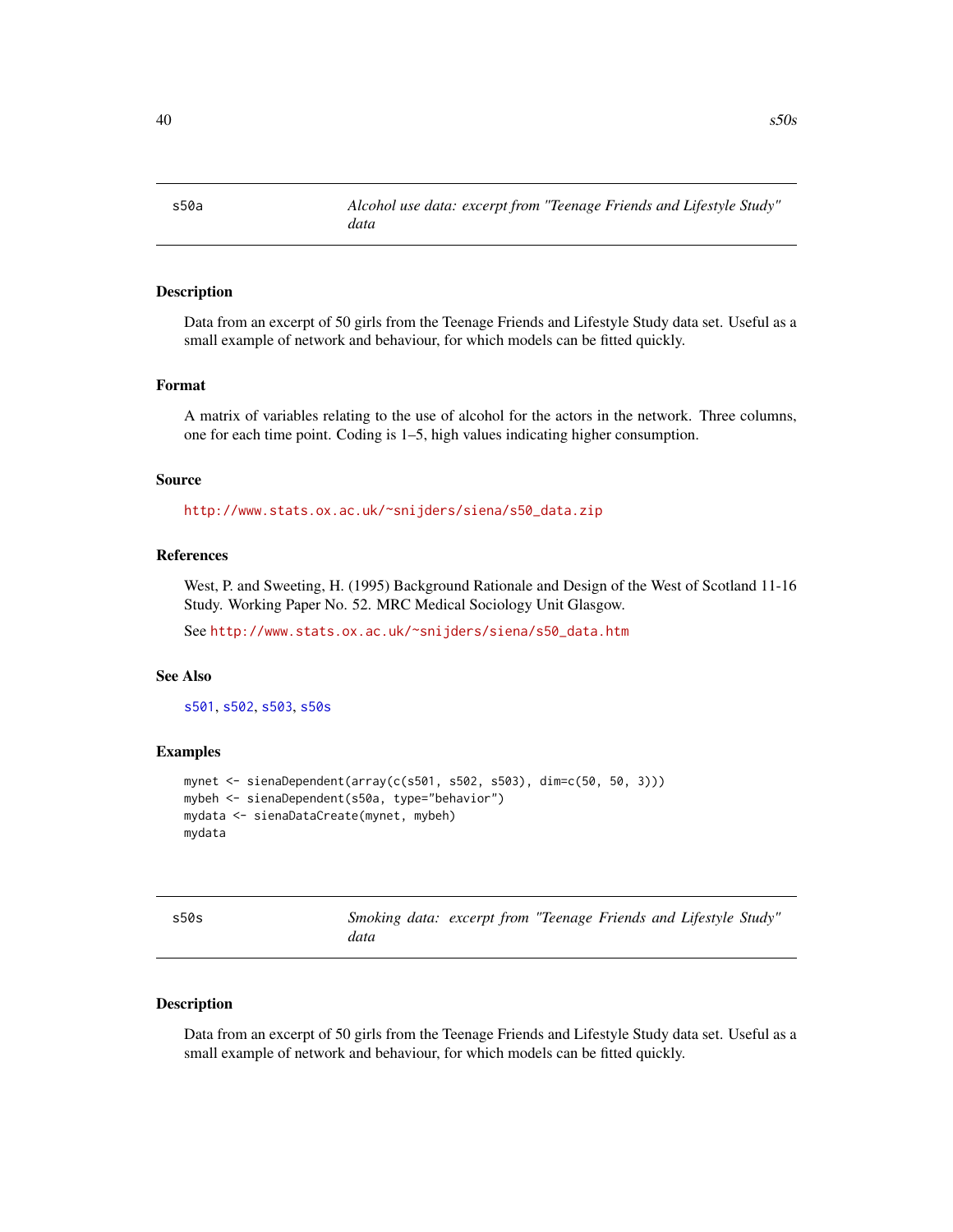## s50a — *Alcohol use data: excerpt from "Teenage Friends and Lifestyle Study" data*

### Description

Data from an excerpt of 50 girls from the Teenage Friends and Lifestyle Study data set. Useful as a small example of network and behaviour, for which models can be fitted quickly.

### Format

A matrix of variables relating to the use of alcohol for the actors in the network. Three columns, one for each time point. Coding is 1–5, high values indicating higher consumption.

### Source

http://www.stats.ox.ac.uk/~snijders/siena/s50_data.zip

### References

West, P. and Sweeting, H. (1995) Background Rationale and Design of the West of Scotland 11-16 Study. Working Paper No. 52. MRC Medical Sociology Unit Glasgow.

See http://www.stats.ox.ac.uk/~snijders/siena/s50_data.htm

### See Also

s501, s502, s503, s50s

### Examples

```
mynet <- sienaDependent(array(c(s501, s502, s503), dim=c(50, 50, 3)))
mybeh <- sienaDependent(s50a, type="behavior")
mydata <- sienaDataCreate(mynet, mybeh)
mydata
```

## s50s — *Smoking data: excerpt from "Teenage Friends and Lifestyle Study" data*

### Description

Data from an excerpt of 50 girls from the Teenage Friends and Lifestyle Study data set. Useful as a small example of network and behaviour, for which models can be fitted quickly.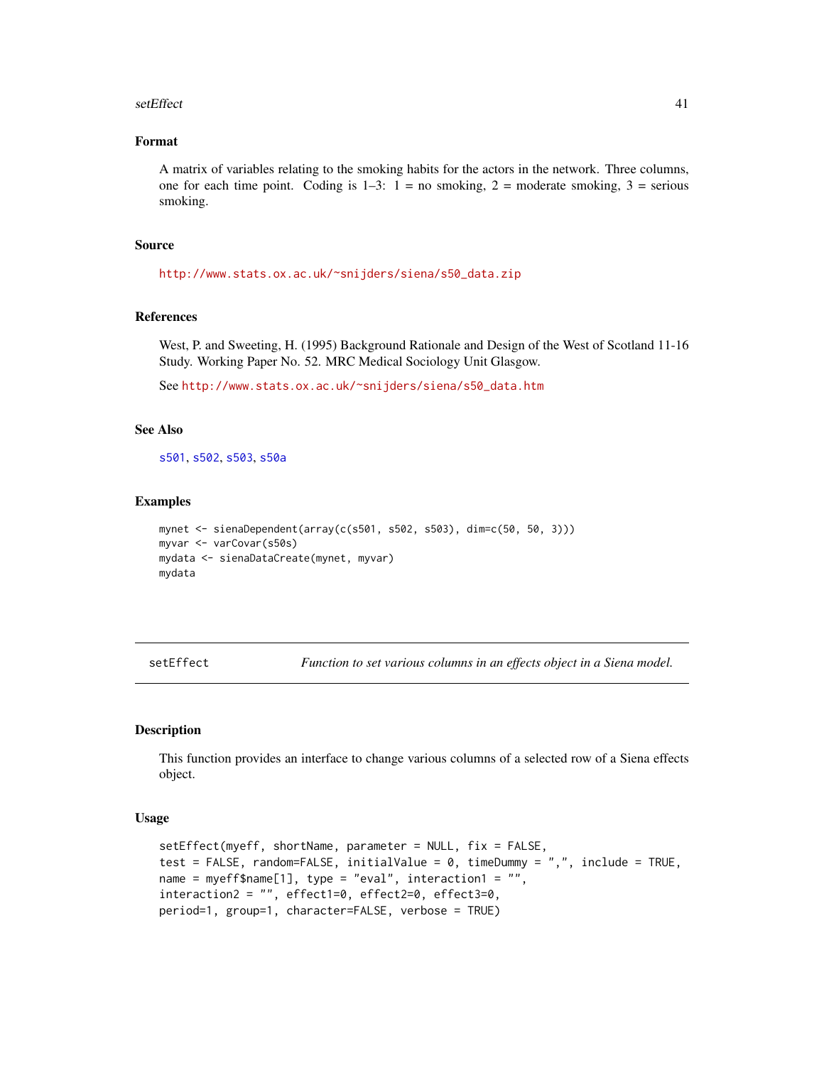### Format

A matrix of variables relating to the smoking habits for the actors in the network. Three columns, one for each time point. Coding is 1–3: 1 = no smoking, 2 = moderate smoking, 3 = serious smoking.

### Source

http://www.stats.ox.ac.uk/~snijders/siena/s50_data.zip

### References

West, P. and Sweeting, H. (1995) Background Rationale and Design of the West of Scotland 11-16 Study. Working Paper No. 52. MRC Medical Sociology Unit Glasgow.

See http://www.stats.ox.ac.uk/~snijders/siena/s50_data.htm

### See Also

s501, s502, s503, s50a

### Examples

```
mynet <- sienaDependent(array(c(s501, s502, s503), dim=c(50, 50, 3)))
myvar <- varCovar(s50s)
mydata <- sienaDataCreate(mynet, myvar)
mydata
```

---

## setEffect — *Function to set various columns in an effects object in a Siena model.*

---

### Description

This function provides an interface to change various columns of a selected row of a Siena effects object.

### Usage

```
setEffect(myeff, shortName, parameter = NULL, fix = FALSE,
test = FALSE, random=FALSE, initialValue = 0, timeDummy = ",", include = TRUE,
name = myeff$name[1], type = "eval", interaction1 = "",
interaction2 = "", effect1=0, effect2=0, effect3=0,
period=1, group=1, character=FALSE, verbose = TRUE)
```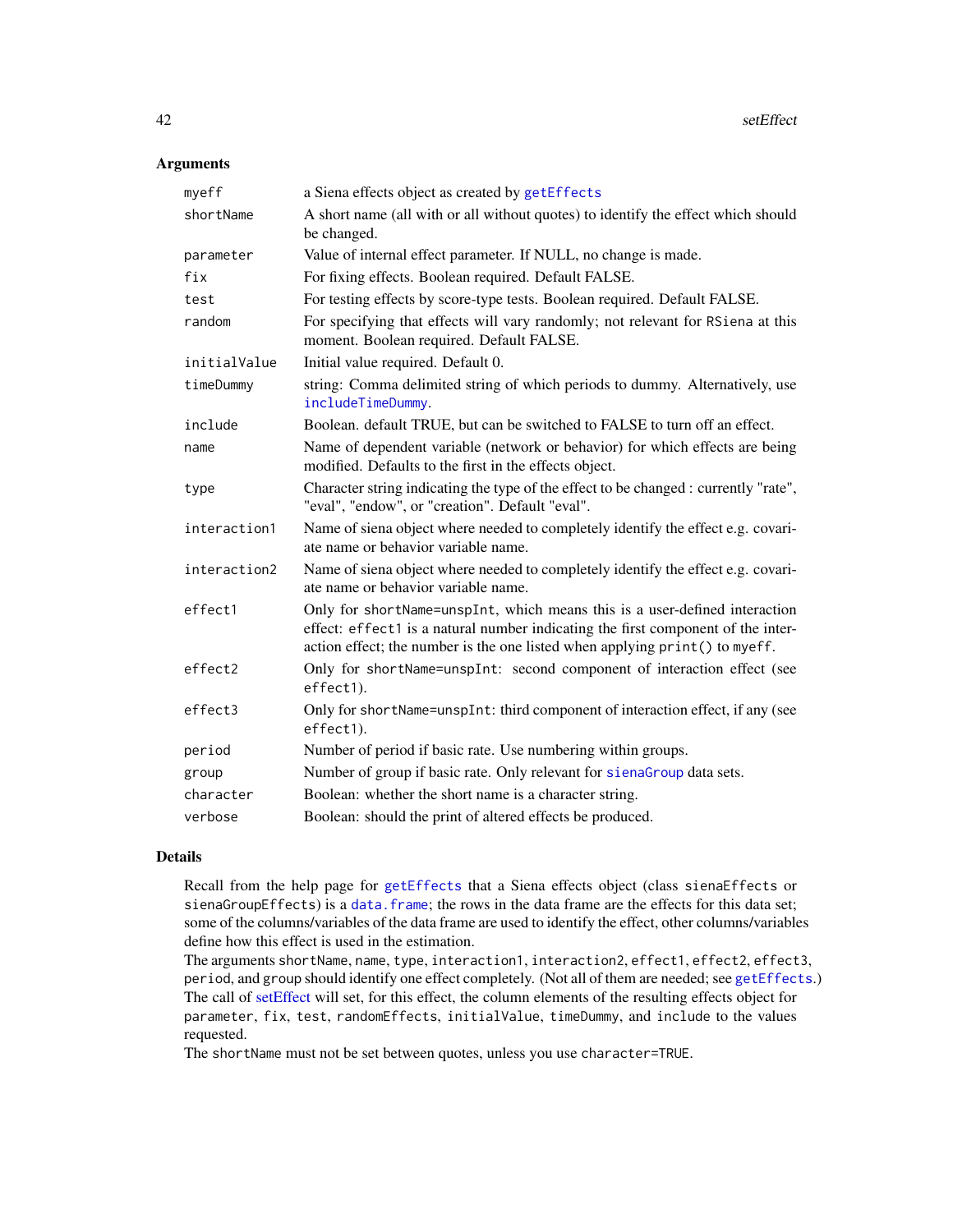### Arguments

| | |
|---|---|
| `myeff` | a Siena effects object as created by `getEffects` |
| `shortName` | A short name (all with or all without quotes) to identify the effect which should be changed. |
| `parameter` | Value of internal effect parameter. If NULL, no change is made. |
| `fix` | For fixing effects. Boolean required. Default FALSE. |
| `test` | For testing effects by score-type tests. Boolean required. Default FALSE. |
| `random` | For specifying that effects will vary randomly; not relevant for `RSiena` at this moment. Boolean required. Default FALSE. |
| `initialValue` | Initial value required. Default 0. |
| `timeDummy` | string: Comma delimited string of which periods to dummy. Alternatively, use `includeTimeDummy`. |
| `include` | Boolean. default TRUE, but can be switched to FALSE to turn off an effect. |
| `name` | Name of dependent variable (network or behavior) for which effects are being modified. Defaults to the first in the effects object. |
| `type` | Character string indicating the type of the effect to be changed : currently "rate", "eval", "endow", or "creation". Default "eval". |
| `interaction1` | Name of siena object where needed to completely identify the effect e.g. covariate name or behavior variable name. |
| `interaction2` | Name of siena object where needed to completely identify the effect e.g. covariate name or behavior variable name. |
| `effect1` | Only for `shortName=unspInt`, which means this is a user-defined interaction effect: `effect1` is a natural number indicating the first component of the interaction effect; the number is the one listed when applying `print()` to `myeff`. |
| `effect2` | Only for `shortName=unspInt`: second component of interaction effect (see `effect1`). |
| `effect3` | Only for `shortName=unspInt`: third component of interaction effect, if any (see `effect1`). |
| `period` | Number of period if basic rate. Use numbering within groups. |
| `group` | Number of group if basic rate. Only relevant for `sienaGroup` data sets. |
| `character` | Boolean: whether the short name is a character string. |
| `verbose` | Boolean: should the print of altered effects be produced. |

### Details

Recall from the help page for `getEffects` that a Siena effects object (class `sienaEffects` or `sienaGroupEffects`) is a `data.frame`; the rows in the data frame are the effects for this data set; some of the columns/variables of the data frame are used to identify the effect, other columns/variables define how this effect is used in the estimation.
The arguments `shortName`, `name`, `type`, `interaction1`, `interaction2`, `effect1`, `effect2`, `effect3`, `period`, and `group` should identify one effect completely. (Not all of them are needed; see `getEffects`.)
The call of setEffect will set, for this effect, the column elements of the resulting effects object for `parameter`, `fix`, `test`, `randomEffects`, `initialValue`, `timeDummy`, and `include` to the values requested.
The `shortName` must not be set between quotes, unless you use `character=TRUE`.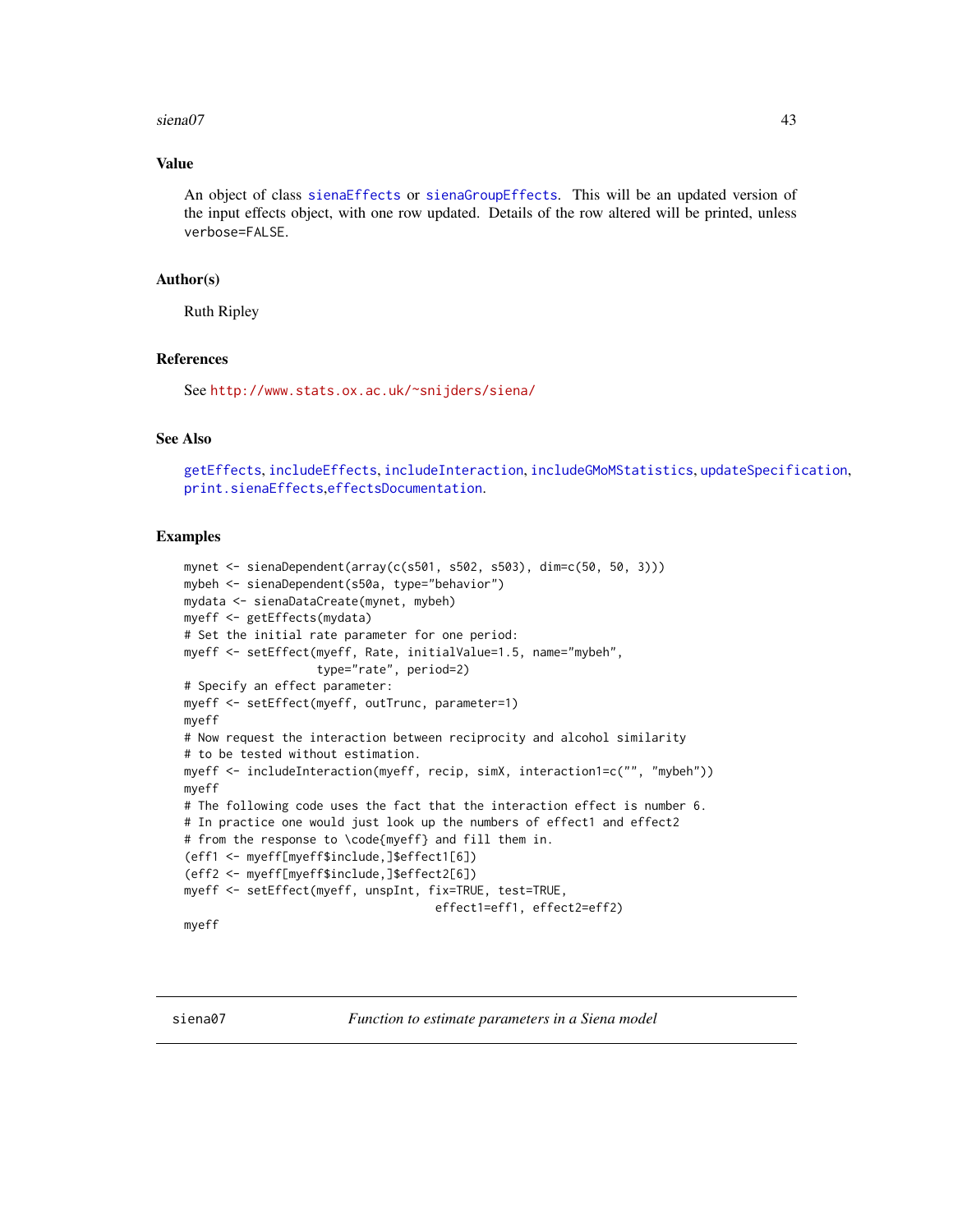## Value

An object of class `sienaEffects` or `sienaGroupEffects`. This will be an updated version of the input effects object, with one row updated. Details of the row altered will be printed, unless `verbose=FALSE`.

## Author(s)

Ruth Ripley

## References

See http://www.stats.ox.ac.uk/~snijders/siena/

## See Also

`getEffects`, `includeEffects`, `includeInteraction`, `includeGMoMStatistics`, `updateSpecification`, `print.sienaEffects`, `effectsDocumentation`.

## Examples

```
mynet <- sienaDependent(array(c(s501, s502, s503), dim=c(50, 50, 3)))
mybeh <- sienaDependent(s50a, type="behavior")
mydata <- sienaDataCreate(mynet, mybeh)
myeff <- getEffects(mydata)
# Set the initial rate parameter for one period:
myeff <- setEffect(myeff, Rate, initialValue=1.5, name="mybeh",
                   type="rate", period=2)
# Specify an effect parameter:
myeff <- setEffect(myeff, outTrunc, parameter=1)
myeff
# Now request the interaction between reciprocity and alcohol similarity
# to be tested without estimation.
myeff <- includeInteraction(myeff, recip, simX, interaction1=c("", "mybeh"))
myeff
# The following code uses the fact that the interaction effect is number 6.
# In practice one would just look up the numbers of effect1 and effect2
# from the response to \code{myeff} and fill them in.
(eff1 <- myeff[myeff$include,]$effect1[6])
(eff2 <- myeff[myeff$include,]$effect2[6])
myeff <- setEffect(myeff, unspInt, fix=TRUE, test=TRUE,
                                 effect1=eff1, effect2=eff2)
myeff
```

---

siena07 — *Function to estimate parameters in a Siena model*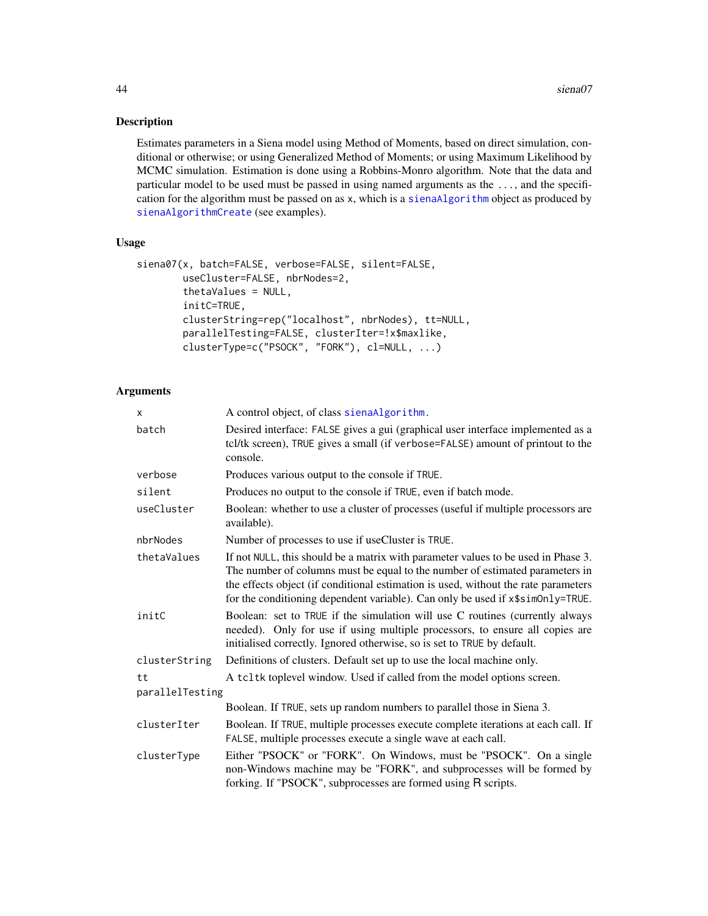## Description

Estimates parameters in a Siena model using Method of Moments, based on direct simulation, conditional or otherwise; or using Generalized Method of Moments; or using Maximum Likelihood by MCMC simulation. Estimation is done using a Robbins-Monro algorithm. Note that the data and particular model to be used must be passed in using named arguments as the `...`, and the specification for the algorithm must be passed on as `x`, which is a `sienaAlgorithm` object as produced by `sienaAlgorithmCreate` (see examples).

## Usage

```
siena07(x, batch=FALSE, verbose=FALSE, silent=FALSE,
        useCluster=FALSE, nbrNodes=2,
        thetaValues = NULL,
        initC=TRUE,
        clusterString=rep("localhost", nbrNodes), tt=NULL,
        parallelTesting=FALSE, clusterIter=!x$maxlike,
        clusterType=c("PSOCK", "FORK"), cl=NULL, ...)
```

## Arguments

| | |
|---|---|
| `x` | A control object, of class `sienaAlgorithm`. |
| `batch` | Desired interface: `FALSE` gives a gui (graphical user interface implemented as a tcl/tk screen), `TRUE` gives a small (if `verbose=FALSE`) amount of printout to the console. |
| `verbose` | Produces various output to the console if `TRUE`. |
| `silent` | Produces no output to the console if `TRUE`, even if batch mode. |
| `useCluster` | Boolean: whether to use a cluster of processes (useful if multiple processors are available). |
| `nbrNodes` | Number of processes to use if useCluster is `TRUE`. |
| `thetaValues` | If not `NULL`, this should be a matrix with parameter values to be used in Phase 3. The number of columns must be equal to the number of estimated parameters in the effects object (if conditional estimation is used, without the rate parameters for the conditioning dependent variable). Can only be used if `x$simOnly=TRUE`. |
| `initC` | Boolean: set to `TRUE` if the simulation will use C routines (currently always needed). Only for use if using multiple processors, to ensure all copies are initialised correctly. Ignored otherwise, so is set to `TRUE` by default. |
| `clusterString` | Definitions of clusters. Default set up to use the local machine only. |
| `tt` | A `tcltk` toplevel window. Used if called from the model options screen. |
| `parallelTesting` | Boolean. If `TRUE`, sets up random numbers to parallel those in Siena 3. |
| `clusterIter` | Boolean. If `TRUE`, multiple processes execute complete iterations at each call. If `FALSE`, multiple processes execute a single wave at each call. |
| `clusterType` | Either "PSOCK" or "FORK". On Windows, must be "PSOCK". On a single non-Windows machine may be "FORK", and subprocesses will be formed by forking. If "PSOCK", subprocesses are formed using R scripts. |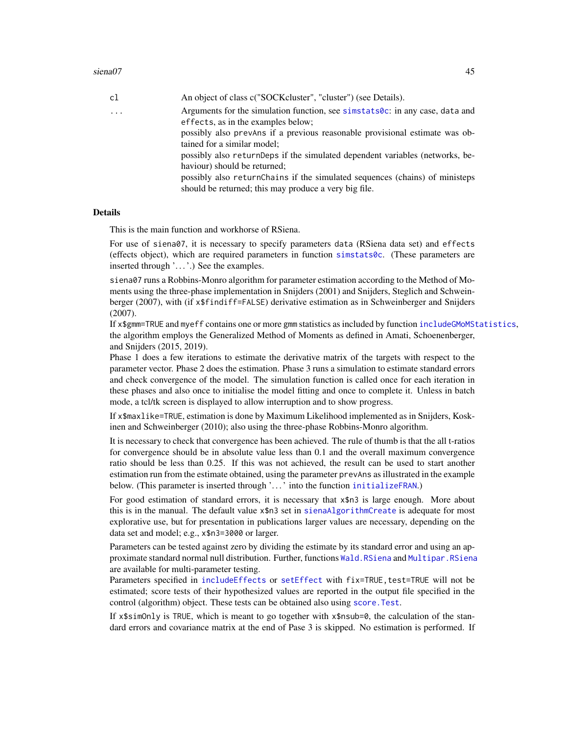| | |
|---|---|
| cl | An object of class c("SOCKcluster", "cluster") (see Details). |
| ... | Arguments for the simulation function, see simstats0c: in any case, data and effects, as in the examples below; possibly also prevAns if a previous reasonable provisional estimate was obtained for a similar model; possibly also returnDeps if the simulated dependent variables (networks, behaviour) should be returned; possibly also returnChains if the simulated sequences (chains) of ministeps should be returned; this may produce a very big file. |

## Details

This is the main function and workhorse of RSiena.

For use of siena07, it is necessary to specify parameters data (RSiena data set) and effects (effects object), which are required parameters in function simstats0c. (These parameters are inserted through '...'.) See the examples.

siena07 runs a Robbins-Monro algorithm for parameter estimation according to the Method of Moments using the three-phase implementation in Snijders (2001) and Snijders, Steglich and Schweinberger (2007), with (if x$findiff=FALSE) derivative estimation as in Schweinberger and Snijders (2007).
If x$gmm=TRUE and myeff contains one or more gmm statistics as included by function includeGMoMStatistics, the algorithm employs the Generalized Method of Moments as defined in Amati, Schoenenberger, and Snijders (2015, 2019).
Phase 1 does a few iterations to estimate the derivative matrix of the targets with respect to the parameter vector. Phase 2 does the estimation. Phase 3 runs a simulation to estimate standard errors and check convergence of the model. The simulation function is called once for each iteration in these phases and also once to initialise the model fitting and once to complete it. Unless in batch mode, a tcl/tk screen is displayed to allow interruption and to show progress.

If x$maxlike=TRUE, estimation is done by Maximum Likelihood implemented as in Snijders, Koskinen and Schweinberger (2010); also using the three-phase Robbins-Monro algorithm.

It is necessary to check that convergence has been achieved. The rule of thumb is that the all t-ratios for convergence should be in absolute value less than 0.1 and the overall maximum convergence ratio should be less than 0.25. If this was not achieved, the result can be used to start another estimation run from the estimate obtained, using the parameter prevAns as illustrated in the example below. (This parameter is inserted through '...' into the function initializeFRAN.)

For good estimation of standard errors, it is necessary that x$n3 is large enough. More about this is in the manual. The default value x$n3 set in sienaAlgorithmCreate is adequate for most explorative use, but for presentation in publications larger values are necessary, depending on the data set and model; e.g., x$n3=3000 or larger.

Parameters can be tested against zero by dividing the estimate by its standard error and using an approximate standard normal null distribution. Further, functions Wald.RSiena and Multipar.RSiena are available for multi-parameter testing.
Parameters specified in includeEffects or setEffect with fix=TRUE,test=TRUE will not be estimated; score tests of their hypothesized values are reported in the output file specified in the control (algorithm) object. These tests can be obtained also using score.Test.

If x$simOnly is TRUE, which is meant to go together with x$nsub=0, the calculation of the standard errors and covariance matrix at the end of Pase 3 is skipped. No estimation is performed. If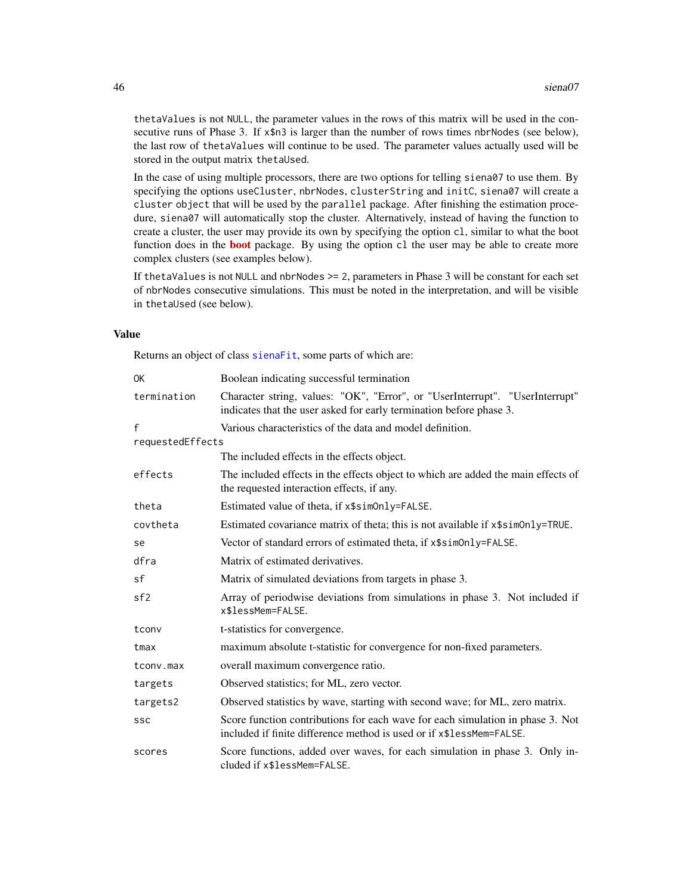thetaValues is not NULL, the parameter values in the rows of this matrix will be used in the consecutive runs of Phase 3. If x$n3 is larger than the number of rows times nbrNodes (see below), the last row of thetaValues will continue to be used. The parameter values actually used will be stored in the output matrix thetaUsed.

In the case of using multiple processors, there are two options for telling siena07 to use them. By specifying the options useCluster, nbrNodes, clusterString and initC, siena07 will create a cluster object that will be used by the parallel package. After finishing the estimation procedure, siena07 will automatically stop the cluster. Alternatively, instead of having the function to create a cluster, the user may provide its own by specifying the option cl, similar to what the boot function does in the **boot** package. By using the option cl the user may be able to create more complex clusters (see examples below).

If thetaValues is not NULL and nbrNodes >= 2, parameters in Phase 3 will be constant for each set of nbrNodes consecutive simulations. This must be noted in the interpretation, and will be visible in thetaUsed (see below).

## Value

Returns an object of class sienaFit, some parts of which are:

| | |
|---|---|
| OK | Boolean indicating successful termination |
| termination | Character string, values: "OK", "Error", or "UserInterrupt". "UserInterrupt" indicates that the user asked for early termination before phase 3. |
| f | Various characteristics of the data and model definition. |
| requestedEffects | The included effects in the effects object. |
| effects | The included effects in the effects object to which are added the main effects of the requested interaction effects, if any. |
| theta | Estimated value of theta, if x$simOnly=FALSE. |
| covtheta | Estimated covariance matrix of theta; this is not available if x$simOnly=TRUE. |
| se | Vector of standard errors of estimated theta, if x$simOnly=FALSE. |
| dfra | Matrix of estimated derivatives. |
| sf | Matrix of simulated deviations from targets in phase 3. |
| sf2 | Array of periodwise deviations from simulations in phase 3. Not included if x$lessMem=FALSE. |
| tconv | t-statistics for convergence. |
| tmax | maximum absolute t-statistic for convergence for non-fixed parameters. |
| tconv.max | overall maximum convergence ratio. |
| targets | Observed statistics; for ML, zero vector. |
| targets2 | Observed statistics by wave, starting with second wave; for ML, zero matrix. |
| ssc | Score function contributions for each wave for each simulation in phase 3. Not included if finite difference method is used or if x$lessMem=FALSE. |
| scores | Score functions, added over waves, for each simulation in phase 3. Only included if x$lessMem=FALSE. |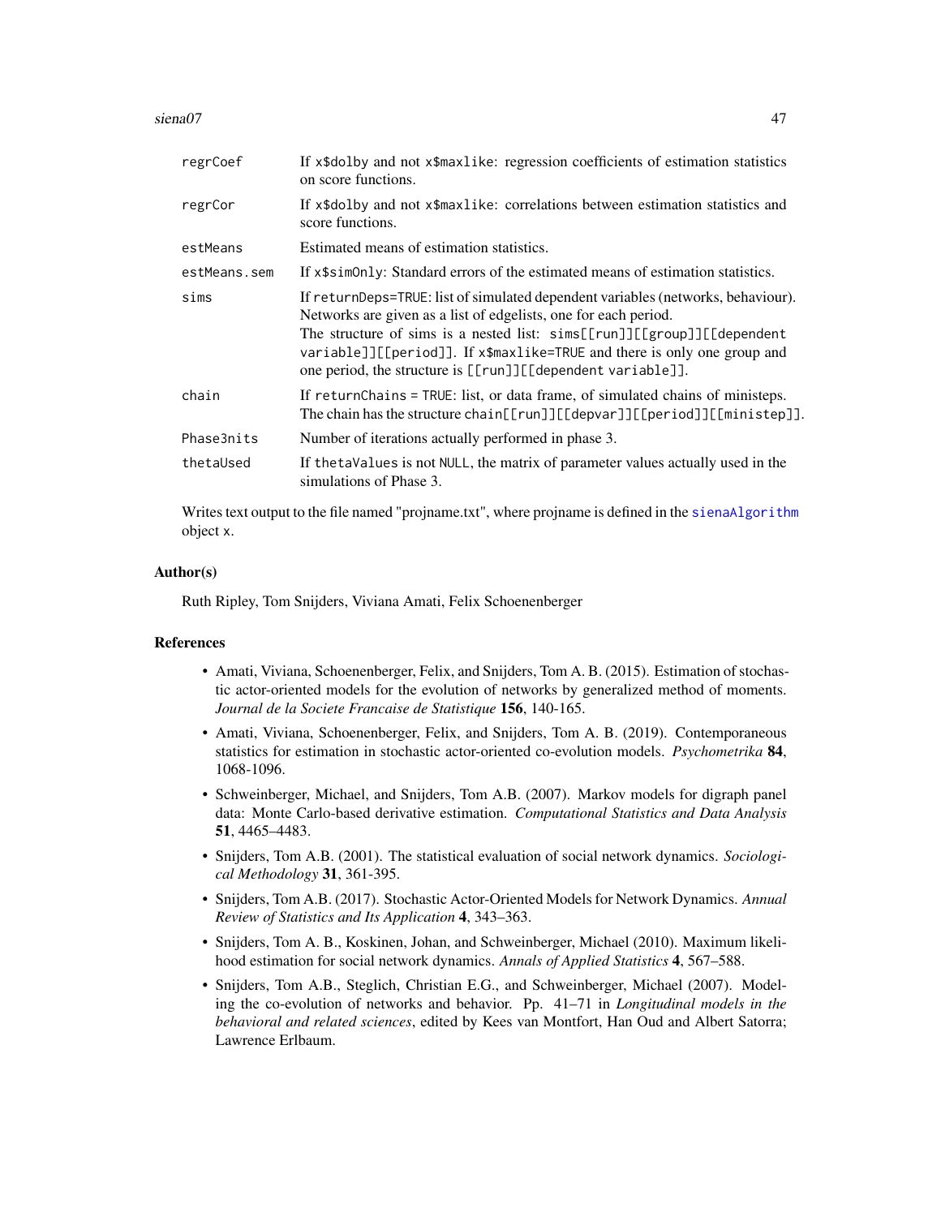| | |
|---|---|
| regrCoef | If x$dolby and not x$maxlike: regression coefficients of estimation statistics on score functions. |
| regrCor | If x$dolby and not x$maxlike: correlations between estimation statistics and score functions. |
| estMeans | Estimated means of estimation statistics. |
| estMeans.sem | If x$simOnly: Standard errors of the estimated means of estimation statistics. |
| sims | If returnDeps=TRUE: list of simulated dependent variables (networks, behaviour). Networks are given as a list of edgelists, one for each period. The structure of sims is a nested list: sims[[run]][[group]][[dependent variable]][[period]]. If x$maxlike=TRUE and there is only one group and one period, the structure is [[run]][[dependent variable]]. |
| chain | If returnChains = TRUE: list, or data frame, of simulated chains of ministeps. The chain has the structure chain[[run]][[depvar]][[period]][[ministep]]. |
| Phase3nits | Number of iterations actually performed in phase 3. |
| thetaUsed | If thetaValues is not NULL, the matrix of parameter values actually used in the simulations of Phase 3. |

Writes text output to the file named "projname.txt", where projname is defined in the sienaAlgorithm object x.

## Author(s)

Ruth Ripley, Tom Snijders, Viviana Amati, Felix Schoenenberger

## References

- Amati, Viviana, Schoenenberger, Felix, and Snijders, Tom A. B. (2015). Estimation of stochastic actor-oriented models for the evolution of networks by generalized method of moments. *Journal de la Societe Francaise de Statistique* **156**, 140-165.
- Amati, Viviana, Schoenenberger, Felix, and Snijders, Tom A. B. (2019). Contemporaneous statistics for estimation in stochastic actor-oriented co-evolution models. *Psychometrika* **84**, 1068-1096.
- Schweinberger, Michael, and Snijders, Tom A.B. (2007). Markov models for digraph panel data: Monte Carlo-based derivative estimation. *Computational Statistics and Data Analysis* **51**, 4465–4483.
- Snijders, Tom A.B. (2001). The statistical evaluation of social network dynamics. *Sociological Methodology* **31**, 361-395.
- Snijders, Tom A.B. (2017). Stochastic Actor-Oriented Models for Network Dynamics. *Annual Review of Statistics and Its Application* **4**, 343–363.
- Snijders, Tom A. B., Koskinen, Johan, and Schweinberger, Michael (2010). Maximum likelihood estimation for social network dynamics. *Annals of Applied Statistics* **4**, 567–588.
- Snijders, Tom A.B., Steglich, Christian E.G., and Schweinberger, Michael (2007). Modeling the co-evolution of networks and behavior. Pp. 41–71 in *Longitudinal models in the behavioral and related sciences*, edited by Kees van Montfort, Han Oud and Albert Satorra; Lawrence Erlbaum.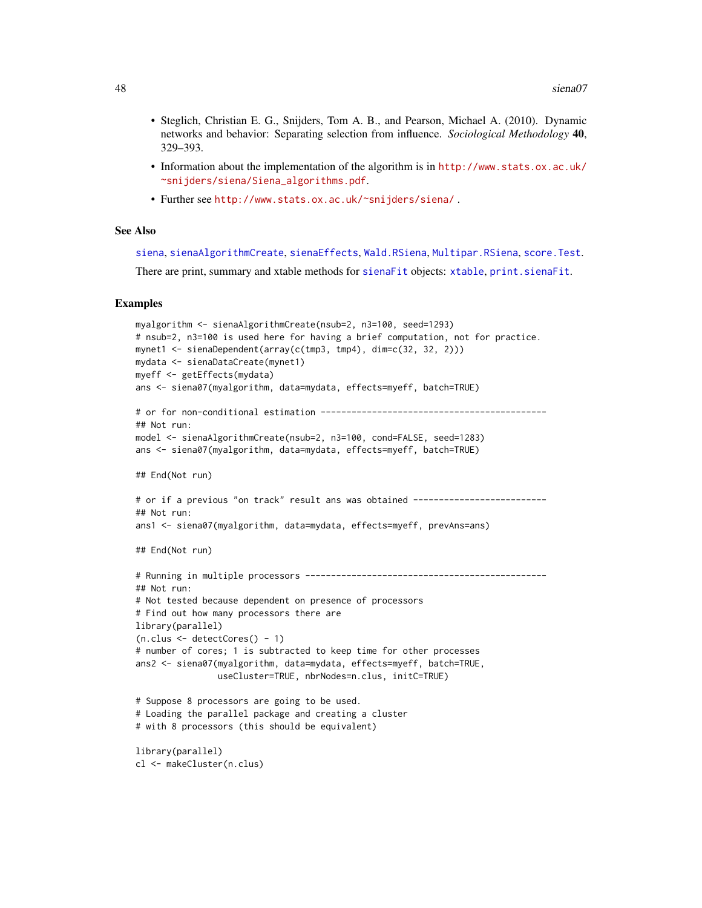- Steglich, Christian E. G., Snijders, Tom A. B., and Pearson, Michael A. (2010). Dynamic networks and behavior: Separating selection from influence. *Sociological Methodology* **40**, 329–393.
- Information about the implementation of the algorithm is in http://www.stats.ox.ac.uk/~snijders/siena/Siena_algorithms.pdf.
- Further see http://www.stats.ox.ac.uk/~snijders/siena/ .

## See Also

siena, sienaAlgorithmCreate, sienaEffects, Wald.RSiena, Multipar.RSiena, score.Test.

There are print, summary and xtable methods for sienaFit objects: xtable, print.sienaFit.

## Examples

```
myalgorithm <- sienaAlgorithmCreate(nsub=2, n3=100, seed=1293)
# nsub=2, n3=100 is used here for having a brief computation, not for practice.
mynet1 <- sienaDependent(array(c(tmp3, tmp4), dim=c(32, 32, 2)))
mydata <- sienaDataCreate(mynet1)
myeff <- getEffects(mydata)
ans <- siena07(myalgorithm, data=mydata, effects=myeff, batch=TRUE)

# or for non-conditional estimation --------------------------------------------
## Not run:
model <- sienaAlgorithmCreate(nsub=2, n3=100, cond=FALSE, seed=1283)
ans <- siena07(myalgorithm, data=mydata, effects=myeff, batch=TRUE)

## End(Not run)

# or if a previous "on track" result ans was obtained --------------------------
## Not run:
ans1 <- siena07(myalgorithm, data=mydata, effects=myeff, prevAns=ans)

## End(Not run)

# Running in multiple processors -----------------------------------------------
## Not run:
# Not tested because dependent on presence of processors
# Find out how many processors there are
library(parallel)
(n.clus <- detectCores() - 1)
# number of cores; 1 is subtracted to keep time for other processes
ans2 <- siena07(myalgorithm, data=mydata, effects=myeff, batch=TRUE,
                useCluster=TRUE, nbrNodes=n.clus, initC=TRUE)

# Suppose 8 processors are going to be used.
# Loading the parallel package and creating a cluster
# with 8 processors (this should be equivalent)

library(parallel)
cl <- makeCluster(n.clus)
```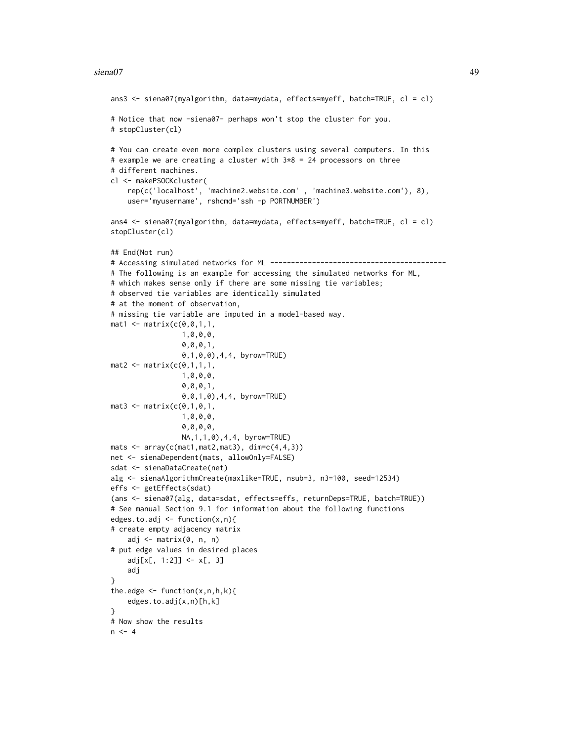```
ans3 <- siena07(myalgorithm, data=mydata, effects=myeff, batch=TRUE, cl = cl)

# Notice that now -siena07- perhaps won't stop the cluster for you.
# stopCluster(cl)

# You can create even more complex clusters using several computers. In this
# example we are creating a cluster with 3*8 = 24 processors on three
# different machines.
cl <- makePSOCKcluster(
    rep(c('localhost', 'machine2.website.com' , 'machine3.website.com'), 8),
    user='myusername', rshcmd='ssh -p PORTNUMBER')

ans4 <- siena07(myalgorithm, data=mydata, effects=myeff, batch=TRUE, cl = cl)
stopCluster(cl)

## End(Not run)
# Accessing simulated networks for ML ------------------------------------------
# The following is an example for accessing the simulated networks for ML,
# which makes sense only if there are some missing tie variables;
# observed tie variables are identically simulated
# at the moment of observation,
# missing tie variable are imputed in a model-based way.
mat1 <- matrix(c(0,0,1,1,
                 1,0,0,0,
                 0,0,0,1,
                 0,1,0,0),4,4, byrow=TRUE)
mat2 <- matrix(c(0,1,1,1,
                 1,0,0,0,
                 0,0,0,1,
                 0,0,1,0),4,4, byrow=TRUE)
mat3 <- matrix(c(0,1,0,1,
                 1,0,0,0,
                 0,0,0,0,
                 NA,1,1,0),4,4, byrow=TRUE)
mats <- array(c(mat1,mat2,mat3), dim=c(4,4,3))
net <- sienaDependent(mats, allowOnly=FALSE)
sdat <- sienaDataCreate(net)
alg <- sienaAlgorithmCreate(maxlike=TRUE, nsub=3, n3=100, seed=12534)
effs <- getEffects(sdat)
(ans <- siena07(alg, data=sdat, effects=effs, returnDeps=TRUE, batch=TRUE))
# See manual Section 9.1 for information about the following functions
edges.to.adj <- function(x,n){
# create empty adjacency matrix
    adj <- matrix(0, n, n)
# put edge values in desired places
    adj[x[, 1:2]] <- x[, 3]
    adj
}
the.edge <- function(x,n,h,k){
    edges.to.adj(x,n)[h,k]
}
# Now show the results
n <- 4
```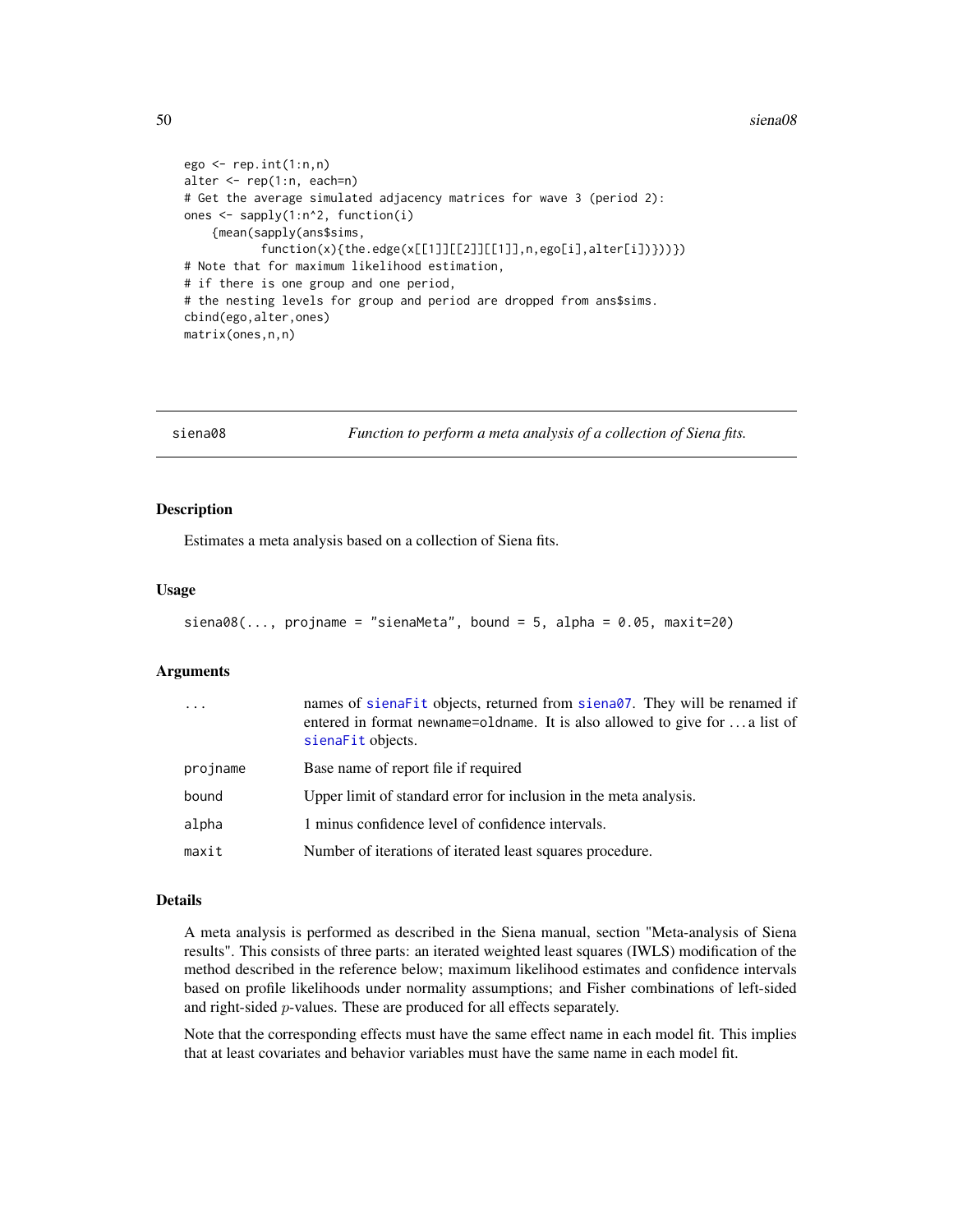```
ego <- rep.int(1:n,n)
alter <- rep(1:n, each=n)
# Get the average simulated adjacency matrices for wave 3 (period 2):
ones <- sapply(1:n^2, function(i)
    {mean(sapply(ans$sims,
           function(x){the.edge(x[[1]][[2]][[1]],n,ego[i],alter[i])}))})
# Note that for maximum likelihood estimation,
# if there is one group and one period,
# the nesting levels for group and period are dropped from ans$sims.
cbind(ego,alter,ones)
matrix(ones,n,n)
```

---

## siena08 — *Function to perform a meta analysis of a collection of Siena fits.*

### Description

Estimates a meta analysis based on a collection of Siena fits.

### Usage

```
siena08(..., projname = "sienaMeta", bound = 5, alpha = 0.05, maxit=20)
```

### Arguments

| | |
|---|---|
| `...` | names of `sienaFit` objects, returned from `siena07`. They will be renamed if entered in format `newname=oldname`. It is also allowed to give for ... a list of `sienaFit` objects. |
| `projname` | Base name of report file if required |
| `bound` | Upper limit of standard error for inclusion in the meta analysis. |
| `alpha` | 1 minus confidence level of confidence intervals. |
| `maxit` | Number of iterations of iterated least squares procedure. |

### Details

A meta analysis is performed as described in the Siena manual, section "Meta-analysis of Siena results". This consists of three parts: an iterated weighted least squares (IWLS) modification of the method described in the reference below; maximum likelihood estimates and confidence intervals based on profile likelihoods under normality assumptions; and Fisher combinations of left-sided and right-sided $p$-values. These are produced for all effects separately.

Note that the corresponding effects must have the same effect name in each model fit. This implies that at least covariates and behavior variables must have the same name in each model fit.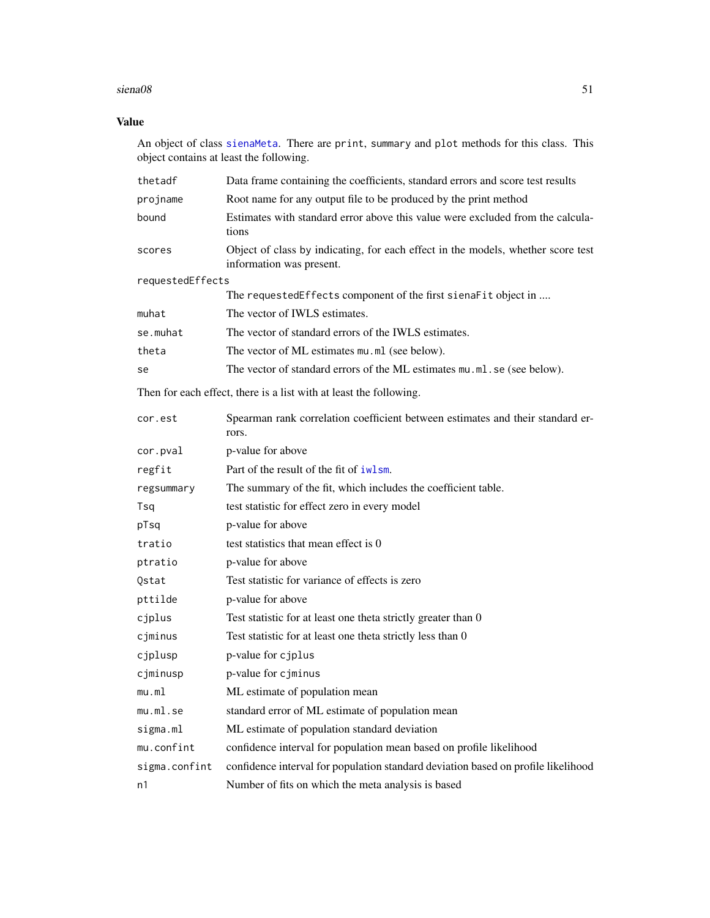## Value

An object of class `sienaMeta`. There are `print`, `summary` and `plot` methods for this class. This object contains at least the following.

| | |
|---|---|
| `thetadf` | Data frame containing the coefficients, standard errors and score test results |
| `projname` | Root name for any output file to be produced by the print method |
| `bound` | Estimates with standard error above this value were excluded from the calculations |
| `scores` | Object of class by indicating, for each effect in the models, whether score test information was present. |
| `requestedEffects` | The `requestedEffects` component of the first `sienaFit` object in .... |
| `muhat` | The vector of IWLS estimates. |
| `se.muhat` | The vector of standard errors of the IWLS estimates. |
| `theta` | The vector of ML estimates `mu.ml` (see below). |
| `se` | The vector of standard errors of the ML estimates `mu.ml.se` (see below). |

Then for each effect, there is a list with at least the following.

| | |
|---|---|
| `cor.est` | Spearman rank correlation coefficient between estimates and their standard errors. |
| `cor.pval` | p-value for above |
| `regfit` | Part of the result of the fit of `iwlsm`. |
| `regsummary` | The summary of the fit, which includes the coefficient table. |
| `Tsq` | test statistic for effect zero in every model |
| `pTsq` | p-value for above |
| `tratio` | test statistics that mean effect is 0 |
| `ptratio` | p-value for above |
| `Qstat` | Test statistic for variance of effects is zero |
| `pttilde` | p-value for above |
| `cjplus` | Test statistic for at least one theta strictly greater than 0 |
| `cjminus` | Test statistic for at least one theta strictly less than 0 |
| `cjplusp` | p-value for `cjplus` |
| `cjminusp` | p-value for `cjminus` |
| `mu.ml` | ML estimate of population mean |
| `mu.ml.se` | standard error of ML estimate of population mean |
| `sigma.ml` | ML estimate of population standard deviation |
| `mu.confint` | confidence interval for population mean based on profile likelihood |
| `sigma.confint` | confidence interval for population standard deviation based on profile likelihood |
| `n1` | Number of fits on which the meta analysis is based |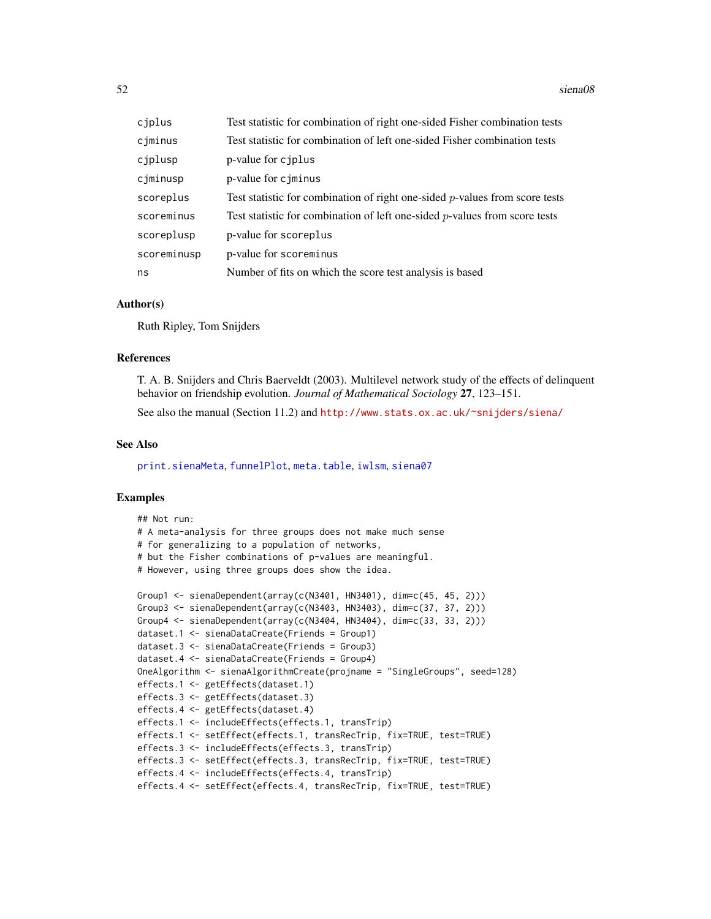| | |
|---|---|
| cjplus | Test statistic for combination of right one-sided Fisher combination tests |
| cjminus | Test statistic for combination of left one-sided Fisher combination tests |
| cjplusp | p-value for cjplus |
| cjminusp | p-value for cjminus |
| scoreplus | Test statistic for combination of right one-sided $p$-values from score tests |
| scoreminus | Test statistic for combination of left one-sided $p$-values from score tests |
| scoreplusp | p-value for scoreplus |
| scoreminusp | p-value for scoreminus |
| ns | Number of fits on which the score test analysis is based |

### Author(s)

Ruth Ripley, Tom Snijders

### References

T. A. B. Snijders and Chris Baerveldt (2003). Multilevel network study of the effects of delinquent behavior on friendship evolution. *Journal of Mathematical Sociology* **27**, 123–151.

See also the manual (Section 11.2) and http://www.stats.ox.ac.uk/~snijders/siena/

### See Also

print.sienaMeta, funnelPlot, meta.table, iwlsm, siena07

### Examples

```
## Not run:
# A meta-analysis for three groups does not make much sense
# for generalizing to a population of networks,
# but the Fisher combinations of p-values are meaningful.
# However, using three groups does show the idea.

Group1 <- sienaDependent(array(c(N3401, HN3401), dim=c(45, 45, 2)))
Group3 <- sienaDependent(array(c(N3403, HN3403), dim=c(37, 37, 2)))
Group4 <- sienaDependent(array(c(N3404, HN3404), dim=c(33, 33, 2)))
dataset.1 <- sienaDataCreate(Friends = Group1)
dataset.3 <- sienaDataCreate(Friends = Group3)
dataset.4 <- sienaDataCreate(Friends = Group4)
OneAlgorithm <- sienaAlgorithmCreate(projname = "SingleGroups", seed=128)
effects.1 <- getEffects(dataset.1)
effects.3 <- getEffects(dataset.3)
effects.4 <- getEffects(dataset.4)
effects.1 <- includeEffects(effects.1, transTrip)
effects.1 <- setEffect(effects.1, transRecTrip, fix=TRUE, test=TRUE)
effects.3 <- includeEffects(effects.3, transTrip)
effects.3 <- setEffect(effects.3, transRecTrip, fix=TRUE, test=TRUE)
effects.4 <- includeEffects(effects.4, transTrip)
effects.4 <- setEffect(effects.4, transRecTrip, fix=TRUE, test=TRUE)
```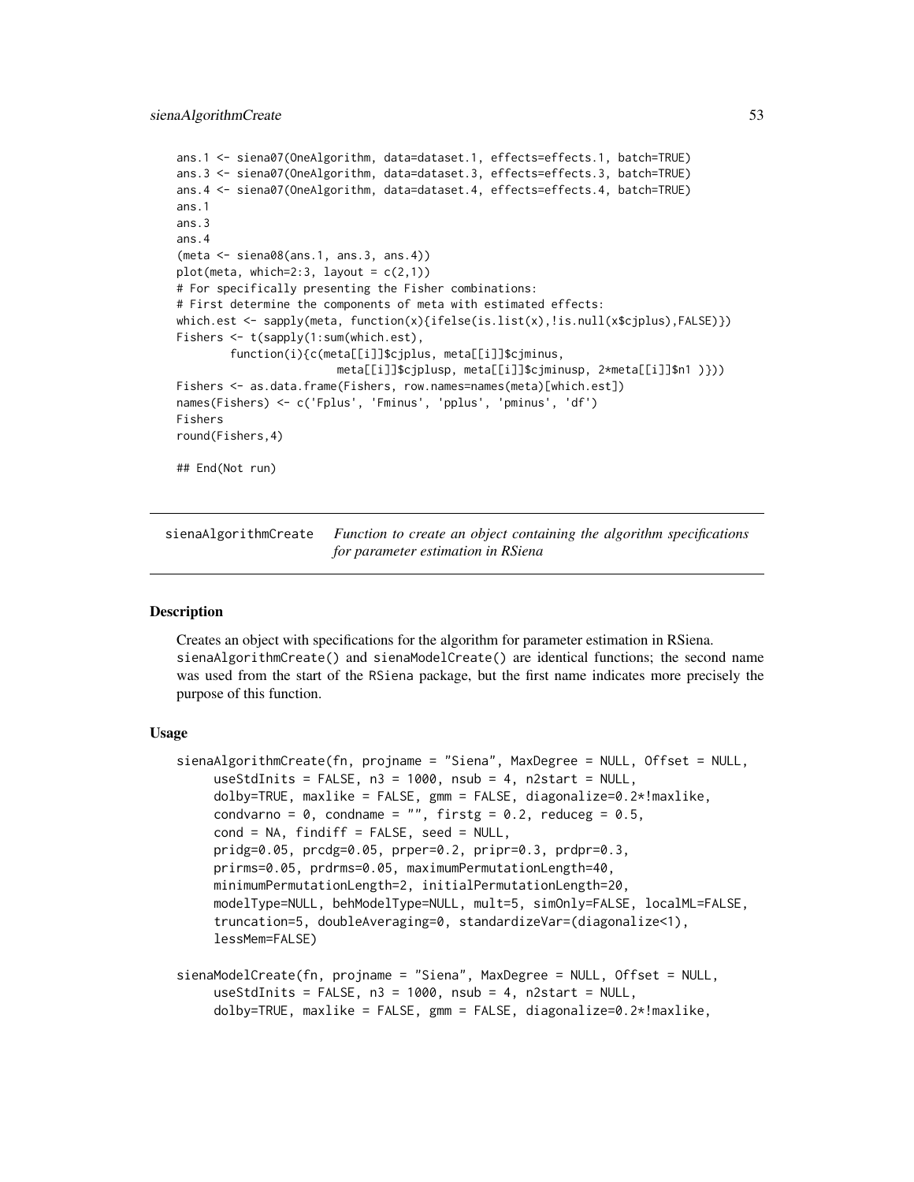```
ans.1 <- siena07(OneAlgorithm, data=dataset.1, effects=effects.1, batch=TRUE)
ans.3 <- siena07(OneAlgorithm, data=dataset.3, effects=effects.3, batch=TRUE)
ans.4 <- siena07(OneAlgorithm, data=dataset.4, effects=effects.4, batch=TRUE)
ans.1
ans.3
ans.4
(meta <- siena08(ans.1, ans.3, ans.4))
plot(meta, which=2:3, layout = c(2,1))
# For specifically presenting the Fisher combinations:
# First determine the components of meta with estimated effects:
which.est <- sapply(meta, function(x){ifelse(is.list(x),!is.null(x$cjplus),FALSE)})
Fishers <- t(sapply(1:sum(which.est),
        function(i){c(meta[[i]]$cjplus, meta[[i]]$cjminus,
                        meta[[i]]$cjplusp, meta[[i]]$cjminusp, 2*meta[[i]]$n1 )}))
Fishers <- as.data.frame(Fishers, row.names=names(meta)[which.est])
names(Fishers) <- c('Fplus', 'Fminus', 'pplus', 'pminus', 'df')
Fishers
round(Fishers,4)

## End(Not run)
```

---

## sienaAlgorithmCreate — *Function to create an object containing the algorithm specifications for parameter estimation in RSiena*

### Description

Creates an object with specifications for the algorithm for parameter estimation in RSiena. sienaAlgorithmCreate() and sienaModelCreate() are identical functions; the second name was used from the start of the RSiena package, but the first name indicates more precisely the purpose of this function.

### Usage

```
sienaAlgorithmCreate(fn, projname = "Siena", MaxDegree = NULL, Offset = NULL,
     useStdInits = FALSE, n3 = 1000, nsub = 4, n2start = NULL,
     dolby=TRUE, maxlike = FALSE, gmm = FALSE, diagonalize=0.2*!maxlike,
     condvarno = 0, condname = "", firstg = 0.2, reduceg = 0.5,
     cond = NA, findiff = FALSE, seed = NULL,
     pridg=0.05, prcdg=0.05, prper=0.2, pripr=0.3, prdpr=0.3,
     prirms=0.05, prdrms=0.05, maximumPermutationLength=40,
     minimumPermutationLength=2, initialPermutationLength=20,
     modelType=NULL, behModelType=NULL, mult=5, simOnly=FALSE, localML=FALSE,
     truncation=5, doubleAveraging=0, standardizeVar=(diagonalize<1),
     lessMem=FALSE)

sienaModelCreate(fn, projname = "Siena", MaxDegree = NULL, Offset = NULL,
     useStdInits = FALSE, n3 = 1000, nsub = 4, n2start = NULL,
     dolby=TRUE, maxlike = FALSE, gmm = FALSE, diagonalize=0.2*!maxlike,
```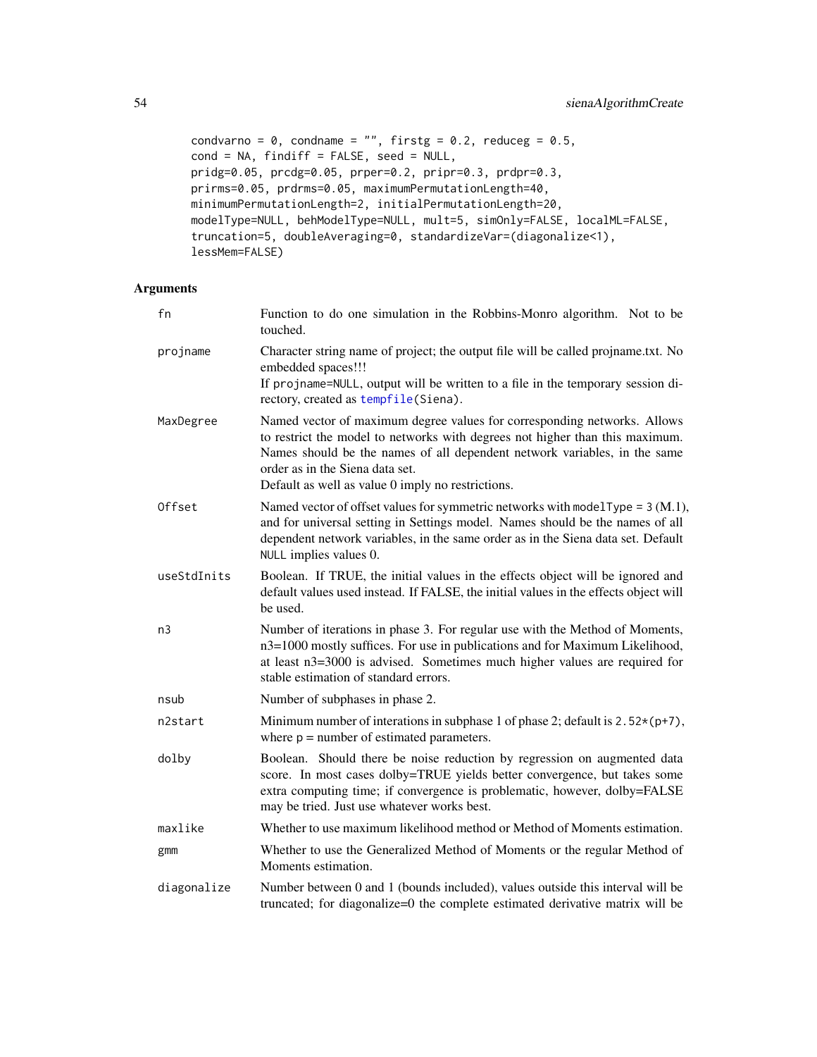```
condvarno = 0, condname = "", firstg = 0.2, reduceg = 0.5,
cond = NA, findiff = FALSE, seed = NULL,
pridg=0.05, prcdg=0.05, prper=0.2, pripr=0.3, prdpr=0.3,
prirms=0.05, prdrms=0.05, maximumPermutationLength=40,
minimumPermutationLength=2, initialPermutationLength=20,
modelType=NULL, behModelType=NULL, mult=5, simOnly=FALSE, localML=FALSE,
truncation=5, doubleAveraging=0, standardizeVar=(diagonalize<1),
lessMem=FALSE)
```

## Arguments

| | |
|---|---|
| `fn` | Function to do one simulation in the Robbins-Monro algorithm. Not to be touched. |
| `projname` | Character string name of project; the output file will be called projname.txt. No embedded spaces!!! If `projname=NULL`, output will be written to a file in the temporary session directory, created as `tempfile`(Siena). |
| `MaxDegree` | Named vector of maximum degree values for corresponding networks. Allows to restrict the model to networks with degrees not higher than this maximum. Names should be the names of all dependent network variables, in the same order as in the Siena data set. Default as well as value 0 imply no restrictions. |
| `Offset` | Named vector of offset values for symmetric networks with `modelType = 3` (M.1), and for universal setting in Settings model. Names should be the names of all dependent network variables, in the same order as in the Siena data set. Default `NULL` implies values 0. |
| `useStdInits` | Boolean. If TRUE, the initial values in the effects object will be ignored and default values used instead. If FALSE, the initial values in the effects object will be used. |
| `n3` | Number of iterations in phase 3. For regular use with the Method of Moments, n3=1000 mostly suffices. For use in publications and for Maximum Likelihood, at least n3=3000 is advised. Sometimes much higher values are required for stable estimation of standard errors. |
| `nsub` | Number of subphases in phase 2. |
| `n2start` | Minimum number of interations in subphase 1 of phase 2; default is `2.52*(p+7)`, where `p` = number of estimated parameters. |
| `dolby` | Boolean. Should there be noise reduction by regression on augmented data score. In most cases dolby=TRUE yields better convergence, but takes some extra computing time; if convergence is problematic, however, dolby=FALSE may be tried. Just use whatever works best. |
| `maxlike` | Whether to use maximum likelihood method or Method of Moments estimation. |
| `gmm` | Whether to use the Generalized Method of Moments or the regular Method of Moments estimation. |
| `diagonalize` | Number between 0 and 1 (bounds included), values outside this interval will be truncated; for diagonalize=0 the complete estimated derivative matrix will be |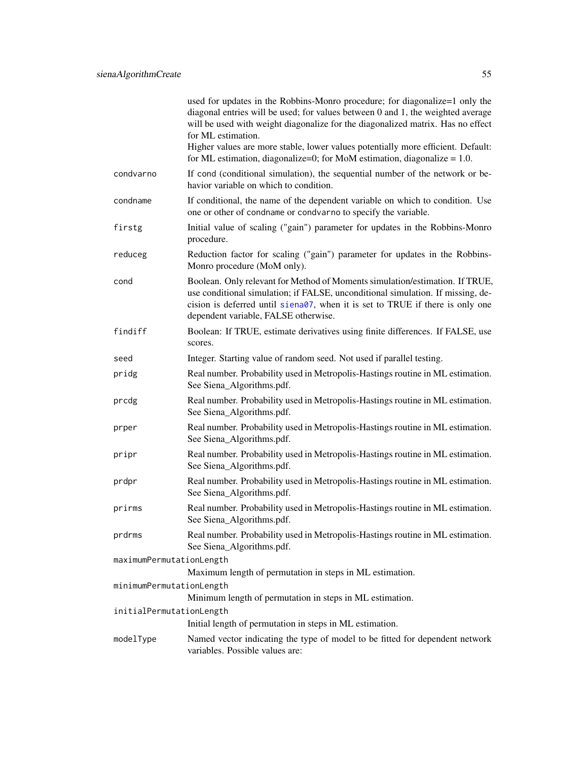used for updates in the Robbins-Monro procedure; for diagonalize=1 only the diagonal entries will be used; for values between 0 and 1, the weighted average will be used with weight diagonalize for the diagonalized matrix. Has no effect for ML estimation.
Higher values are more stable, lower values potentially more efficient. Default: for ML estimation, diagonalize=0; for MoM estimation, diagonalize = 1.0.

`condvarno`
: If cond (conditional simulation), the sequential number of the network or behavior variable on which to condition.

`condname`
: If conditional, the name of the dependent variable on which to condition. Use one or other of `condname` or `condvarno` to specify the variable.

`firstg`
: Initial value of scaling ("gain") parameter for updates in the Robbins-Monro procedure.

`reduceg`
: Reduction factor for scaling ("gain") parameter for updates in the Robbins-Monro procedure (MoM only).

`cond`
: Boolean. Only relevant for Method of Moments simulation/estimation. If TRUE, use conditional simulation; if FALSE, unconditional simulation. If missing, decision is deferred until `siena07`, when it is set to TRUE if there is only one dependent variable, FALSE otherwise.

`findiff`
: Boolean: If TRUE, estimate derivatives using finite differences. If FALSE, use scores.

`seed`
: Integer. Starting value of random seed. Not used if parallel testing.

`pridg`
: Real number. Probability used in Metropolis-Hastings routine in ML estimation. See Siena_Algorithms.pdf.

`prcdg`
: Real number. Probability used in Metropolis-Hastings routine in ML estimation. See Siena_Algorithms.pdf.

`prper`
: Real number. Probability used in Metropolis-Hastings routine in ML estimation. See Siena_Algorithms.pdf.

`pripr`
: Real number. Probability used in Metropolis-Hastings routine in ML estimation. See Siena_Algorithms.pdf.

`prdpr`
: Real number. Probability used in Metropolis-Hastings routine in ML estimation. See Siena_Algorithms.pdf.

`prirms`
: Real number. Probability used in Metropolis-Hastings routine in ML estimation. See Siena_Algorithms.pdf.

`prdrms`
: Real number. Probability used in Metropolis-Hastings routine in ML estimation. See Siena_Algorithms.pdf.

`maximumPermutationLength`
: Maximum length of permutation in steps in ML estimation.

`minimumPermutationLength`
: Minimum length of permutation in steps in ML estimation.

`initialPermutationLength`
: Initial length of permutation in steps in ML estimation.

`modelType`
: Named vector indicating the type of model to be fitted for dependent network variables. Possible values are: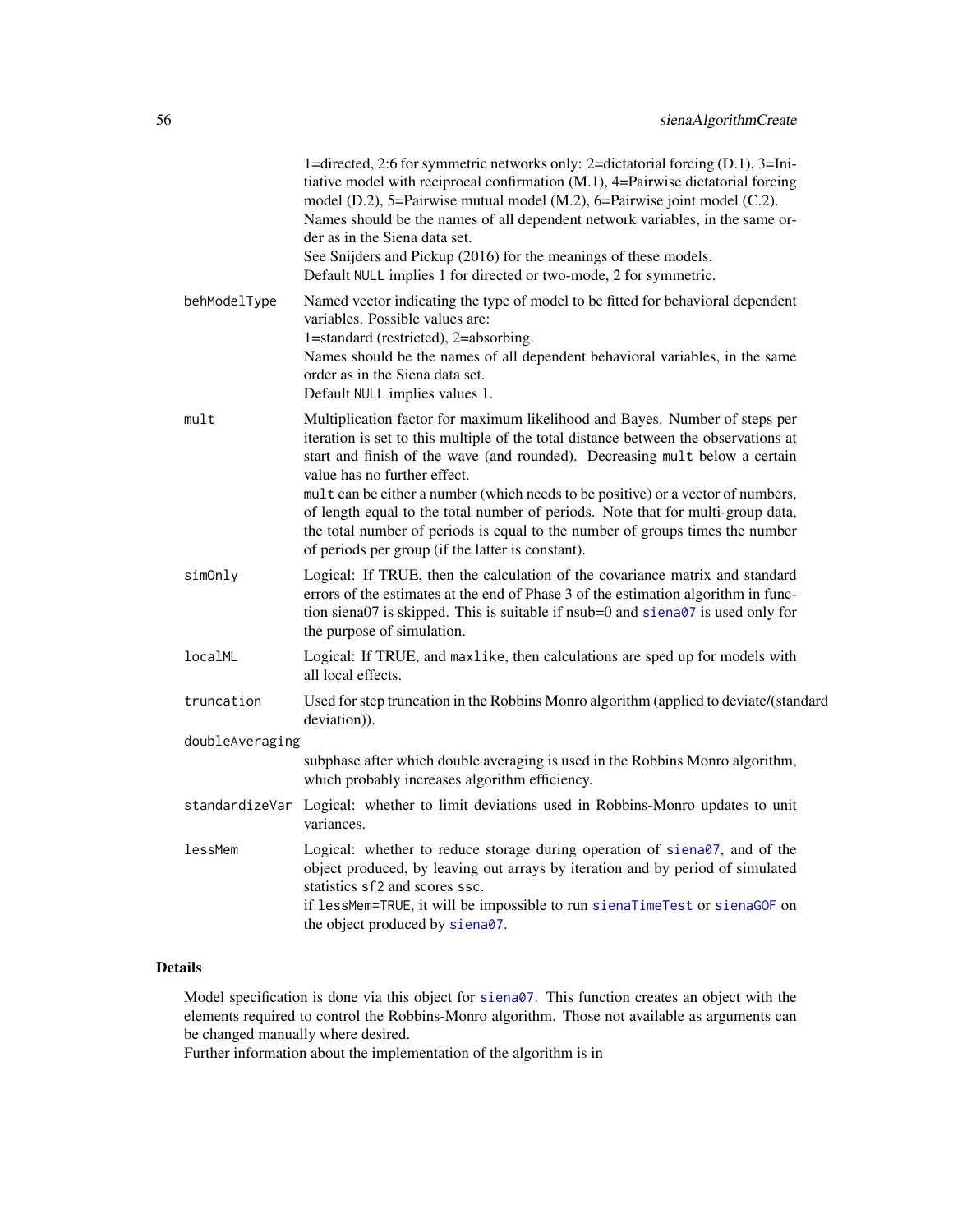1=directed, 2:6 for symmetric networks only: 2=dictatorial forcing (D.1), 3=Initiative model with reciprocal confirmation (M.1), 4=Pairwise dictatorial forcing model (D.2), 5=Pairwise mutual model (M.2), 6=Pairwise joint model (C.2).
Names should be the names of all dependent network variables, in the same order as in the Siena data set.
See Snijders and Pickup (2016) for the meanings of these models.
Default `NULL` implies 1 for directed or two-mode, 2 for symmetric.

`behModelType`
: Named vector indicating the type of model to be fitted for behavioral dependent variables. Possible values are:
1=standard (restricted), 2=absorbing.
Names should be the names of all dependent behavioral variables, in the same order as in the Siena data set.
Default `NULL` implies values 1.

`mult`
: Multiplication factor for maximum likelihood and Bayes. Number of steps per iteration is set to this multiple of the total distance between the observations at start and finish of the wave (and rounded). Decreasing `mult` below a certain value has no further effect.
`mult` can be either a number (which needs to be positive) or a vector of numbers, of length equal to the total number of periods. Note that for multi-group data, the total number of periods is equal to the number of groups times the number of periods per group (if the latter is constant).

`simOnly`
: Logical: If TRUE, then the calculation of the covariance matrix and standard errors of the estimates at the end of Phase 3 of the estimation algorithm in function siena07 is skipped. This is suitable if nsub=0 and `siena07` is used only for the purpose of simulation.

`localML`
: Logical: If TRUE, and `maxlike`, then calculations are sped up for models with all local effects.

`truncation`
: Used for step truncation in the Robbins Monro algorithm (applied to deviate/(standard deviation)).

`doubleAveraging`
: subphase after which double averaging is used in the Robbins Monro algorithm, which probably increases algorithm efficiency.

`standardizeVar`
: Logical: whether to limit deviations used in Robbins-Monro updates to unit variances.

`lessMem`
: Logical: whether to reduce storage during operation of `siena07`, and of the object produced, by leaving out arrays by iteration and by period of simulated statistics `sf2` and scores `ssc`.
if `lessMem=TRUE`, it will be impossible to run `sienaTimeTest` or `sienaGOF` on the object produced by `siena07`.

## Details

Model specification is done via this object for `siena07`. This function creates an object with the elements required to control the Robbins-Monro algorithm. Those not available as arguments can be changed manually where desired.
Further information about the implementation of the algorithm is in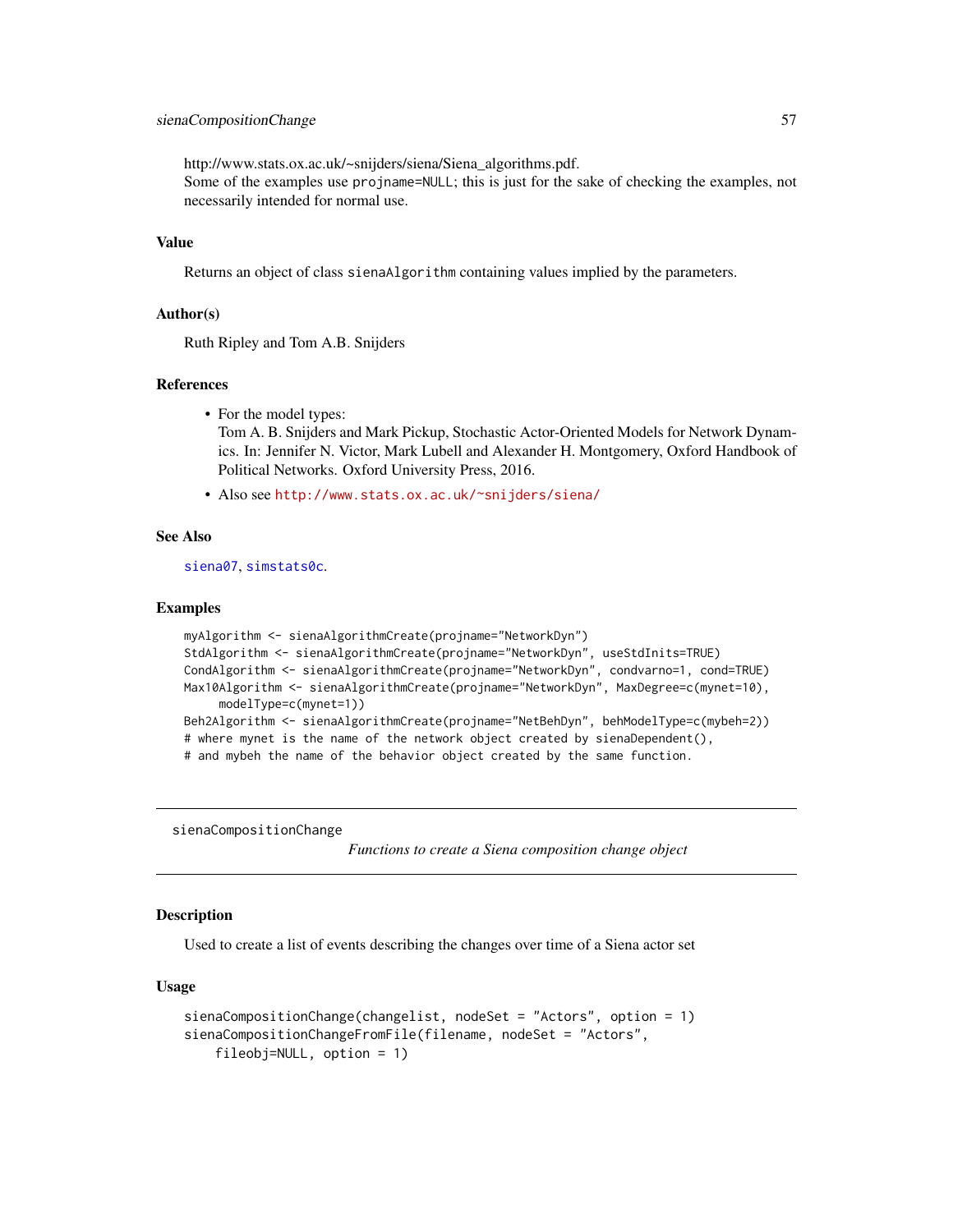http://www.stats.ox.ac.uk/~snijders/siena/Siena_algorithms.pdf.
Some of the examples use `projname=NULL`; this is just for the sake of checking the examples, not necessarily intended for normal use.

### Value

Returns an object of class `sienaAlgorithm` containing values implied by the parameters.

### Author(s)

Ruth Ripley and Tom A.B. Snijders

### References

- For the model types:
  Tom A. B. Snijders and Mark Pickup, Stochastic Actor-Oriented Models for Network Dynamics. In: Jennifer N. Victor, Mark Lubell and Alexander H. Montgomery, Oxford Handbook of Political Networks. Oxford University Press, 2016.
- Also see http://www.stats.ox.ac.uk/~snijders/siena/

### See Also

siena07, simstats0c.

### Examples

```
myAlgorithm <- sienaAlgorithmCreate(projname="NetworkDyn")
StdAlgorithm <- sienaAlgorithmCreate(projname="NetworkDyn", useStdInits=TRUE)
CondAlgorithm <- sienaAlgorithmCreate(projname="NetworkDyn", condvarno=1, cond=TRUE)
Max10Algorithm <- sienaAlgorithmCreate(projname="NetworkDyn", MaxDegree=c(mynet=10),
     modelType=c(mynet=1))
Beh2Algorithm <- sienaAlgorithmCreate(projname="NetBehDyn", behModelType=c(mybeh=2))
# where mynet is the name of the network object created by sienaDependent(),
# and mybeh the name of the behavior object created by the same function.
```

---

## sienaCompositionChange

*Functions to create a Siena composition change object*

---

### Description

Used to create a list of events describing the changes over time of a Siena actor set

### Usage

```
sienaCompositionChange(changelist, nodeSet = "Actors", option = 1)
sienaCompositionChangeFromFile(filename, nodeSet = "Actors",
    fileobj=NULL, option = 1)
```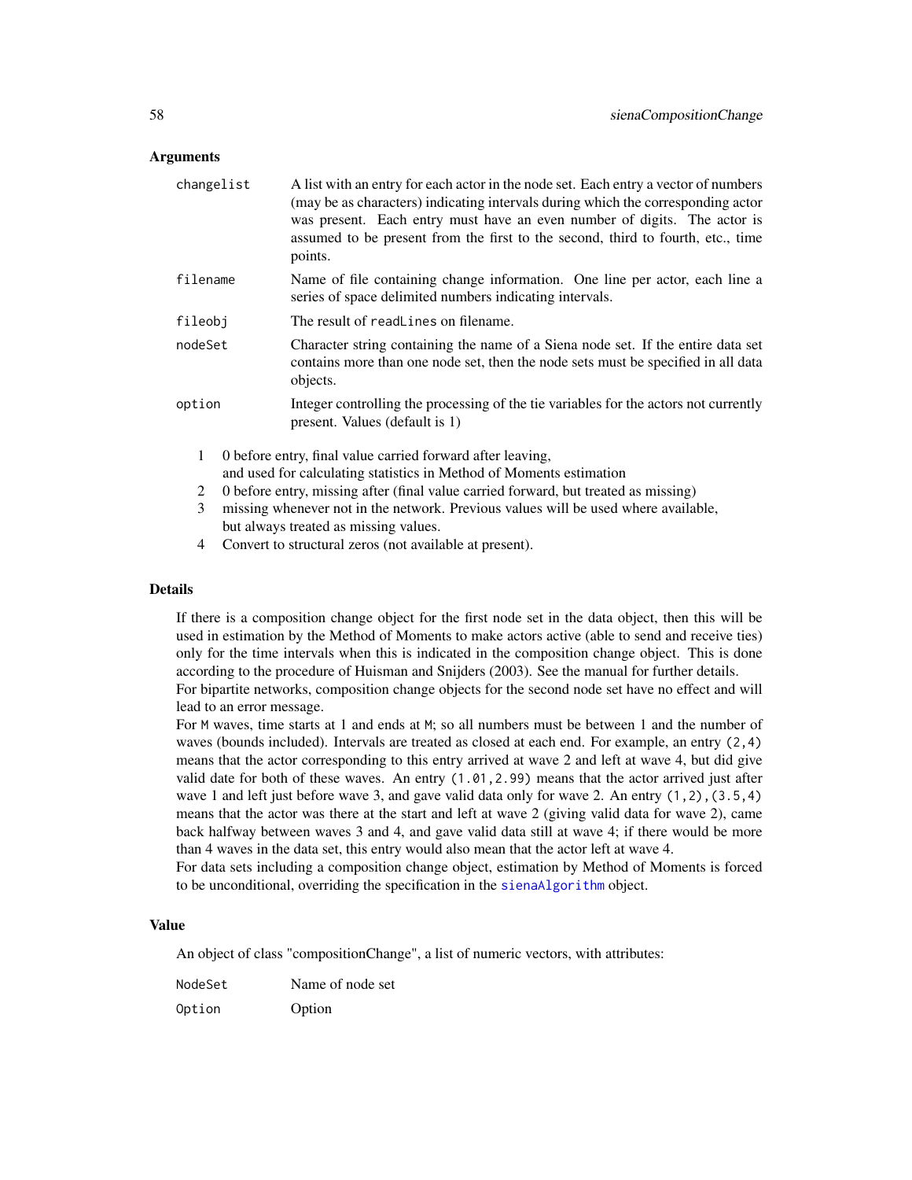### Arguments

| | |
|---|---|
| `changelist` | A list with an entry for each actor in the node set. Each entry a vector of numbers (may be as characters) indicating intervals during which the corresponding actor was present. Each entry must have an even number of digits. The actor is assumed to be present from the first to the second, third to fourth, etc., time points. |
| `filename` | Name of file containing change information. One line per actor, each line a series of space delimited numbers indicating intervals. |
| `fileobj` | The result of `readLines` on filename. |
| `nodeSet` | Character string containing the name of a Siena node set. If the entire data set contains more than one node set, then the node sets must be specified in all data objects. |
| `option` | Integer controlling the processing of the tie variables for the actors not currently present. Values (default is 1) |

1. 0 before entry, final value carried forward after leaving, and used for calculating statistics in Method of Moments estimation
2. 0 before entry, missing after (final value carried forward, but treated as missing)
3. missing whenever not in the network. Previous values will be used where available, but always treated as missing values.
4. Convert to structural zeros (not available at present).

### Details

If there is a composition change object for the first node set in the data object, then this will be used in estimation by the Method of Moments to make actors active (able to send and receive ties) only for the time intervals when this is indicated in the composition change object. This is done according to the procedure of Huisman and Snijders (2003). See the manual for further details.

For bipartite networks, composition change objects for the second node set have no effect and will lead to an error message.

For `M` waves, time starts at 1 and ends at `M`; so all numbers must be between 1 and the number of waves (bounds included). Intervals are treated as closed at each end. For example, an entry `(2,4)` means that the actor corresponding to this entry arrived at wave 2 and left at wave 4, but did give valid date for both of these waves. An entry `(1.01,2.99)` means that the actor arrived just after wave 1 and left just before wave 3, and gave valid data only for wave 2. An entry `(1,2),(3.5,4)` means that the actor was there at the start and left at wave 2 (giving valid data for wave 2), came back halfway between waves 3 and 4, and gave valid data still at wave 4; if there would be more than 4 waves in the data set, this entry would also mean that the actor left at wave 4.

For data sets including a composition change object, estimation by Method of Moments is forced to be unconditional, overriding the specification in the `sienaAlgorithm` object.

### Value

An object of class "compositionChange", a list of numeric vectors, with attributes:

| | |
|---|---|
| `NodeSet` | Name of node set |
| `Option` | Option |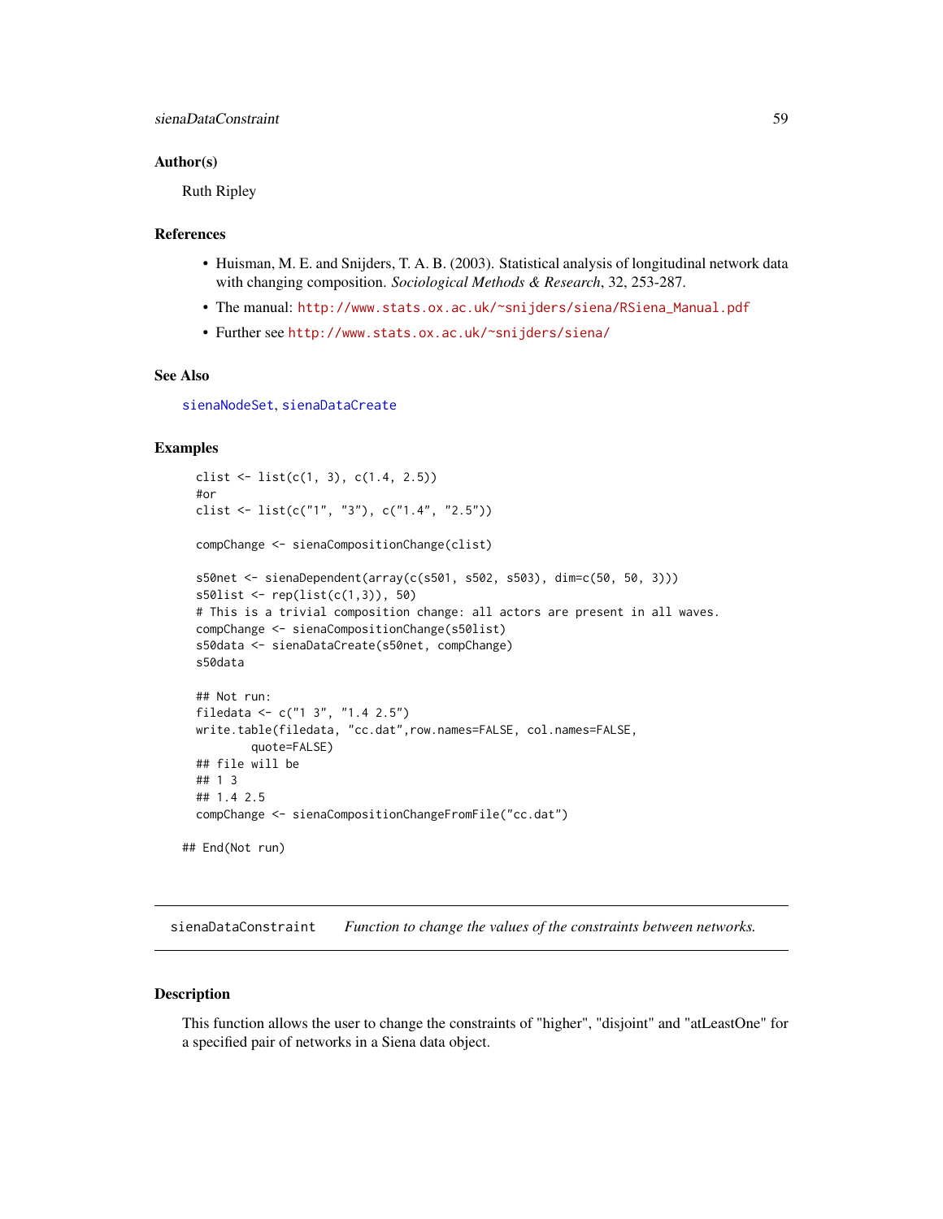### Author(s)

Ruth Ripley

### References

- Huisman, M. E. and Snijders, T. A. B. (2003). Statistical analysis of longitudinal network data with changing composition. *Sociological Methods & Research*, 32, 253-287.
- The manual: http://www.stats.ox.ac.uk/~snijders/siena/RSiena_Manual.pdf
- Further see http://www.stats.ox.ac.uk/~snijders/siena/

### See Also

sienaNodeSet, sienaDataCreate

### Examples

```
clist <- list(c(1, 3), c(1.4, 2.5))
#or
clist <- list(c("1", "3"), c("1.4", "2.5"))

compChange <- sienaCompositionChange(clist)

s50net <- sienaDependent(array(c(s501, s502, s503), dim=c(50, 50, 3)))
s50list <- rep(list(c(1,3)), 50)
# This is a trivial composition change: all actors are present in all waves.
compChange <- sienaCompositionChange(s50list)
s50data <- sienaDataCreate(s50net, compChange)
s50data

## Not run:
filedata <- c("1 3", "1.4 2.5")
write.table(filedata, "cc.dat",row.names=FALSE, col.names=FALSE,
        quote=FALSE)
## file will be
## 1 3
## 1.4 2.5
compChange <- sienaCompositionChangeFromFile("cc.dat")

## End(Not run)
```

---

## sienaDataConstraint    *Function to change the values of the constraints between networks.*

---

### Description

This function allows the user to change the constraints of "higher", "disjoint" and "atLeastOne" for a specified pair of networks in a Siena data object.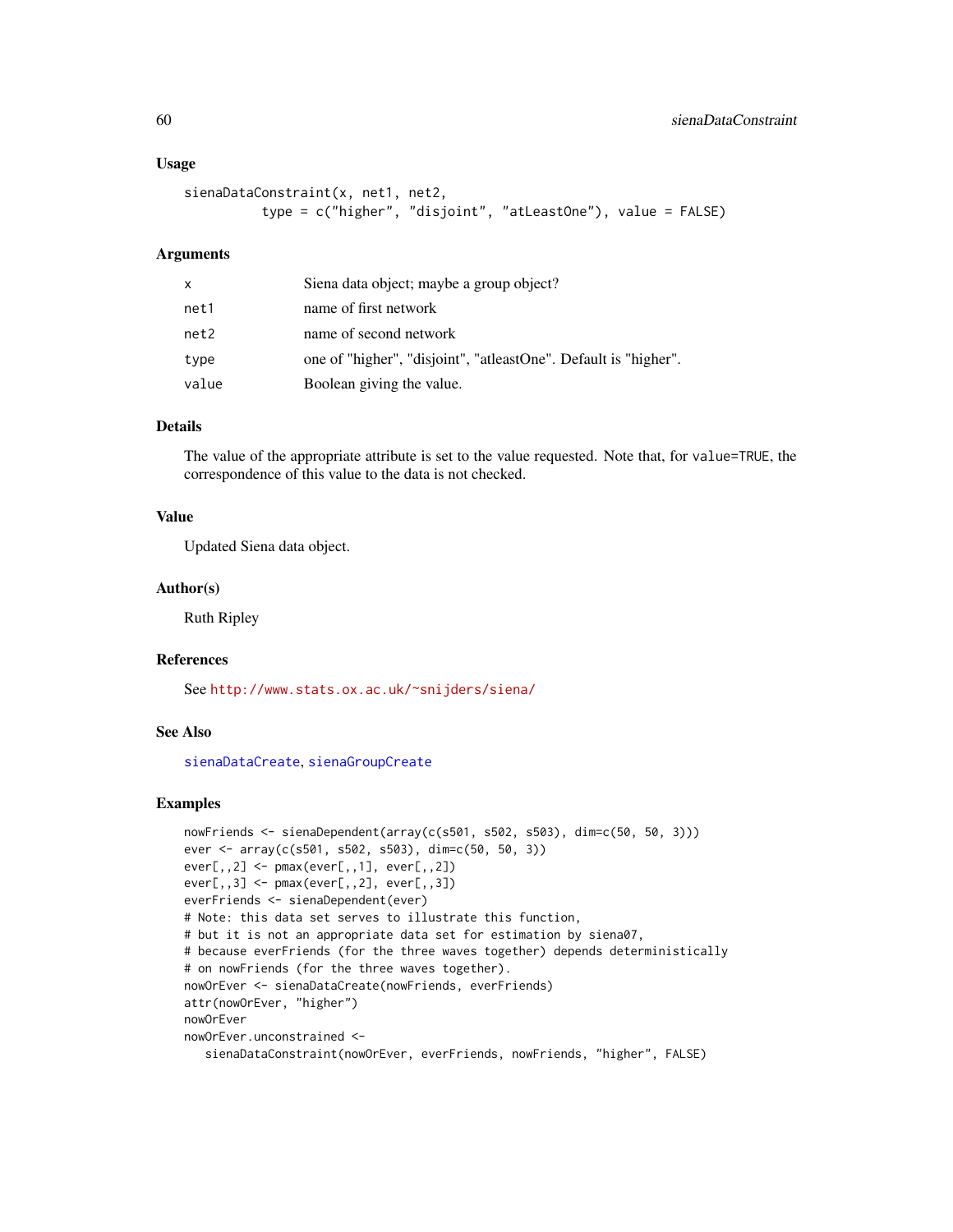## Usage

```
sienaDataConstraint(x, net1, net2,
          type = c("higher", "disjoint", "atLeastOne"), value = FALSE)
```

## Arguments

| | |
|---|---|
| `x` | Siena data object; maybe a group object? |
| `net1` | name of first network |
| `net2` | name of second network |
| `type` | one of "higher", "disjoint", "atleastOne". Default is "higher". |
| `value` | Boolean giving the value. |

## Details

The value of the appropriate attribute is set to the value requested. Note that, for `value=TRUE`, the correspondence of this value to the data is not checked.

## Value

Updated Siena data object.

## Author(s)

Ruth Ripley

## References

See http://www.stats.ox.ac.uk/~snijders/siena/

## See Also

`sienaDataCreate`, `sienaGroupCreate`

## Examples

```
nowFriends <- sienaDependent(array(c(s501, s502, s503), dim=c(50, 50, 3)))
ever <- array(c(s501, s502, s503), dim=c(50, 50, 3))
ever[,,2] <- pmax(ever[,,1], ever[,,2])
ever[,,3] <- pmax(ever[,,2], ever[,,3])
everFriends <- sienaDependent(ever)
# Note: this data set serves to illustrate this function,
# but it is not an appropriate data set for estimation by siena07,
# because everFriends (for the three waves together) depends deterministically
# on nowFriends (for the three waves together).
nowOrEver <- sienaDataCreate(nowFriends, everFriends)
attr(nowOrEver, "higher")
nowOrEver
nowOrEver.unconstrained <-
   sienaDataConstraint(nowOrEver, everFriends, nowFriends, "higher", FALSE)
```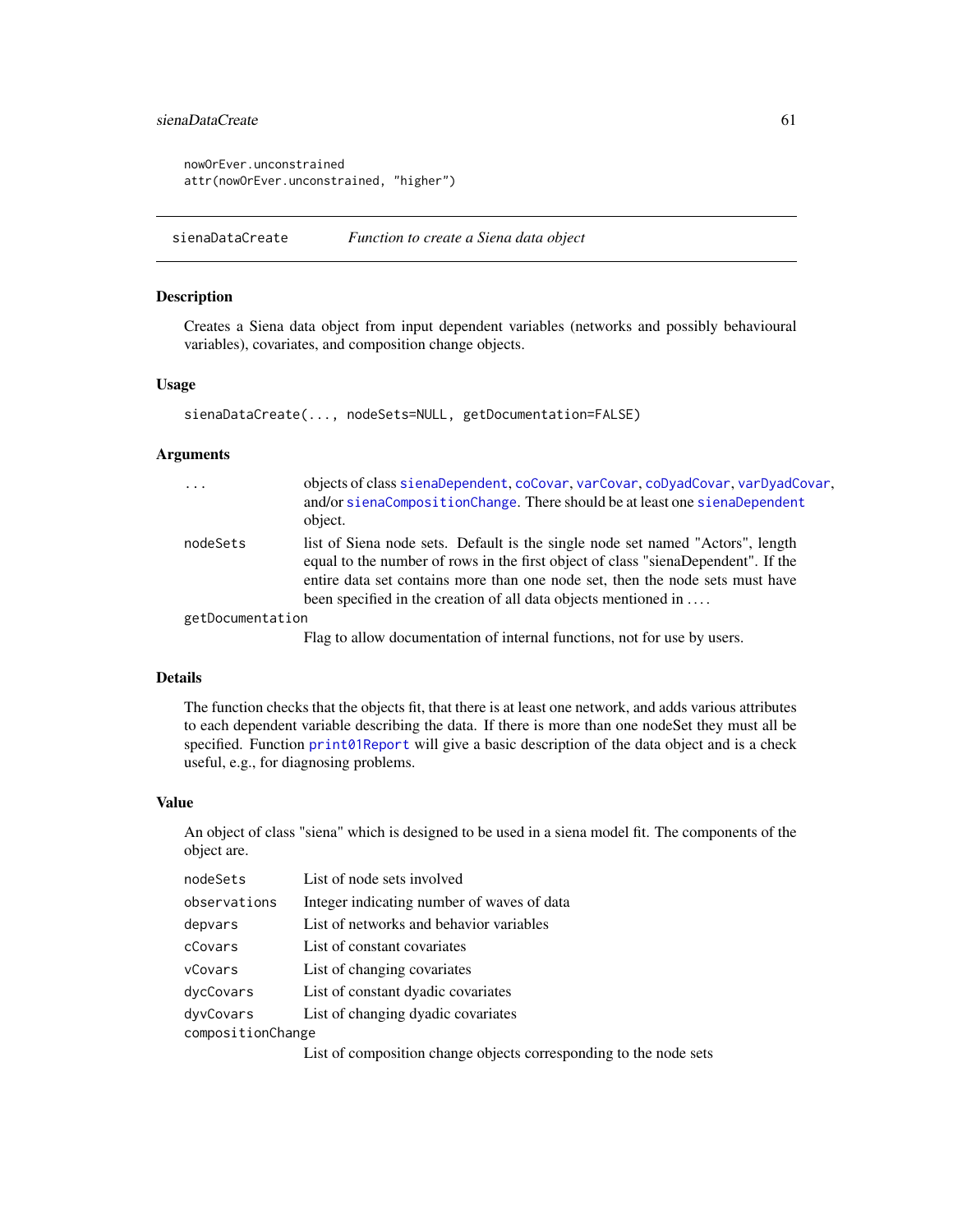```
nowOrEver.unconstrained
attr(nowOrEver.unconstrained, "higher")
```

## sienaDataCreate — *Function to create a Siena data object*

### Description

Creates a Siena data object from input dependent variables (networks and possibly behavioural variables), covariates, and composition change objects.

### Usage

```
sienaDataCreate(..., nodeSets=NULL, getDocumentation=FALSE)
```

### Arguments

| | |
|---|---|
| `...` | objects of class `sienaDependent`, `coCovar`, `varCovar`, `coDyadCovar`, `varDyadCovar`, and/or `sienaCompositionChange`. There should be at least one `sienaDependent` object. |
| `nodeSets` | list of Siena node sets. Default is the single node set named "Actors", length equal to the number of rows in the first object of class "sienaDependent". If the entire data set contains more than one node set, then the node sets must have been specified in the creation of all data objects mentioned in .... |
| `getDocumentation` | Flag to allow documentation of internal functions, not for use by users. |

### Details

The function checks that the objects fit, that there is at least one network, and adds various attributes to each dependent variable describing the data. If there is more than one nodeSet they must all be specified. Function `print01Report` will give a basic description of the data object and is a check useful, e.g., for diagnosing problems.

### Value

An object of class "siena" which is designed to be used in a siena model fit. The components of the object are.

| | |
|---|---|
| `nodeSets` | List of node sets involved |
| `observations` | Integer indicating number of waves of data |
| `depvars` | List of networks and behavior variables |
| `cCovars` | List of constant covariates |
| `vCovars` | List of changing covariates |
| `dycCovars` | List of constant dyadic covariates |
| `dyvCovars` | List of changing dyadic covariates |
| `compositionChange` | List of composition change objects corresponding to the node sets |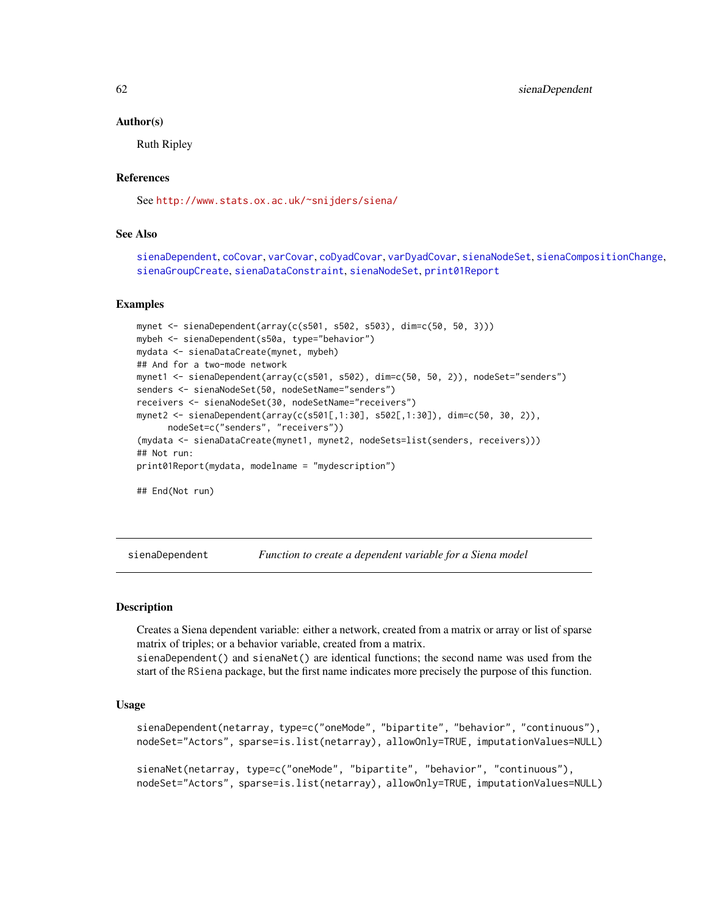### Author(s)

Ruth Ripley

### References

See http://www.stats.ox.ac.uk/~snijders/siena/

### See Also

sienaDependent, coCovar, varCovar, coDyadCovar, varDyadCovar, sienaNodeSet, sienaCompositionChange, sienaGroupCreate, sienaDataConstraint, sienaNodeSet, print01Report

### Examples

```
mynet <- sienaDependent(array(c(s501, s502, s503), dim=c(50, 50, 3)))
mybeh <- sienaDependent(s50a, type="behavior")
mydata <- sienaDataCreate(mynet, mybeh)
## And for a two-mode network
mynet1 <- sienaDependent(array(c(s501, s502), dim=c(50, 50, 2)), nodeSet="senders")
senders <- sienaNodeSet(50, nodeSetName="senders")
receivers <- sienaNodeSet(30, nodeSetName="receivers")
mynet2 <- sienaDependent(array(c(s501[,1:30], s502[,1:30]), dim=c(50, 30, 2)),
      nodeSet=c("senders", "receivers"))
(mydata <- sienaDataCreate(mynet1, mynet2, nodeSets=list(senders, receivers)))
## Not run:
print01Report(mydata, modelname = "mydescription")

## End(Not run)
```

---

## sienaDependent — *Function to create a dependent variable for a Siena model*

### Description

Creates a Siena dependent variable: either a network, created from a matrix or array or list of sparse matrix of triples; or a behavior variable, created from a matrix.
sienaDependent() and sienaNet() are identical functions; the second name was used from the start of the RSiena package, but the first name indicates more precisely the purpose of this function.

### Usage

```
sienaDependent(netarray, type=c("oneMode", "bipartite", "behavior", "continuous"),
nodeSet="Actors", sparse=is.list(netarray), allowOnly=TRUE, imputationValues=NULL)

sienaNet(netarray, type=c("oneMode", "bipartite", "behavior", "continuous"),
nodeSet="Actors", sparse=is.list(netarray), allowOnly=TRUE, imputationValues=NULL)
```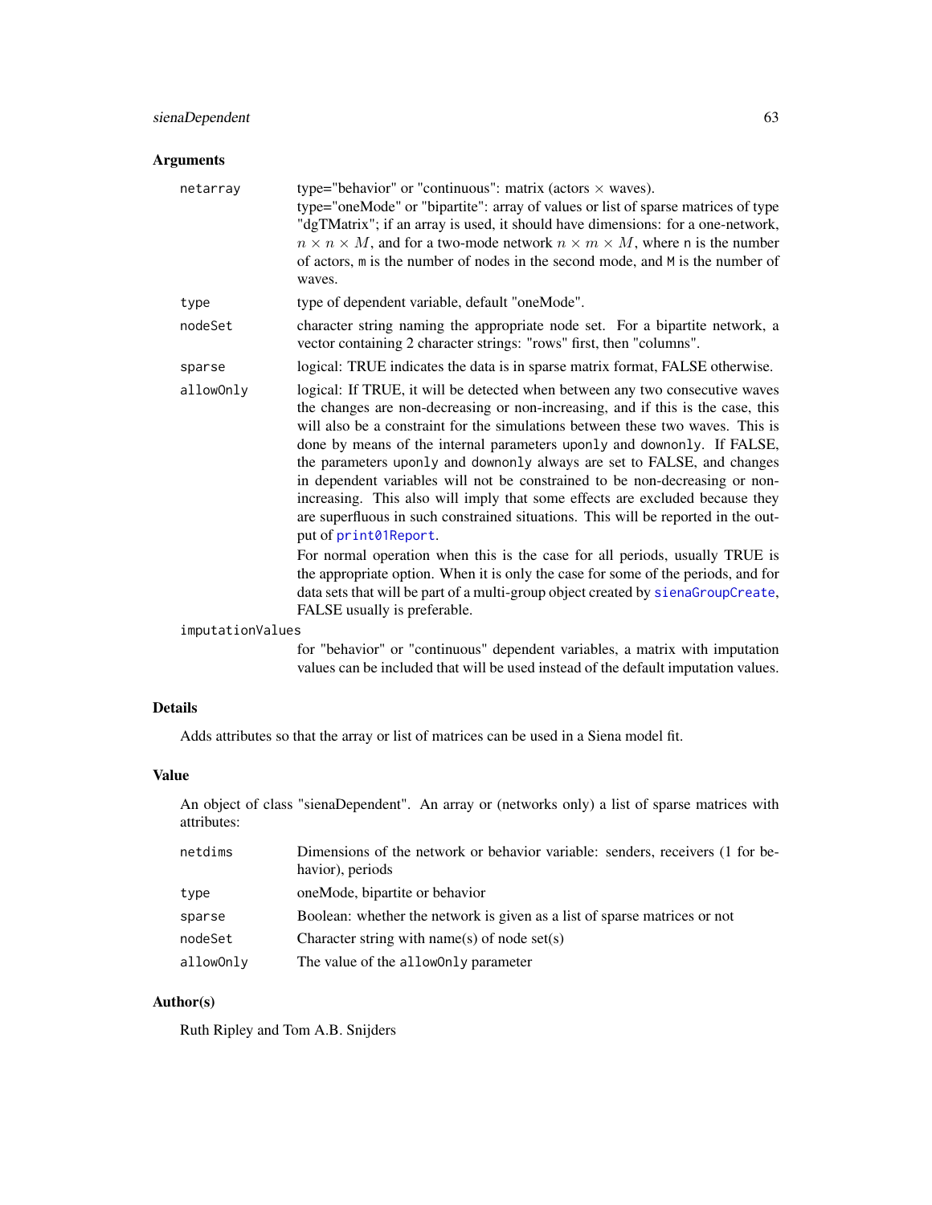### Arguments

| | |
|---|---|
| `netarray` | type="behavior" or "continuous": matrix (actors $\times$ waves).<br>type="oneMode" or "bipartite": array of values or list of sparse matrices of type "dgTMatrix"; if an array is used, it should have dimensions: for a one-network, $n \times n \times M$, and for a two-mode network $n \times m \times M$, where `n` is the number of actors, `m` is the number of nodes in the second mode, and `M` is the number of waves. |
| `type` | type of dependent variable, default "oneMode". |
| `nodeSet` | character string naming the appropriate node set. For a bipartite network, a vector containing 2 character strings: "rows" first, then "columns". |
| `sparse` | logical: TRUE indicates the data is in sparse matrix format, FALSE otherwise. |
| `allowOnly` | logical: If TRUE, it will be detected when between any two consecutive waves the changes are non-decreasing or non-increasing, and if this is the case, this will also be a constraint for the simulations between these two waves. This is done by means of the internal parameters `uponly` and `downonly`. If FALSE, the parameters `uponly` and `downonly` always are set to FALSE, and changes in dependent variables will not be constrained to be non-decreasing or non-increasing. This also will imply that some effects are excluded because they are superfluous in such constrained situations. This will be reported in the output of `print01Report`.<br>For normal operation when this is the case for all periods, usually TRUE is the appropriate option. When it is only the case for some of the periods, and for data sets that will be part of a multi-group object created by `sienaGroupCreate`, FALSE usually is preferable. |
| `imputationValues` | for "behavior" or "continuous" dependent variables, a matrix with imputation values can be included that will be used instead of the default imputation values. |

### Details

Adds attributes so that the array or list of matrices can be used in a Siena model fit.

### Value

An object of class "sienaDependent". An array or (networks only) a list of sparse matrices with attributes:

| | |
|---|---|
| `netdims` | Dimensions of the network or behavior variable: senders, receivers (1 for behavior), periods |
| `type` | oneMode, bipartite or behavior |
| `sparse` | Boolean: whether the network is given as a list of sparse matrices or not |
| `nodeSet` | Character string with name(s) of node set(s) |
| `allowOnly` | The value of the `allowOnly` parameter |

### Author(s)

Ruth Ripley and Tom A.B. Snijders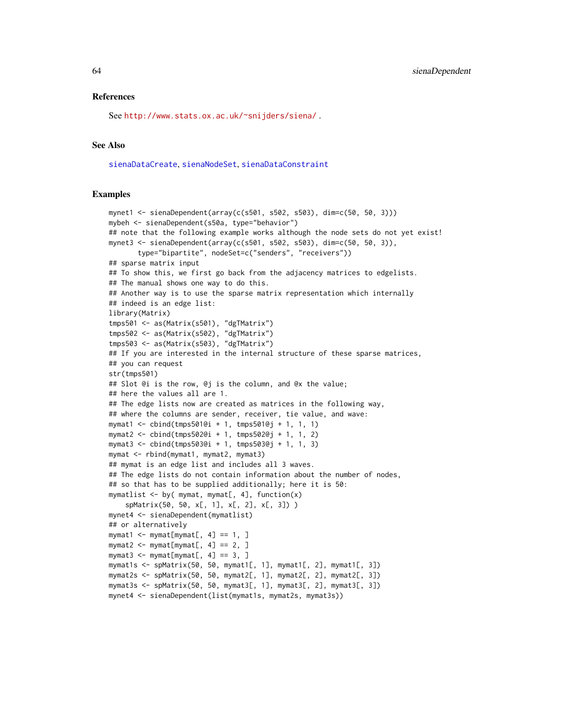### References

See http://www.stats.ox.ac.uk/~snijders/siena/ .

### See Also

sienaDataCreate, sienaNodeSet, sienaDataConstraint

### Examples

```
mynet1 <- sienaDependent(array(c(s501, s502, s503), dim=c(50, 50, 3)))
mybeh <- sienaDependent(s50a, type="behavior")
## note that the following example works although the node sets do not yet exist!
mynet3 <- sienaDependent(array(c(s501, s502, s503), dim=c(50, 50, 3)),
       type="bipartite", nodeSet=c("senders", "receivers"))
## sparse matrix input
## To show this, we first go back from the adjacency matrices to edgelists.
## The manual shows one way to do this.
## Another way is to use the sparse matrix representation which internally
## indeed is an edge list:
library(Matrix)
tmps501 <- as(Matrix(s501), "dgTMatrix")
tmps502 <- as(Matrix(s502), "dgTMatrix")
tmps503 <- as(Matrix(s503), "dgTMatrix")
## If you are interested in the internal structure of these sparse matrices,
## you can request
str(tmps501)
## Slot @i is the row, @j is the column, and @x the value;
## here the values all are 1.
## The edge lists now are created as matrices in the following way,
## where the columns are sender, receiver, tie value, and wave:
mymat1 <- cbind(tmps501@i + 1, tmps501@j + 1, 1, 1)
mymat2 <- cbind(tmps502@i + 1, tmps502@j + 1, 1, 2)
mymat3 <- cbind(tmps503@i + 1, tmps503@j + 1, 1, 3)
mymat <- rbind(mymat1, mymat2, mymat3)
## mymat is an edge list and includes all 3 waves.
## The edge lists do not contain information about the number of nodes,
## so that has to be supplied additionally; here it is 50:
mymatlist <- by( mymat, mymat[, 4], function(x)
    spMatrix(50, 50, x[, 1], x[, 2], x[, 3]) )
mynet4 <- sienaDependent(mymatlist)
## or alternatively
mymat1 <- mymat[mymat[, 4] == 1, ]
mymat2 <- mymat[mymat[, 4] == 2, ]
mymat3 <- mymat[mymat[, 4] == 3, ]
mymat1s <- spMatrix(50, 50, mymat1[, 1], mymat1[, 2], mymat1[, 3])
mymat2s <- spMatrix(50, 50, mymat2[, 1], mymat2[, 2], mymat2[, 3])
mymat3s <- spMatrix(50, 50, mymat3[, 1], mymat3[, 2], mymat3[, 3])
mynet4 <- sienaDependent(list(mymat1s, mymat2s, mymat3s))
```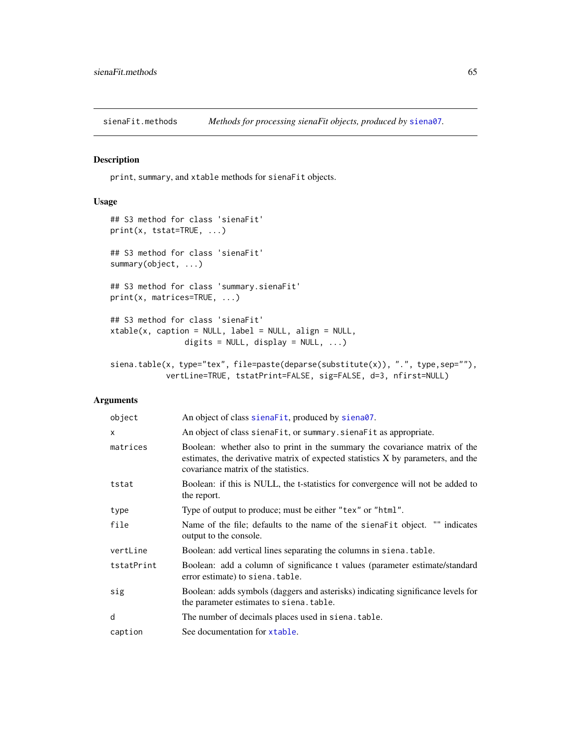sienaFit.methods — *Methods for processing sienaFit objects, produced by siena07.*

## Description

`print`, `summary`, and `xtable` methods for `sienaFit` objects.

## Usage

```
## S3 method for class 'sienaFit'
print(x, tstat=TRUE, ...)

## S3 method for class 'sienaFit'
summary(object, ...)

## S3 method for class 'summary.sienaFit'
print(x, matrices=TRUE, ...)

## S3 method for class 'sienaFit'
xtable(x, caption = NULL, label = NULL, align = NULL,
               digits = NULL, display = NULL, ...)

siena.table(x, type="tex", file=paste(deparse(substitute(x)), ".", type,sep=""),
          vertLine=TRUE, tstatPrint=FALSE, sig=FALSE, d=3, nfirst=NULL)
```

## Arguments

| | |
|---|---|
| `object` | An object of class `sienaFit`, produced by `siena07`. |
| `x` | An object of class `sienaFit`, or `summary.sienaFit` as appropriate. |
| `matrices` | Boolean: whether also to print in the summary the covariance matrix of the estimates, the derivative matrix of expected statistics X by parameters, and the covariance matrix of the statistics. |
| `tstat` | Boolean: if this is NULL, the t-statistics for convergence will not be added to the report. |
| `type` | Type of output to produce; must be either `"tex"` or `"html"`. |
| `file` | Name of the file; defaults to the name of the `sienaFit` object. `""` indicates output to the console. |
| `vertLine` | Boolean: add vertical lines separating the columns in `siena.table`. |
| `tstatPrint` | Boolean: add a column of significance t values (parameter estimate/standard error estimate) to `siena.table`. |
| `sig` | Boolean: adds symbols (daggers and asterisks) indicating significance levels for the parameter estimates to `siena.table`. |
| `d` | The number of decimals places used in `siena.table`. |
| `caption` | See documentation for `xtable`. |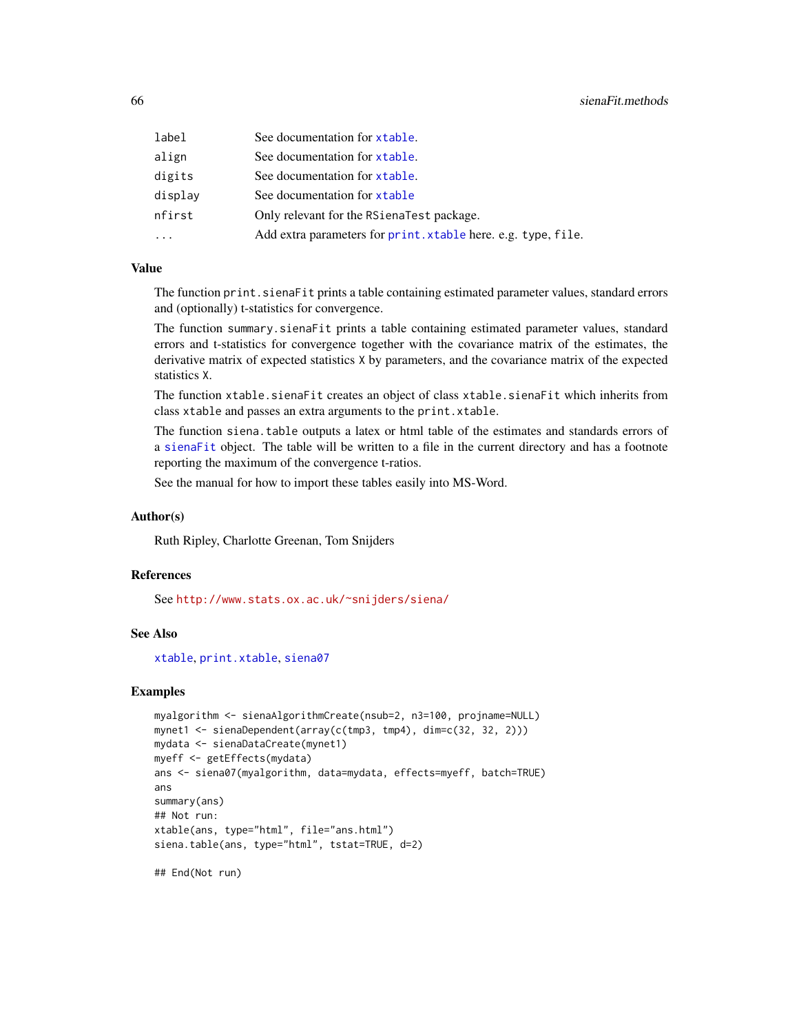| | |
|---|---|
| `label` | See documentation for `xtable`. |
| `align` | See documentation for `xtable`. |
| `digits` | See documentation for `xtable`. |
| `display` | See documentation for `xtable` |
| `nfirst` | Only relevant for the `RSienaTest` package. |
| `...` | Add extra parameters for `print.xtable` here. e.g. `type`, `file`. |

### Value

The function `print.sienaFit` prints a table containing estimated parameter values, standard errors and (optionally) t-statistics for convergence.

The function `summary.sienaFit` prints a table containing estimated parameter values, standard errors and t-statistics for convergence together with the covariance matrix of the estimates, the derivative matrix of expected statistics `X` by parameters, and the covariance matrix of the expected statistics `X`.

The function `xtable.sienaFit` creates an object of class `xtable.sienaFit` which inherits from class `xtable` and passes an extra arguments to the `print.xtable`.

The function `siena.table` outputs a latex or html table of the estimates and standards errors of a `sienaFit` object. The table will be written to a file in the current directory and has a footnote reporting the maximum of the convergence t-ratios.

See the manual for how to import these tables easily into MS-Word.

### Author(s)

Ruth Ripley, Charlotte Greenan, Tom Snijders

### References

See http://www.stats.ox.ac.uk/~snijders/siena/

### See Also

`xtable`, `print.xtable`, `siena07`

### Examples

```
myalgorithm <- sienaAlgorithmCreate(nsub=2, n3=100, projname=NULL)
mynet1 <- sienaDependent(array(c(tmp3, tmp4), dim=c(32, 32, 2)))
mydata <- sienaDataCreate(mynet1)
myeff <- getEffects(mydata)
ans <- siena07(myalgorithm, data=mydata, effects=myeff, batch=TRUE)
ans
summary(ans)
## Not run:
xtable(ans, type="html", file="ans.html")
siena.table(ans, type="html", tstat=TRUE, d=2)

## End(Not run)
```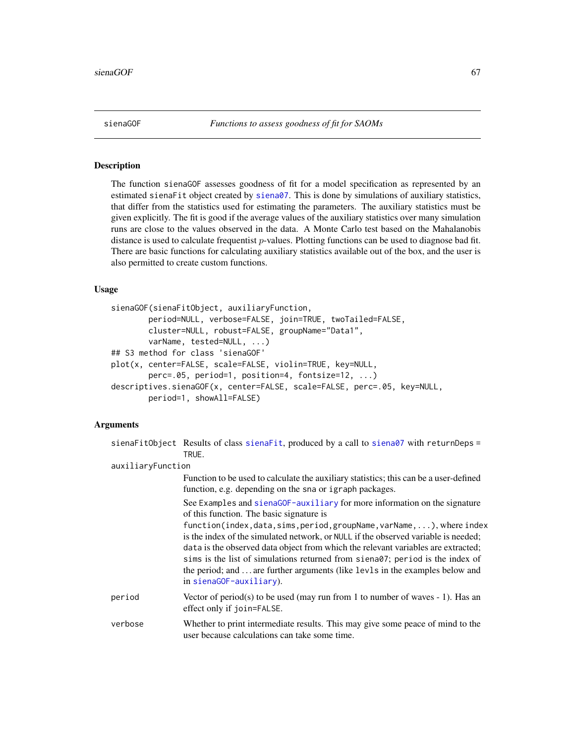sienaGOF *Functions to assess goodness of fit for SAOMs*

## Description

The function sienaGOF assesses goodness of fit for a model specification as represented by an estimated sienaFit object created by siena07. This is done by simulations of auxiliary statistics, that differ from the statistics used for estimating the parameters. The auxiliary statistics must be given explicitly. The fit is good if the average values of the auxiliary statistics over many simulation runs are close to the values observed in the data. A Monte Carlo test based on the Mahalanobis distance is used to calculate frequentist $p$-values. Plotting functions can be used to diagnose bad fit. There are basic functions for calculating auxiliary statistics available out of the box, and the user is also permitted to create custom functions.

## Usage

```
sienaGOF(sienaFitObject, auxiliaryFunction,
        period=NULL, verbose=FALSE, join=TRUE, twoTailed=FALSE,
        cluster=NULL, robust=FALSE, groupName="Data1",
        varName, tested=NULL, ...)
## S3 method for class 'sienaGOF'
plot(x, center=FALSE, scale=FALSE, violin=TRUE, key=NULL,
        perc=.05, period=1, position=4, fontsize=12, ...)
descriptives.sienaGOF(x, center=FALSE, scale=FALSE, perc=.05, key=NULL,
        period=1, showAll=FALSE)
```

## Arguments

`sienaFitObject` Results of class sienaFit, produced by a call to siena07 with returnDeps = TRUE.

`auxiliaryFunction` Function to be used to calculate the auxiliary statistics; this can be a user-defined function, e.g. depending on the sna or igraph packages.

See Examples and sienaGOF-auxiliary for more information on the signature of this function. The basic signature is `function(index,data,sims,period,groupName,varName,...)`, where index is the index of the simulated network, or NULL if the observed variable is needed; data is the observed data object from which the relevant variables are extracted; sims is the list of simulations returned from siena07; period is the index of the period; and ... are further arguments (like levls in the examples below and in sienaGOF-auxiliary).

`period` Vector of period(s) to be used (may run from 1 to number of waves - 1). Has an effect only if join=FALSE.

`verbose` Whether to print intermediate results. This may give some peace of mind to the user because calculations can take some time.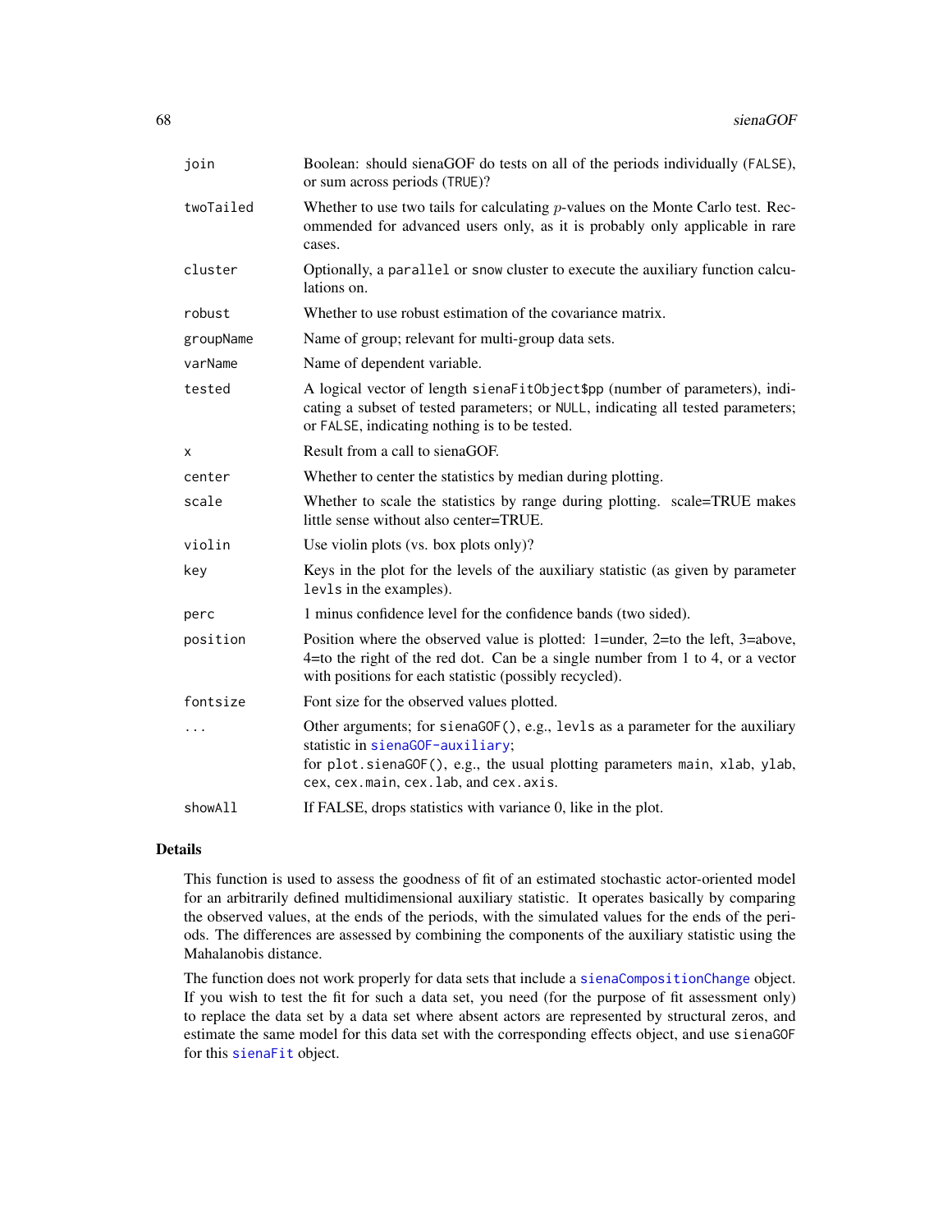| | |
|---|---|
| `join` | Boolean: should sienaGOF do tests on all of the periods individually (`FALSE`), or sum across periods (`TRUE`)? |
| `twoTailed` | Whether to use two tails for calculating $p$-values on the Monte Carlo test. Recommended for advanced users only, as it is probably only applicable in rare cases. |
| `cluster` | Optionally, a `parallel` or `snow` cluster to execute the auxiliary function calculations on. |
| `robust` | Whether to use robust estimation of the covariance matrix. |
| `groupName` | Name of group; relevant for multi-group data sets. |
| `varName` | Name of dependent variable. |
| `tested` | A logical vector of length `sienaFitObject$pp` (number of parameters), indicating a subset of tested parameters; or `NULL`, indicating all tested parameters; or `FALSE`, indicating nothing is to be tested. |
| `x` | Result from a call to sienaGOF. |
| `center` | Whether to center the statistics by median during plotting. |
| `scale` | Whether to scale the statistics by range during plotting. scale=TRUE makes little sense without also center=TRUE. |
| `violin` | Use violin plots (vs. box plots only)? |
| `key` | Keys in the plot for the levels of the auxiliary statistic (as given by parameter `levls` in the examples). |
| `perc` | 1 minus confidence level for the confidence bands (two sided). |
| `position` | Position where the observed value is plotted: 1=under, 2=to the left, 3=above, 4=to the right of the red dot. Can be a single number from 1 to 4, or a vector with positions for each statistic (possibly recycled). |
| `fontsize` | Font size for the observed values plotted. |
| `...` | Other arguments; for `sienaGOF()`, e.g., `levls` as a parameter for the auxiliary statistic in `sienaGOF-auxiliary`; for `plot.sienaGOF()`, e.g., the usual plotting parameters `main`, `xlab`, `ylab`, `cex`, `cex.main`, `cex.lab`, and `cex.axis`. |
| `showAll` | If FALSE, drops statistics with variance 0, like in the plot. |

## Details

This function is used to assess the goodness of fit of an estimated stochastic actor-oriented model for an arbitrarily defined multidimensional auxiliary statistic. It operates basically by comparing the observed values, at the ends of the periods, with the simulated values for the ends of the periods. The differences are assessed by combining the components of the auxiliary statistic using the Mahalanobis distance.

The function does not work properly for data sets that include a `sienaCompositionChange` object. If you wish to test the fit for such a data set, you need (for the purpose of fit assessment only) to replace the data set by a data set where absent actors are represented by structural zeros, and estimate the same model for this data set with the corresponding effects object, and use `sienaGOF` for this `sienaFit` object.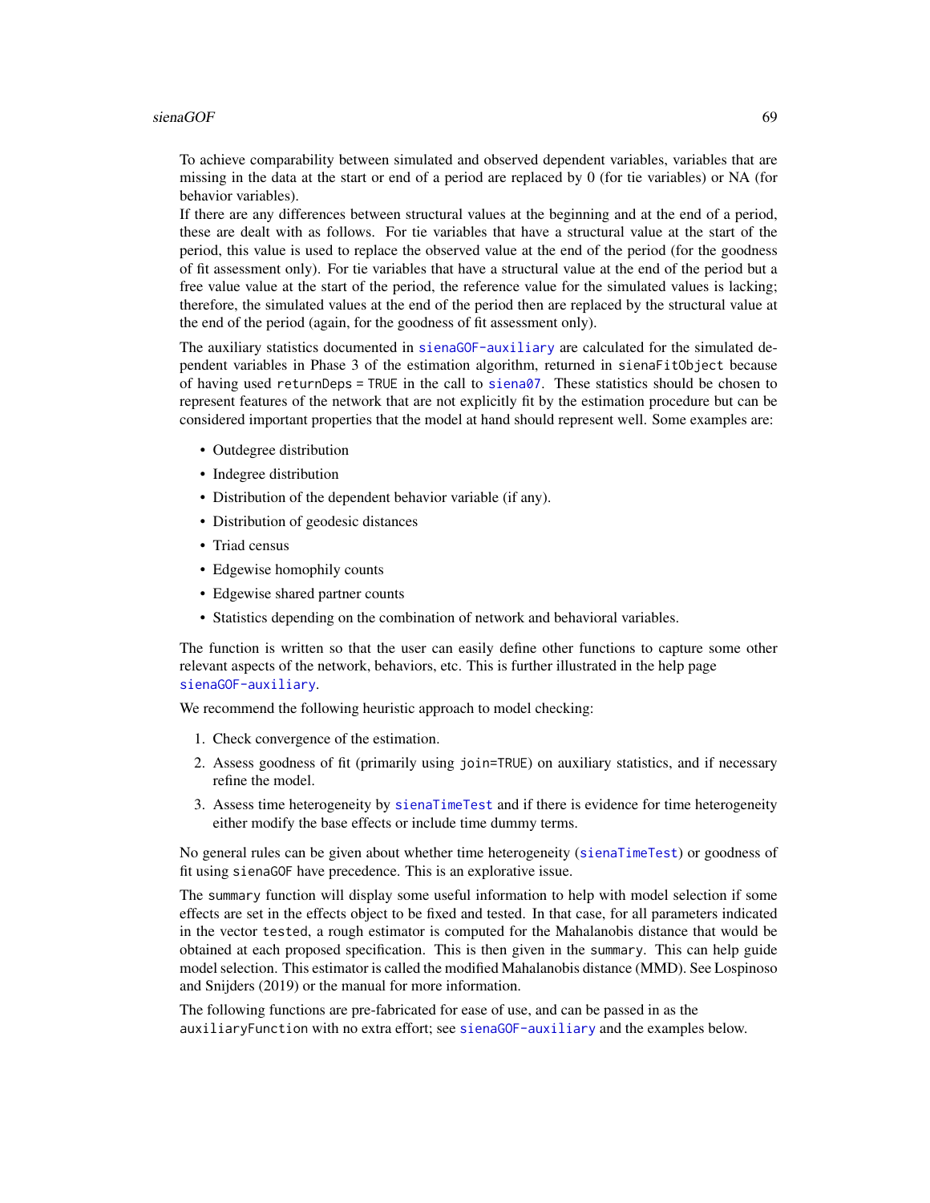To achieve comparability between simulated and observed dependent variables, variables that are missing in the data at the start or end of a period are replaced by 0 (for tie variables) or NA (for behavior variables).
If there are any differences between structural values at the beginning and at the end of a period, these are dealt with as follows. For tie variables that have a structural value at the start of the period, this value is used to replace the observed value at the end of the period (for the goodness of fit assessment only). For tie variables that have a structural value at the end of the period but a free value value at the start of the period, the reference value for the simulated values is lacking; therefore, the simulated values at the end of the period then are replaced by the structural value at the end of the period (again, for the goodness of fit assessment only).

The auxiliary statistics documented in `sienaGOF-auxiliary` are calculated for the simulated dependent variables in Phase 3 of the estimation algorithm, returned in `sienaFitObject` because of having used `returnDeps = TRUE` in the call to `siena07`. These statistics should be chosen to represent features of the network that are not explicitly fit by the estimation procedure but can be considered important properties that the model at hand should represent well. Some examples are:

- Outdegree distribution
- Indegree distribution
- Distribution of the dependent behavior variable (if any).
- Distribution of geodesic distances
- Triad census
- Edgewise homophily counts
- Edgewise shared partner counts
- Statistics depending on the combination of network and behavioral variables.

The function is written so that the user can easily define other functions to capture some other relevant aspects of the network, behaviors, etc. This is further illustrated in the help page `sienaGOF-auxiliary`.

We recommend the following heuristic approach to model checking:

1. Check convergence of the estimation.
2. Assess goodness of fit (primarily using `join=TRUE`) on auxiliary statistics, and if necessary refine the model.
3. Assess time heterogeneity by `sienaTimeTest` and if there is evidence for time heterogeneity either modify the base effects or include time dummy terms.

No general rules can be given about whether time heterogeneity (`sienaTimeTest`) or goodness of fit using `sienaGOF` have precedence. This is an explorative issue.

The `summary` function will display some useful information to help with model selection if some effects are set in the effects object to be fixed and tested. In that case, for all parameters indicated in the vector `tested`, a rough estimator is computed for the Mahalanobis distance that would be obtained at each proposed specification. This is then given in the `summary`. This can help guide model selection. This estimator is called the modified Mahalanobis distance (MMD). See Lospinoso and Snijders (2019) or the manual for more information.

The following functions are pre-fabricated for ease of use, and can be passed in as the `auxiliaryFunction` with no extra effort; see `sienaGOF-auxiliary` and the examples below.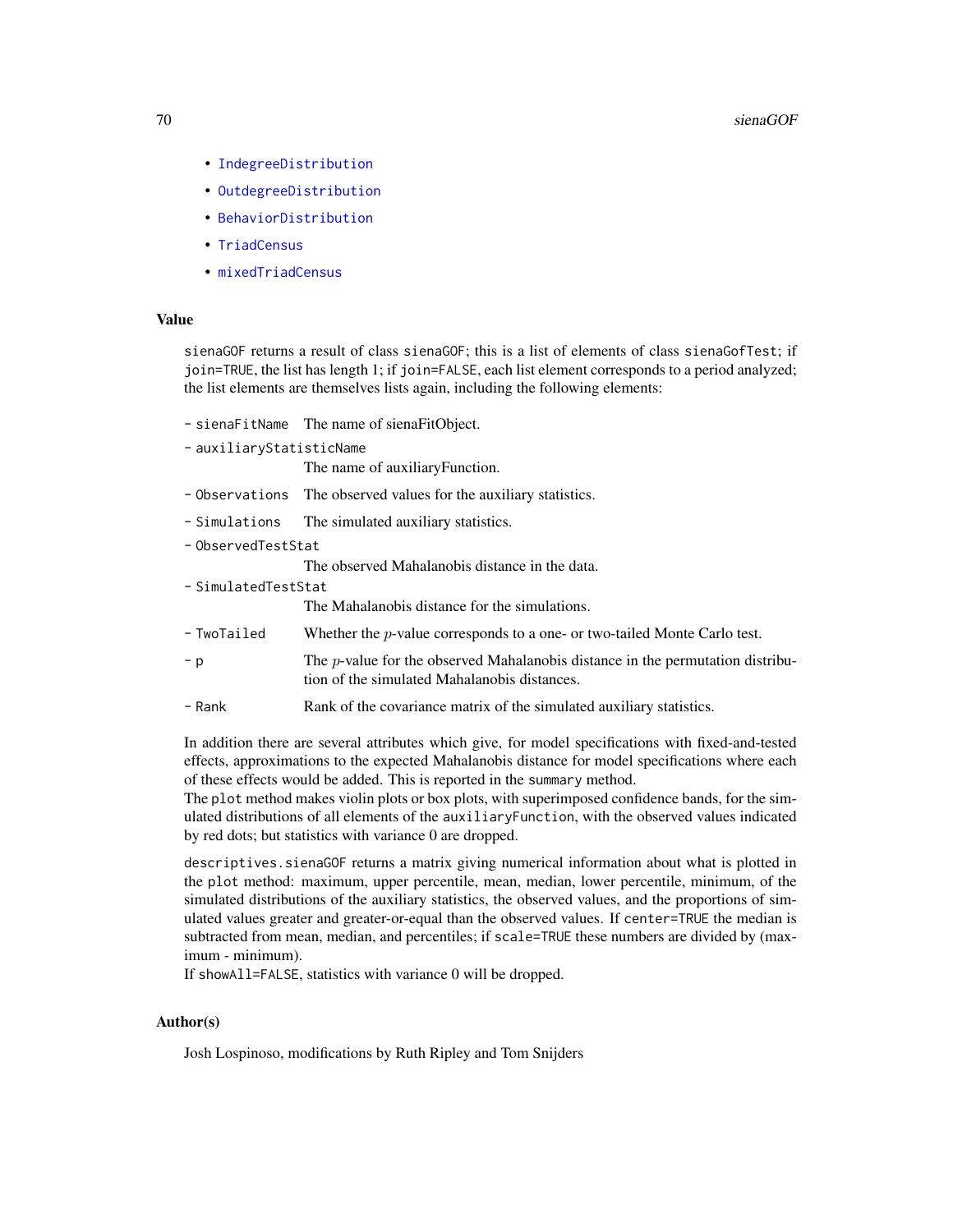- IndegreeDistribution
- OutdegreeDistribution
- BehaviorDistribution
- TriadCensus
- mixedTriadCensus

## Value

sienaGOF returns a result of class sienaGOF; this is a list of elements of class sienaGofTest; if join=TRUE, the list has length 1; if join=FALSE, each list element corresponds to a period analyzed; the list elements are themselves lists again, including the following elements:

- sienaFitName: The name of sienaFitObject.
- auxiliaryStatisticName: The name of auxiliaryFunction.
- Observations: The observed values for the auxiliary statistics.
- Simulations: The simulated auxiliary statistics.
- ObservedTestStat: The observed Mahalanobis distance in the data.
- SimulatedTestStat: The Mahalanobis distance for the simulations.
- TwoTailed: Whether the $p$-value corresponds to a one- or two-tailed Monte Carlo test.
- p: The $p$-value for the observed Mahalanobis distance in the permutation distribution of the simulated Mahalanobis distances.
- Rank: Rank of the covariance matrix of the simulated auxiliary statistics.

In addition there are several attributes which give, for model specifications with fixed-and-tested effects, approximations to the expected Mahalanobis distance for model specifications where each of these effects would be added. This is reported in the summary method.
The plot method makes violin plots or box plots, with superimposed confidence bands, for the simulated distributions of all elements of the auxiliaryFunction, with the observed values indicated by red dots; but statistics with variance 0 are dropped.

descriptives.sienaGOF returns a matrix giving numerical information about what is plotted in the plot method: maximum, upper percentile, mean, median, lower percentile, minimum, of the simulated distributions of the auxiliary statistics, the observed values, and the proportions of simulated values greater and greater-or-equal than the observed values. If center=TRUE the median is subtracted from mean, median, and percentiles; if scale=TRUE these numbers are divided by (maximum - minimum).
If showAll=FALSE, statistics with variance 0 will be dropped.

## Author(s)

Josh Lospinoso, modifications by Ruth Ripley and Tom Snijders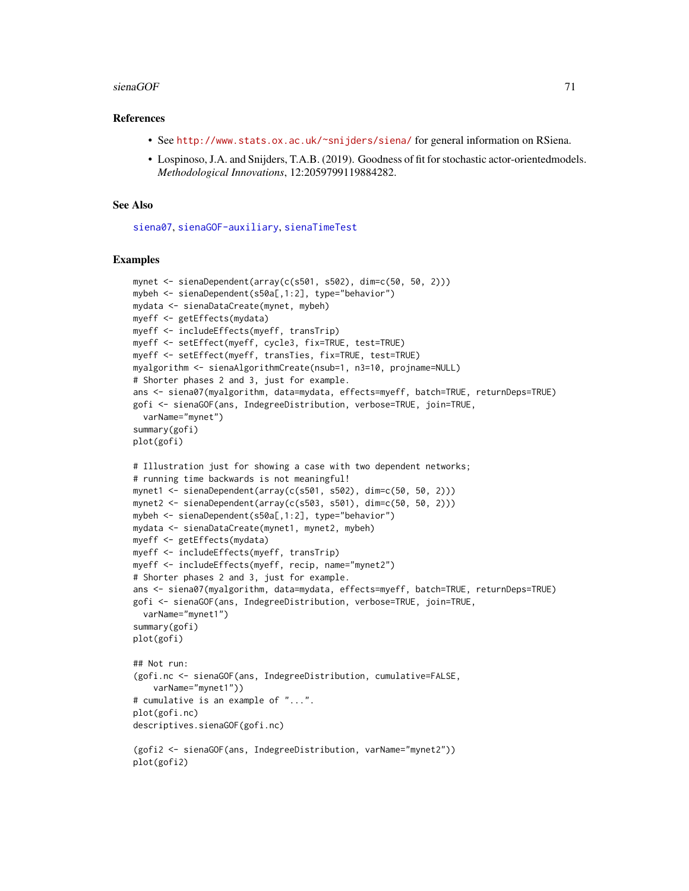## References

- See http://www.stats.ox.ac.uk/~snijders/siena/ for general information on RSiena.
- Lospinoso, J.A. and Snijders, T.A.B. (2019). Goodness of fit for stochastic actor-orientedmodels. *Methodological Innovations*, 12:2059799119884282.

## See Also

siena07, sienaGOF-auxiliary, sienaTimeTest

## Examples

```
mynet <- sienaDependent(array(c(s501, s502), dim=c(50, 50, 2)))
mybeh <- sienaDependent(s50a[,1:2], type="behavior")
mydata <- sienaDataCreate(mynet, mybeh)
myeff <- getEffects(mydata)
myeff <- includeEffects(myeff, transTrip)
myeff <- setEffect(myeff, cycle3, fix=TRUE, test=TRUE)
myeff <- setEffect(myeff, transTies, fix=TRUE, test=TRUE)
myalgorithm <- sienaAlgorithmCreate(nsub=1, n3=10, projname=NULL)
# Shorter phases 2 and 3, just for example.
ans <- siena07(myalgorithm, data=mydata, effects=myeff, batch=TRUE, returnDeps=TRUE)
gofi <- sienaGOF(ans, IndegreeDistribution, verbose=TRUE, join=TRUE,
  varName="mynet")
summary(gofi)
plot(gofi)

# Illustration just for showing a case with two dependent networks;
# running time backwards is not meaningful!
mynet1 <- sienaDependent(array(c(s501, s502), dim=c(50, 50, 2)))
mynet2 <- sienaDependent(array(c(s503, s501), dim=c(50, 50, 2)))
mybeh <- sienaDependent(s50a[,1:2], type="behavior")
mydata <- sienaDataCreate(mynet1, mynet2, mybeh)
myeff <- getEffects(mydata)
myeff <- includeEffects(myeff, transTrip)
myeff <- includeEffects(myeff, recip, name="mynet2")
# Shorter phases 2 and 3, just for example.
ans <- siena07(myalgorithm, data=mydata, effects=myeff, batch=TRUE, returnDeps=TRUE)
gofi <- sienaGOF(ans, IndegreeDistribution, verbose=TRUE, join=TRUE,
  varName="mynet1")
summary(gofi)
plot(gofi)

## Not run:
(gofi.nc <- sienaGOF(ans, IndegreeDistribution, cumulative=FALSE,
    varName="mynet1"))
# cumulative is an example of "...".
plot(gofi.nc)
descriptives.sienaGOF(gofi.nc)

(gofi2 <- sienaGOF(ans, IndegreeDistribution, varName="mynet2"))
plot(gofi2)
```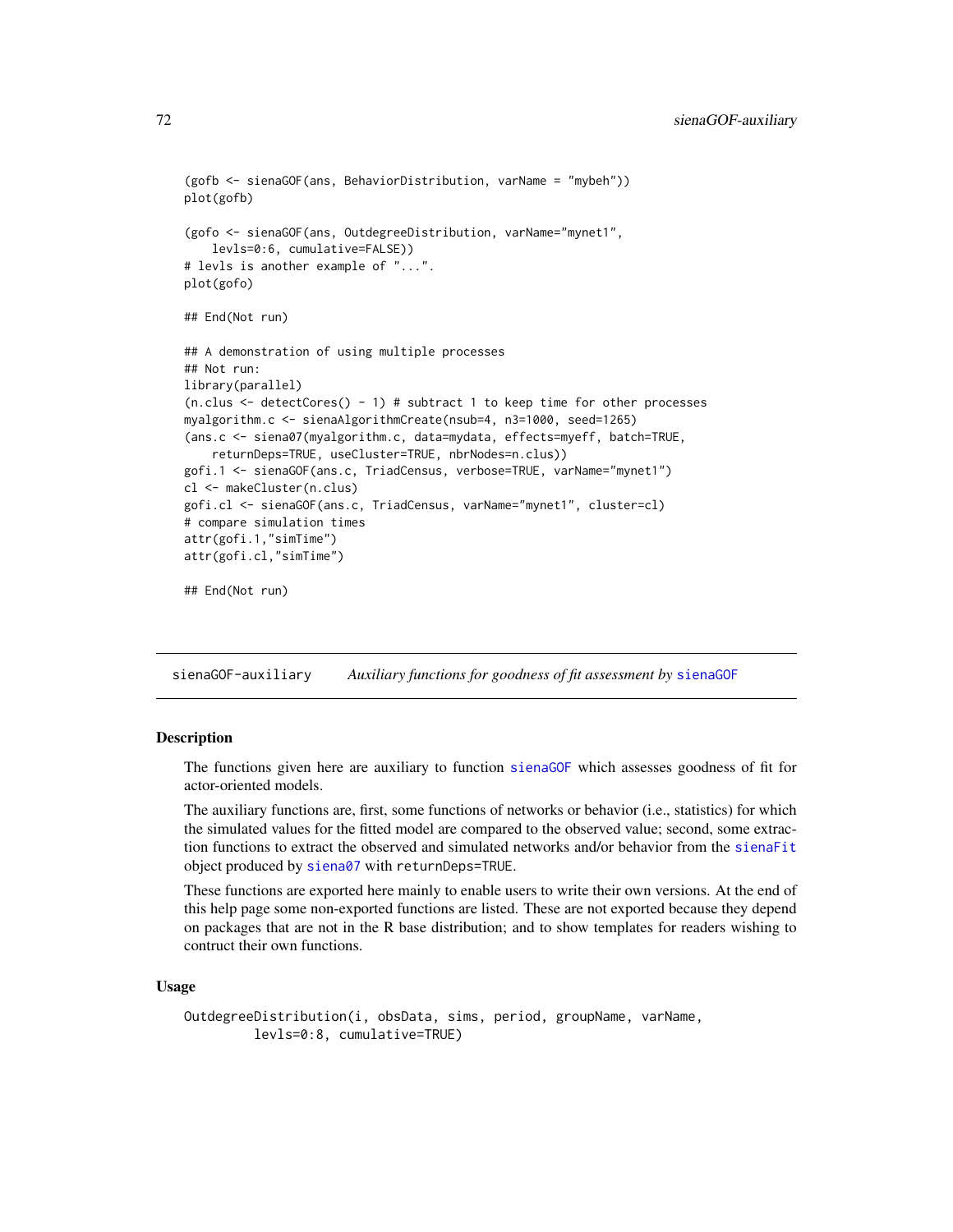```
(gofb <- sienaGOF(ans, BehaviorDistribution, varName = "mybeh"))
plot(gofb)

(gofo <- sienaGOF(ans, OutdegreeDistribution, varName="mynet1",
    levls=0:6, cumulative=FALSE))
# levls is another example of "...".
plot(gofo)

## End(Not run)

## A demonstration of using multiple processes
## Not run:
library(parallel)
(n.clus <- detectCores() - 1) # subtract 1 to keep time for other processes
myalgorithm.c <- sienaAlgorithmCreate(nsub=4, n3=1000, seed=1265)
(ans.c <- siena07(myalgorithm.c, data=mydata, effects=myeff, batch=TRUE,
    returnDeps=TRUE, useCluster=TRUE, nbrNodes=n.clus))
gofi.1 <- sienaGOF(ans.c, TriadCensus, verbose=TRUE, varName="mynet1")
cl <- makeCluster(n.clus)
gofi.cl <- sienaGOF(ans.c, TriadCensus, varName="mynet1", cluster=cl)
# compare simulation times
attr(gofi.1,"simTime")
attr(gofi.cl,"simTime")

## End(Not run)
```

---

`sienaGOF-auxiliary` *Auxiliary functions for goodness of fit assessment by* sienaGOF

---

### Description

The functions given here are auxiliary to function sienaGOF which assesses goodness of fit for actor-oriented models.

The auxiliary functions are, first, some functions of networks or behavior (i.e., statistics) for which the simulated values for the fitted model are compared to the observed value; second, some extraction functions to extract the observed and simulated networks and/or behavior from the sienaFit object produced by siena07 with returnDeps=TRUE.

These functions are exported here mainly to enable users to write their own versions. At the end of this help page some non-exported functions are listed. These are not exported because they depend on packages that are not in the R base distribution; and to show templates for readers wishing to contruct their own functions.

### Usage

```
OutdegreeDistribution(i, obsData, sims, period, groupName, varName,
          levls=0:8, cumulative=TRUE)
```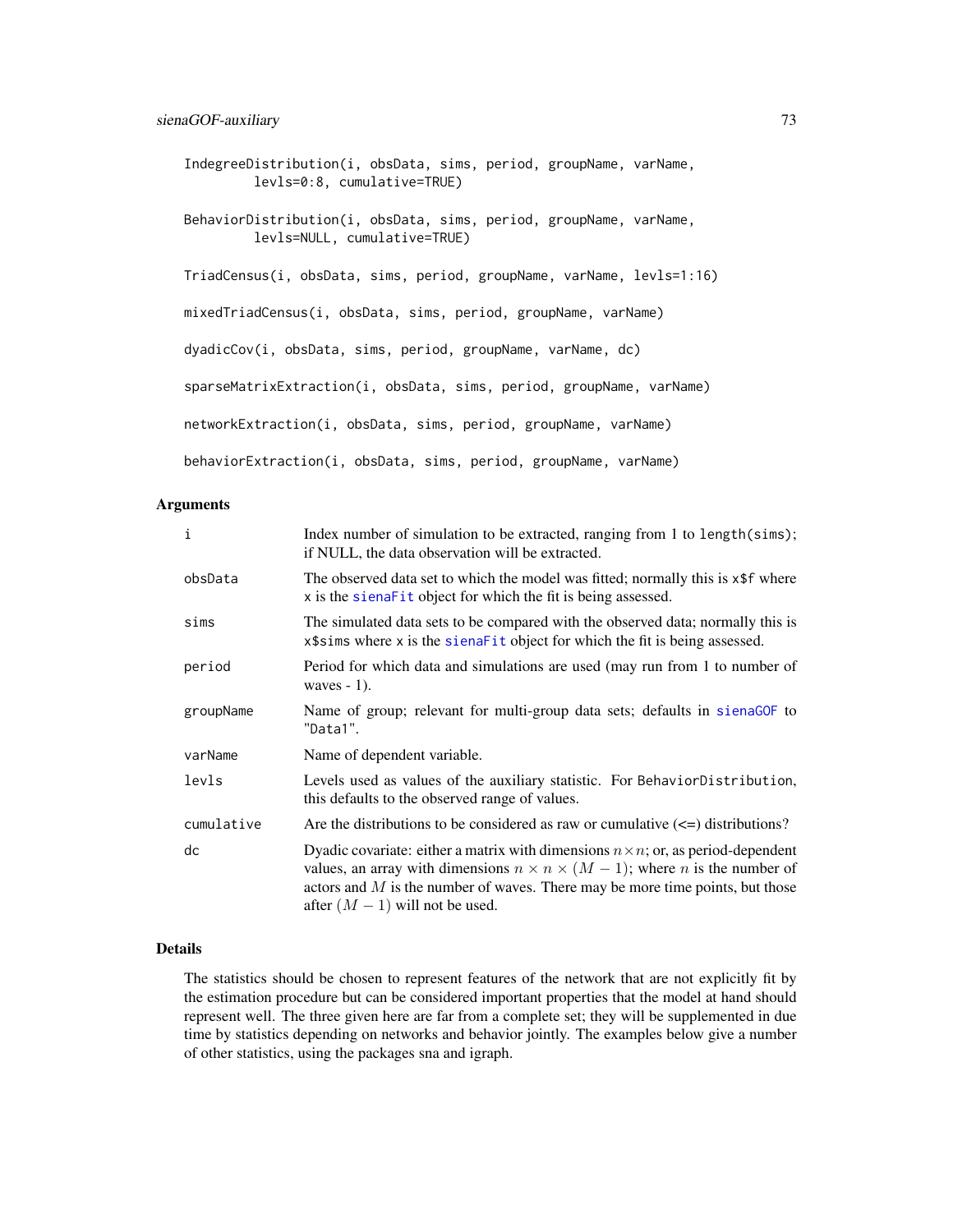```
IndegreeDistribution(i, obsData, sims, period, groupName, varName,
        levls=0:8, cumulative=TRUE)

BehaviorDistribution(i, obsData, sims, period, groupName, varName,
        levls=NULL, cumulative=TRUE)

TriadCensus(i, obsData, sims, period, groupName, varName, levls=1:16)

mixedTriadCensus(i, obsData, sims, period, groupName, varName)

dyadicCov(i, obsData, sims, period, groupName, varName, dc)

sparseMatrixExtraction(i, obsData, sims, period, groupName, varName)

networkExtraction(i, obsData, sims, period, groupName, varName)

behaviorExtraction(i, obsData, sims, period, groupName, varName)
```

## Arguments

| | |
|---|---|
| i | Index number of simulation to be extracted, ranging from 1 to length(sims); if NULL, the data observation will be extracted. |
| obsData | The observed data set to which the model was fitted; normally this is x$f where x is the sienaFit object for which the fit is being assessed. |
| sims | The simulated data sets to be compared with the observed data; normally this is x$sims where x is the sienaFit object for which the fit is being assessed. |
| period | Period for which data and simulations are used (may run from 1 to number of waves - 1). |
| groupName | Name of group; relevant for multi-group data sets; defaults in sienaGOF to "Data1". |
| varName | Name of dependent variable. |
| levls | Levels used as values of the auxiliary statistic. For BehaviorDistribution, this defaults to the observed range of values. |
| cumulative | Are the distributions to be considered as raw or cumulative (<=) distributions? |
| dc | Dyadic covariate: either a matrix with dimensions $n \times n$; or, as period-dependent values, an array with dimensions $n \times n \times (M-1)$; where $n$ is the number of actors and $M$ is the number of waves. There may be more time points, but those after $(M-1)$ will not be used. |

## Details

The statistics should be chosen to represent features of the network that are not explicitly fit by the estimation procedure but can be considered important properties that the model at hand should represent well. The three given here are far from a complete set; they will be supplemented in due time by statistics depending on networks and behavior jointly. The examples below give a number of other statistics, using the packages sna and igraph.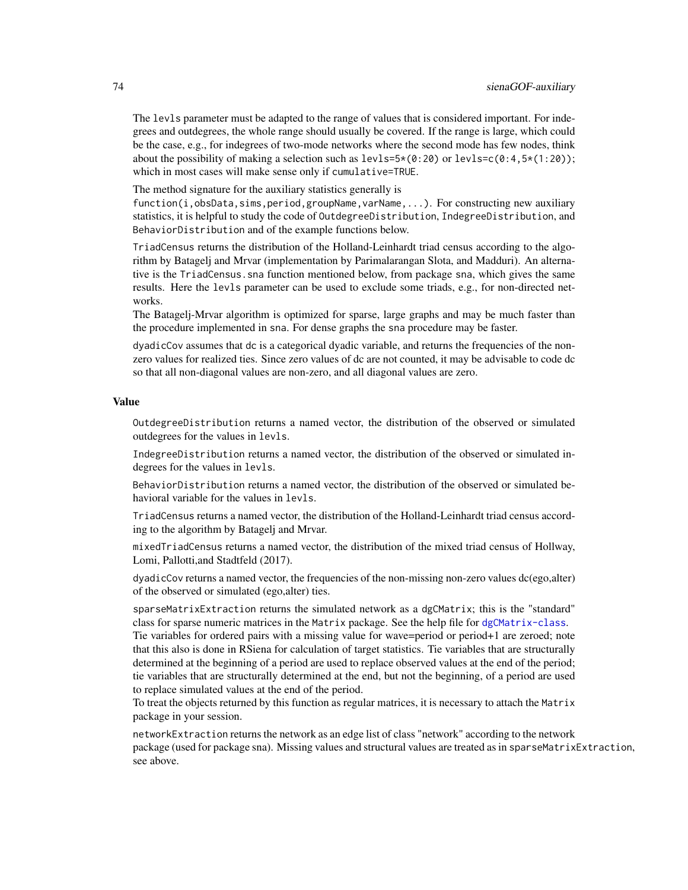The `levls` parameter must be adapted to the range of values that is considered important. For indegrees and outdegrees, the whole range should usually be covered. If the range is large, which could be the case, e.g., for indegrees of two-mode networks where the second mode has few nodes, think about the possibility of making a selection such as `levls=5*(0:20)` or `levls=c(0:4,5*(1:20))`; which in most cases will make sense only if `cumulative=TRUE`.

The method signature for the auxiliary statistics generally is
`function(i,obsData,sims,period,groupName,varName,...)`. For constructing new auxiliary statistics, it is helpful to study the code of `OutdegreeDistribution`, `IndegreeDistribution`, and `BehaviorDistribution` and of the example functions below.

`TriadCensus` returns the distribution of the Holland-Leinhardt triad census according to the algorithm by Batagelj and Mrvar (implementation by Parimalarangan Slota, and Madduri). An alternative is the `TriadCensus.sna` function mentioned below, from package `sna`, which gives the same results. Here the `levls` parameter can be used to exclude some triads, e.g., for non-directed networks.
The Batagelj-Mrvar algorithm is optimized for sparse, large graphs and may be much faster than the procedure implemented in `sna`. For dense graphs the `sna` procedure may be faster.

`dyadicCov` assumes that dc is a categorical dyadic variable, and returns the frequencies of the non-zero values for realized ties. Since zero values of dc are not counted, it may be advisable to code dc so that all non-diagonal values are non-zero, and all diagonal values are zero.

## Value

`OutdegreeDistribution` returns a named vector, the distribution of the observed or simulated outdegrees for the values in `levls`.

`IndegreeDistribution` returns a named vector, the distribution of the observed or simulated indegrees for the values in `levls`.

`BehaviorDistribution` returns a named vector, the distribution of the observed or simulated behavioral variable for the values in `levls`.

`TriadCensus` returns a named vector, the distribution of the Holland-Leinhardt triad census according to the algorithm by Batagelj and Mrvar.

`mixedTriadCensus` returns a named vector, the distribution of the mixed triad census of Hollway, Lomi, Pallotti,and Stadtfeld (2017).

`dyadicCov` returns a named vector, the frequencies of the non-missing non-zero values dc(ego,alter) of the observed or simulated (ego,alter) ties.

`sparseMatrixExtraction` returns the simulated network as a `dgCMatrix`; this is the "standard" class for sparse numeric matrices in the `Matrix` package. See the help file for `dgCMatrix-class`.
Tie variables for ordered pairs with a missing value for wave=period or period+1 are zeroed; note that this also is done in RSiena for calculation of target statistics. Tie variables that are structurally determined at the beginning of a period are used to replace observed values at the end of the period; tie variables that are structurally determined at the end, but not the beginning, of a period are used to replace simulated values at the end of the period.
To treat the objects returned by this function as regular matrices, it is necessary to attach the `Matrix` package in your session.

`networkExtraction` returns the network as an edge list of class "network" according to the network package (used for package sna). Missing values and structural values are treated as in `sparseMatrixExtraction`, see above.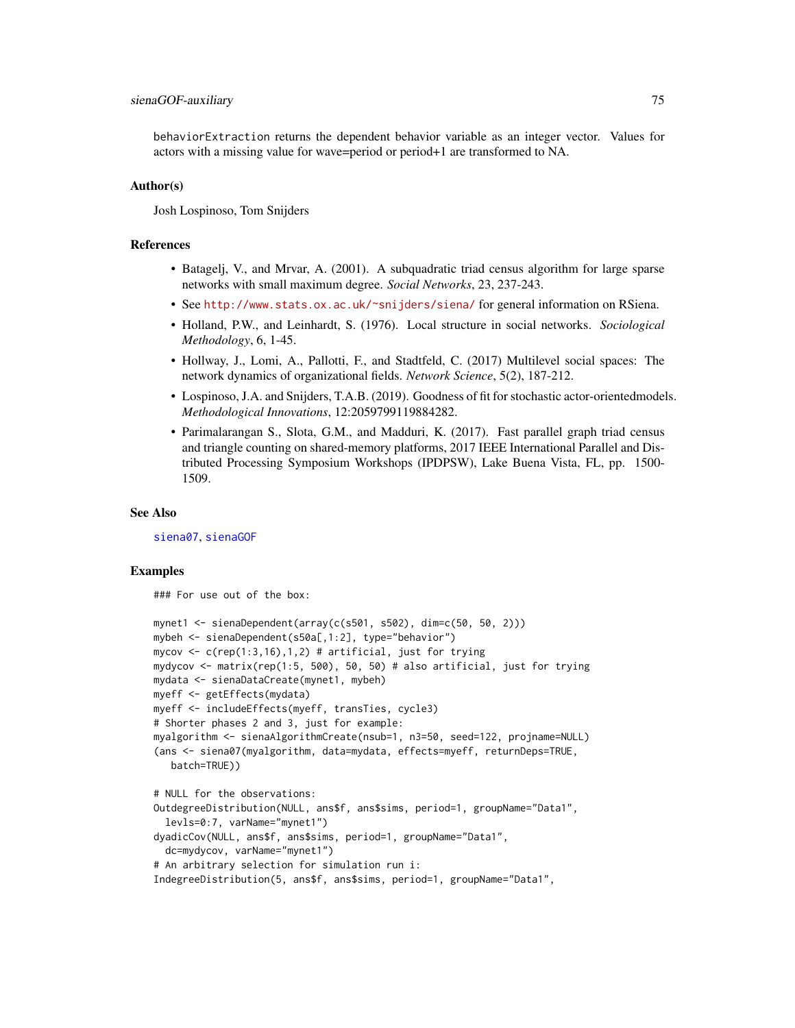behaviorExtraction returns the dependent behavior variable as an integer vector. Values for actors with a missing value for wave=period or period+1 are transformed to NA.

### Author(s)

Josh Lospinoso, Tom Snijders

### References

- Batagelj, V., and Mrvar, A. (2001). A subquadratic triad census algorithm for large sparse networks with small maximum degree. *Social Networks*, 23, 237-243.
- See http://www.stats.ox.ac.uk/~snijders/siena/ for general information on RSiena.
- Holland, P.W., and Leinhardt, S. (1976). Local structure in social networks. *Sociological Methodology*, 6, 1-45.
- Hollway, J., Lomi, A., Pallotti, F., and Stadtfeld, C. (2017) Multilevel social spaces: The network dynamics of organizational fields. *Network Science*, 5(2), 187-212.
- Lospinoso, J.A. and Snijders, T.A.B. (2019). Goodness of fit for stochastic actor-orientedmodels. *Methodological Innovations*, 12:2059799119884282.
- Parimalarangan S., Slota, G.M., and Madduri, K. (2017). Fast parallel graph triad census and triangle counting on shared-memory platforms, 2017 IEEE International Parallel and Distributed Processing Symposium Workshops (IPDPSW), Lake Buena Vista, FL, pp. 1500-1509.

### See Also

siena07, sienaGOF

### Examples

```
### For use out of the box:

mynet1 <- sienaDependent(array(c(s501, s502), dim=c(50, 50, 2)))
mybeh <- sienaDependent(s50a[,1:2], type="behavior")
mycov <- c(rep(1:3,16),1,2) # artificial, just for trying
mydycov <- matrix(rep(1:5, 500), 50, 50) # also artificial, just for trying
mydata <- sienaDataCreate(mynet1, mybeh)
myeff <- getEffects(mydata)
myeff <- includeEffects(myeff, transTies, cycle3)
# Shorter phases 2 and 3, just for example:
myalgorithm <- sienaAlgorithmCreate(nsub=1, n3=50, seed=122, projname=NULL)
(ans <- siena07(myalgorithm, data=mydata, effects=myeff, returnDeps=TRUE,
   batch=TRUE))

# NULL for the observations:
OutdegreeDistribution(NULL, ans$f, ans$sims, period=1, groupName="Data1",
  levls=0:7, varName="mynet1")
dyadicCov(NULL, ans$f, ans$sims, period=1, groupName="Data1",
  dc=mydycov, varName="mynet1")
# An arbitrary selection for simulation run i:
IndegreeDistribution(5, ans$f, ans$sims, period=1, groupName="Data1",
```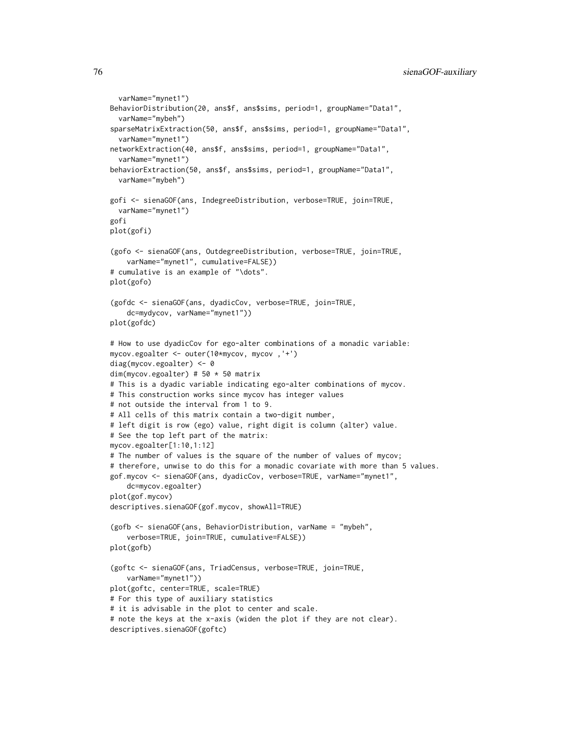```
  varName="mynet1")
BehaviorDistribution(20, ans$f, ans$sims, period=1, groupName="Data1",
  varName="mybeh")
sparseMatrixExtraction(50, ans$f, ans$sims, period=1, groupName="Data1",
  varName="mynet1")
networkExtraction(40, ans$f, ans$sims, period=1, groupName="Data1",
  varName="mynet1")
behaviorExtraction(50, ans$f, ans$sims, period=1, groupName="Data1",
  varName="mybeh")

gofi <- sienaGOF(ans, IndegreeDistribution, verbose=TRUE, join=TRUE,
  varName="mynet1")
gofi
plot(gofi)

(gofo <- sienaGOF(ans, OutdegreeDistribution, verbose=TRUE, join=TRUE,
    varName="mynet1", cumulative=FALSE))
# cumulative is an example of "\dots".
plot(gofo)

(gofdc <- sienaGOF(ans, dyadicCov, verbose=TRUE, join=TRUE,
    dc=mydycov, varName="mynet1"))
plot(gofdc)

# How to use dyadicCov for ego-alter combinations of a monadic variable:
mycov.egoalter <- outer(10*mycov, mycov ,'+')
diag(mycov.egoalter) <- 0
dim(mycov.egoalter) # 50 * 50 matrix
# This is a dyadic variable indicating ego-alter combinations of mycov.
# This construction works since mycov has integer values
# not outside the interval from 1 to 9.
# All cells of this matrix contain a two-digit number,
# left digit is row (ego) value, right digit is column (alter) value.
# See the top left part of the matrix:
mycov.egoalter[1:10,1:12]
# The number of values is the square of the number of values of mycov;
# therefore, unwise to do this for a monadic covariate with more than 5 values.
gof.mycov <- sienaGOF(ans, dyadicCov, verbose=TRUE, varName="mynet1",
    dc=mycov.egoalter)
plot(gof.mycov)
descriptives.sienaGOF(gof.mycov, showAll=TRUE)

(gofb <- sienaGOF(ans, BehaviorDistribution, varName = "mybeh",
    verbose=TRUE, join=TRUE, cumulative=FALSE))
plot(gofb)

(goftc <- sienaGOF(ans, TriadCensus, verbose=TRUE, join=TRUE,
    varName="mynet1"))
plot(goftc, center=TRUE, scale=TRUE)
# For this type of auxiliary statistics
# it is advisable in the plot to center and scale.
# note the keys at the x-axis (widen the plot if they are not clear).
descriptives.sienaGOF(goftc)
```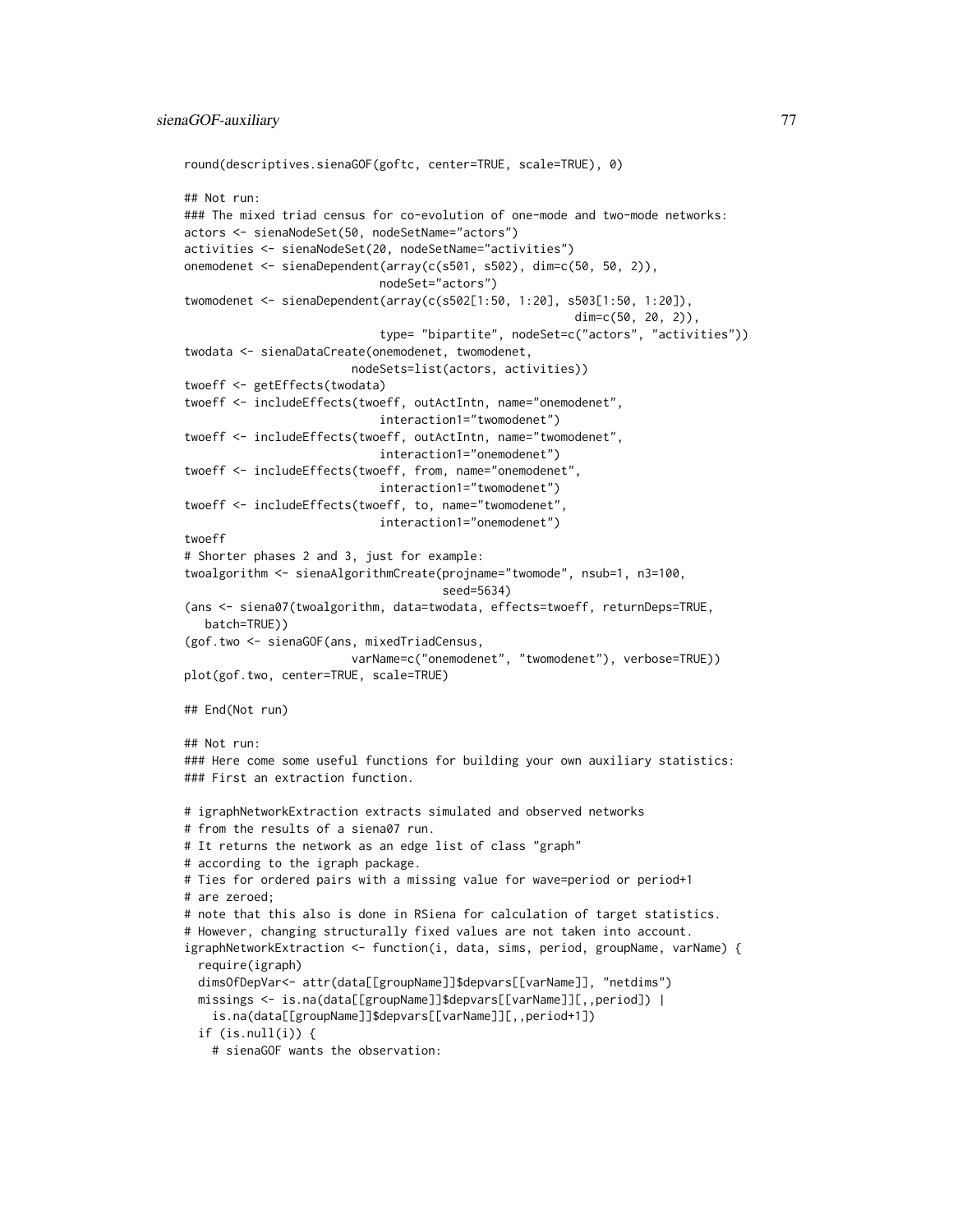```
round(descriptives.sienaGOF(goftc, center=TRUE, scale=TRUE), 0)

## Not run:
### The mixed triad census for co-evolution of one-mode and two-mode networks:
actors <- sienaNodeSet(50, nodeSetName="actors")
activities <- sienaNodeSet(20, nodeSetName="activities")
onemodenet <- sienaDependent(array(c(s501, s502), dim=c(50, 50, 2)),
                             nodeSet="actors")
twomodenet <- sienaDependent(array(c(s502[1:50, 1:20], s503[1:50, 1:20]),
                                                          dim=c(50, 20, 2)),
                             type= "bipartite", nodeSet=c("actors", "activities"))
twodata <- sienaDataCreate(onemodenet, twomodenet,
                         nodeSets=list(actors, activities))
twoeff <- getEffects(twodata)
twoeff <- includeEffects(twoeff, outActIntn, name="onemodenet",
                             interaction1="twomodenet")
twoeff <- includeEffects(twoeff, outActIntn, name="twomodenet",
                             interaction1="onemodenet")
twoeff <- includeEffects(twoeff, from, name="onemodenet",
                             interaction1="twomodenet")
twoeff <- includeEffects(twoeff, to, name="twomodenet",
                             interaction1="onemodenet")
twoeff
# Shorter phases 2 and 3, just for example:
twoalgorithm <- sienaAlgorithmCreate(projname="twomode", nsub=1, n3=100,
                                    seed=5634)
(ans <- siena07(twoalgorithm, data=twodata, effects=twoeff, returnDeps=TRUE,
   batch=TRUE))
(gof.two <- sienaGOF(ans, mixedTriadCensus,
                       varName=c("onemodenet", "twomodenet"), verbose=TRUE))
plot(gof.two, center=TRUE, scale=TRUE)

## End(Not run)

## Not run:
### Here come some useful functions for building your own auxiliary statistics:
### First an extraction function.

# igraphNetworkExtraction extracts simulated and observed networks
# from the results of a siena07 run.
# It returns the network as an edge list of class "graph"
# according to the igraph package.
# Ties for ordered pairs with a missing value for wave=period or period+1
# are zeroed;
# note that this also is done in RSiena for calculation of target statistics.
# However, changing structurally fixed values are not taken into account.
igraphNetworkExtraction <- function(i, data, sims, period, groupName, varName) {
  require(igraph)
  dimsOfDepVar<- attr(data[[groupName]]$depvars[[varName]], "netdims")
  missings <- is.na(data[[groupName]]$depvars[[varName]][,,period]) |
    is.na(data[[groupName]]$depvars[[varName]][,,period+1])
  if (is.null(i)) {
    # sienaGOF wants the observation:
```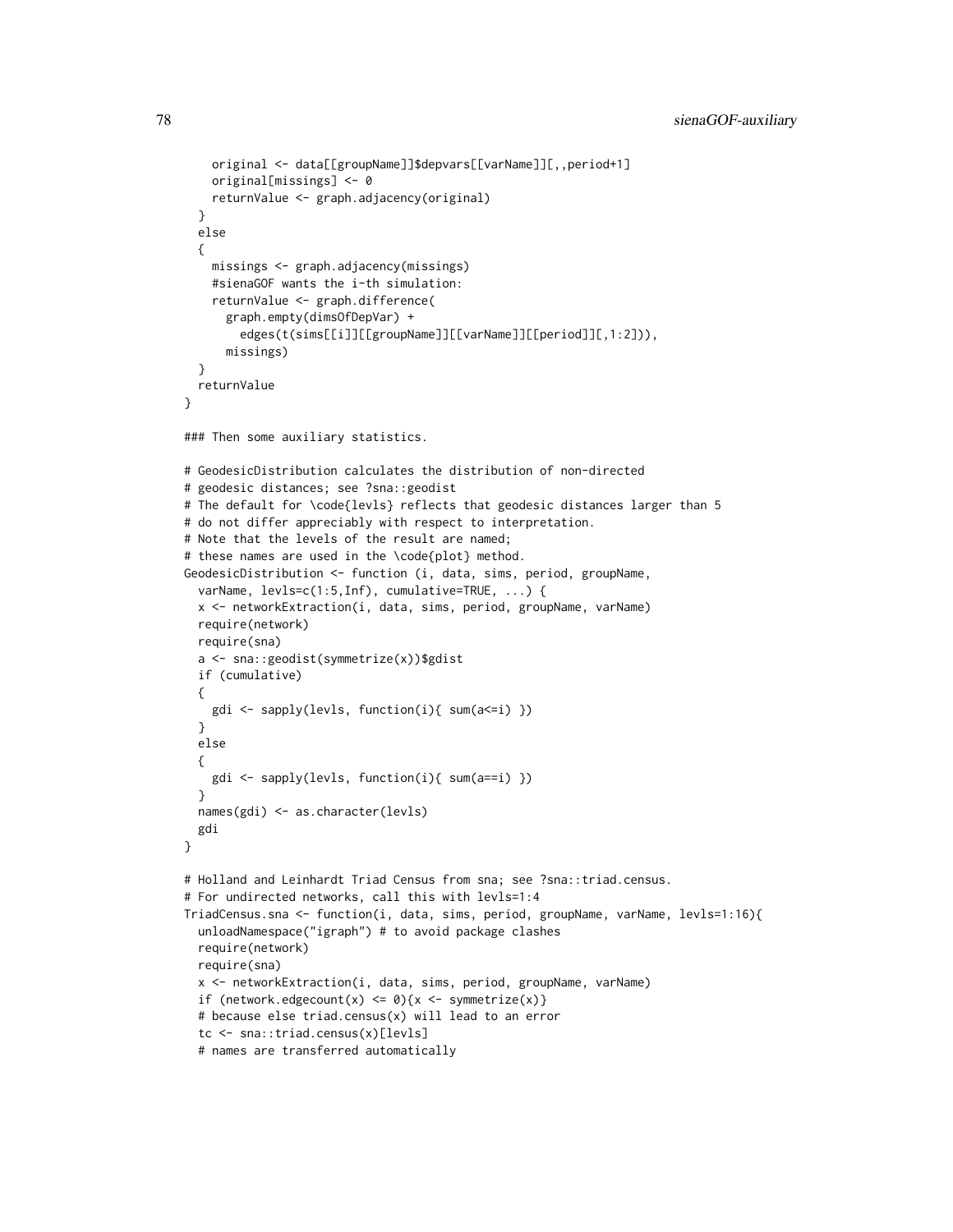```
    original <- data[[groupName]]$depvars[[varName]][,,period+1]
    original[missings] <- 0
    returnValue <- graph.adjacency(original)
  }
  else
  {
    missings <- graph.adjacency(missings)
    #sienaGOF wants the i-th simulation:
    returnValue <- graph.difference(
      graph.empty(dimsOfDepVar) +
        edges(t(sims[[i]][[groupName]][[varName]][[period]][,1:2])),
      missings)
  }
  returnValue
}

### Then some auxiliary statistics.

# GeodesicDistribution calculates the distribution of non-directed
# geodesic distances; see ?sna::geodist
# The default for \code{levls} reflects that geodesic distances larger than 5
# do not differ appreciably with respect to interpretation.
# Note that the levels of the result are named;
# these names are used in the \code{plot} method.
GeodesicDistribution <- function (i, data, sims, period, groupName,
  varName, levls=c(1:5,Inf), cumulative=TRUE, ...) {
  x <- networkExtraction(i, data, sims, period, groupName, varName)
  require(network)
  require(sna)
  a <- sna::geodist(symmetrize(x))$gdist
  if (cumulative)
  {
    gdi <- sapply(levls, function(i){ sum(a<=i) })
  }
  else
  {
    gdi <- sapply(levls, function(i){ sum(a==i) })
  }
  names(gdi) <- as.character(levls)
  gdi
}

# Holland and Leinhardt Triad Census from sna; see ?sna::triad.census.
# For undirected networks, call this with levls=1:4
TriadCensus.sna <- function(i, data, sims, period, groupName, varName, levls=1:16){
  unloadNamespace("igraph") # to avoid package clashes
  require(network)
  require(sna)
  x <- networkExtraction(i, data, sims, period, groupName, varName)
  if (network.edgecount(x) <= 0){x <- symmetrize(x)}
  # because else triad.census(x) will lead to an error
  tc <- sna::triad.census(x)[levls]
  # names are transferred automatically
```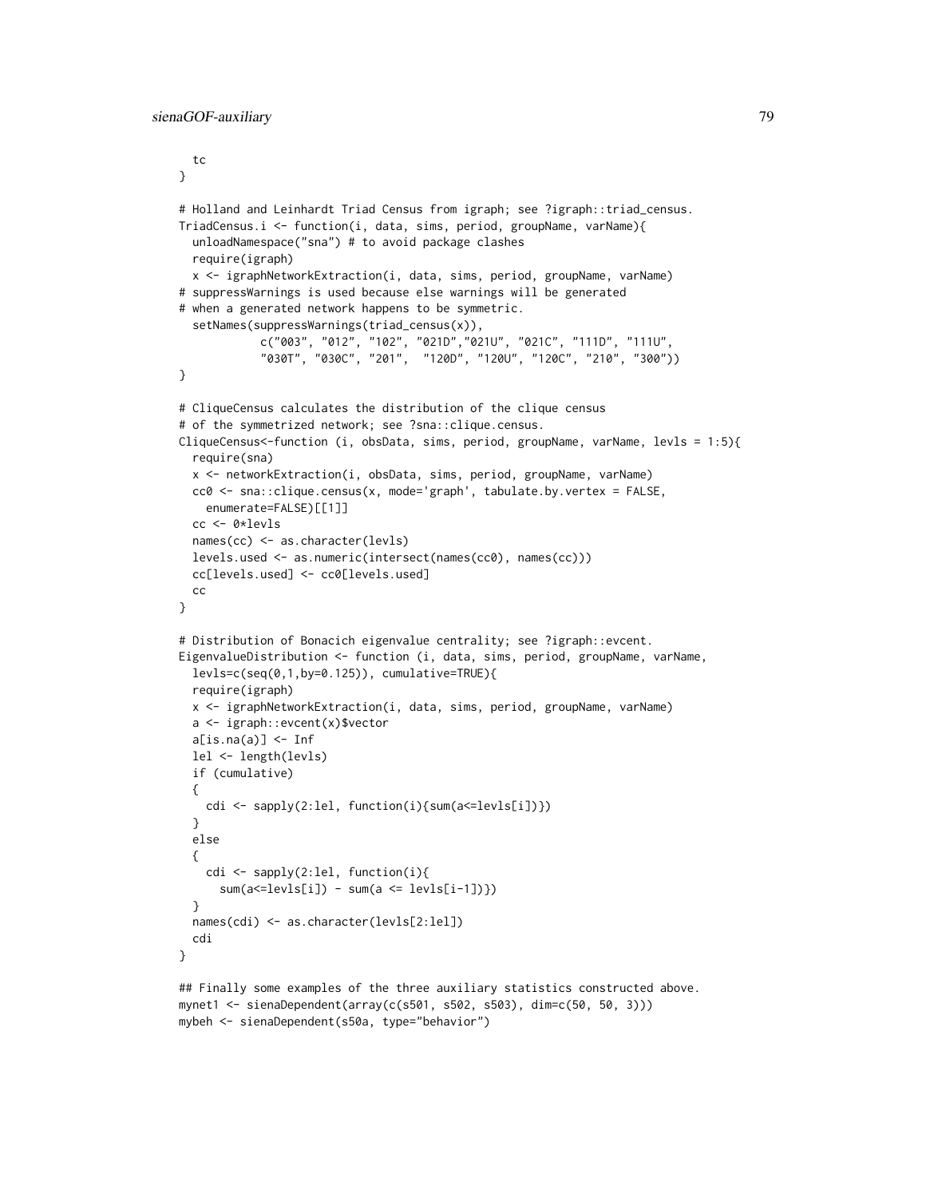```
  tc
}

# Holland and Leinhardt Triad Census from igraph; see ?igraph::triad_census.
TriadCensus.i <- function(i, data, sims, period, groupName, varName){
  unloadNamespace("sna") # to avoid package clashes
  require(igraph)
  x <- igraphNetworkExtraction(i, data, sims, period, groupName, varName)
# suppressWarnings is used because else warnings will be generated
# when a generated network happens to be symmetric.
  setNames(suppressWarnings(triad_census(x)),
           c("003", "012", "102", "021D","021U", "021C", "111D", "111U",
           "030T", "030C", "201",  "120D", "120U", "120C", "210", "300"))
}

# CliqueCensus calculates the distribution of the clique census
# of the symmetrized network; see ?sna::clique.census.
CliqueCensus<-function (i, obsData, sims, period, groupName, varName, levls = 1:5){
  require(sna)
  x <- networkExtraction(i, obsData, sims, period, groupName, varName)
  cc0 <- sna::clique.census(x, mode='graph', tabulate.by.vertex = FALSE,
    enumerate=FALSE)[[1]]
  cc <- 0*levls
  names(cc) <- as.character(levls)
  levels.used <- as.numeric(intersect(names(cc0), names(cc)))
  cc[levels.used] <- cc0[levels.used]
  cc
}

# Distribution of Bonacich eigenvalue centrality; see ?igraph::evcent.
EigenvalueDistribution <- function (i, data, sims, period, groupName, varName,
  levls=c(seq(0,1,by=0.125)), cumulative=TRUE){
  require(igraph)
  x <- igraphNetworkExtraction(i, data, sims, period, groupName, varName)
  a <- igraph::evcent(x)$vector
  a[is.na(a)] <- Inf
  lel <- length(levls)
  if (cumulative)
  {
    cdi <- sapply(2:lel, function(i){sum(a<=levls[i])})
  }
  else
  {
    cdi <- sapply(2:lel, function(i){
      sum(a<=levls[i]) - sum(a <= levls[i-1])})
  }
  names(cdi) <- as.character(levls[2:lel])
  cdi
}

## Finally some examples of the three auxiliary statistics constructed above.
mynet1 <- sienaDependent(array(c(s501, s502, s503), dim=c(50, 50, 3)))
mybeh <- sienaDependent(s50a, type="behavior")
```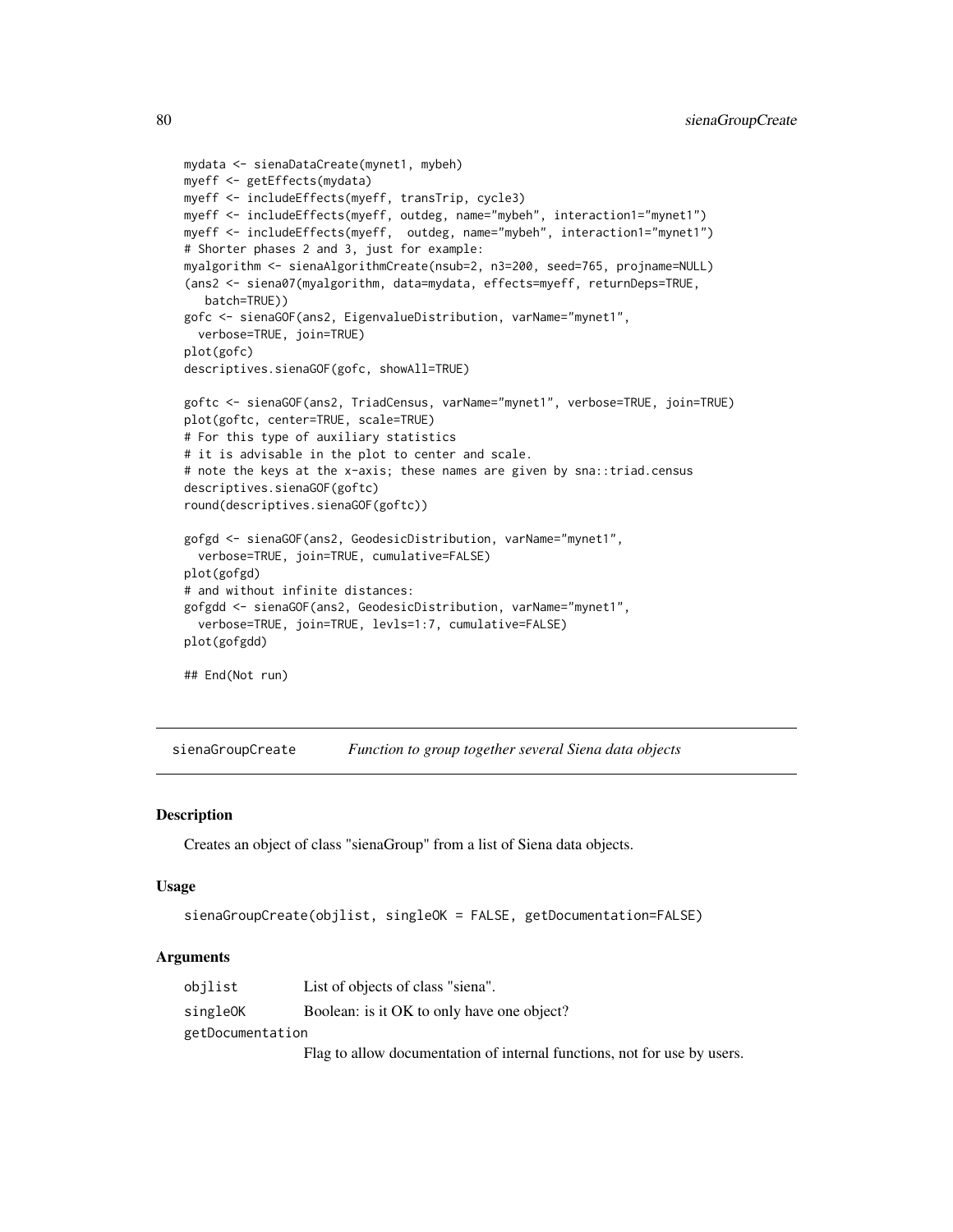```
mydata <- sienaDataCreate(mynet1, mybeh)
myeff <- getEffects(mydata)
myeff <- includeEffects(myeff, transTrip, cycle3)
myeff <- includeEffects(myeff, outdeg, name="mybeh", interaction1="mynet1")
myeff <- includeEffects(myeff,  outdeg, name="mybeh", interaction1="mynet1")
# Shorter phases 2 and 3, just for example:
myalgorithm <- sienaAlgorithmCreate(nsub=2, n3=200, seed=765, projname=NULL)
(ans2 <- siena07(myalgorithm, data=mydata, effects=myeff, returnDeps=TRUE,
   batch=TRUE))
gofc <- sienaGOF(ans2, EigenvalueDistribution, varName="mynet1",
  verbose=TRUE, join=TRUE)
plot(gofc)
descriptives.sienaGOF(gofc, showAll=TRUE)

goftc <- sienaGOF(ans2, TriadCensus, varName="mynet1", verbose=TRUE, join=TRUE)
plot(goftc, center=TRUE, scale=TRUE)
# For this type of auxiliary statistics
# it is advisable in the plot to center and scale.
# note the keys at the x-axis; these names are given by sna::triad.census
descriptives.sienaGOF(goftc)
round(descriptives.sienaGOF(goftc))

gofgd <- sienaGOF(ans2, GeodesicDistribution, varName="mynet1",
  verbose=TRUE, join=TRUE, cumulative=FALSE)
plot(gofgd)
# and without infinite distances:
gofgdd <- sienaGOF(ans2, GeodesicDistribution, varName="mynet1",
  verbose=TRUE, join=TRUE, levls=1:7, cumulative=FALSE)
plot(gofgdd)

## End(Not run)
```

---

## sienaGroupCreate — *Function to group together several Siena data objects*

### Description

Creates an object of class "sienaGroup" from a list of Siena data objects.

### Usage

```
sienaGroupCreate(objlist, singleOK = FALSE, getDocumentation=FALSE)
```

### Arguments

| | |
|---|---|
| `objlist` | List of objects of class "siena". |
| `singleOK` | Boolean: is it OK to only have one object? |
| `getDocumentation` | Flag to allow documentation of internal functions, not for use by users. |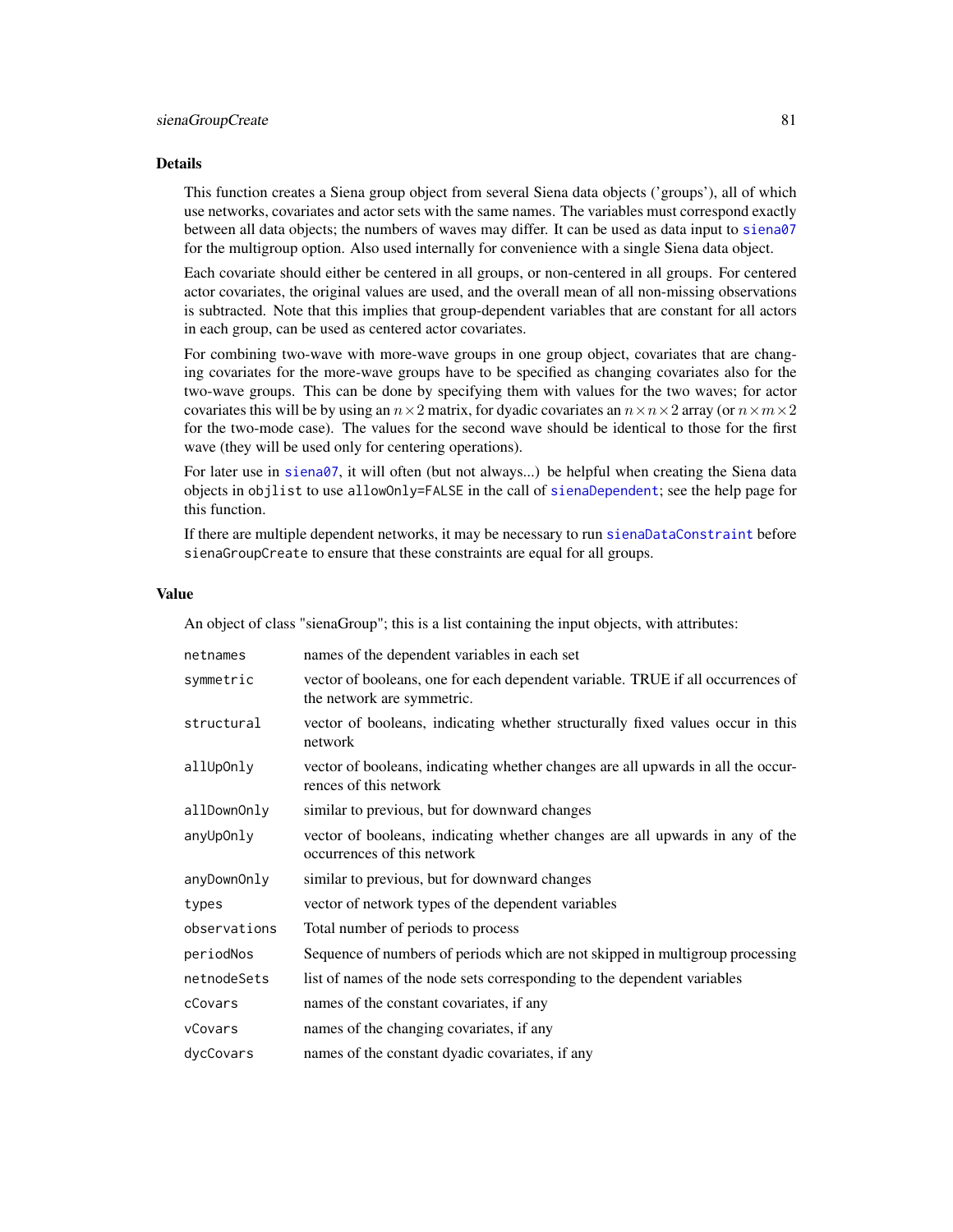## Details

This function creates a Siena group object from several Siena data objects ('groups'), all of which use networks, covariates and actor sets with the same names. The variables must correspond exactly between all data objects; the numbers of waves may differ. It can be used as data input to `siena07` for the multigroup option. Also used internally for convenience with a single Siena data object.

Each covariate should either be centered in all groups, or non-centered in all groups. For centered actor covariates, the original values are used, and the overall mean of all non-missing observations is subtracted. Note that this implies that group-dependent variables that are constant for all actors in each group, can be used as centered actor covariates.

For combining two-wave with more-wave groups in one group object, covariates that are changing covariates for the more-wave groups have to be specified as changing covariates also for the two-wave groups. This can be done by specifying them with values for the two waves; for actor covariates this will be by using an $n \times 2$ matrix, for dyadic covariates an $n \times n \times 2$ array (or $n \times m \times 2$ for the two-mode case). The values for the second wave should be identical to those for the first wave (they will be used only for centering operations).

For later use in `siena07`, it will often (but not always...) be helpful when creating the Siena data objects in `objlist` to use `allowOnly=FALSE` in the call of `sienaDependent`; see the help page for this function.

If there are multiple dependent networks, it may be necessary to run `sienaDataConstraint` before `sienaGroupCreate` to ensure that these constraints are equal for all groups.

## Value

An object of class "sienaGroup"; this is a list containing the input objects, with attributes:

| | |
|---|---|
| `netnames` | names of the dependent variables in each set |
| `symmetric` | vector of booleans, one for each dependent variable. TRUE if all occurrences of the network are symmetric. |
| `structural` | vector of booleans, indicating whether structurally fixed values occur in this network |
| `allUpOnly` | vector of booleans, indicating whether changes are all upwards in all the occurrences of this network |
| `allDownOnly` | similar to previous, but for downward changes |
| `anyUpOnly` | vector of booleans, indicating whether changes are all upwards in any of the occurrences of this network |
| `anyDownOnly` | similar to previous, but for downward changes |
| `types` | vector of network types of the dependent variables |
| `observations` | Total number of periods to process |
| `periodNos` | Sequence of numbers of periods which are not skipped in multigroup processing |
| `netnodeSets` | list of names of the node sets corresponding to the dependent variables |
| `cCovars` | names of the constant covariates, if any |
| `vCovars` | names of the changing covariates, if any |
| `dycCovars` | names of the constant dyadic covariates, if any |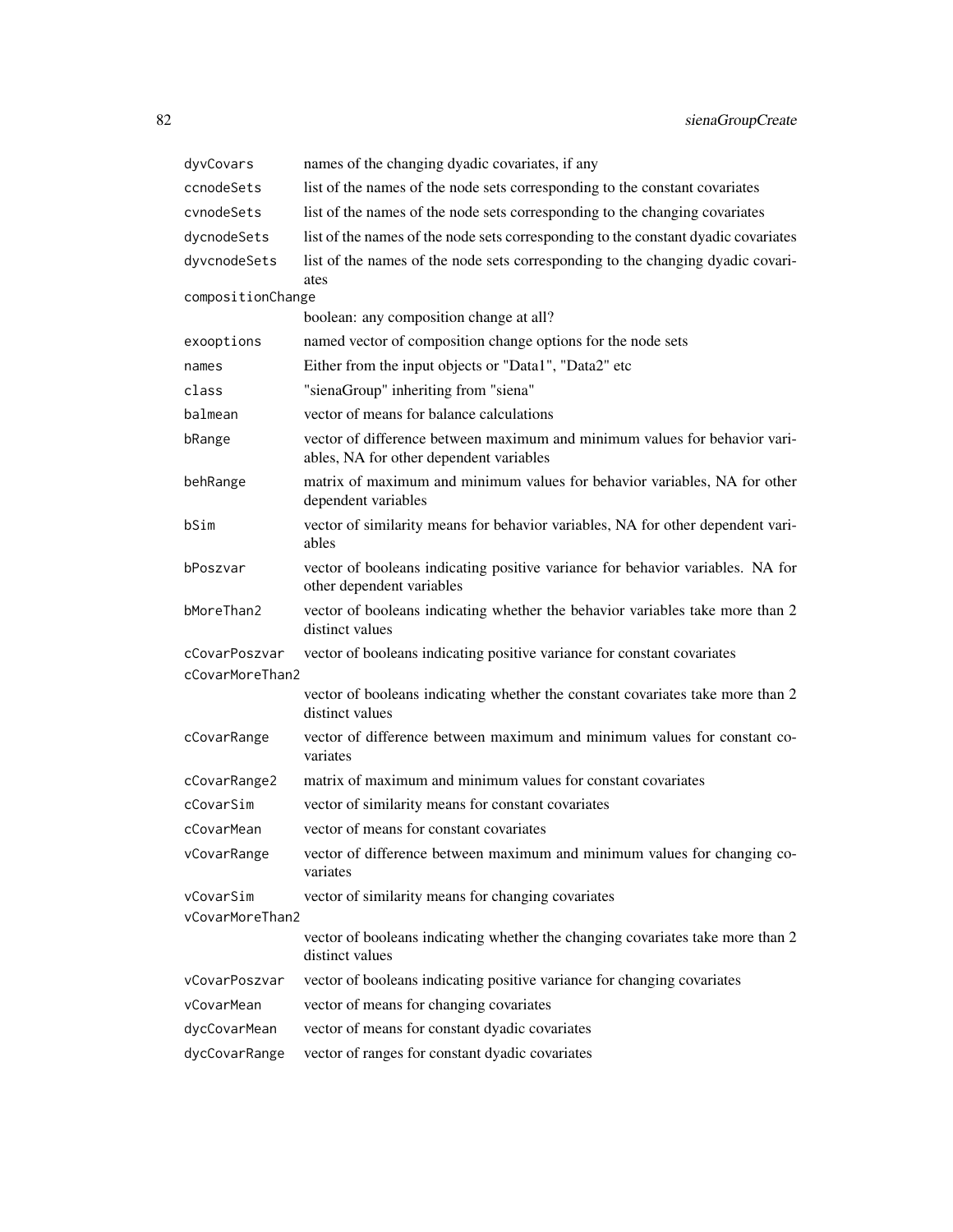| | |
|---|---|
| dyvCovars | names of the changing dyadic covariates, if any |
| ccnodeSets | list of the names of the node sets corresponding to the constant covariates |
| cvnodeSets | list of the names of the node sets corresponding to the changing covariates |
| dycnodeSets | list of the names of the node sets corresponding to the constant dyadic covariates |
| dyvcnodeSets | list of the names of the node sets corresponding to the changing dyadic covariates |
| compositionChange | boolean: any composition change at all? |
| exooptions | named vector of composition change options for the node sets |
| names | Either from the input objects or "Data1", "Data2" etc |
| class | "sienaGroup" inheriting from "siena" |
| balmean | vector of means for balance calculations |
| bRange | vector of difference between maximum and minimum values for behavior variables, NA for other dependent variables |
| behRange | matrix of maximum and minimum values for behavior variables, NA for other dependent variables |
| bSim | vector of similarity means for behavior variables, NA for other dependent variables |
| bPoszvar | vector of booleans indicating positive variance for behavior variables. NA for other dependent variables |
| bMoreThan2 | vector of booleans indicating whether the behavior variables take more than 2 distinct values |
| cCovarPoszvar | vector of booleans indicating positive variance for constant covariates |
| cCovarMoreThan2 | vector of booleans indicating whether the constant covariates take more than 2 distinct values |
| cCovarRange | vector of difference between maximum and minimum values for constant covariates |
| cCovarRange2 | matrix of maximum and minimum values for constant covariates |
| cCovarSim | vector of similarity means for constant covariates |
| cCovarMean | vector of means for constant covariates |
| vCovarRange | vector of difference between maximum and minimum values for changing covariates |
| vCovarSim | vector of similarity means for changing covariates |
| vCovarMoreThan2 | vector of booleans indicating whether the changing covariates take more than 2 distinct values |
| vCovarPoszvar | vector of booleans indicating positive variance for changing covariates |
| vCovarMean | vector of means for changing covariates |
| dycCovarMean | vector of means for constant dyadic covariates |
| dycCovarRange | vector of ranges for constant dyadic covariates |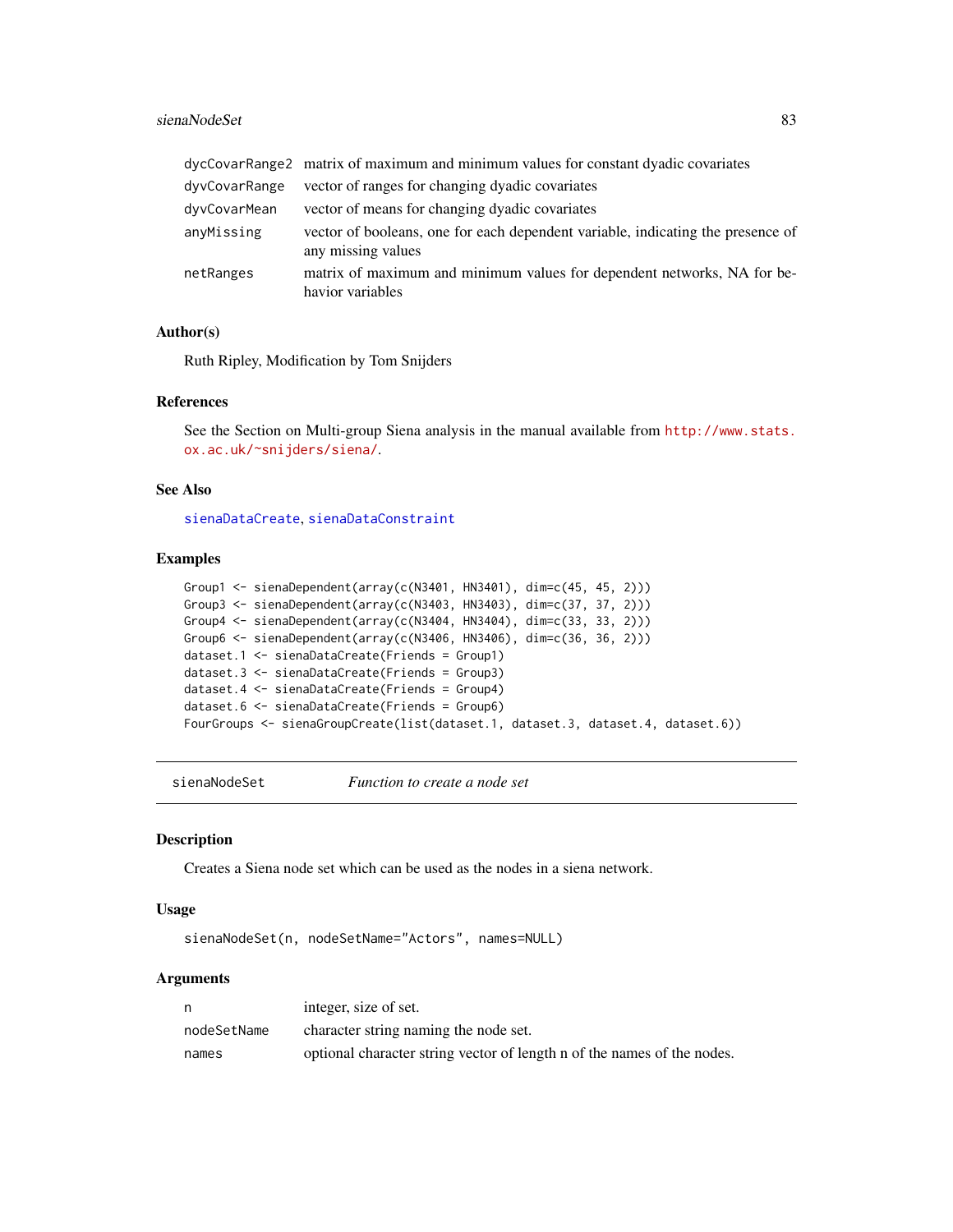| | |
|---|---|
| dycCovarRange2 | matrix of maximum and minimum values for constant dyadic covariates |
| dyvCovarRange | vector of ranges for changing dyadic covariates |
| dyvCovarMean | vector of means for changing dyadic covariates |
| anyMissing | vector of booleans, one for each dependent variable, indicating the presence of any missing values |
| netRanges | matrix of maximum and minimum values for dependent networks, NA for behavior variables |

### Author(s)

Ruth Ripley, Modification by Tom Snijders

### References

See the Section on Multi-group Siena analysis in the manual available from http://www.stats.ox.ac.uk/~snijders/siena/.

### See Also

sienaDataCreate, sienaDataConstraint

### Examples

```
Group1 <- sienaDependent(array(c(N3401, HN3401), dim=c(45, 45, 2)))
Group3 <- sienaDependent(array(c(N3403, HN3403), dim=c(37, 37, 2)))
Group4 <- sienaDependent(array(c(N3404, HN3404), dim=c(33, 33, 2)))
Group6 <- sienaDependent(array(c(N3406, HN3406), dim=c(36, 36, 2)))
dataset.1 <- sienaDataCreate(Friends = Group1)
dataset.3 <- sienaDataCreate(Friends = Group3)
dataset.4 <- sienaDataCreate(Friends = Group4)
dataset.6 <- sienaDataCreate(Friends = Group6)
FourGroups <- sienaGroupCreate(list(dataset.1, dataset.3, dataset.4, dataset.6))
```

---

## sienaNodeSet *Function to create a node set*

---

### Description

Creates a Siena node set which can be used as the nodes in a siena network.

### Usage

```
sienaNodeSet(n, nodeSetName="Actors", names=NULL)
```

### Arguments

| | |
|---|---|
| n | integer, size of set. |
| nodeSetName | character string naming the node set. |
| names | optional character string vector of length n of the names of the nodes. |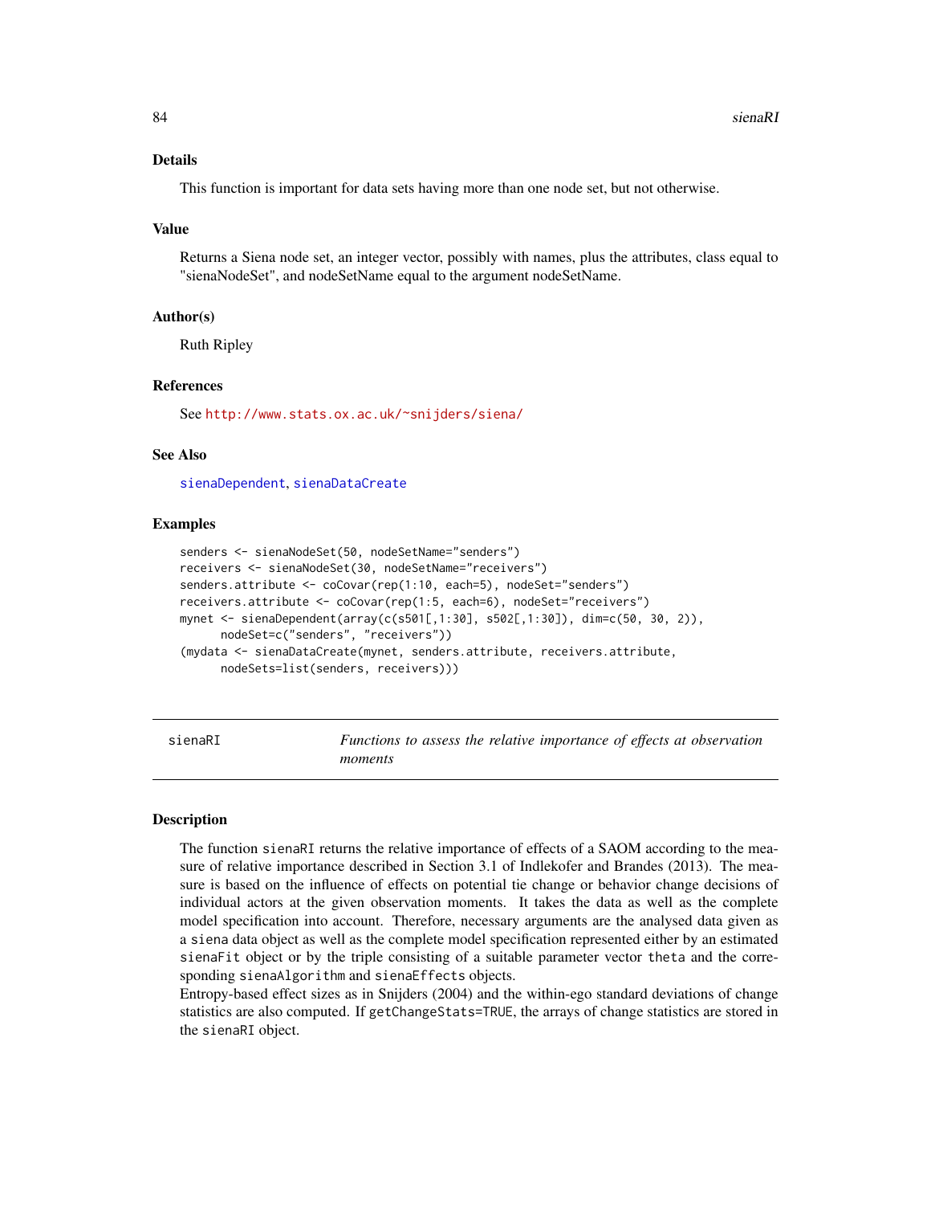### Details

This function is important for data sets having more than one node set, but not otherwise.

### Value

Returns a Siena node set, an integer vector, possibly with names, plus the attributes, class equal to "sienaNodeSet", and nodeSetName equal to the argument nodeSetName.

### Author(s)

Ruth Ripley

### References

See http://www.stats.ox.ac.uk/~snijders/siena/

### See Also

sienaDependent, sienaDataCreate

### Examples

```
senders <- sienaNodeSet(50, nodeSetName="senders")
receivers <- sienaNodeSet(30, nodeSetName="receivers")
senders.attribute <- coCovar(rep(1:10, each=5), nodeSet="senders")
receivers.attribute <- coCovar(rep(1:5, each=6), nodeSet="receivers")
mynet <- sienaDependent(array(c(s501[,1:30], s502[,1:30]), dim=c(50, 30, 2)),
      nodeSet=c("senders", "receivers"))
(mydata <- sienaDataCreate(mynet, senders.attribute, receivers.attribute,
      nodeSets=list(senders, receivers)))
```

---

## sienaRI — *Functions to assess the relative importance of effects at observation moments*

### Description

The function sienaRI returns the relative importance of effects of a SAOM according to the measure of relative importance described in Section 3.1 of Indlekofer and Brandes (2013). The measure is based on the influence of effects on potential tie change or behavior change decisions of individual actors at the given observation moments. It takes the data as well as the complete model specification into account. Therefore, necessary arguments are the analysed data given as a siena data object as well as the complete model specification represented either by an estimated sienaFit object or by the triple consisting of a suitable parameter vector theta and the corresponding sienaAlgorithm and sienaEffects objects.

Entropy-based effect sizes as in Snijders (2004) and the within-ego standard deviations of change statistics are also computed. If getChangeStats=TRUE, the arrays of change statistics are stored in the sienaRI object.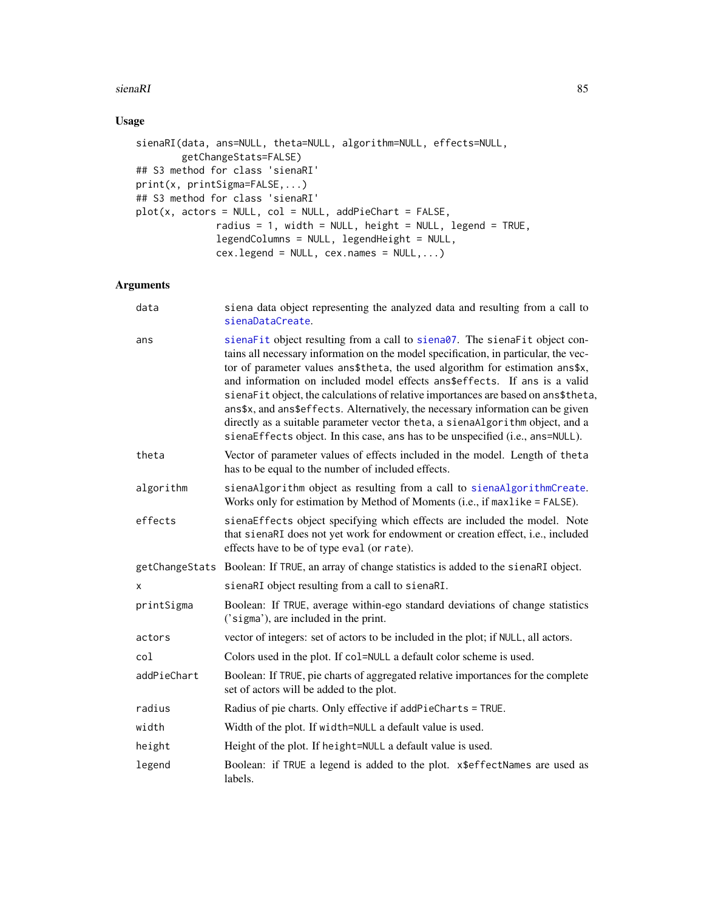## Usage

```
sienaRI(data, ans=NULL, theta=NULL, algorithm=NULL, effects=NULL,
        getChangeStats=FALSE)
## S3 method for class 'sienaRI'
print(x, printSigma=FALSE,...)
## S3 method for class 'sienaRI'
plot(x, actors = NULL, col = NULL, addPieChart = FALSE,
              radius = 1, width = NULL, height = NULL, legend = TRUE,
              legendColumns = NULL, legendHeight = NULL,
              cex.legend = NULL, cex.names = NULL,...)
```

## Arguments

| | |
|---|---|
| `data` | siena data object representing the analyzed data and resulting from a call to `sienaDataCreate`. |
| `ans` | `sienaFit` object resulting from a call to `siena07`. The `sienaFit` object contains all necessary information on the model specification, in particular, the vector of parameter values `ans$theta`, the used algorithm for estimation `ans$x`, and information on included model effects `ans$effects`. If `ans` is a valid `sienaFit` object, the calculations of relative importances are based on `ans$theta`, `ans$x`, and `ans$effects`. Alternatively, the necessary information can be given directly as a suitable parameter vector `theta`, a `sienaAlgorithm` object, and a `sienaEffects` object. In this case, `ans` has to be unspecified (i.e., `ans=NULL`). |
| `theta` | Vector of parameter values of effects included in the model. Length of `theta` has to be equal to the number of included effects. |
| `algorithm` | `sienaAlgorithm` object as resulting from a call to `sienaAlgorithmCreate`. Works only for estimation by Method of Moments (i.e., if `maxlike = FALSE`). |
| `effects` | `sienaEffects` object specifying which effects are included the model. Note that `sienaRI` does not yet work for endowment or creation effect, i.e., included effects have to be of type `eval` (or `rate`). |
| `getChangeStats` | Boolean: If `TRUE`, an array of change statistics is added to the `sienaRI` object. |
| `x` | `sienaRI` object resulting from a call to `sienaRI`. |
| `printSigma` | Boolean: If `TRUE`, average within-ego standard deviations of change statistics ('`sigma`'), are included in the print. |
| `actors` | vector of integers: set of actors to be included in the plot; if `NULL`, all actors. |
| `col` | Colors used in the plot. If `col=NULL` a default color scheme is used. |
| `addPieChart` | Boolean: If `TRUE`, pie charts of aggregated relative importances for the complete set of actors will be added to the plot. |
| `radius` | Radius of pie charts. Only effective if `addPieCharts = TRUE`. |
| `width` | Width of the plot. If `width=NULL` a default value is used. |
| `height` | Height of the plot. If `height=NULL` a default value is used. |
| `legend` | Boolean: if `TRUE` a legend is added to the plot. `x$effectNames` are used as labels. |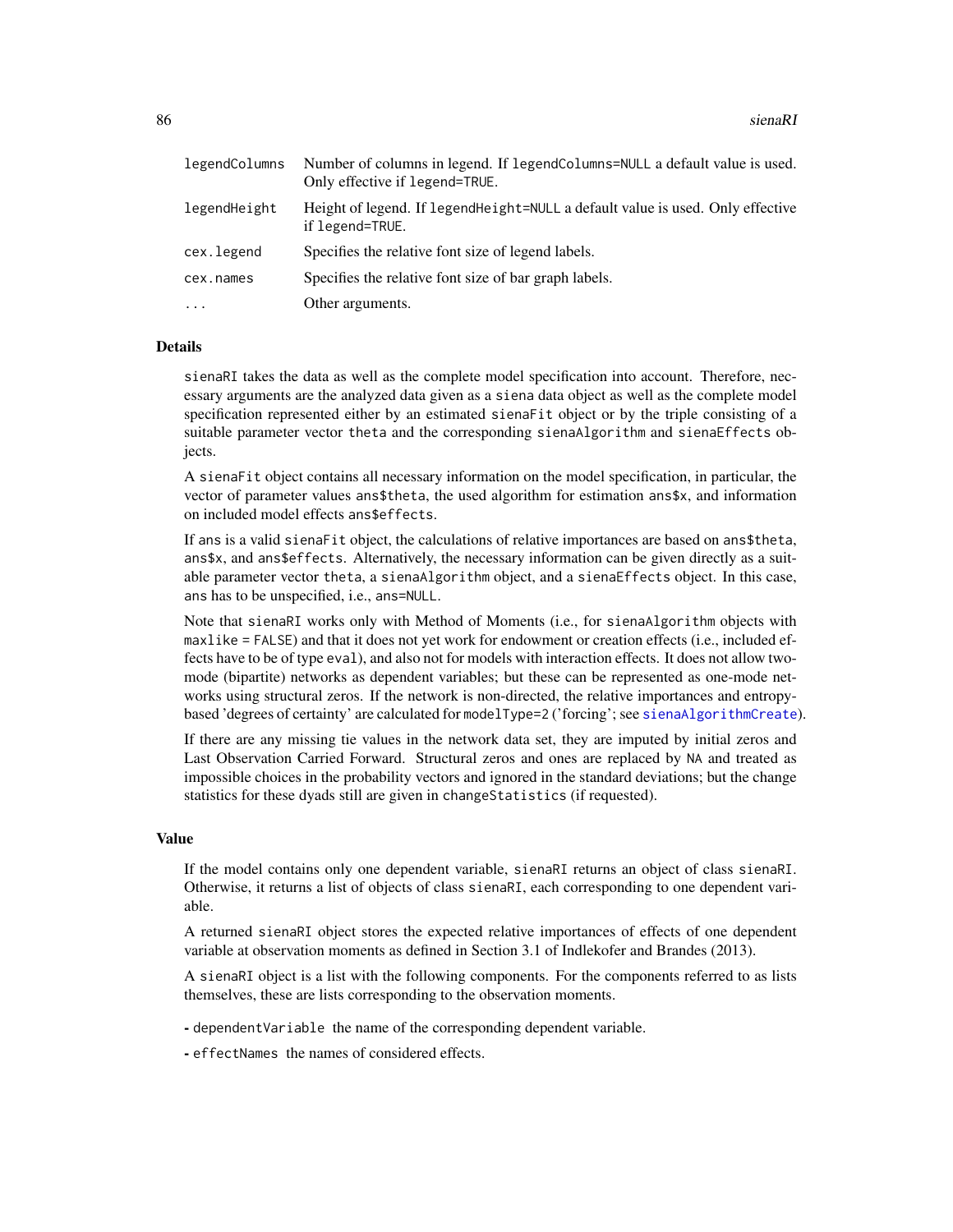| | |
|---|---|
| `legendColumns` | Number of columns in legend. If `legendColumns=NULL` a default value is used. Only effective if `legend=TRUE`. |
| `legendHeight` | Height of legend. If `legendHeight=NULL` a default value is used. Only effective if `legend=TRUE`. |
| `cex.legend` | Specifies the relative font size of legend labels. |
| `cex.names` | Specifies the relative font size of bar graph labels. |
| `...` | Other arguments. |

### Details

`sienaRI` takes the data as well as the complete model specification into account. Therefore, necessary arguments are the analyzed data given as a `siena` data object as well as the complete model specification represented either by an estimated `sienaFit` object or by the triple consisting of a suitable parameter vector `theta` and the corresponding `sienaAlgorithm` and `sienaEffects` objects.

A `sienaFit` object contains all necessary information on the model specification, in particular, the vector of parameter values `ans$theta`, the used algorithm for estimation `ans$x`, and information on included model effects `ans$effects`.

If `ans` is a valid `sienaFit` object, the calculations of relative importances are based on `ans$theta`, `ans$x`, and `ans$effects`. Alternatively, the necessary information can be given directly as a suitable parameter vector `theta`, a `sienaAlgorithm` object, and a `sienaEffects` object. In this case, `ans` has to be unspecified, i.e., `ans=NULL`.

Note that `sienaRI` works only with Method of Moments (i.e., for `sienaAlgorithm` objects with `maxlike = FALSE`) and that it does not yet work for endowment or creation effects (i.e., included effects have to be of type `eval`), and also not for models with interaction effects. It does not allow two-mode (bipartite) networks as dependent variables; but these can be represented as one-mode networks using structural zeros. If the network is non-directed, the relative importances and entropy-based 'degrees of certainty' are calculated for `modelType=2` ('forcing'; see `sienaAlgorithmCreate`).

If there are any missing tie values in the network data set, they are imputed by initial zeros and Last Observation Carried Forward. Structural zeros and ones are replaced by `NA` and treated as impossible choices in the probability vectors and ignored in the standard deviations; but the change statistics for these dyads still are given in `changeStatistics` (if requested).

### Value

If the model contains only one dependent variable, `sienaRI` returns an object of class `sienaRI`. Otherwise, it returns a list of objects of class `sienaRI`, each corresponding to one dependent variable.

A returned `sienaRI` object stores the expected relative importances of effects of one dependent variable at observation moments as defined in Section 3.1 of Indlekofer and Brandes (2013).

A `sienaRI` object is a list with the following components. For the components referred to as lists themselves, these are lists corresponding to the observation moments.

- `dependentVariable` the name of the corresponding dependent variable.
- `effectNames` the names of considered effects.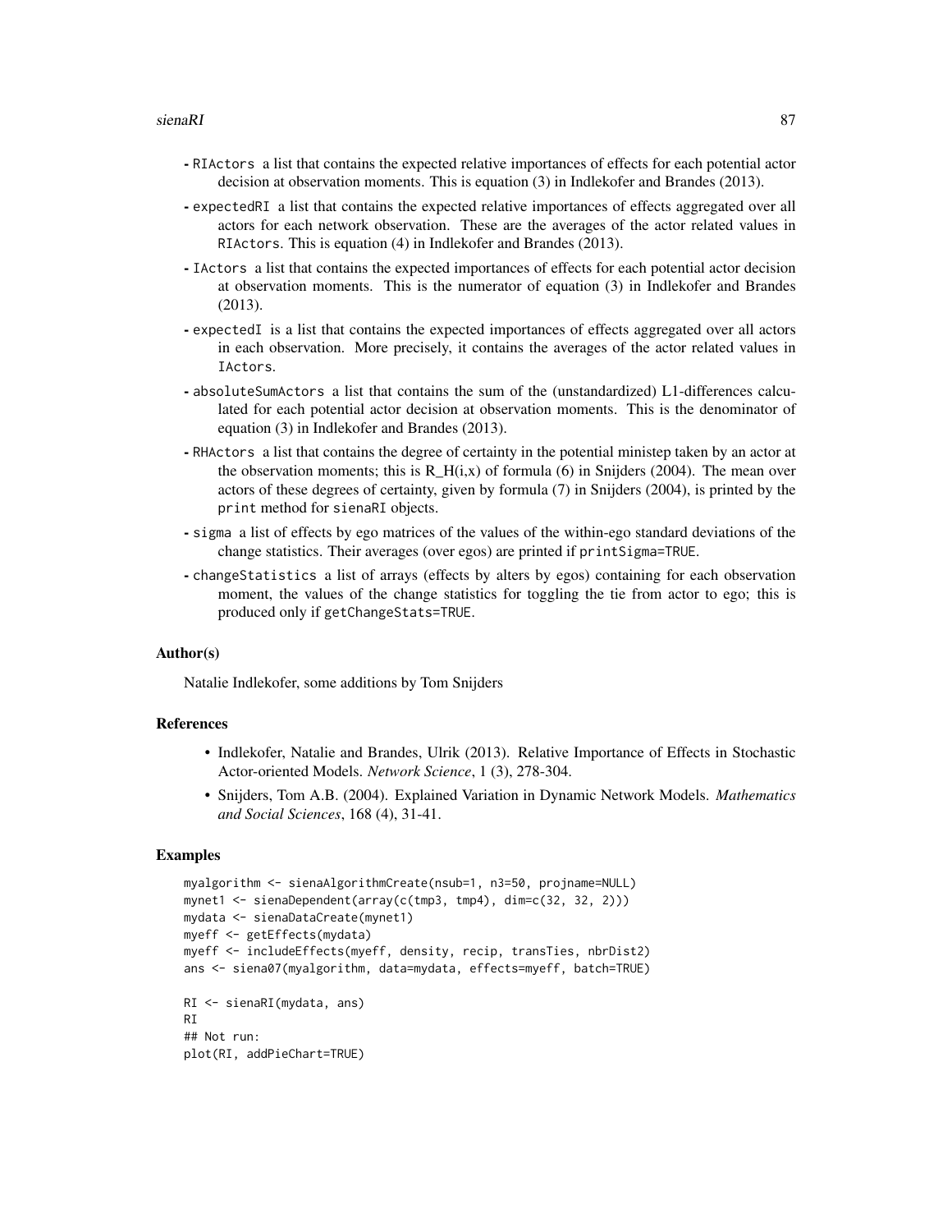- `RIActors` a list that contains the expected relative importances of effects for each potential actor decision at observation moments. This is equation (3) in Indlekofer and Brandes (2013).
- `expectedRI` a list that contains the expected relative importances of effects aggregated over all actors for each network observation. These are the averages of the actor related values in `RIActors`. This is equation (4) in Indlekofer and Brandes (2013).
- `IActors` a list that contains the expected importances of effects for each potential actor decision at observation moments. This is the numerator of equation (3) in Indlekofer and Brandes (2013).
- `expectedI` is a list that contains the expected importances of effects aggregated over all actors in each observation. More precisely, it contains the averages of the actor related values in `IActors`.
- `absoluteSumActors` a list that contains the sum of the (unstandardized) L1-differences calculated for each potential actor decision at observation moments. This is the denominator of equation (3) in Indlekofer and Brandes (2013).
- `RHActors` a list that contains the degree of certainty in the potential ministep taken by an actor at the observation moments; this is $R\_H(i,x)$ of formula (6) in Snijders (2004). The mean over actors of these degrees of certainty, given by formula (7) in Snijders (2004), is printed by the `print` method for `sienaRI` objects.
- `sigma` a list of effects by ego matrices of the values of the within-ego standard deviations of the change statistics. Their averages (over egos) are printed if `printSigma=TRUE`.
- `changeStatistics` a list of arrays (effects by alters by egos) containing for each observation moment, the values of the change statistics for toggling the tie from actor to ego; this is produced only if `getChangeStats=TRUE`.

### Author(s)

Natalie Indlekofer, some additions by Tom Snijders

### References

- Indlekofer, Natalie and Brandes, Ulrik (2013). Relative Importance of Effects in Stochastic Actor-oriented Models. *Network Science*, 1 (3), 278-304.
- Snijders, Tom A.B. (2004). Explained Variation in Dynamic Network Models. *Mathematics and Social Sciences*, 168 (4), 31-41.

### Examples

```
myalgorithm <- sienaAlgorithmCreate(nsub=1, n3=50, projname=NULL)
mynet1 <- sienaDependent(array(c(tmp3, tmp4), dim=c(32, 32, 2)))
mydata <- sienaDataCreate(mynet1)
myeff <- getEffects(mydata)
myeff <- includeEffects(myeff, density, recip, transTies, nbrDist2)
ans <- siena07(myalgorithm, data=mydata, effects=myeff, batch=TRUE)

RI <- sienaRI(mydata, ans)
RI
## Not run:
plot(RI, addPieChart=TRUE)
```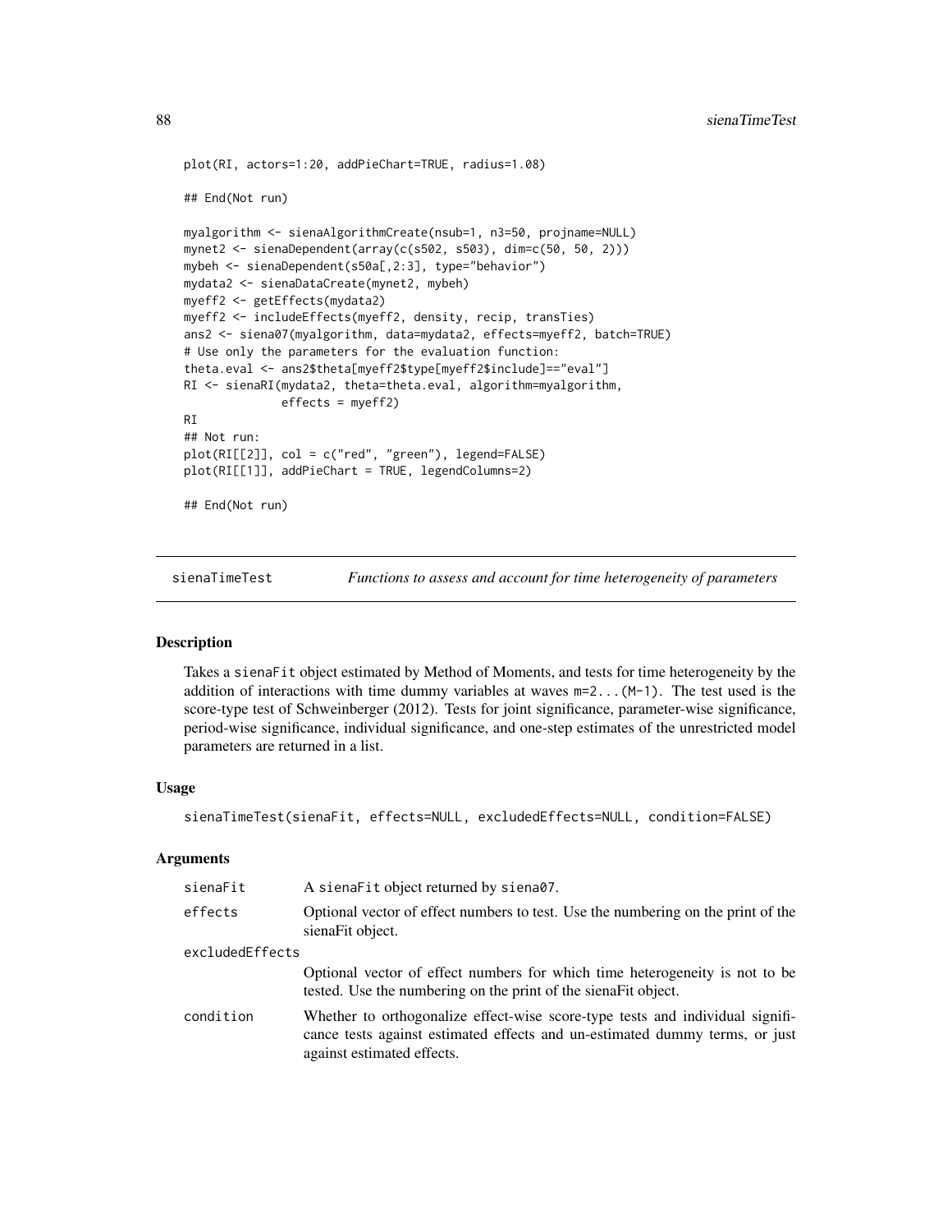```
plot(RI, actors=1:20, addPieChart=TRUE, radius=1.08)

## End(Not run)

myalgorithm <- sienaAlgorithmCreate(nsub=1, n3=50, projname=NULL)
mynet2 <- sienaDependent(array(c(s502, s503), dim=c(50, 50, 2)))
mybeh <- sienaDependent(s50a[,2:3], type="behavior")
mydata2 <- sienaDataCreate(mynet2, mybeh)
myeff2 <- getEffects(mydata2)
myeff2 <- includeEffects(myeff2, density, recip, transTies)
ans2 <- siena07(myalgorithm, data=mydata2, effects=myeff2, batch=TRUE)
# Use only the parameters for the evaluation function:
theta.eval <- ans2$theta[myeff2$type[myeff2$include]=="eval"]
RI <- sienaRI(mydata2, theta=theta.eval, algorithm=myalgorithm,
              effects = myeff2)
RI
## Not run:
plot(RI[[2]], col = c("red", "green"), legend=FALSE)
plot(RI[[1]], addPieChart = TRUE, legendColumns=2)

## End(Not run)
```

---

## sienaTimeTest — *Functions to assess and account for time heterogeneity of parameters*

### Description

Takes a `sienaFit` object estimated by Method of Moments, and tests for time heterogeneity by the addition of interactions with time dummy variables at waves `m=2...(M-1)`. The test used is the score-type test of Schweinberger (2012). Tests for joint significance, parameter-wise significance, period-wise significance, individual significance, and one-step estimates of the unrestricted model parameters are returned in a list.

### Usage

```
sienaTimeTest(sienaFit, effects=NULL, excludedEffects=NULL, condition=FALSE)
```

### Arguments

| | |
|---|---|
| `sienaFit` | A `sienaFit` object returned by `siena07`. |
| `effects` | Optional vector of effect numbers to test. Use the numbering on the print of the sienaFit object. |
| `excludedEffects` | Optional vector of effect numbers for which time heterogeneity is not to be tested. Use the numbering on the print of the sienaFit object. |
| `condition` | Whether to orthogonalize effect-wise score-type tests and individual significance tests against estimated effects and un-estimated dummy terms, or just against estimated effects. |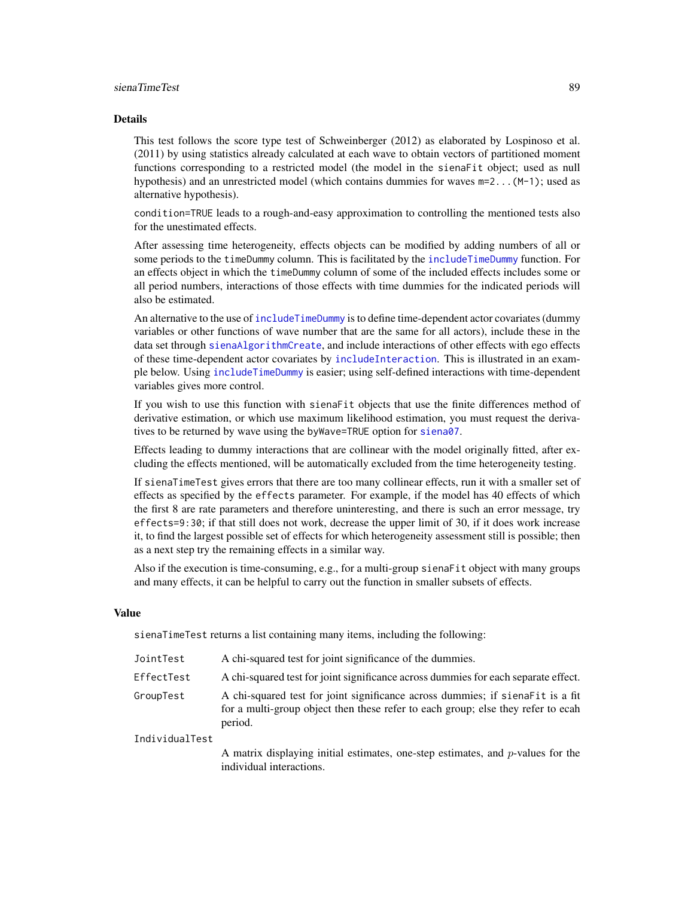## Details

This test follows the score type test of Schweinberger (2012) as elaborated by Lospinoso et al. (2011) by using statistics already calculated at each wave to obtain vectors of partitioned moment functions corresponding to a restricted model (the model in the `sienaFit` object; used as null hypothesis) and an unrestricted model (which contains dummies for waves `m=2...(M-1)`; used as alternative hypothesis).

`condition=TRUE` leads to a rough-and-easy approximation to controlling the mentioned tests also for the unestimated effects.

After assessing time heterogeneity, effects objects can be modified by adding numbers of all or some periods to the `timeDummy` column. This is facilitated by the `includeTimeDummy` function. For an effects object in which the `timeDummy` column of some of the included effects includes some or all period numbers, interactions of those effects with time dummies for the indicated periods will also be estimated.

An alternative to the use of `includeTimeDummy` is to define time-dependent actor covariates (dummy variables or other functions of wave number that are the same for all actors), include these in the data set through `sienaAlgorithmCreate`, and include interactions of other effects with ego effects of these time-dependent actor covariates by `includeInteraction`. This is illustrated in an example below. Using `includeTimeDummy` is easier; using self-defined interactions with time-dependent variables gives more control.

If you wish to use this function with `sienaFit` objects that use the finite differences method of derivative estimation, or which use maximum likelihood estimation, you must request the derivatives to be returned by wave using the `byWave=TRUE` option for `siena07`.

Effects leading to dummy interactions that are collinear with the model originally fitted, after excluding the effects mentioned, will be automatically excluded from the time heterogeneity testing.

If `sienaTimeTest` gives errors that there are too many collinear effects, run it with a smaller set of effects as specified by the `effects` parameter. For example, if the model has 40 effects of which the first 8 are rate parameters and therefore uninteresting, and there is such an error message, try `effects=9:30`; if that still does not work, decrease the upper limit of 30, if it does work increase it, to find the largest possible set of effects for which heterogeneity assessment still is possible; then as a next step try the remaining effects in a similar way.

Also if the execution is time-consuming, e.g., for a multi-group `sienaFit` object with many groups and many effects, it can be helpful to carry out the function in smaller subsets of effects.

## Value

`sienaTimeTest` returns a list containing many items, including the following:

`JointTest`
: A chi-squared test for joint significance of the dummies.

`EffectTest`
: A chi-squared test for joint significance across dummies for each separate effect.

`GroupTest`
: A chi-squared test for joint significance across dummies; if `sienaFit` is a fit for a multi-group object then these refer to each group; else they refer to ecah period.

`IndividualTest`
: A matrix displaying initial estimates, one-step estimates, and $p$-values for the individual interactions.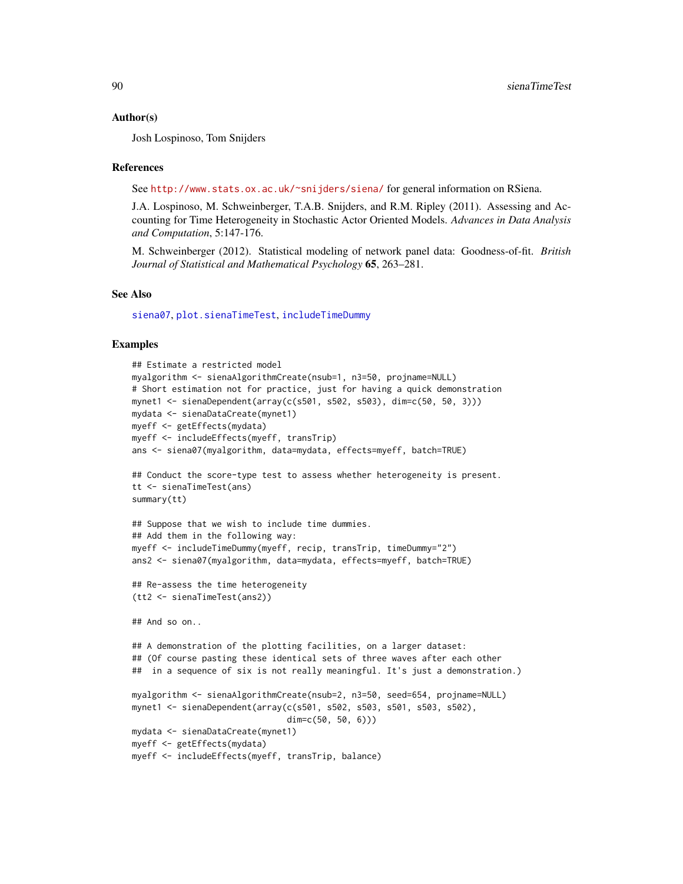## Author(s)

Josh Lospinoso, Tom Snijders

## References

See http://www.stats.ox.ac.uk/~snijders/siena/ for general information on RSiena.

J.A. Lospinoso, M. Schweinberger, T.A.B. Snijders, and R.M. Ripley (2011). Assessing and Accounting for Time Heterogeneity in Stochastic Actor Oriented Models. *Advances in Data Analysis and Computation*, 5:147-176.

M. Schweinberger (2012). Statistical modeling of network panel data: Goodness-of-fit. *British Journal of Statistical and Mathematical Psychology* **65**, 263–281.

## See Also

siena07, plot.sienaTimeTest, includeTimeDummy

## Examples

```
## Estimate a restricted model
myalgorithm <- sienaAlgorithmCreate(nsub=1, n3=50, projname=NULL)
# Short estimation not for practice, just for having a quick demonstration
mynet1 <- sienaDependent(array(c(s501, s502, s503), dim=c(50, 50, 3)))
mydata <- sienaDataCreate(mynet1)
myeff <- getEffects(mydata)
myeff <- includeEffects(myeff, transTrip)
ans <- siena07(myalgorithm, data=mydata, effects=myeff, batch=TRUE)

## Conduct the score-type test to assess whether heterogeneity is present.
tt <- sienaTimeTest(ans)
summary(tt)

## Suppose that we wish to include time dummies.
## Add them in the following way:
myeff <- includeTimeDummy(myeff, recip, transTrip, timeDummy="2")
ans2 <- siena07(myalgorithm, data=mydata, effects=myeff, batch=TRUE)

## Re-assess the time heterogeneity
(tt2 <- sienaTimeTest(ans2))

## And so on..

## A demonstration of the plotting facilities, on a larger dataset:
## (Of course pasting these identical sets of three waves after each other
##  in a sequence of six is not really meaningful. It's just a demonstration.)

myalgorithm <- sienaAlgorithmCreate(nsub=2, n3=50, seed=654, projname=NULL)
mynet1 <- sienaDependent(array(c(s501, s502, s503, s501, s503, s502),
                               dim=c(50, 50, 6)))
mydata <- sienaDataCreate(mynet1)
myeff <- getEffects(mydata)
myeff <- includeEffects(myeff, transTrip, balance)
```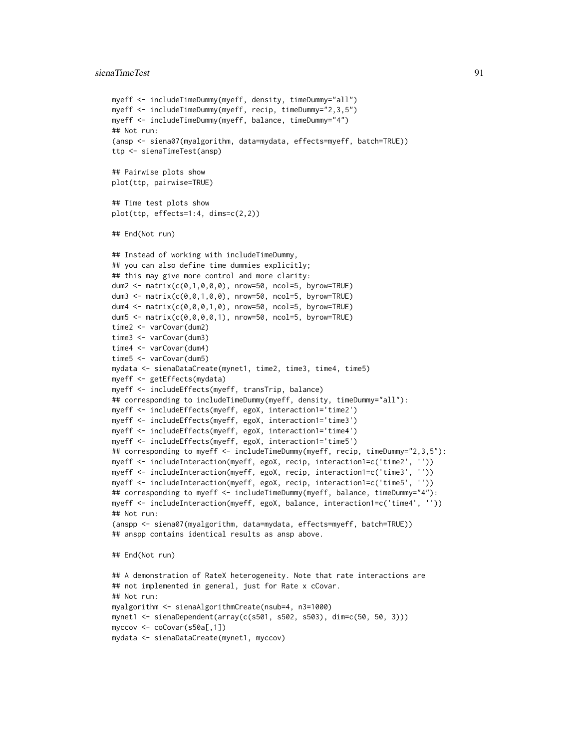```
myeff <- includeTimeDummy(myeff, density, timeDummy="all")
myeff <- includeTimeDummy(myeff, recip, timeDummy="2,3,5")
myeff <- includeTimeDummy(myeff, balance, timeDummy="4")
## Not run:
(ansp <- siena07(myalgorithm, data=mydata, effects=myeff, batch=TRUE))
ttp <- sienaTimeTest(ansp)

## Pairwise plots show
plot(ttp, pairwise=TRUE)

## Time test plots show
plot(ttp, effects=1:4, dims=c(2,2))

## End(Not run)

## Instead of working with includeTimeDummy,
## you can also define time dummies explicitly;
## this may give more control and more clarity:
dum2 <- matrix(c(0,1,0,0,0), nrow=50, ncol=5, byrow=TRUE)
dum3 <- matrix(c(0,0,1,0,0), nrow=50, ncol=5, byrow=TRUE)
dum4 <- matrix(c(0,0,0,1,0), nrow=50, ncol=5, byrow=TRUE)
dum5 <- matrix(c(0,0,0,0,1), nrow=50, ncol=5, byrow=TRUE)
time2 <- varCovar(dum2)
time3 <- varCovar(dum3)
time4 <- varCovar(dum4)
time5 <- varCovar(dum5)
mydata <- sienaDataCreate(mynet1, time2, time3, time4, time5)
myeff <- getEffects(mydata)
myeff <- includeEffects(myeff, transTrip, balance)
## corresponding to includeTimeDummy(myeff, density, timeDummy="all"):
myeff <- includeEffects(myeff, egoX, interaction1='time2')
myeff <- includeEffects(myeff, egoX, interaction1='time3')
myeff <- includeEffects(myeff, egoX, interaction1='time4')
myeff <- includeEffects(myeff, egoX, interaction1='time5')
## corresponding to myeff <- includeTimeDummy(myeff, recip, timeDummy="2,3,5"):
myeff <- includeInteraction(myeff, egoX, recip, interaction1=c('time2', ''))
myeff <- includeInteraction(myeff, egoX, recip, interaction1=c('time3', ''))
myeff <- includeInteraction(myeff, egoX, recip, interaction1=c('time5', ''))
## corresponding to myeff <- includeTimeDummy(myeff, balance, timeDummy="4"):
myeff <- includeInteraction(myeff, egoX, balance, interaction1=c('time4', ''))
## Not run:
(anspp <- siena07(myalgorithm, data=mydata, effects=myeff, batch=TRUE))
## anspp contains identical results as ansp above.

## End(Not run)

## A demonstration of RateX heterogeneity. Note that rate interactions are
## not implemented in general, just for Rate x cCovar.
## Not run:
myalgorithm <- sienaAlgorithmCreate(nsub=4, n3=1000)
mynet1 <- sienaDependent(array(c(s501, s502, s503), dim=c(50, 50, 3)))
myccov <- coCovar(s50a[,1])
mydata <- sienaDataCreate(mynet1, myccov)
```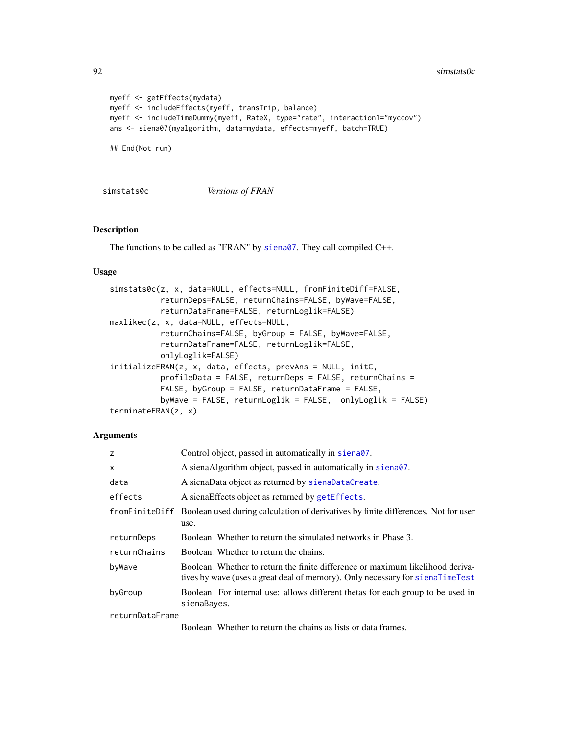```
myeff <- getEffects(mydata)
myeff <- includeEffects(myeff, transTrip, balance)
myeff <- includeTimeDummy(myeff, RateX, type="rate", interaction1="myccov")
ans <- siena07(myalgorithm, data=mydata, effects=myeff, batch=TRUE)

## End(Not run)
```

## simstats0c *Versions of FRAN*

### Description

The functions to be called as "FRAN" by siena07. They call compiled C++.

### Usage

```
simstats0c(z, x, data=NULL, effects=NULL, fromFiniteDiff=FALSE,
           returnDeps=FALSE, returnChains=FALSE, byWave=FALSE,
           returnDataFrame=FALSE, returnLoglik=FALSE)
maxlikec(z, x, data=NULL, effects=NULL,
           returnChains=FALSE, byGroup = FALSE, byWave=FALSE,
           returnDataFrame=FALSE, returnLoglik=FALSE,
           onlyLoglik=FALSE)
initializeFRAN(z, x, data, effects, prevAns = NULL, initC,
           profileData = FALSE, returnDeps = FALSE, returnChains =
           FALSE, byGroup = FALSE, returnDataFrame = FALSE,
           byWave = FALSE, returnLoglik = FALSE,  onlyLoglik = FALSE)
terminateFRAN(z, x)
```

### Arguments

| | |
|---|---|
| `z` | Control object, passed in automatically in siena07. |
| `x` | A sienaAlgorithm object, passed in automatically in siena07. |
| `data` | A sienaData object as returned by sienaDataCreate. |
| `effects` | A sienaEffects object as returned by getEffects. |
| `fromFiniteDiff` | Boolean used during calculation of derivatives by finite differences. Not for user use. |
| `returnDeps` | Boolean. Whether to return the simulated networks in Phase 3. |
| `returnChains` | Boolean. Whether to return the chains. |
| `byWave` | Boolean. Whether to return the finite difference or maximum likelihood derivatives by wave (uses a great deal of memory). Only necessary for sienaTimeTest |
| `byGroup` | Boolean. For internal use: allows different thetas for each group to be used in sienaBayes. |
| `returnDataFrame` | Boolean. Whether to return the chains as lists or data frames. |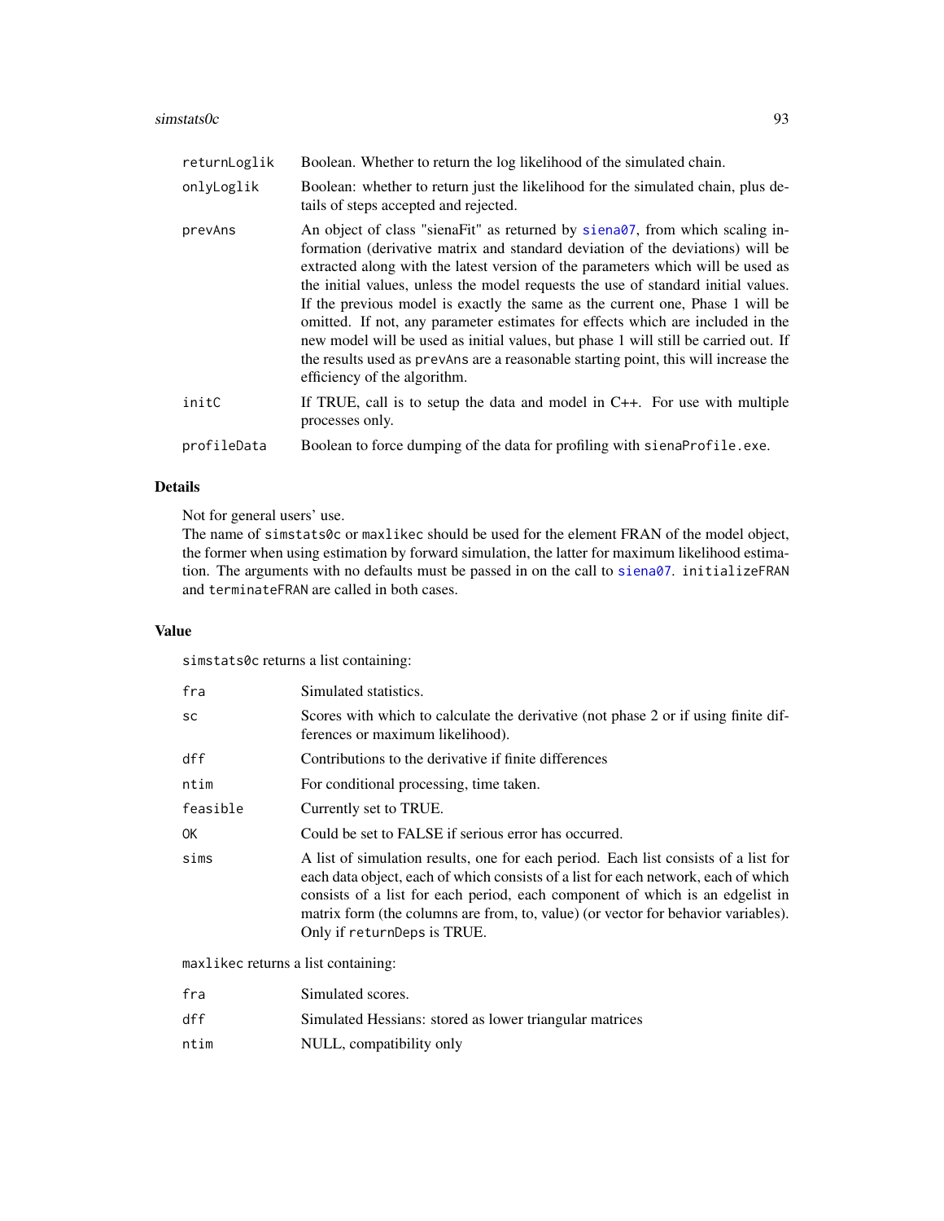| | |
|---|---|
| `returnLoglik` | Boolean. Whether to return the log likelihood of the simulated chain. |
| `onlyLoglik` | Boolean: whether to return just the likelihood for the simulated chain, plus details of steps accepted and rejected. |
| `prevAns` | An object of class "sienaFit" as returned by `siena07`, from which scaling information (derivative matrix and standard deviation of the deviations) will be extracted along with the latest version of the parameters which will be used as the initial values, unless the model requests the use of standard initial values. If the previous model is exactly the same as the current one, Phase 1 will be omitted. If not, any parameter estimates for effects which are included in the new model will be used as initial values, but phase 1 will still be carried out. If the results used as `prevAns` are a reasonable starting point, this will increase the efficiency of the algorithm. |
| `initC` | If TRUE, call is to setup the data and model in C++. For use with multiple processes only. |
| `profileData` | Boolean to force dumping of the data for profiling with `sienaProfile.exe`. |

## Details

Not for general users' use.
The name of `simstats0c` or `maxlikec` should be used for the element FRAN of the model object, the former when using estimation by forward simulation, the latter for maximum likelihood estimation. The arguments with no defaults must be passed in on the call to `siena07`. `initializeFRAN` and `terminateFRAN` are called in both cases.

## Value

`simstats0c` returns a list containing:

| | |
|---|---|
| `fra` | Simulated statistics. |
| `sc` | Scores with which to calculate the derivative (not phase 2 or if using finite differences or maximum likelihood). |
| `dff` | Contributions to the derivative if finite differences |
| `ntim` | For conditional processing, time taken. |
| `feasible` | Currently set to TRUE. |
| `OK` | Could be set to FALSE if serious error has occurred. |
| `sims` | A list of simulation results, one for each period. Each list consists of a list for each data object, each of which consists of a list for each network, each of which consists of a list for each period, each component of which is an edgelist in matrix form (the columns are from, to, value) (or vector for behavior variables). Only if `returnDeps` is TRUE. |

`maxlikec` returns a list containing:

| | |
|---|---|
| `fra` | Simulated scores. |
| `dff` | Simulated Hessians: stored as lower triangular matrices |
| `ntim` | NULL, compatibility only |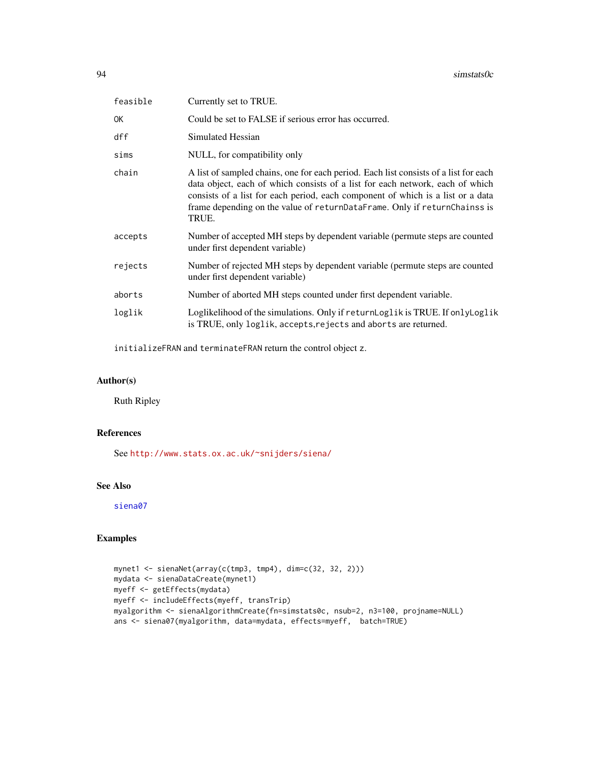| | |
|---|---|
| `feasible` | Currently set to TRUE. |
| `OK` | Could be set to FALSE if serious error has occurred. |
| `dff` | Simulated Hessian |
| `sims` | NULL, for compatibility only |
| `chain` | A list of sampled chains, one for each period. Each list consists of a list for each data object, each of which consists of a list for each network, each of which consists of a list for each period, each component of which is a list or a data frame depending on the value of `returnDataFrame`. Only if `returnChainss` is TRUE. |
| `accepts` | Number of accepted MH steps by dependent variable (permute steps are counted under first dependent variable) |
| `rejects` | Number of rejected MH steps by dependent variable (permute steps are counted under first dependent variable) |
| `aborts` | Number of aborted MH steps counted under first dependent variable. |
| `loglik` | Loglikelihood of the simulations. Only if `returnLoglik` is TRUE. If `onlyLoglik` is TRUE, only `loglik`, `accepts`,`rejects` and `aborts` are returned. |

`initializeFRAN` and `terminateFRAN` return the control object `z`.

## Author(s)

Ruth Ripley

## References

See http://www.stats.ox.ac.uk/~snijders/siena/

## See Also

`siena07`

## Examples

```
mynet1 <- sienaNet(array(c(tmp3, tmp4), dim=c(32, 32, 2)))
mydata <- sienaDataCreate(mynet1)
myeff <- getEffects(mydata)
myeff <- includeEffects(myeff, transTrip)
myalgorithm <- sienaAlgorithmCreate(fn=simstats0c, nsub=2, n3=100, projname=NULL)
ans <- siena07(myalgorithm, data=mydata, effects=myeff,  batch=TRUE)
```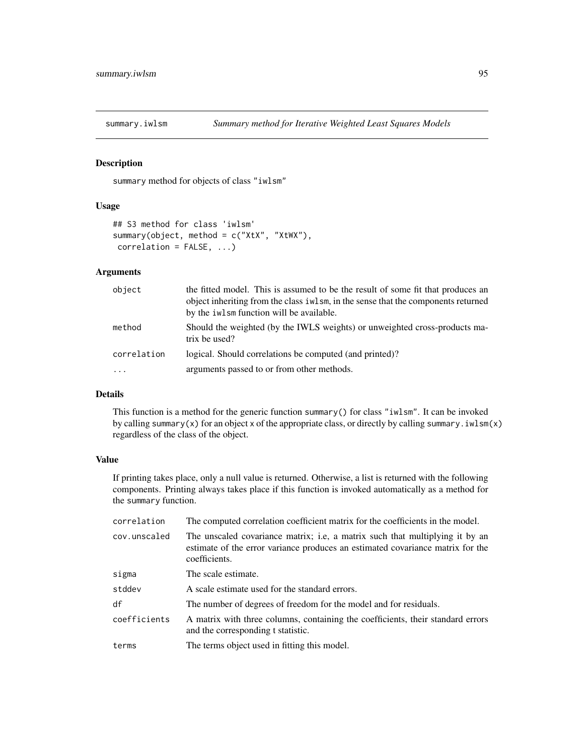## summary.iwlsm — *Summary method for Iterative Weighted Least Squares Models*

### Description

summary method for objects of class "iwlsm"

### Usage

```
## S3 method for class 'iwlsm'
summary(object, method = c("XtX", "XtWX"),
 correlation = FALSE, ...)
```

### Arguments

| | |
|---|---|
| object | the fitted model. This is assumed to be the result of some fit that produces an object inheriting from the class iwlsm, in the sense that the components returned by the iwlsm function will be available. |
| method | Should the weighted (by the IWLS weights) or unweighted cross-products matrix be used? |
| correlation | logical. Should correlations be computed (and printed)? |
| ... | arguments passed to or from other methods. |

### Details

This function is a method for the generic function summary() for class "iwlsm". It can be invoked by calling summary(x) for an object x of the appropriate class, or directly by calling summary.iwlsm(x) regardless of the class of the object.

### Value

If printing takes place, only a null value is returned. Otherwise, a list is returned with the following components. Printing always takes place if this function is invoked automatically as a method for the summary function.

| | |
|---|---|
| correlation | The computed correlation coefficient matrix for the coefficients in the model. |
| cov.unscaled | The unscaled covariance matrix; i.e, a matrix such that multiplying it by an estimate of the error variance produces an estimated covariance matrix for the coefficients. |
| sigma | The scale estimate. |
| stddev | A scale estimate used for the standard errors. |
| df | The number of degrees of freedom for the model and for residuals. |
| coefficients | A matrix with three columns, containing the coefficients, their standard errors and the corresponding t statistic. |
| terms | The terms object used in fitting this model. |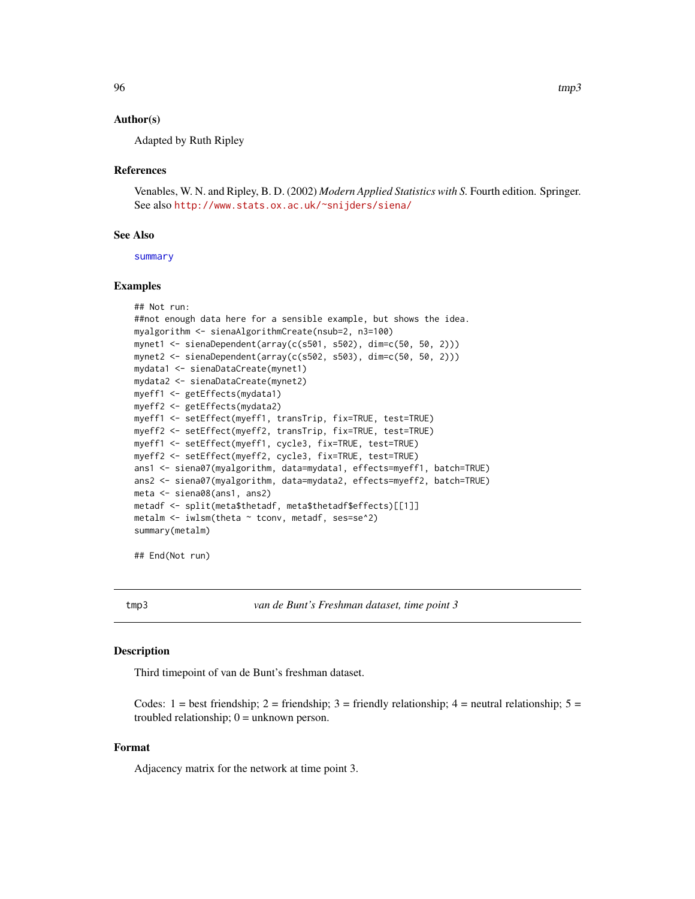### Author(s)

Adapted by Ruth Ripley

### References

Venables, W. N. and Ripley, B. D. (2002) *Modern Applied Statistics with S.* Fourth edition. Springer. See also http://www.stats.ox.ac.uk/~snijders/siena/

### See Also

summary

### Examples

```
## Not run:
##not enough data here for a sensible example, but shows the idea.
myalgorithm <- sienaAlgorithmCreate(nsub=2, n3=100)
mynet1 <- sienaDependent(array(c(s501, s502), dim=c(50, 50, 2)))
mynet2 <- sienaDependent(array(c(s502, s503), dim=c(50, 50, 2)))
mydata1 <- sienaDataCreate(mynet1)
mydata2 <- sienaDataCreate(mynet2)
myeff1 <- getEffects(mydata1)
myeff2 <- getEffects(mydata2)
myeff1 <- setEffect(myeff1, transTrip, fix=TRUE, test=TRUE)
myeff2 <- setEffect(myeff2, transTrip, fix=TRUE, test=TRUE)
myeff1 <- setEffect(myeff1, cycle3, fix=TRUE, test=TRUE)
myeff2 <- setEffect(myeff2, cycle3, fix=TRUE, test=TRUE)
ans1 <- siena07(myalgorithm, data=mydata1, effects=myeff1, batch=TRUE)
ans2 <- siena07(myalgorithm, data=mydata2, effects=myeff2, batch=TRUE)
meta <- siena08(ans1, ans2)
metadf <- split(meta$thetadf, meta$thetadf$effects)[[1]]
metalm <- iwlsm(theta ~ tconv, metadf, ses=se^2)
summary(metalm)

## End(Not run)
```

---

## tmp3 — *van de Bunt's Freshman dataset, time point 3*

### Description

Third timepoint of van de Bunt's freshman dataset.

Codes: 1 = best friendship; 2 = friendship; 3 = friendly relationship; 4 = neutral relationship; 5 = troubled relationship; 0 = unknown person.

### Format

Adjacency matrix for the network at time point 3.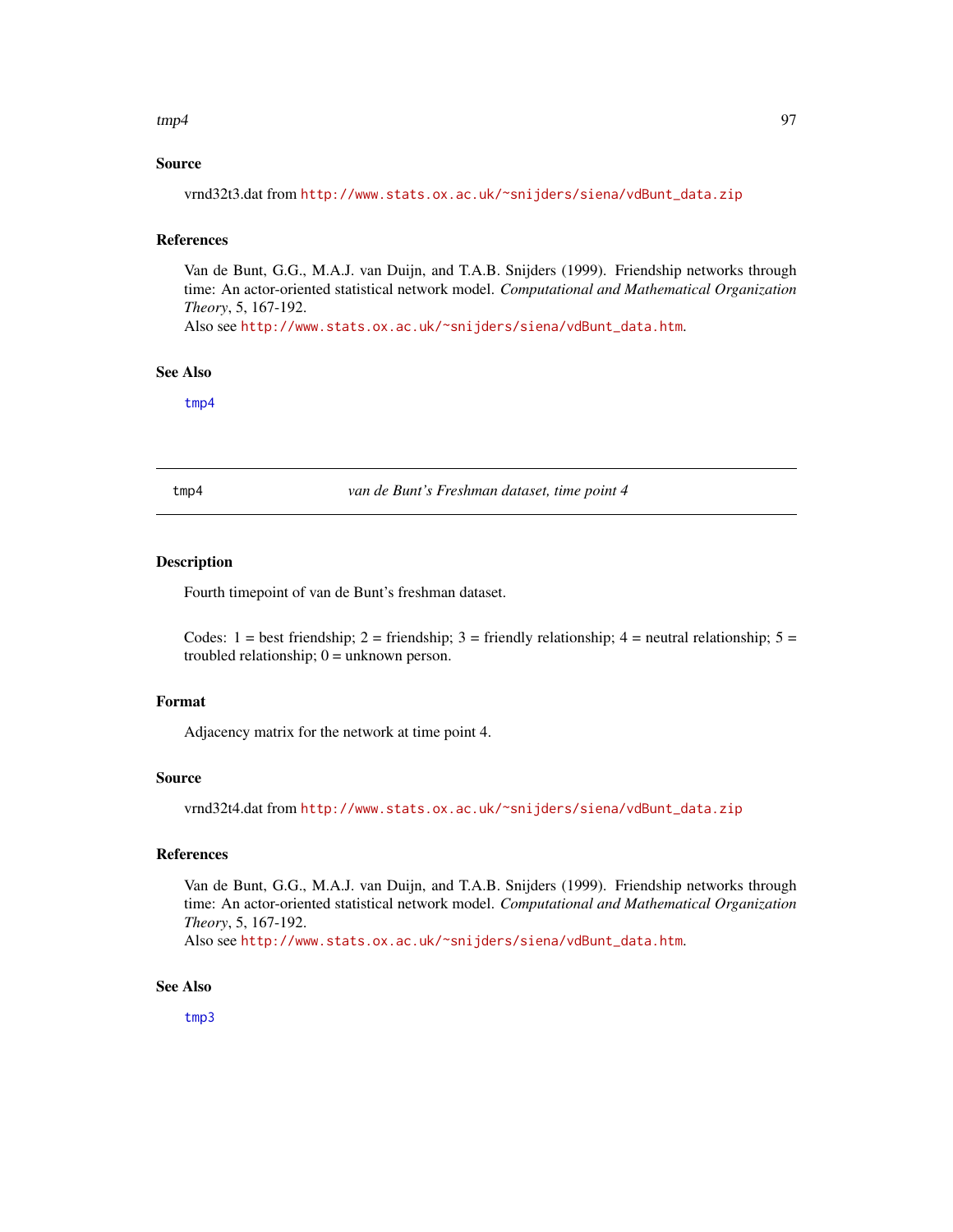### Source

vrnd32t3.dat from http://www.stats.ox.ac.uk/~snijders/siena/vdBunt_data.zip

### References

Van de Bunt, G.G., M.A.J. van Duijn, and T.A.B. Snijders (1999). Friendship networks through time: An actor-oriented statistical network model. *Computational and Mathematical Organization Theory*, 5, 167-192.
Also see http://www.stats.ox.ac.uk/~snijders/siena/vdBunt_data.htm.

### See Also

tmp4

---

## tmp4 — *van de Bunt's Freshman dataset, time point 4*

### Description

Fourth timepoint of van de Bunt's freshman dataset.

Codes: 1 = best friendship; 2 = friendship; 3 = friendly relationship; 4 = neutral relationship; 5 = troubled relationship; 0 = unknown person.

### Format

Adjacency matrix for the network at time point 4.

### Source

vrnd32t4.dat from http://www.stats.ox.ac.uk/~snijders/siena/vdBunt_data.zip

### References

Van de Bunt, G.G., M.A.J. van Duijn, and T.A.B. Snijders (1999). Friendship networks through time: An actor-oriented statistical network model. *Computational and Mathematical Organization Theory*, 5, 167-192.
Also see http://www.stats.ox.ac.uk/~snijders/siena/vdBunt_data.htm.

### See Also

tmp3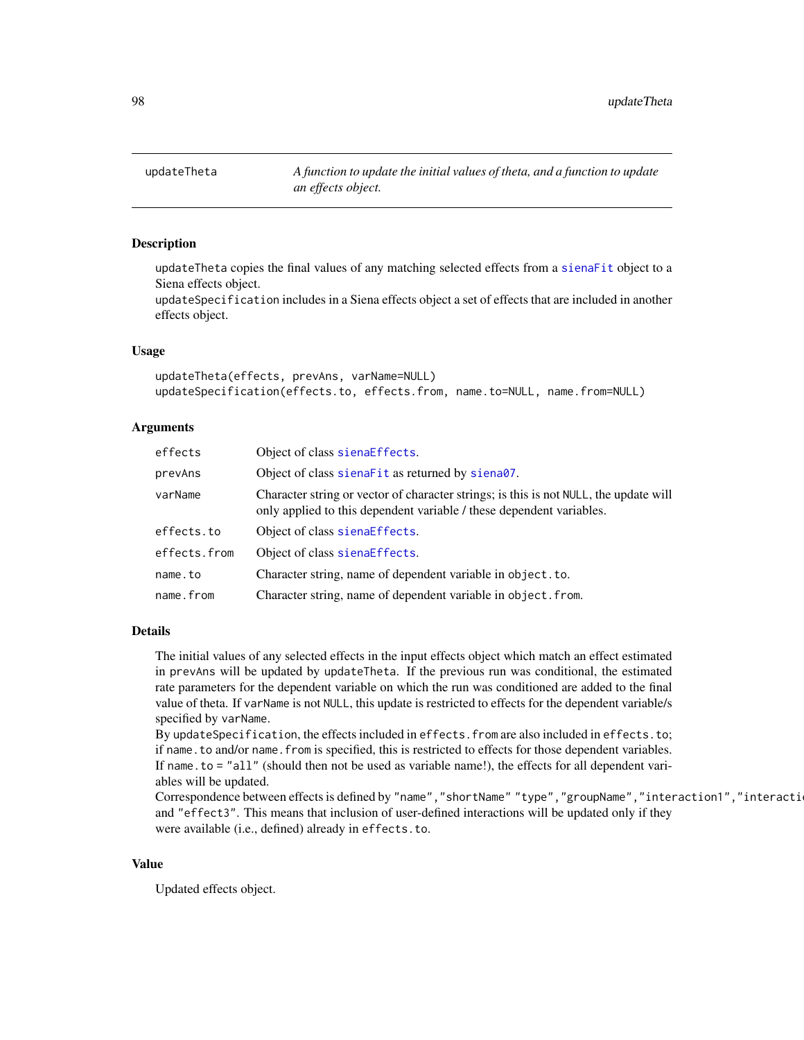`updateTheta` — *A function to update the initial values of theta, and a function to update an effects object.*

## Description

`updateTheta` copies the final values of any matching selected effects from a `sienaFit` object to a Siena effects object.
`updateSpecification` includes in a Siena effects object a set of effects that are included in another effects object.

## Usage

```
updateTheta(effects, prevAns, varName=NULL)
updateSpecification(effects.to, effects.from, name.to=NULL, name.from=NULL)
```

## Arguments

| | |
|---|---|
| `effects` | Object of class `sienaEffects`. |
| `prevAns` | Object of class `sienaFit` as returned by `siena07`. |
| `varName` | Character string or vector of character strings; is this is not `NULL`, the update will only applied to this dependent variable / these dependent variables. |
| `effects.to` | Object of class `sienaEffects`. |
| `effects.from` | Object of class `sienaEffects`. |
| `name.to` | Character string, name of dependent variable in `object.to`. |
| `name.from` | Character string, name of dependent variable in `object.from`. |

## Details

The initial values of any selected effects in the input effects object which match an effect estimated in `prevAns` will be updated by `updateTheta`. If the previous run was conditional, the estimated rate parameters for the dependent variable on which the run was conditioned are added to the final value of theta. If `varName` is not `NULL`, this update is restricted to effects for the dependent variable/s specified by `varName`.
By `updateSpecification`, the effects included in `effects.from` are also included in `effects.to`; if `name.to` and/or `name.from` is specified, this is restricted to effects for those dependent variables. If `name.to = "all"` (should then not be used as variable name!), the effects for all dependent variables will be updated.
Correspondence between effects is defined by `"name"`,`"shortName"` `"type"`,`"groupName"`,`"interaction1"`,`"interacti`
and `"effect3"`. This means that inclusion of user-defined interactions will be updated only if they were available (i.e., defined) already in `effects.to`.

## Value

Updated effects object.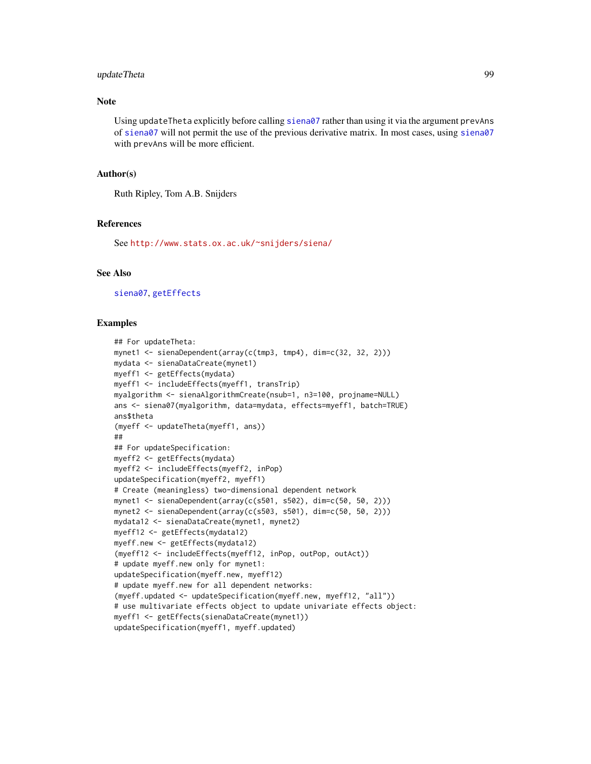## Note

Using `updateTheta` explicitly before calling `siena07` rather than using it via the argument `prevAns` of `siena07` will not permit the use of the previous derivative matrix. In most cases, using `siena07` with `prevAns` will be more efficient.

## Author(s)

Ruth Ripley, Tom A.B. Snijders

## References

See http://www.stats.ox.ac.uk/~snijders/siena/

## See Also

`siena07`, `getEffects`

## Examples

```
## For updateTheta:
mynet1 <- sienaDependent(array(c(tmp3, tmp4), dim=c(32, 32, 2)))
mydata <- sienaDataCreate(mynet1)
myeff1 <- getEffects(mydata)
myeff1 <- includeEffects(myeff1, transTrip)
myalgorithm <- sienaAlgorithmCreate(nsub=1, n3=100, projname=NULL)
ans <- siena07(myalgorithm, data=mydata, effects=myeff1, batch=TRUE)
ans$theta
(myeff <- updateTheta(myeff1, ans))
##
## For updateSpecification:
myeff2 <- getEffects(mydata)
myeff2 <- includeEffects(myeff2, inPop)
updateSpecification(myeff2, myeff1)
# Create (meaningless) two-dimensional dependent network
mynet1 <- sienaDependent(array(c(s501, s502), dim=c(50, 50, 2)))
mynet2 <- sienaDependent(array(c(s503, s501), dim=c(50, 50, 2)))
mydata12 <- sienaDataCreate(mynet1, mynet2)
myeff12 <- getEffects(mydata12)
myeff.new <- getEffects(mydata12)
(myeff12 <- includeEffects(myeff12, inPop, outPop, outAct))
# update myeff.new only for mynet1:
updateSpecification(myeff.new, myeff12)
# update myeff.new for all dependent networks:
(myeff.updated <- updateSpecification(myeff.new, myeff12, "all"))
# use multivariate effects object to update univariate effects object:
myeff1 <- getEffects(sienaDataCreate(mynet1))
updateSpecification(myeff1, myeff.updated)
```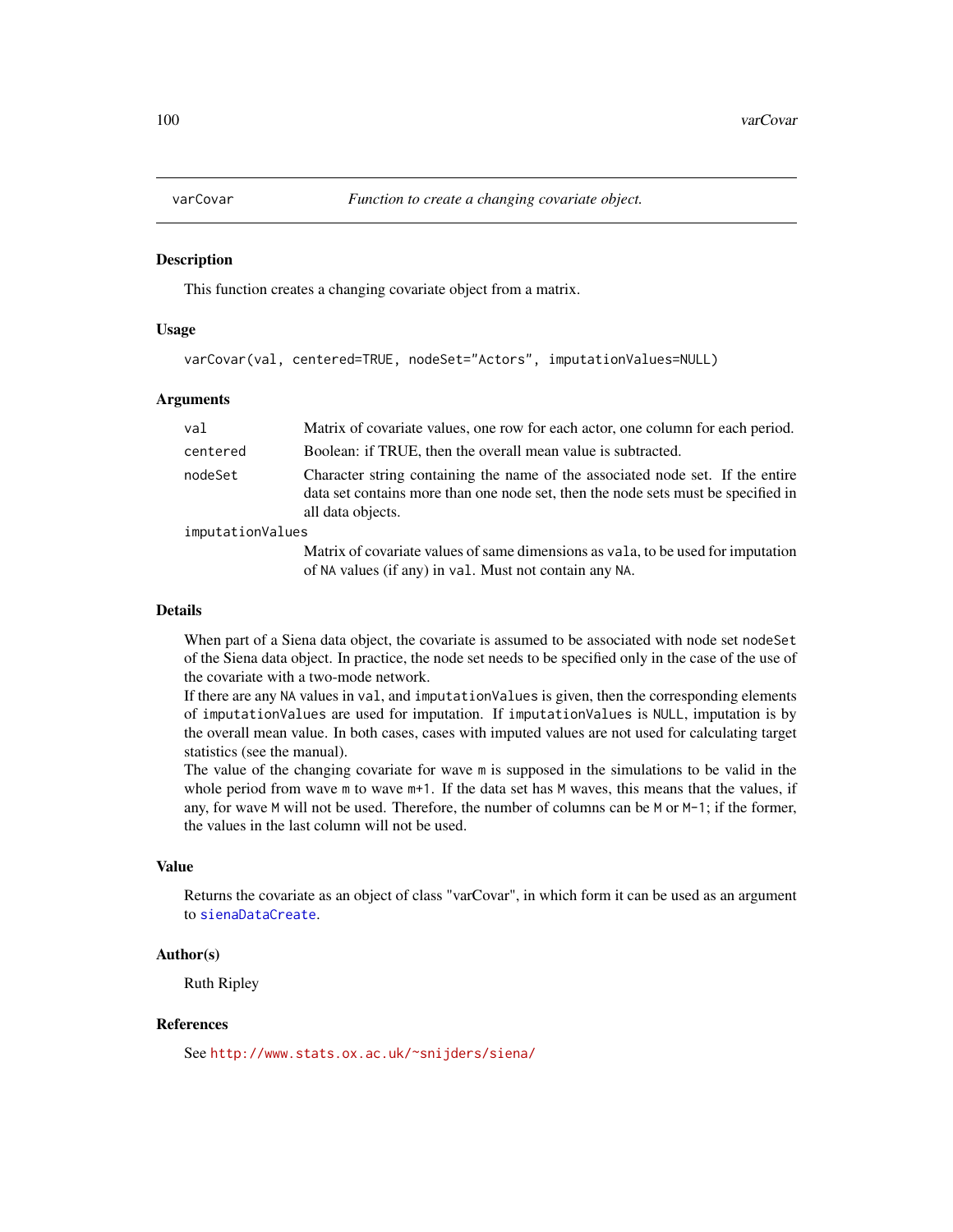## varCovar — *Function to create a changing covariate object.*

### Description

This function creates a changing covariate object from a matrix.

### Usage

```
varCovar(val, centered=TRUE, nodeSet="Actors", imputationValues=NULL)
```

### Arguments

| Argument | Description |
|---|---|
| `val` | Matrix of covariate values, one row for each actor, one column for each period. |
| `centered` | Boolean: if TRUE, then the overall mean value is subtracted. |
| `nodeSet` | Character string containing the name of the associated node set. If the entire data set contains more than one node set, then the node sets must be specified in all data objects. |
| `imputationValues` | Matrix of covariate values of same dimensions as `vala`, to be used for imputation of `NA` values (if any) in `val`. Must not contain any `NA`. |

### Details

When part of a Siena data object, the covariate is assumed to be associated with node set `nodeSet` of the Siena data object. In practice, the node set needs to be specified only in the case of the use of the covariate with a two-mode network.

If there are any `NA` values in `val`, and `imputationValues` is given, then the corresponding elements of `imputationValues` are used for imputation. If `imputationValues` is `NULL`, imputation is by the overall mean value. In both cases, cases with imputed values are not used for calculating target statistics (see the manual).

The value of the changing covariate for wave `m` is supposed in the simulations to be valid in the whole period from wave `m` to wave `m+1`. If the data set has `M` waves, this means that the values, if any, for wave `M` will not be used. Therefore, the number of columns can be `M` or `M-1`; if the former, the values in the last column will not be used.

### Value

Returns the covariate as an object of class "varCovar", in which form it can be used as an argument to `sienaDataCreate`.

### Author(s)

Ruth Ripley

### References

See http://www.stats.ox.ac.uk/~snijders/siena/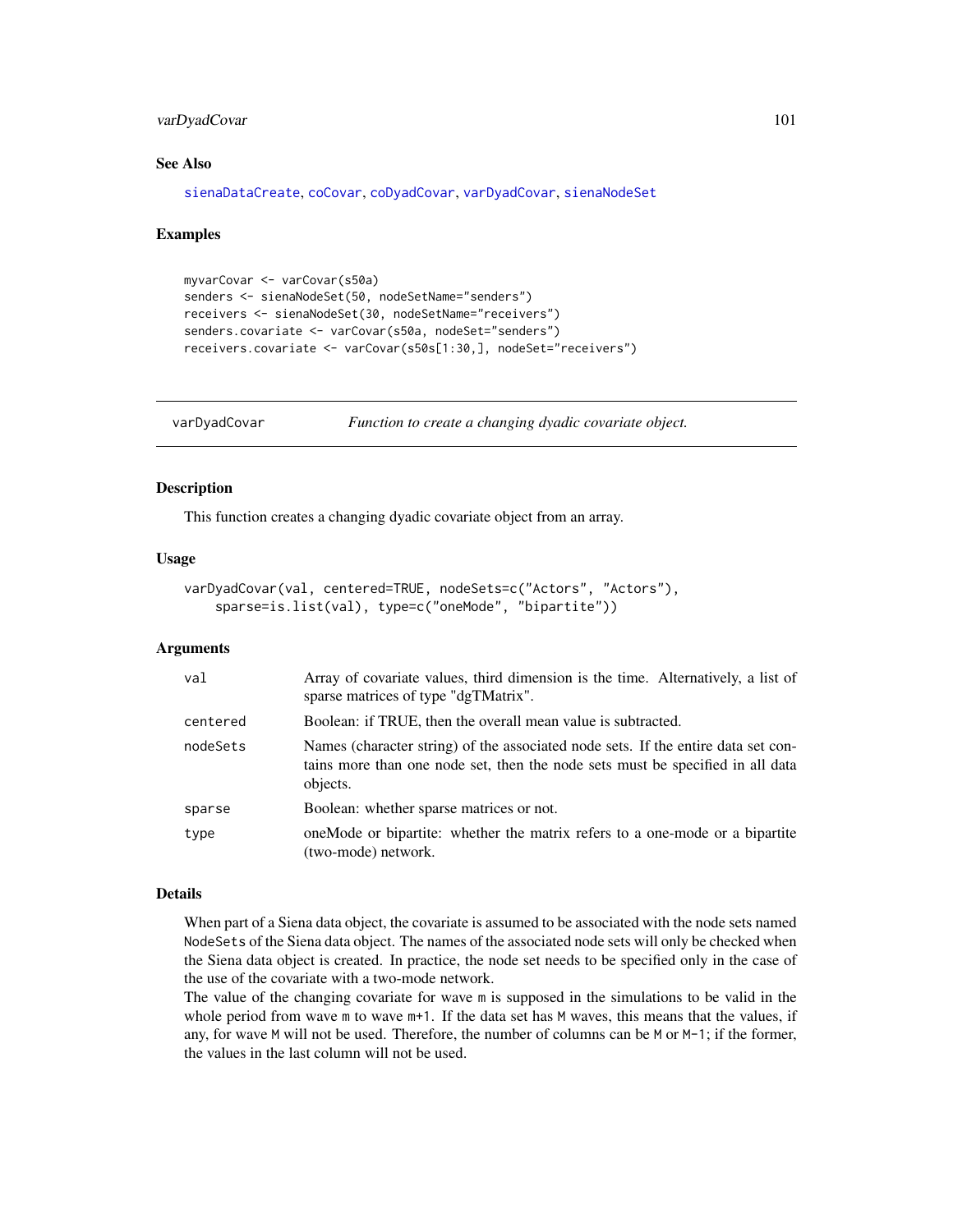### See Also

sienaDataCreate, coCovar, coDyadCovar, varDyadCovar, sienaNodeSet

### Examples

```
myvarCovar <- varCovar(s50a)
senders <- sienaNodeSet(50, nodeSetName="senders")
receivers <- sienaNodeSet(30, nodeSetName="receivers")
senders.covariate <- varCovar(s50a, nodeSet="senders")
receivers.covariate <- varCovar(s50s[1:30,], nodeSet="receivers")
```

---

## varDyadCovar — *Function to create a changing dyadic covariate object.*

---

### Description

This function creates a changing dyadic covariate object from an array.

### Usage

```
varDyadCovar(val, centered=TRUE, nodeSets=c("Actors", "Actors"),
    sparse=is.list(val), type=c("oneMode", "bipartite"))
```

### Arguments

| | |
|---|---|
| val | Array of covariate values, third dimension is the time. Alternatively, a list of sparse matrices of type "dgTMatrix". |
| centered | Boolean: if TRUE, then the overall mean value is subtracted. |
| nodeSets | Names (character string) of the associated node sets. If the entire data set contains more than one node set, then the node sets must be specified in all data objects. |
| sparse | Boolean: whether sparse matrices or not. |
| type | oneMode or bipartite: whether the matrix refers to a one-mode or a bipartite (two-mode) network. |

### Details

When part of a Siena data object, the covariate is assumed to be associated with the node sets named `NodeSets` of the Siena data object. The names of the associated node sets will only be checked when the Siena data object is created. In practice, the node set needs to be specified only in the case of the use of the covariate with a two-mode network.

The value of the changing covariate for wave `m` is supposed in the simulations to be valid in the whole period from wave `m` to wave `m+1`. If the data set has `M` waves, this means that the values, if any, for wave `M` will not be used. Therefore, the number of columns can be `M` or `M-1`; if the former, the values in the last column will not be used.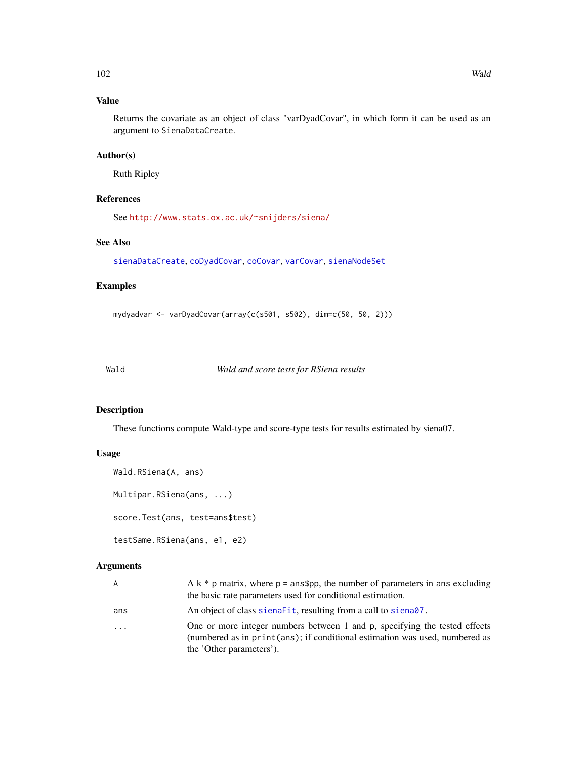### Value

Returns the covariate as an object of class "varDyadCovar", in which form it can be used as an argument to `SienaDataCreate`.

### Author(s)

Ruth Ripley

### References

See http://www.stats.ox.ac.uk/~snijders/siena/

### See Also

sienaDataCreate, coDyadCovar, coCovar, varCovar, sienaNodeSet

### Examples

```
mydyadvar <- varDyadCovar(array(c(s501, s502), dim=c(50, 50, 2)))
```

---

## Wald — *Wald and score tests for RSiena results*

---

### Description

These functions compute Wald-type and score-type tests for results estimated by siena07.

### Usage

```
Wald.RSiena(A, ans)

Multipar.RSiena(ans, ...)

score.Test(ans, test=ans$test)

testSame.RSiena(ans, e1, e2)
```

### Arguments

| | |
|---|---|
| `A` | A k * p matrix, where p = ans$pp, the number of parameters in ans excluding the basic rate parameters used for conditional estimation. |
| `ans` | An object of class sienaFit, resulting from a call to siena07. |
| `...` | One or more integer numbers between 1 and p, specifying the tested effects (numbered as in `print(ans)`; if conditional estimation was used, numbered as the 'Other parameters'). |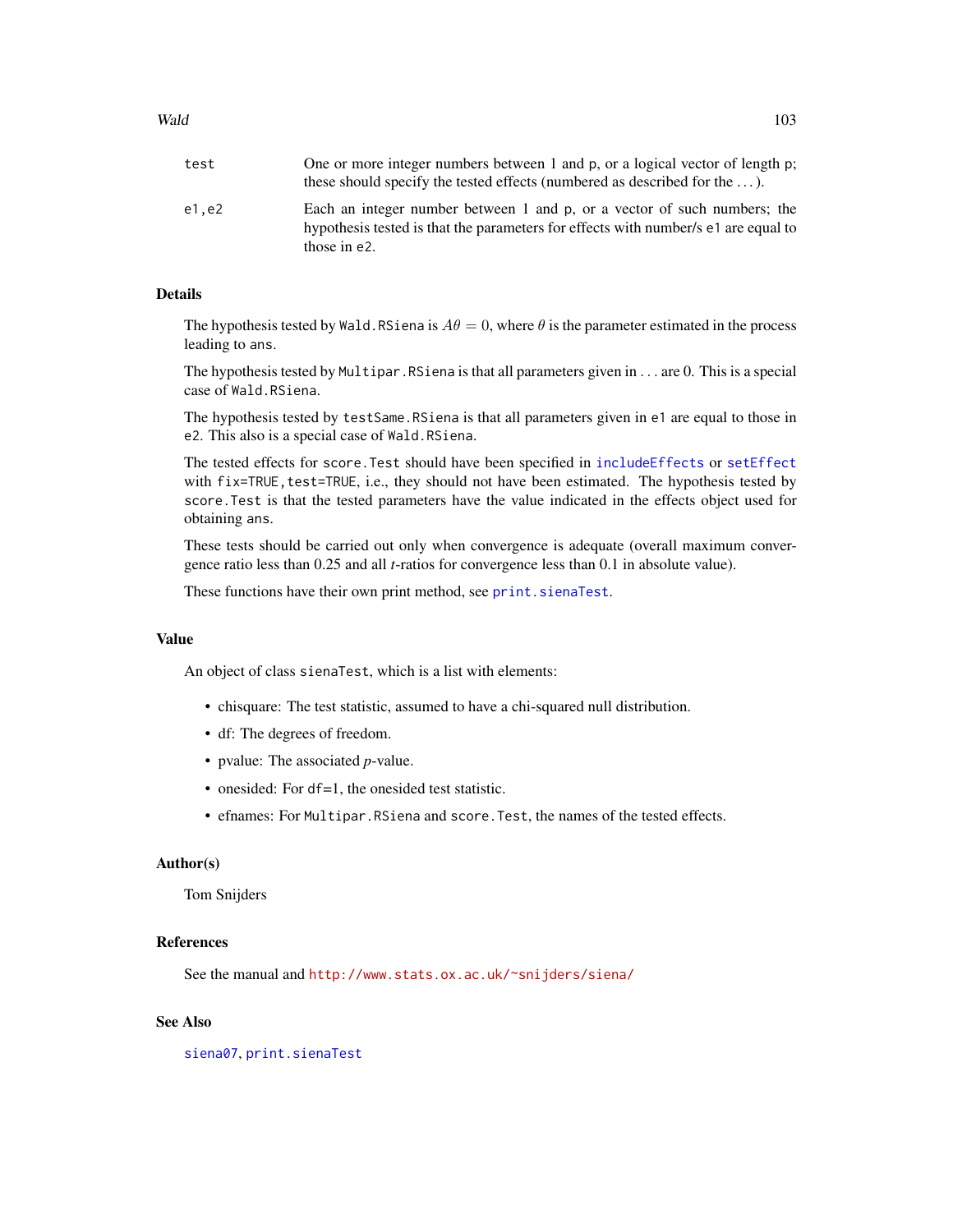| | |
|---|---|
| test | One or more integer numbers between 1 and p, or a logical vector of length p; these should specify the tested effects (numbered as described for the ...). |
| e1,e2 | Each an integer number between 1 and p, or a vector of such numbers; the hypothesis tested is that the parameters for effects with number/s e1 are equal to those in e2. |

## Details

The hypothesis tested by `Wald.RSiena` is $A\theta = 0$, where $\theta$ is the parameter estimated in the process leading to `ans`.

The hypothesis tested by `Multipar.RSiena` is that all parameters given in ... are 0. This is a special case of `Wald.RSiena`.

The hypothesis tested by `testSame.RSiena` is that all parameters given in `e1` are equal to those in `e2`. This also is a special case of `Wald.RSiena`.

The tested effects for `score.Test` should have been specified in `includeEffects` or `setEffect` with `fix=TRUE,test=TRUE`, i.e., they should not have been estimated. The hypothesis tested by `score.Test` is that the tested parameters have the value indicated in the effects object used for obtaining `ans`.

These tests should be carried out only when convergence is adequate (overall maximum convergence ratio less than 0.25 and all $t$-ratios for convergence less than 0.1 in absolute value).

These functions have their own print method, see `print.sienaTest`.

## Value

An object of class `sienaTest`, which is a list with elements:

- chisquare: The test statistic, assumed to have a chi-squared null distribution.
- df: The degrees of freedom.
- pvalue: The associated $p$-value.
- onesided: For `df=1`, the onesided test statistic.
- efnames: For `Multipar.RSiena` and `score.Test`, the names of the tested effects.

## Author(s)

Tom Snijders

## References

See the manual and http://www.stats.ox.ac.uk/~snijders/siena/

## See Also

`siena07`, `print.sienaTest`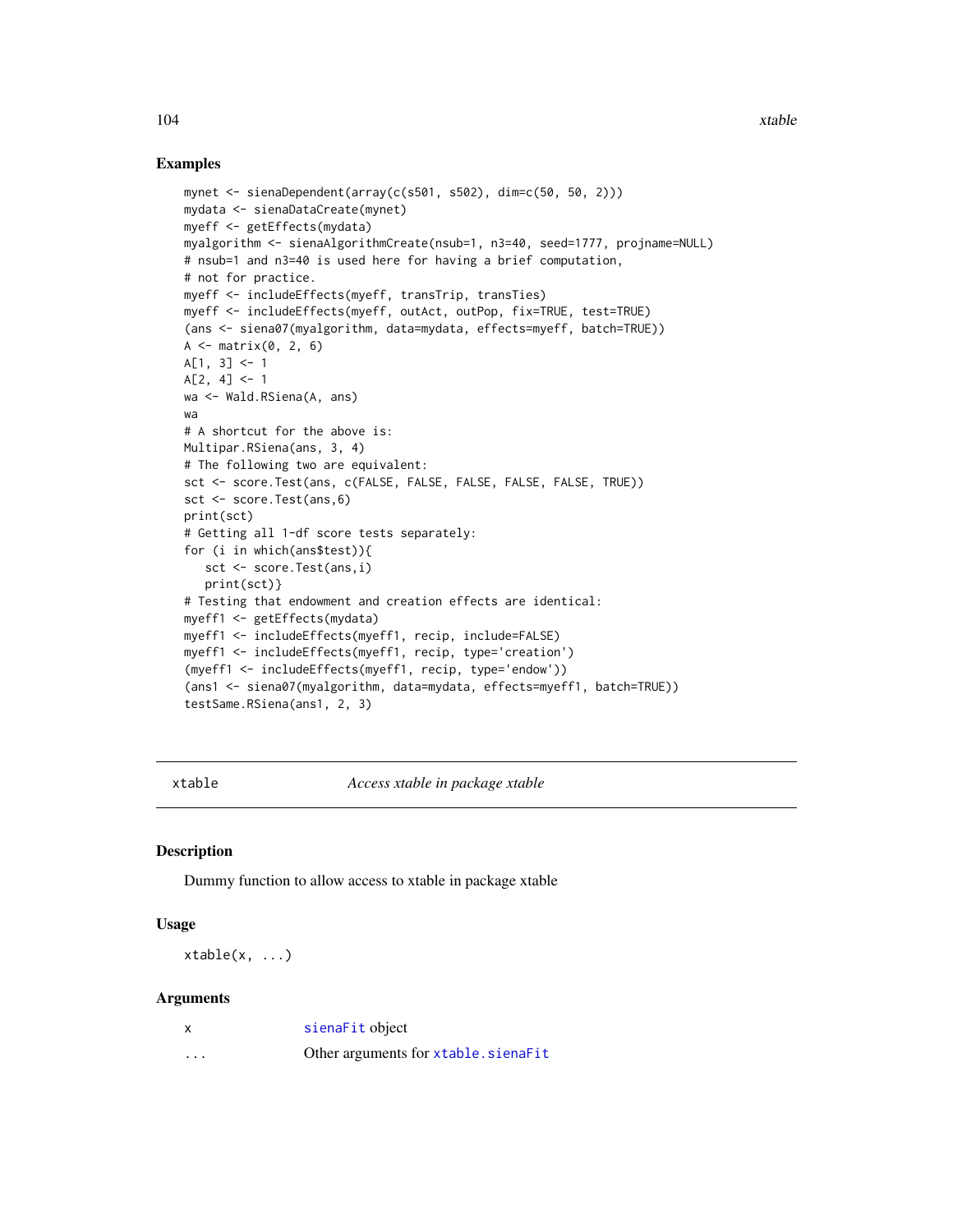### Examples

```
mynet <- sienaDependent(array(c(s501, s502), dim=c(50, 50, 2)))
mydata <- sienaDataCreate(mynet)
myeff <- getEffects(mydata)
myalgorithm <- sienaAlgorithmCreate(nsub=1, n3=40, seed=1777, projname=NULL)
# nsub=1 and n3=40 is used here for having a brief computation,
# not for practice.
myeff <- includeEffects(myeff, transTrip, transTies)
myeff <- includeEffects(myeff, outAct, outPop, fix=TRUE, test=TRUE)
(ans <- siena07(myalgorithm, data=mydata, effects=myeff, batch=TRUE))
A <- matrix(0, 2, 6)
A[1, 3] <- 1
A[2, 4] <- 1
wa <- Wald.RSiena(A, ans)
wa
# A shortcut for the above is:
Multipar.RSiena(ans, 3, 4)
# The following two are equivalent:
sct <- score.Test(ans, c(FALSE, FALSE, FALSE, FALSE, FALSE, TRUE))
sct <- score.Test(ans,6)
print(sct)
# Getting all 1-df score tests separately:
for (i in which(ans$test)){
   sct <- score.Test(ans,i)
   print(sct)}
# Testing that endowment and creation effects are identical:
myeff1 <- getEffects(mydata)
myeff1 <- includeEffects(myeff1, recip, include=FALSE)
myeff1 <- includeEffects(myeff1, recip, type='creation')
(myeff1 <- includeEffects(myeff1, recip, type='endow'))
(ans1 <- siena07(myalgorithm, data=mydata, effects=myeff1, batch=TRUE))
testSame.RSiena(ans1, 2, 3)
```

---

## xtable — *Access xtable in package xtable*

---

### Description

Dummy function to allow access to xtable in package xtable

### Usage

```
xtable(x, ...)
```

### Arguments

| | |
|---|---|
| x | sienaFit object |
| ... | Other arguments for xtable.sienaFit |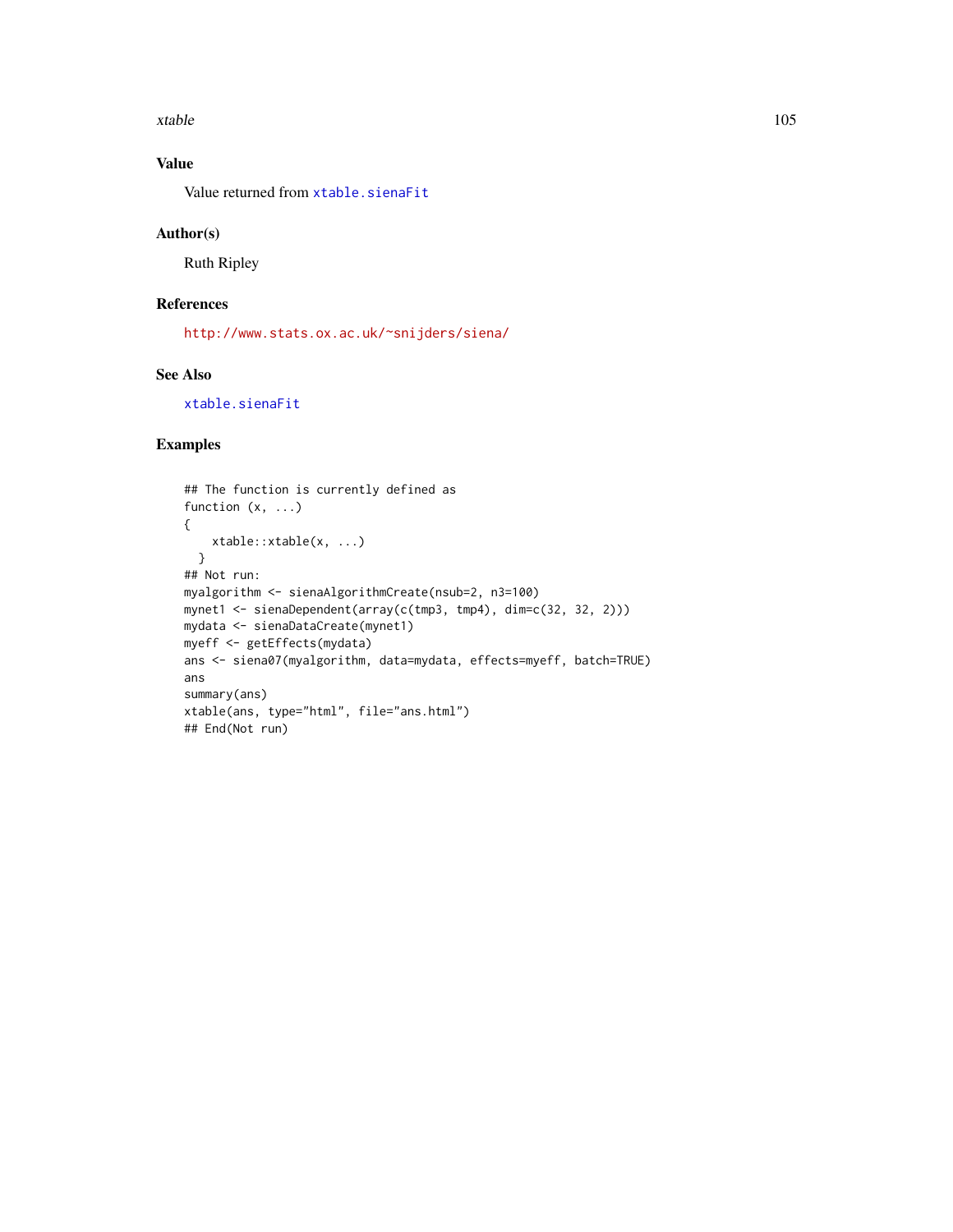## Value

Value returned from `xtable.sienaFit`

## Author(s)

Ruth Ripley

## References

http://www.stats.ox.ac.uk/~snijders/siena/

## See Also

`xtable.sienaFit`

## Examples

```
## The function is currently defined as
function (x, ...)
{
    xtable::xtable(x, ...)
  }
## Not run:
myalgorithm <- sienaAlgorithmCreate(nsub=2, n3=100)
mynet1 <- sienaDependent(array(c(tmp3, tmp4), dim=c(32, 32, 2)))
mydata <- sienaDataCreate(mynet1)
myeff <- getEffects(mydata)
ans <- siena07(myalgorithm, data=mydata, effects=myeff, batch=TRUE)
ans
summary(ans)
xtable(ans, type="html", file="ans.html")
## End(Not run)
```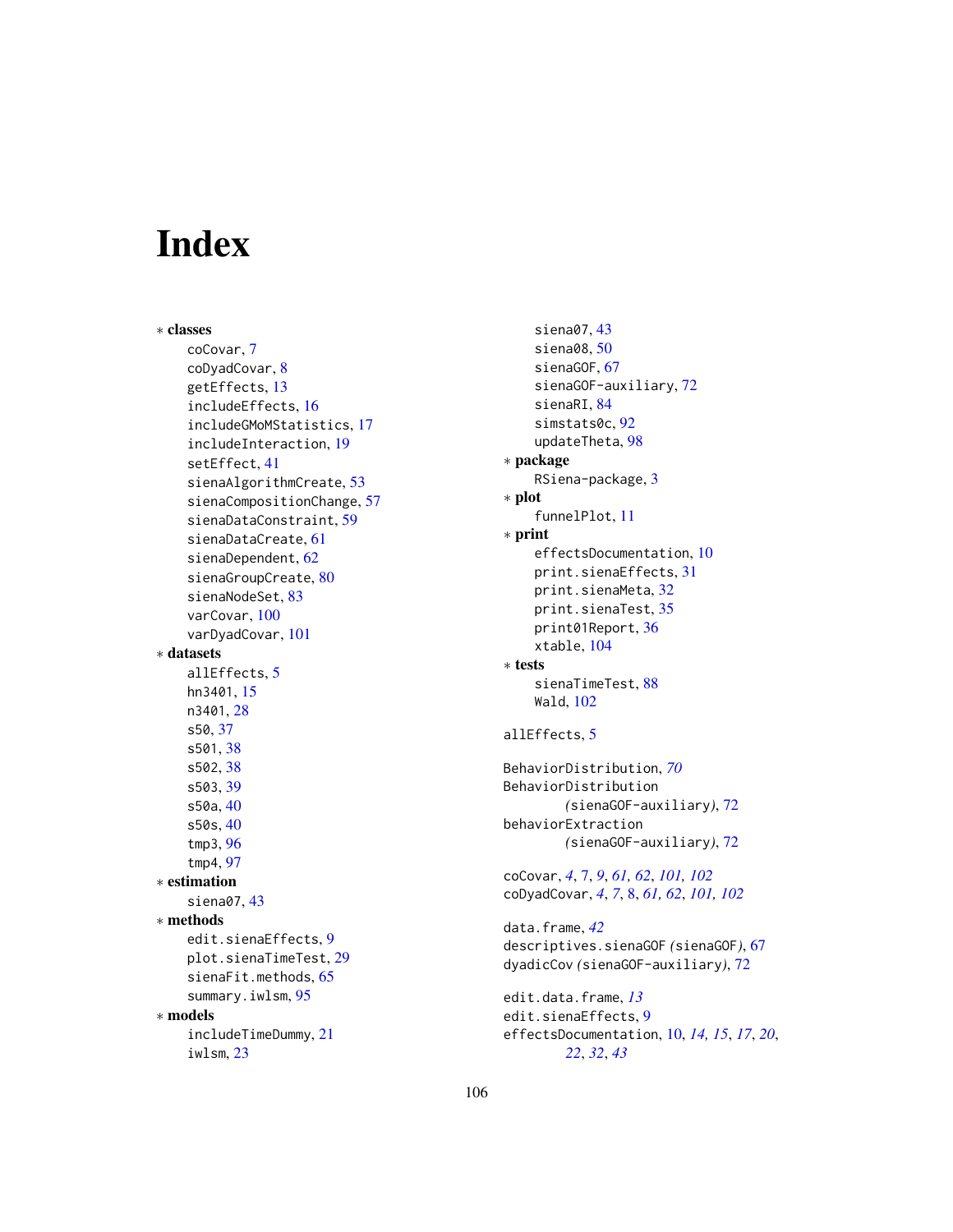# Index

∗ **classes**
  coCovar, 7
  coDyadCovar, 8
  getEffects, 13
  includeEffects, 16
  includeGMoMStatistics, 17
  includeInteraction, 19
  setEffect, 41
  sienaAlgorithmCreate, 53
  sienaCompositionChange, 57
  sienaDataConstraint, 59
  sienaDataCreate, 61
  sienaDependent, 62
  sienaGroupCreate, 80
  sienaNodeSet, 83
  varCovar, 100
  varDyadCovar, 101

∗ **datasets**
  allEffects, 5
  hn3401, 15
  n3401, 28
  s50, 37
  s501, 38
  s502, 38
  s503, 39
  s50a, 40
  s50s, 40
  tmp3, 96
  tmp4, 97

∗ **estimation**
  siena07, 43

∗ **methods**
  edit.sienaEffects, 9
  plot.sienaTimeTest, 29
  sienaFit.methods, 65
  summary.iwlsm, 95

∗ **models**
  includeTimeDummy, 21
  iwlsm, 23
  siena07, 43
  siena08, 50
  sienaGOF, 67
  sienaGOF-auxiliary, 72
  sienaRI, 84
  simstats0c, 92
  updateTheta, 98

∗ **package**
  RSiena-package, 3

∗ **plot**
  funnelPlot, 11

∗ **print**
  effectsDocumentation, 10
  print.sienaEffects, 31
  print.sienaMeta, 32
  print.sienaTest, 35
  print01Report, 36
  xtable, 104

∗ **tests**
  sienaTimeTest, 88
  Wald, 102

allEffects, 5

BehaviorDistribution, *70*
BehaviorDistribution *(sienaGOF-auxiliary)*, 72
behaviorExtraction *(sienaGOF-auxiliary)*, 72

coCovar, *4*, 7, *9*, *61, 62*, *101, 102*
coDyadCovar, *4*, *7*, 8, *61, 62*, *101, 102*

data.frame, *42*
descriptives.sienaGOF *(sienaGOF)*, 67
dyadicCov *(sienaGOF-auxiliary)*, 72

edit.data.frame, *13*
edit.sienaEffects, 9
effectsDocumentation, 10, *14, 15*, *17*, *20*, *22*, *32*, *43*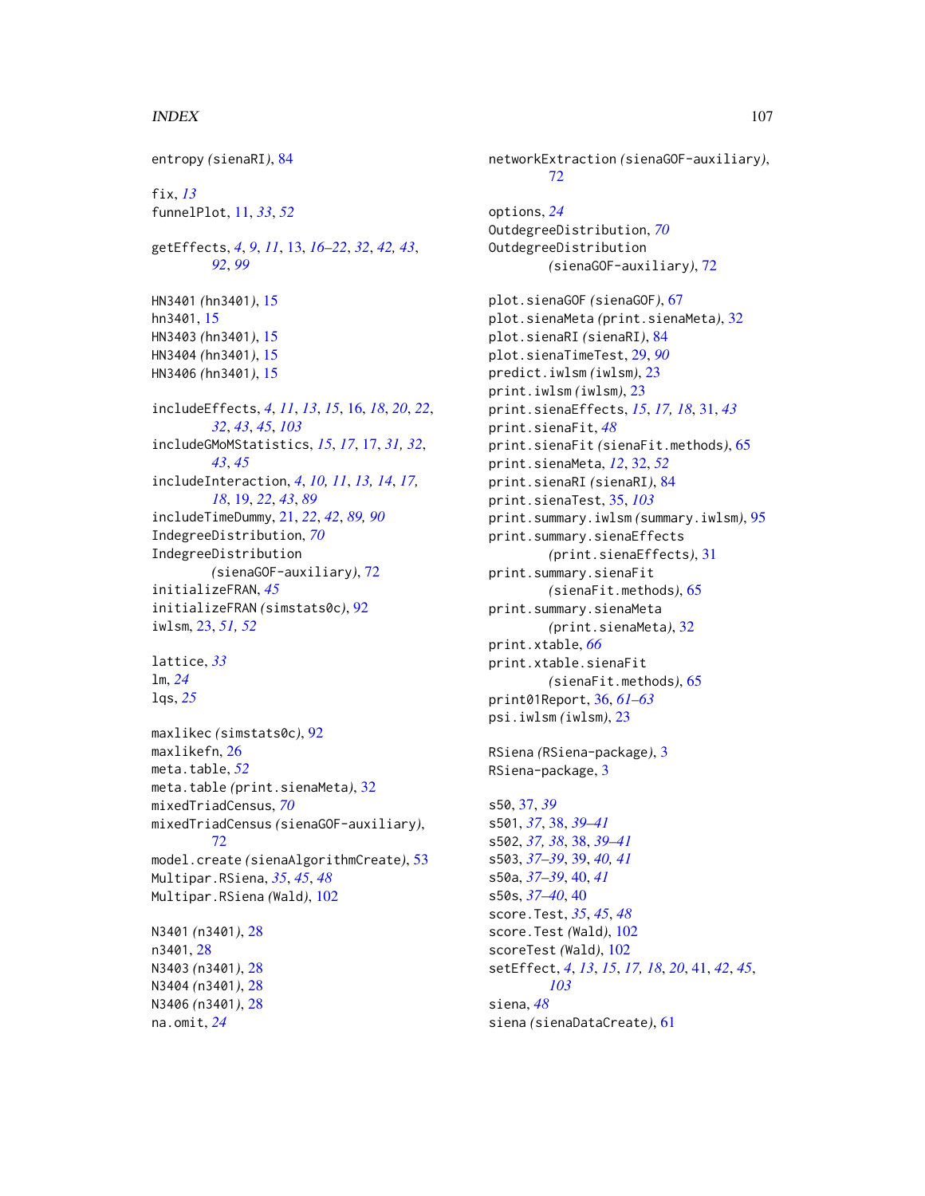entropy *(sienaRI)*, 84

fix, *13*
funnelPlot, 11, *33*, *52*

getEffects, *4*, *9*, *11*, 13, *16–22*, *32*, *42, 43*, *92*, *99*

HN3401 *(hn3401)*, 15
hn3401, 15
HN3403 *(hn3401)*, 15
HN3404 *(hn3401)*, 15
HN3406 *(hn3401)*, 15

includeEffects, *4*, *11*, *13*, *15*, 16, *18*, *20*, *22*, *32*, *43*, *45*, *103*
includeGMoMStatistics, *15*, *17*, 17, *31, 32*, *43*, *45*
includeInteraction, *4*, *10, 11*, *13, 14*, *17, 18*, 19, *22*, *43*, *89*
includeTimeDummy, 21, *22*, *42*, *89, 90*
IndegreeDistribution, *70*
IndegreeDistribution *(sienaGOF-auxiliary)*, 72
initializeFRAN, *45*
initializeFRAN *(simstats0c)*, 92
iwlsm, 23, *51, 52*

lattice, *33*
lm, *24*
lqs, *25*

maxlikec *(simstats0c)*, 92
maxlikefn, 26
meta.table, *52*
meta.table *(print.sienaMeta)*, 32
mixedTriadCensus, *70*
mixedTriadCensus *(sienaGOF-auxiliary)*, 72
model.create *(sienaAlgorithmCreate)*, 53
Multipar.RSiena, *35*, *45*, *48*
Multipar.RSiena *(Wald)*, 102

N3401 *(n3401)*, 28
n3401, 28
N3403 *(n3401)*, 28
N3404 *(n3401)*, 28
N3406 *(n3401)*, 28
na.omit, *24*

networkExtraction *(sienaGOF-auxiliary)*, 72

options, *24*
OutdegreeDistribution, *70*
OutdegreeDistribution *(sienaGOF-auxiliary)*, 72

plot.sienaGOF *(sienaGOF)*, 67
plot.sienaMeta *(print.sienaMeta)*, 32
plot.sienaRI *(sienaRI)*, 84
plot.sienaTimeTest, 29, *90*
predict.iwlsm *(iwlsm)*, 23
print.iwlsm *(iwlsm)*, 23
print.sienaEffects, *15*, *17, 18*, 31, *43*
print.sienaFit, *48*
print.sienaFit *(sienaFit.methods)*, 65
print.sienaMeta, *12*, 32, *52*
print.sienaRI *(sienaRI)*, 84
print.sienaTest, 35, *103*
print.summary.iwlsm *(summary.iwlsm)*, 95
print.summary.sienaEffects *(print.sienaEffects)*, 31
print.summary.sienaFit *(sienaFit.methods)*, 65
print.summary.sienaMeta *(print.sienaMeta)*, 32
print.xtable, *66*
print.xtable.sienaFit *(sienaFit.methods)*, 65
print01Report, 36, *61–63*
psi.iwlsm *(iwlsm)*, 23

RSiena *(RSiena-package)*, 3
RSiena-package, 3

s50, 37, *39*
s501, *37*, 38, *39–41*
s502, *37, 38*, 38, *39–41*
s503, *37–39*, 39, *40, 41*
s50a, *37–39*, 40, *41*
s50s, *37–40*, 40
score.Test, *35*, *45*, *48*
score.Test *(Wald)*, 102
scoreTest *(Wald)*, 102
setEffect, *4*, *13*, *15*, *17, 18*, *20*, 41, *42*, *45*, *103*
siena, *48*
siena *(sienaDataCreate)*, 61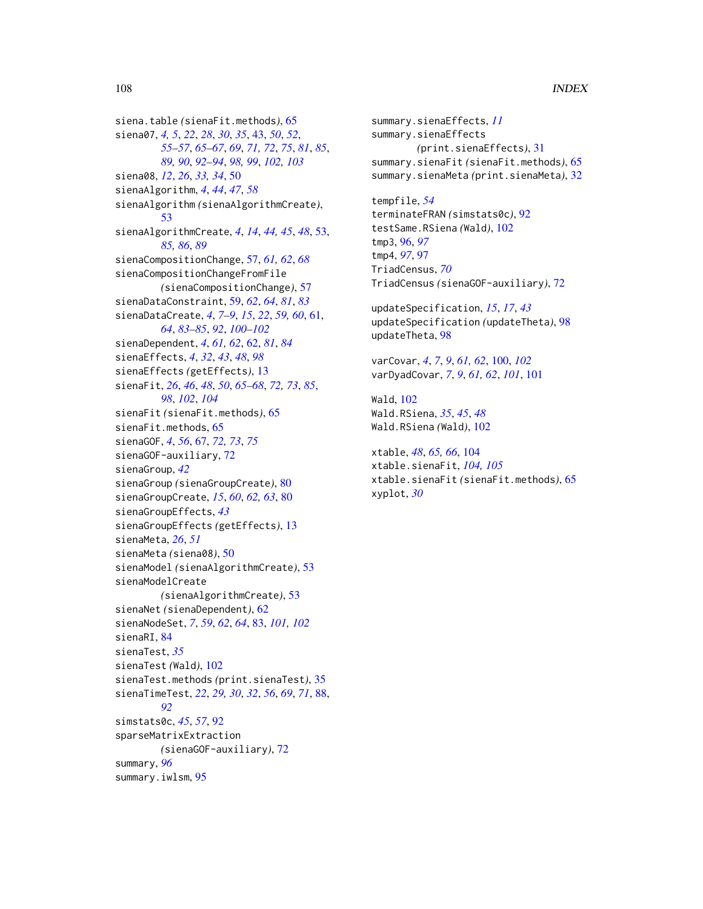siena.table *(*sienaFit.methods*)*, 65
siena07, *4, 5*, *22*, *28*, *30*, *35*, 43, *50*, *52*, *55–57*, *65–67*, *69*, *71, 72*, *75*, *81*, *85*, *89, 90*, *92–94*, *98, 99*, *102, 103*
siena08, *12*, *26*, *33, 34*, 50
sienaAlgorithm, *4*, *44*, *47*, *58*
sienaAlgorithm *(*sienaAlgorithmCreate*)*, 53
sienaAlgorithmCreate, *4*, *14*, *44, 45*, *48*, 53, *85, 86*, *89*
sienaCompositionChange, 57, *61, 62*, *68*
sienaCompositionChangeFromFile *(*sienaCompositionChange*)*, 57
sienaDataConstraint, 59, *62*, *64*, *81*, *83*
sienaDataCreate, *4*, *7–9*, *15*, *22*, *59, 60*, 61, *64*, *83–85*, *92*, *100–102*
sienaDependent, *4*, *61, 62*, 62, *81*, *84*
sienaEffects, *4*, *32*, *43*, *48*, *98*
sienaEffects *(*getEffects*)*, 13
sienaFit, *26*, *46*, *48*, *50*, *65–68*, *72, 73*, *85*, *98*, *102*, *104*
sienaFit *(*sienaFit.methods*)*, 65
sienaFit.methods, 65
sienaGOF, *4*, *56*, 67, *72, 73*, *75*
sienaGOF-auxiliary, 72
sienaGroup, *42*
sienaGroup *(*sienaGroupCreate*)*, 80
sienaGroupCreate, *15*, *60*, *62, 63*, 80
sienaGroupEffects, *43*
sienaGroupEffects *(*getEffects*)*, 13
sienaMeta, *26*, *51*
sienaMeta *(*siena08*)*, 50
sienaModel *(*sienaAlgorithmCreate*)*, 53
sienaModelCreate *(*sienaAlgorithmCreate*)*, 53
sienaNet *(*sienaDependent*)*, 62
sienaNodeSet, *7*, *59*, *62*, *64*, 83, *101, 102*
sienaRI, 84
sienaTest, *35*
sienaTest *(*Wald*)*, 102
sienaTest.methods *(*print.sienaTest*)*, 35
sienaTimeTest, *22*, *29, 30*, *32*, *56*, *69*, *71*, 88, *92*
simstats0c, *45*, *57*, 92
sparseMatrixExtraction *(*sienaGOF-auxiliary*)*, 72
summary, *96*
summary.iwlsm, 95
summary.sienaEffects, *11*
summary.sienaEffects *(*print.sienaEffects*)*, 31
summary.sienaFit *(*sienaFit.methods*)*, 65
summary.sienaMeta *(*print.sienaMeta*)*, 32

tempfile, *54*
terminateFRAN *(*simstats0c*)*, 92
testSame.RSiena *(*Wald*)*, 102
tmp3, 96, *97*
tmp4, *97*, 97
TriadCensus, *70*
TriadCensus *(*sienaGOF-auxiliary*)*, 72

updateSpecification, *15*, *17*, *43*
updateSpecification *(*updateTheta*)*, 98
updateTheta, 98

varCovar, *4*, *7*, *9*, *61, 62*, 100, *102*
varDyadCovar, *7*, *9*, *61, 62*, *101*, 101

Wald, 102
Wald.RSiena, *35*, *45*, *48*
Wald.RSiena *(*Wald*)*, 102

xtable, *48*, *65, 66*, 104
xtable.sienaFit, *104, 105*
xtable.sienaFit *(*sienaFit.methods*)*, 65
xyplot, *30*